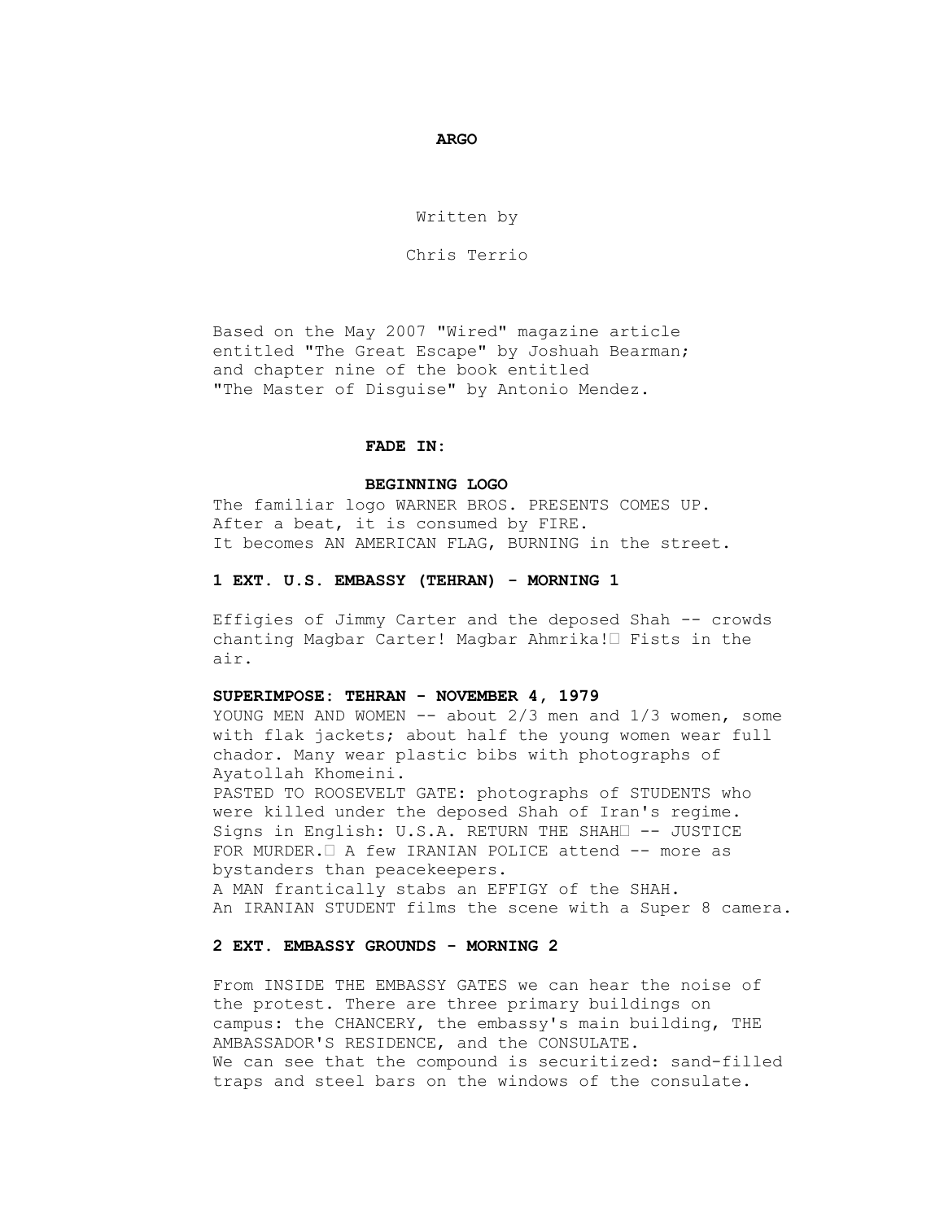# ARGO

Written by

Chris Terrio

Based on the May 2007 "Wired" magazine article entitled "The Great Escape" by Joshuah Bearman; and chapter nine of the book entitled "The Master of Disguise" by Antonio Mendez.

**FADE IN:**

**BEGINNING LOGO**

The familiar logo WARNER BROS. PRESENTS COMES UP.
After a beat, it is consumed by FIRE.
It becomes AN AMERICAN FLAG, BURNING in the street.

**1 EXT. U.S. EMBASSY (TEHRAN) - MORNING 1**

Effigies of Jimmy Carter and the deposed Shah -- crowds chanting Magbar Carter! Magbar Ahmrika! Fists in the air.

**SUPERIMPOSE: TEHRAN - NOVEMBER 4, 1979**

YOUNG MEN AND WOMEN -- about 2/3 men and 1/3 women, some with flak jackets; about half the young women wear full chador. Many wear plastic bibs with photographs of Ayatollah Khomeini.

PASTED TO ROOSEVELT GATE: photographs of STUDENTS who were killed under the deposed Shah of Iran's regime.

Signs in English: U.S.A. RETURN THE SHAH -- JUSTICE FOR MURDER. A few IRANIAN POLICE attend -- more as bystanders than peacekeepers.

A MAN frantically stabs an EFFIGY of the SHAH.

An IRANIAN STUDENT films the scene with a Super 8 camera.

**2 EXT. EMBASSY GROUNDS - MORNING 2**

From INSIDE THE EMBASSY GATES we can hear the noise of the protest. There are three primary buildings on campus: the CHANCERY, the embassy's main building, THE AMBASSADOR'S RESIDENCE, and the CONSULATE.

We can see that the compound is securitized: sand-filled traps and steel bars on the windows of the consulate.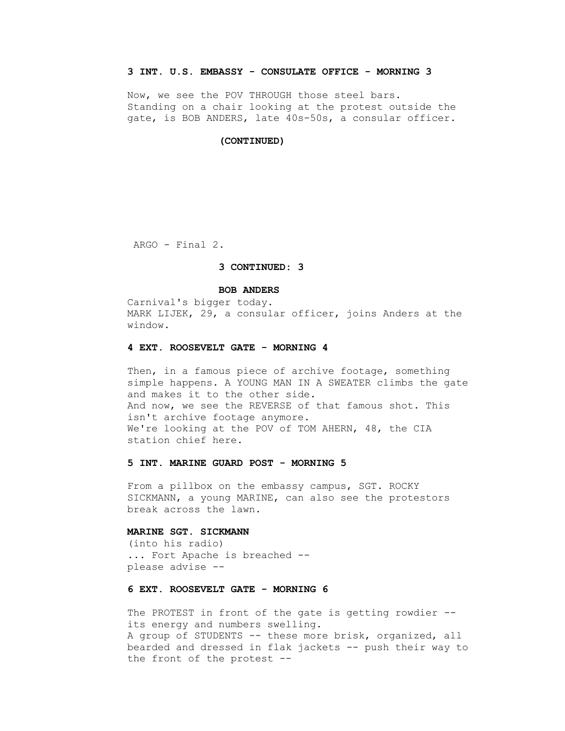**3 INT. U.S. EMBASSY - CONSULATE OFFICE - MORNING 3**

Now, we see the POV THROUGH those steel bars.
Standing on a chair looking at the protest outside the gate, is BOB ANDERS, late 40s-50s, a consular officer.

**(CONTINUED)**

**3 CONTINUED: 3**

**BOB ANDERS**
Carnival's bigger today.
MARK LIJEK, 29, a consular officer, joins Anders at the window.

**4 EXT. ROOSEVELT GATE - MORNING 4**

Then, in a famous piece of archive footage, something simple happens. A YOUNG MAN IN A SWEATER climbs the gate and makes it to the other side.
And now, we see the REVERSE of that famous shot. This isn't archive footage anymore.
We're looking at the POV of TOM AHERN, 48, the CIA station chief here.

**5 INT. MARINE GUARD POST - MORNING 5**

From a pillbox on the embassy campus, SGT. ROCKY SICKMANN, a young MARINE, can also see the protestors break across the lawn.

**MARINE SGT. SICKMANN**
(into his radio)
... Fort Apache is breached --
please advise --

**6 EXT. ROOSEVELT GATE - MORNING 6**

The PROTEST in front of the gate is getting rowdier -- its energy and numbers swelling.
A group of STUDENTS -- these more brisk, organized, all bearded and dressed in flak jackets -- push their way to the front of the protest --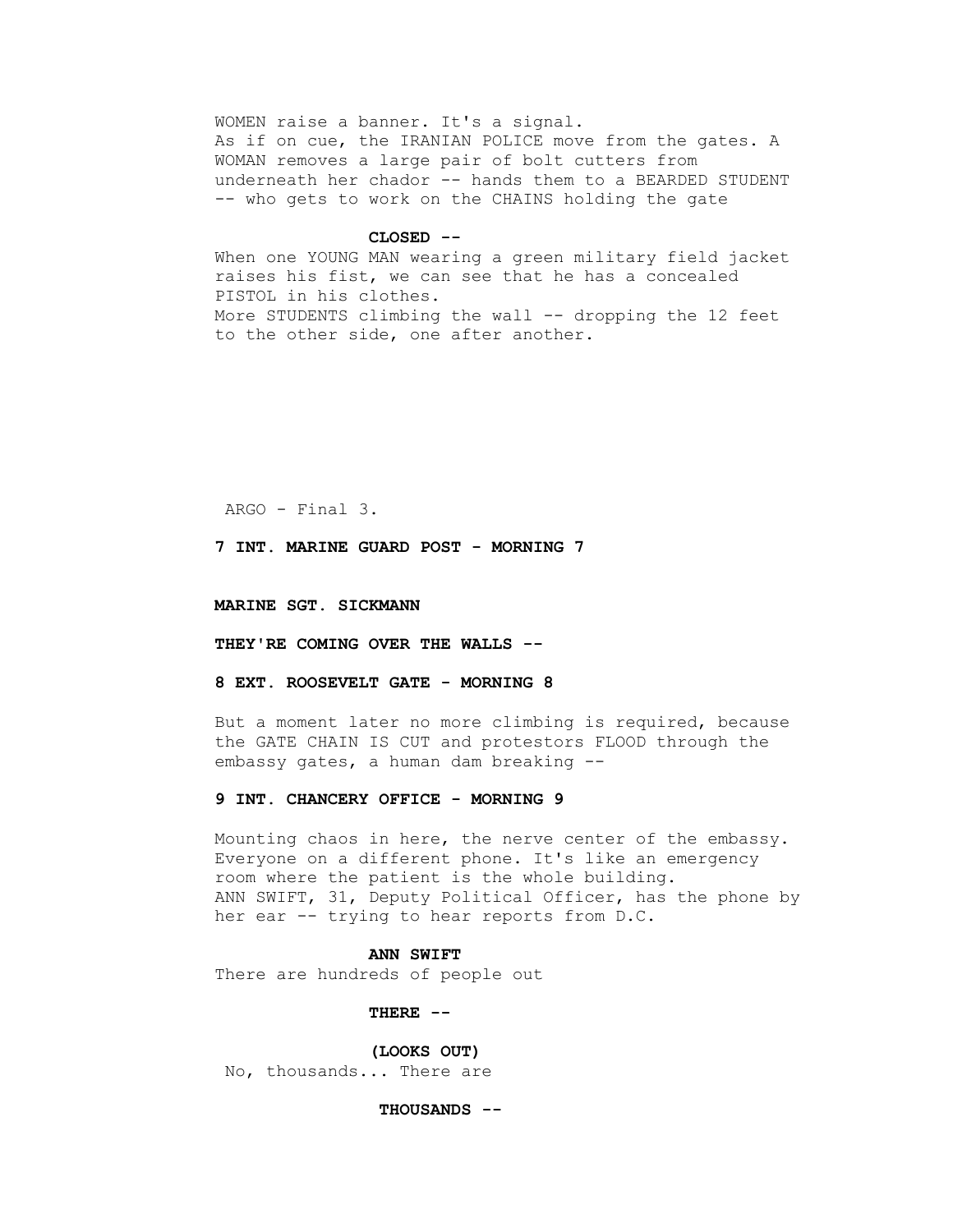WOMEN raise a banner. It's a signal.
As if on cue, the IRANIAN POLICE move from the gates. A WOMAN removes a large pair of bolt cutters from underneath her chador -- hands them to a BEARDED STUDENT -- who gets to work on the CHAINS holding the gate

**CLOSED --**

When one YOUNG MAN wearing a green military field jacket raises his fist, we can see that he has a concealed PISTOL in his clothes.
More STUDENTS climbing the wall -- dropping the 12 feet to the other side, one after another.

**7 INT. MARINE GUARD POST - MORNING 7**

**MARINE SGT. SICKMANN**

**THEY'RE COMING OVER THE WALLS --**

**8 EXT. ROOSEVELT GATE - MORNING 8**

But a moment later no more climbing is required, because the GATE CHAIN IS CUT and protestors FLOOD through the embassy gates, a human dam breaking --

**9 INT. CHANCERY OFFICE - MORNING 9**

Mounting chaos in here, the nerve center of the embassy. Everyone on a different phone. It's like an emergency room where the patient is the whole building.
ANN SWIFT, 31, Deputy Political Officer, has the phone by her ear -- trying to hear reports from D.C.

**ANN SWIFT**

There are hundreds of people out

**THERE --**

**(LOOKS OUT)**

No, thousands... There are

**THOUSANDS --**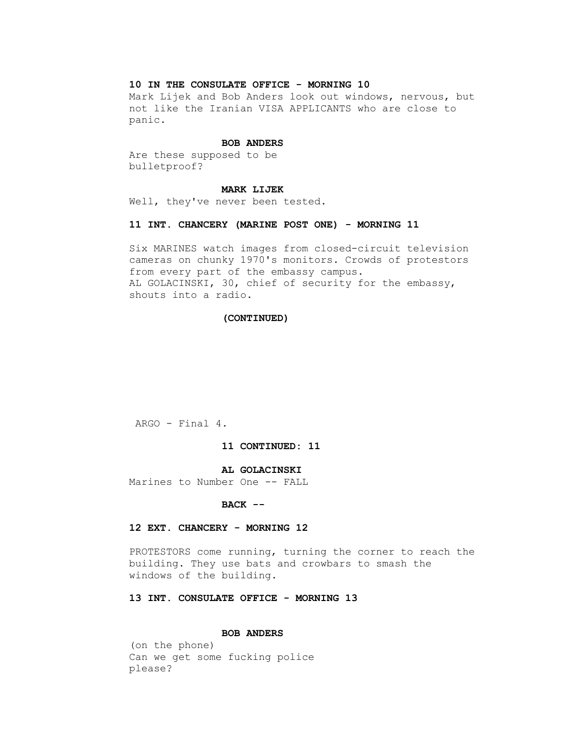**10 IN THE CONSULATE OFFICE - MORNING 10**

Mark Lijek and Bob Anders look out windows, nervous, but not like the Iranian VISA APPLICANTS who are close to panic.

**BOB ANDERS**

Are these supposed to be bulletproof?

**MARK LIJEK**

Well, they've never been tested.

**11 INT. CHANCERY (MARINE POST ONE) - MORNING 11**

Six MARINES watch images from closed-circuit television cameras on chunky 1970's monitors. Crowds of protestors from every part of the embassy campus.
AL GOLACINSKI, 30, chief of security for the embassy, shouts into a radio.

**(CONTINUED)**

**11 CONTINUED: 11**

**AL GOLACINSKI**

Marines to Number One -- FALL

**BACK --**

**12 EXT. CHANCERY - MORNING 12**

PROTESTORS come running, turning the corner to reach the building. They use bats and crowbars to smash the windows of the building.

**13 INT. CONSULATE OFFICE - MORNING 13**

**BOB ANDERS**

(on the phone)
Can we get some fucking police please?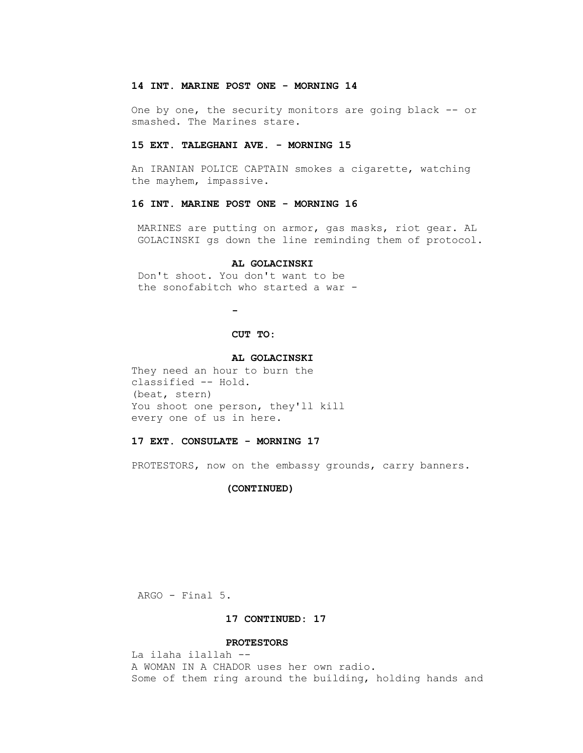**14 INT. MARINE POST ONE - MORNING 14**

One by one, the security monitors are going black -- or smashed. The Marines stare.

**15 EXT. TALEGHANI AVE. - MORNING 15**

An IRANIAN POLICE CAPTAIN smokes a cigarette, watching the mayhem, impassive.

**16 INT. MARINE POST ONE - MORNING 16**

MARINES are putting on armor, gas masks, riot gear. AL GOLACINSKI gs down the line reminding them of protocol.

**AL GOLACINSKI**

Don't shoot. You don't want to be the sonofabitch who started a war -

-

**CUT TO:**

**AL GOLACINSKI**

They need an hour to burn the classified -- Hold.
(beat, stern)
You shoot one person, they'll kill every one of us in here.

**17 EXT. CONSULATE - MORNING 17**

PROTESTORS, now on the embassy grounds, carry banners.

**(CONTINUED)**

**17 CONTINUED: 17**

**PROTESTORS**

La ilaha ilallah --
A WOMAN IN A CHADOR uses her own radio.
Some of them ring around the building, holding hands and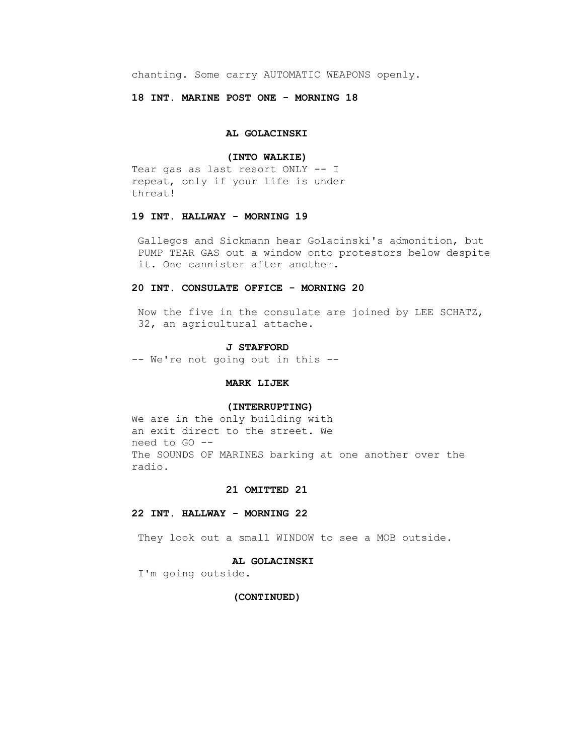chanting. Some carry AUTOMATIC WEAPONS openly.

**18 INT. MARINE POST ONE - MORNING 18**

**AL GOLACINSKI**

**(INTO WALKIE)**

Tear gas as last resort ONLY -- I repeat, only if your life is under threat!

**19 INT. HALLWAY - MORNING 19**

Gallegos and Sickmann hear Golacinski's admonition, but PUMP TEAR GAS out a window onto protestors below despite it. One cannister after another.

**20 INT. CONSULATE OFFICE - MORNING 20**

Now the five in the consulate are joined by LEE SCHATZ, 32, an agricultural attache.

**J STAFFORD**

-- We're not going out in this --

**MARK LIJEK**

**(INTERRUPTING)**

We are in the only building with an exit direct to the street. We need to GO --

The SOUNDS OF MARINES barking at one another over the radio.

**21 OMITTED 21**

**22 INT. HALLWAY - MORNING 22**

They look out a small WINDOW to see a MOB outside.

**AL GOLACINSKI**

I'm going outside.

**(CONTINUED)**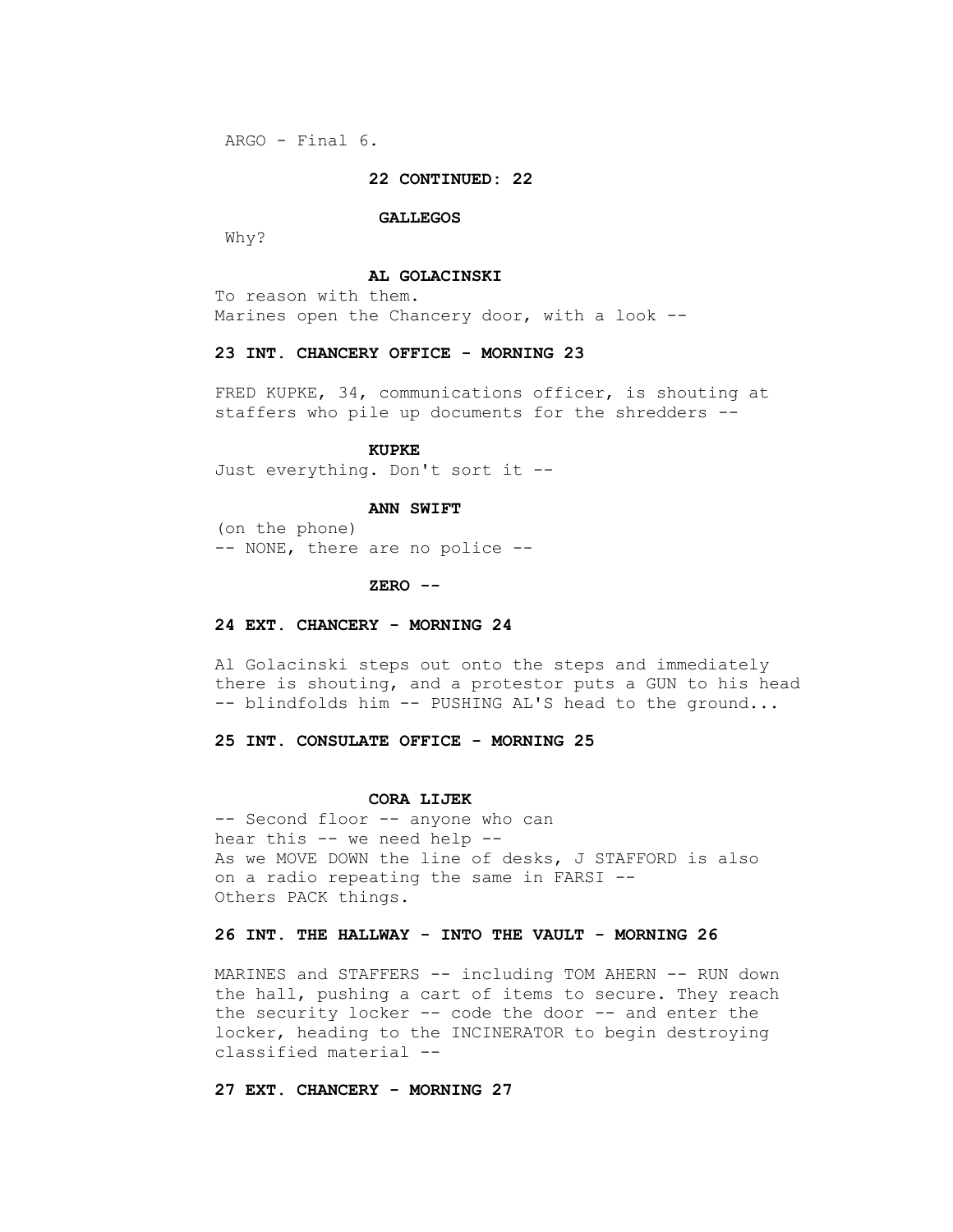**22 CONTINUED: 22**

**GALLEGOS**

Why?

**AL GOLACINSKI**

To reason with them.

Marines open the Chancery door, with a look --

**23 INT. CHANCERY OFFICE - MORNING 23**

FRED KUPKE, 34, communications officer, is shouting at staffers who pile up documents for the shredders --

**KUPKE**

Just everything. Don't sort it --

**ANN SWIFT**

(on the phone)

-- NONE, there are no police --

**ZERO --**

**24 EXT. CHANCERY - MORNING 24**

Al Golacinski steps out onto the steps and immediately there is shouting, and a protestor puts a GUN to his head -- blindfolds him -- PUSHING AL'S head to the ground...

**25 INT. CONSULATE OFFICE - MORNING 25**

**CORA LIJEK**

-- Second floor -- anyone who can hear this -- we need help --

As we MOVE DOWN the line of desks, J STAFFORD is also on a radio repeating the same in FARSI --

Others PACK things.

**26 INT. THE HALLWAY - INTO THE VAULT - MORNING 26**

MARINES and STAFFERS -- including TOM AHERN -- RUN down the hall, pushing a cart of items to secure. They reach the security locker -- code the door -- and enter the locker, heading to the INCINERATOR to begin destroying classified material --

**27 EXT. CHANCERY - MORNING 27**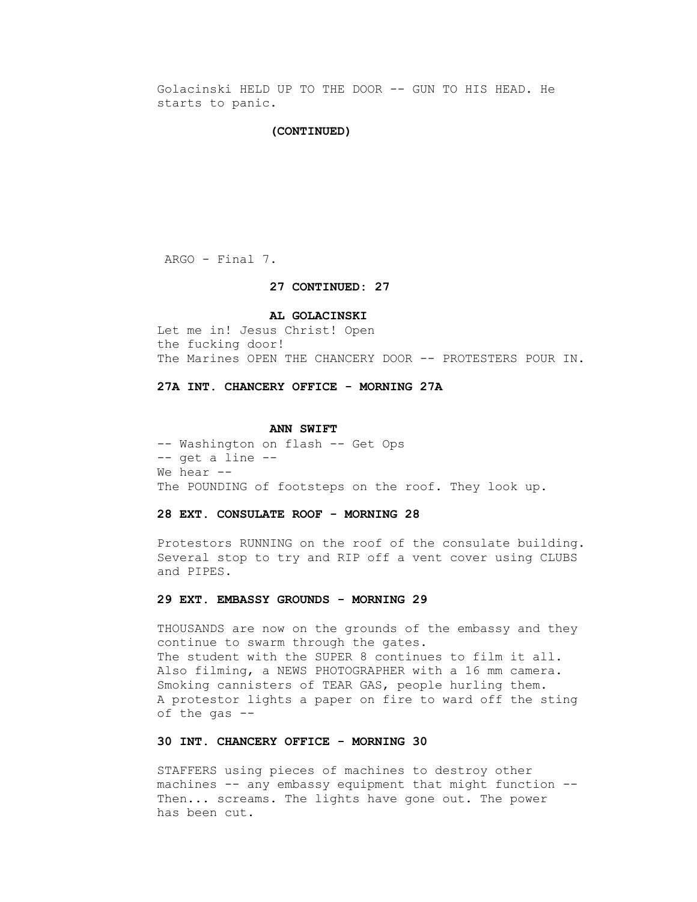Golacinski HELD UP TO THE DOOR -- GUN TO HIS HEAD. He starts to panic.

**(CONTINUED)**

**27 CONTINUED: 27**

**AL GOLACINSKI**

Let me in! Jesus Christ! Open the fucking door!

The Marines OPEN THE CHANCERY DOOR -- PROTESTERS POUR IN.

**27A INT. CHANCERY OFFICE - MORNING 27A**

**ANN SWIFT**

-- Washington on flash -- Get Ops -- get a line --

We hear --

The POUNDING of footsteps on the roof. They look up.

**28 EXT. CONSULATE ROOF - MORNING 28**

Protestors RUNNING on the roof of the consulate building. Several stop to try and RIP off a vent cover using CLUBS and PIPES.

**29 EXT. EMBASSY GROUNDS - MORNING 29**

THOUSANDS are now on the grounds of the embassy and they continue to swarm through the gates.

The student with the SUPER 8 continues to film it all.

Also filming, a NEWS PHOTOGRAPHER with a 16 mm camera.

Smoking cannisters of TEAR GAS, people hurling them.

A protestor lights a paper on fire to ward off the sting of the gas --

**30 INT. CHANCERY OFFICE - MORNING 30**

STAFFERS using pieces of machines to destroy other machines -- any embassy equipment that might function --

Then... screams. The lights have gone out. The power has been cut.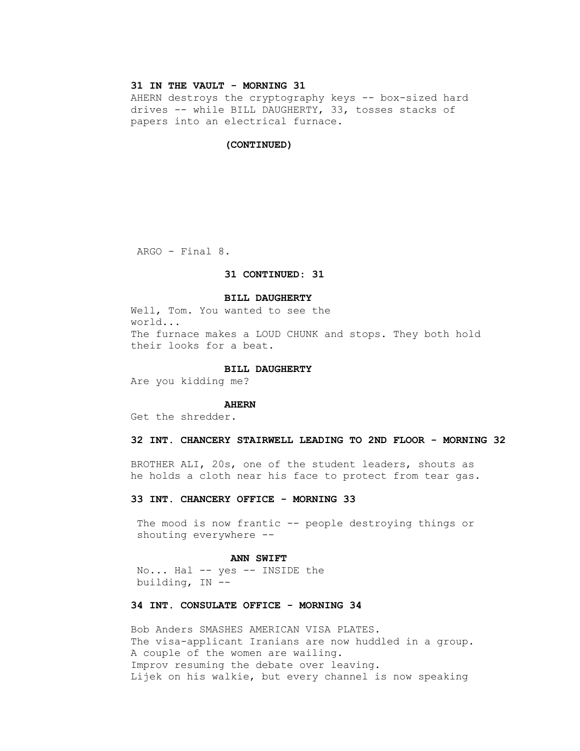**31 IN THE VAULT - MORNING 31**

AHERN destroys the cryptography keys -- box-sized hard drives -- while BILL DAUGHERTY, 33, tosses stacks of papers into an electrical furnace.

**(CONTINUED)**

**31 CONTINUED: 31**

**BILL DAUGHERTY**

Well, Tom. You wanted to see the world...

The furnace makes a LOUD CHUNK and stops. They both hold their looks for a beat.

**BILL DAUGHERTY**

Are you kidding me?

**AHERN**

Get the shredder.

**32 INT. CHANCERY STAIRWELL LEADING TO 2ND FLOOR - MORNING 32**

BROTHER ALI, 20s, one of the student leaders, shouts as he holds a cloth near his face to protect from tear gas.

**33 INT. CHANCERY OFFICE - MORNING 33**

The mood is now frantic -- people destroying things or shouting everywhere --

**ANN SWIFT**

No... Hal -- yes -- INSIDE the building, IN --

**34 INT. CONSULATE OFFICE - MORNING 34**

Bob Anders SMASHES AMERICAN VISA PLATES.
The visa-applicant Iranians are now huddled in a group.
A couple of the women are wailing.
Improv resuming the debate over leaving.
Lijek on his walkie, but every channel is now speaking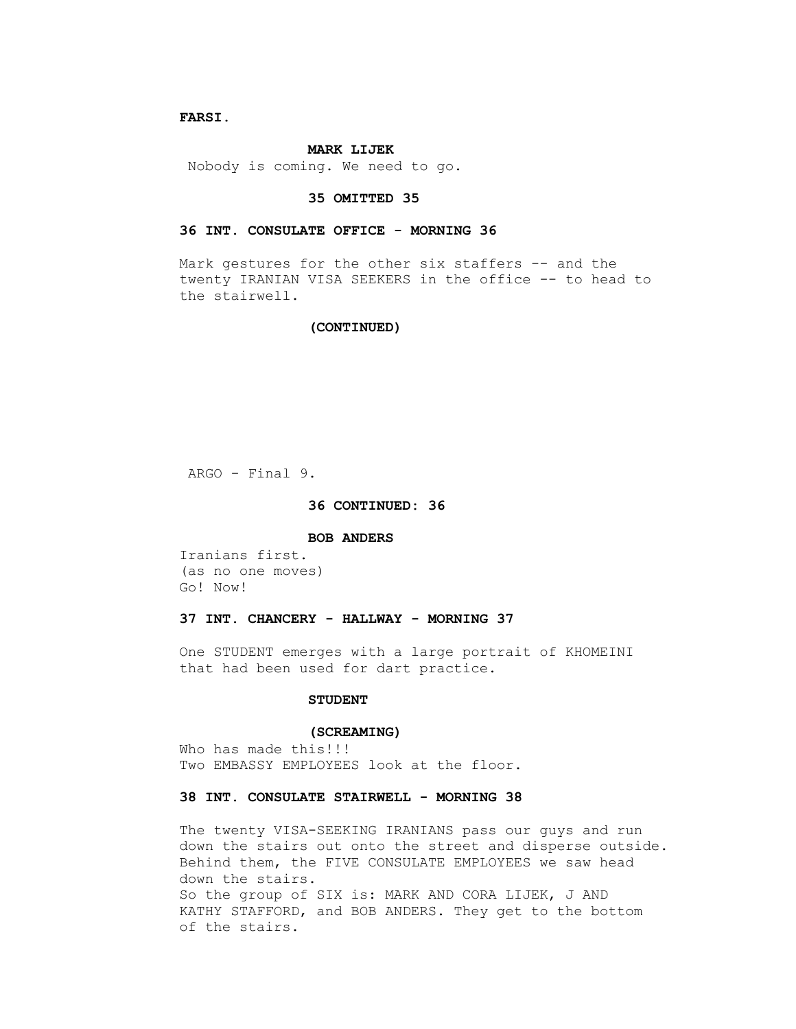**FARSI.**

**MARK LIJEK**

Nobody is coming. We need to go.

**35 OMITTED 35**

**36 INT. CONSULATE OFFICE - MORNING 36**

Mark gestures for the other six staffers -- and the twenty IRANIAN VISA SEEKERS in the office -- to head to the stairwell.

**(CONTINUED)**

**36 CONTINUED: 36**

**BOB ANDERS**

Iranians first.
(as no one moves)
Go! Now!

**37 INT. CHANCERY - HALLWAY - MORNING 37**

One STUDENT emerges with a large portrait of KHOMEINI that had been used for dart practice.

**STUDENT**

**(SCREAMING)**

Who has made this!!!
Two EMBASSY EMPLOYEES look at the floor.

**38 INT. CONSULATE STAIRWELL - MORNING 38**

The twenty VISA-SEEKING IRANIANS pass our guys and run down the stairs out onto the street and disperse outside. Behind them, the FIVE CONSULATE EMPLOYEES we saw head down the stairs.
So the group of SIX is: MARK AND CORA LIJEK, J AND KATHY STAFFORD, and BOB ANDERS. They get to the bottom of the stairs.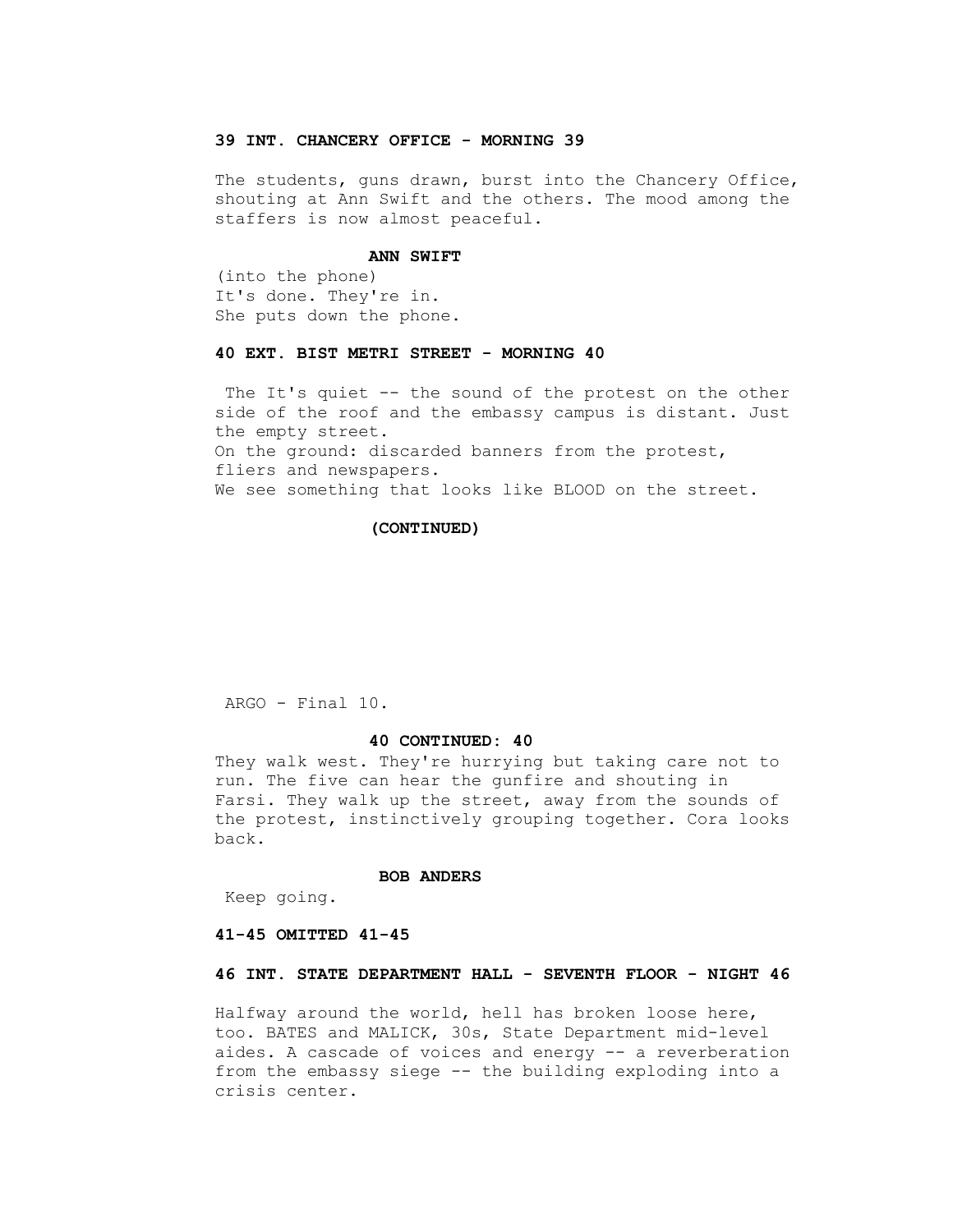**39 INT. CHANCERY OFFICE - MORNING 39**

The students, guns drawn, burst into the Chancery Office, shouting at Ann Swift and the others. The mood among the staffers is now almost peaceful.

**ANN SWIFT**

(into the phone)
It's done. They're in.
She puts down the phone.

**40 EXT. BIST METRI STREET - MORNING 40**

The It's quiet -- the sound of the protest on the other side of the roof and the embassy campus is distant. Just the empty street.
On the ground: discarded banners from the protest, fliers and newspapers.
We see something that looks like BLOOD on the street.

**(CONTINUED)**

**40 CONTINUED: 40**

They walk west. They're hurrying but taking care not to run. The five can hear the gunfire and shouting in Farsi. They walk up the street, away from the sounds of the protest, instinctively grouping together. Cora looks back.

**BOB ANDERS**

Keep going.

**41-45 OMITTED 41-45**

**46 INT. STATE DEPARTMENT HALL - SEVENTH FLOOR - NIGHT 46**

Halfway around the world, hell has broken loose here, too. BATES and MALICK, 30s, State Department mid-level aides. A cascade of voices and energy -- a reverberation from the embassy siege -- the building exploding into a crisis center.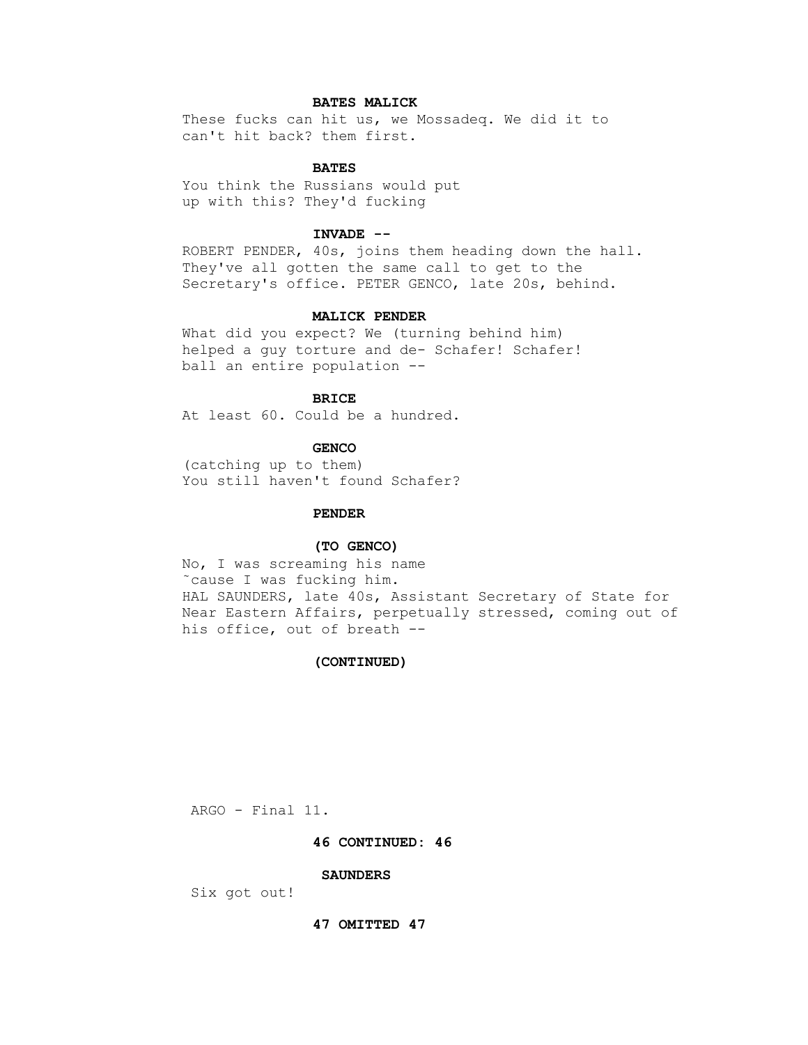**BATES MALICK**

These fucks can hit us, we Mossadeq. We did it to
can't hit back? them first.

**BATES**

You think the Russians would put
up with this? They'd fucking

**INVADE --**

ROBERT PENDER, 40s, joins them heading down the hall.
They've all gotten the same call to get to the
Secretary's office. PETER GENCO, late 20s, behind.

**MALICK PENDER**

What did you expect? We (turning behind him)
helped a guy torture and de- Schafer! Schafer!
ball an entire population --

**BRICE**

At least 60. Could be a hundred.

**GENCO**

(catching up to them)
You still haven't found Schafer?

**PENDER**

**(TO GENCO)**

No, I was screaming his name
˜cause I was fucking him.
HAL SAUNDERS, late 40s, Assistant Secretary of State for
Near Eastern Affairs, perpetually stressed, coming out of
his office, out of breath --

**(CONTINUED)**

ARGO - Final 11.

**46 CONTINUED: 46**

**SAUNDERS**

Six got out!

**47 OMITTED 47**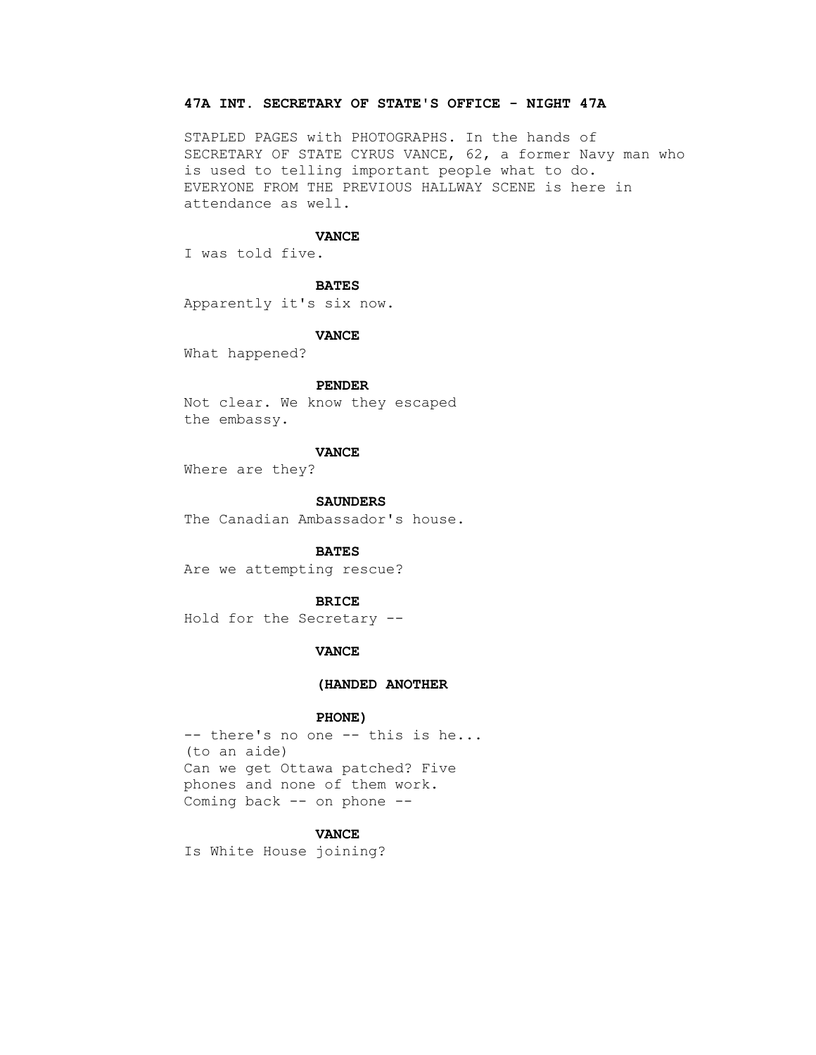**47A INT. SECRETARY OF STATE'S OFFICE - NIGHT 47A**

STAPLED PAGES with PHOTOGRAPHS. In the hands of SECRETARY OF STATE CYRUS VANCE, 62, a former Navy man who is used to telling important people what to do. EVERYONE FROM THE PREVIOUS HALLWAY SCENE is here in attendance as well.

**VANCE**

I was told five.

**BATES**

Apparently it's six now.

**VANCE**

What happened?

**PENDER**

Not clear. We know they escaped the embassy.

**VANCE**

Where are they?

**SAUNDERS**

The Canadian Ambassador's house.

**BATES**

Are we attempting rescue?

**BRICE**

Hold for the Secretary --

**VANCE**

**(HANDED ANOTHER**

**PHONE)**

-- there's no one -- this is he...
(to an aide)
Can we get Ottawa patched? Five phones and none of them work.
Coming back -- on phone --

**VANCE**

Is White House joining?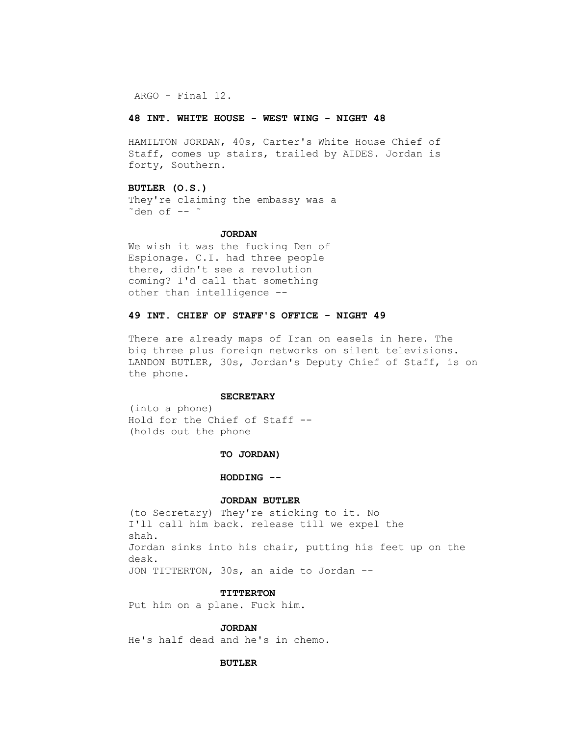**48 INT. WHITE HOUSE - WEST WING - NIGHT 48**

HAMILTON JORDAN, 40s, Carter's White House Chief of Staff, comes up stairs, trailed by AIDES. Jordan is forty, Southern.

**BUTLER (O.S.)**
They're claiming the embassy was a ˜den of -- ˜

**JORDAN**
We wish it was the fucking Den of Espionage. C.I. had three people there, didn't see a revolution coming? I'd call that something other than intelligence --

**49 INT. CHIEF OF STAFF'S OFFICE - NIGHT 49**

There are already maps of Iran on easels in here. The big three plus foreign networks on silent televisions. LANDON BUTLER, 30s, Jordan's Deputy Chief of Staff, is on the phone.

**SECRETARY**
(into a phone)
Hold for the Chief of Staff --
(holds out the phone

**TO JORDAN)**

**HODDING --**

**JORDAN BUTLER**
(to Secretary) They're sticking to it. No
I'll call him back. release till we expel the
shah.
Jordan sinks into his chair, putting his feet up on the desk.
JON TITTERTON, 30s, an aide to Jordan --

**TITTERTON**
Put him on a plane. Fuck him.

**JORDAN**
He's half dead and he's in chemo.

**BUTLER**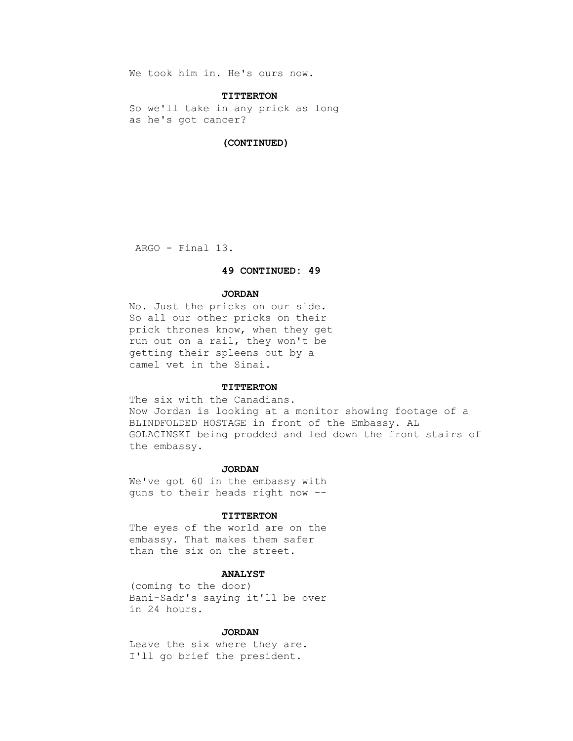We took him in. He's ours now.

**TITTERTON**

So we'll take in any prick as long as he's got cancer?

**(CONTINUED)**

**49 CONTINUED: 49**

**JORDAN**

No. Just the pricks on our side. So all our other pricks on their prick thrones know, when they get run out on a rail, they won't be getting their spleens out by a camel vet in the Sinai.

**TITTERTON**

The six with the Canadians.
Now Jordan is looking at a monitor showing footage of a BLINDFOLDED HOSTAGE in front of the Embassy. AL GOLACINSKI being prodded and led down the front stairs of the embassy.

**JORDAN**

We've got 60 in the embassy with guns to their heads right now --

**TITTERTON**

The eyes of the world are on the embassy. That makes them safer than the six on the street.

**ANALYST**

(coming to the door)
Bani-Sadr's saying it'll be over in 24 hours.

**JORDAN**

Leave the six where they are.
I'll go brief the president.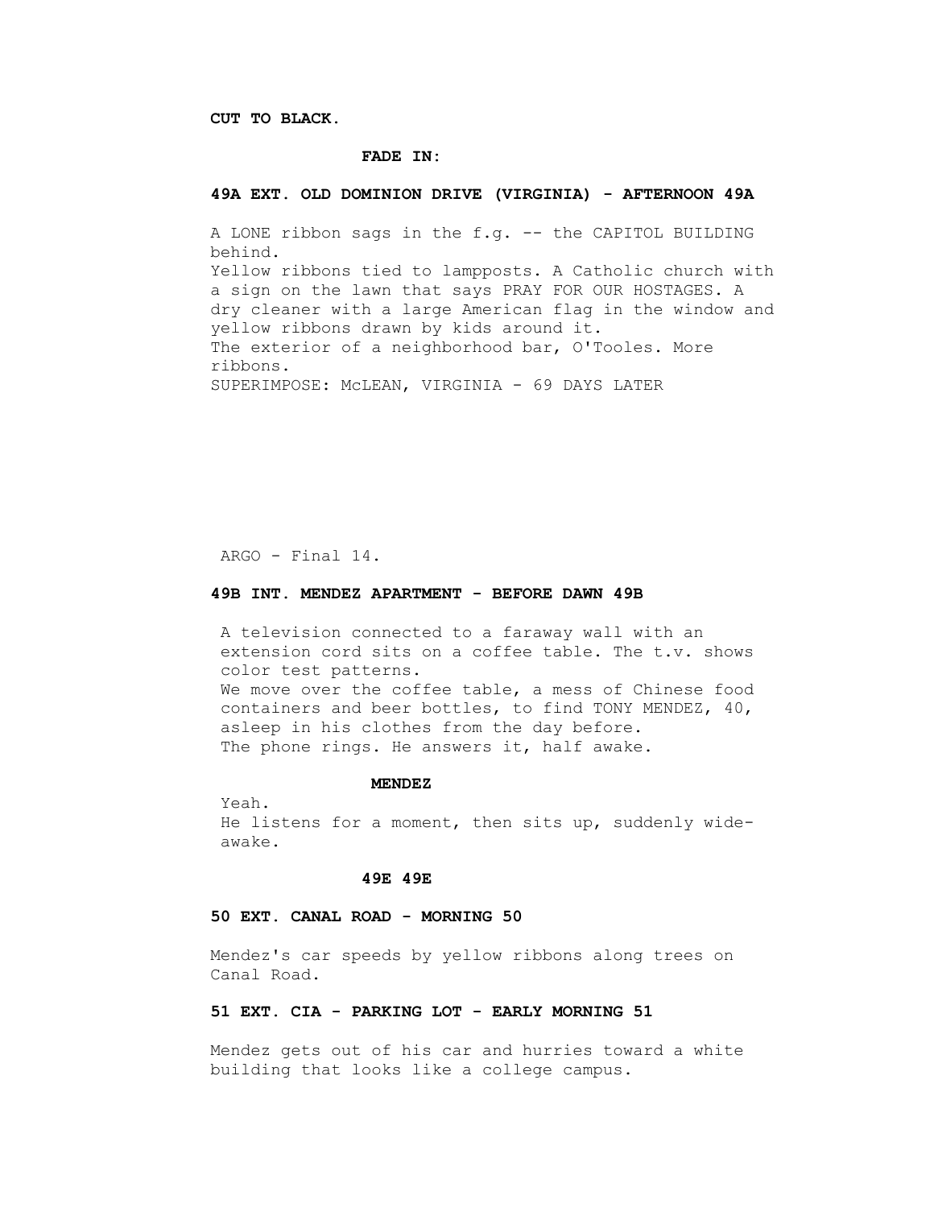**CUT TO BLACK.**

**FADE IN:**

**49A EXT. OLD DOMINION DRIVE (VIRGINIA) - AFTERNOON 49A**

A LONE ribbon sags in the f.g. -- the CAPITOL BUILDING behind.
Yellow ribbons tied to lampposts. A Catholic church with a sign on the lawn that says PRAY FOR OUR HOSTAGES. A dry cleaner with a large American flag in the window and yellow ribbons drawn by kids around it.
The exterior of a neighborhood bar, O'Tooles. More ribbons.
SUPERIMPOSE: McLEAN, VIRGINIA - 69 DAYS LATER

**49B INT. MENDEZ APARTMENT - BEFORE DAWN 49B**

A television connected to a faraway wall with an extension cord sits on a coffee table. The t.v. shows color test patterns.
We move over the coffee table, a mess of Chinese food containers and beer bottles, to find TONY MENDEZ, 40, asleep in his clothes from the day before.
The phone rings. He answers it, half awake.

**MENDEZ**

Yeah.
He listens for a moment, then sits up, suddenly wide-awake.

**49E 49E**

**50 EXT. CANAL ROAD - MORNING 50**

Mendez's car speeds by yellow ribbons along trees on Canal Road.

**51 EXT. CIA - PARKING LOT - EARLY MORNING 51**

Mendez gets out of his car and hurries toward a white building that looks like a college campus.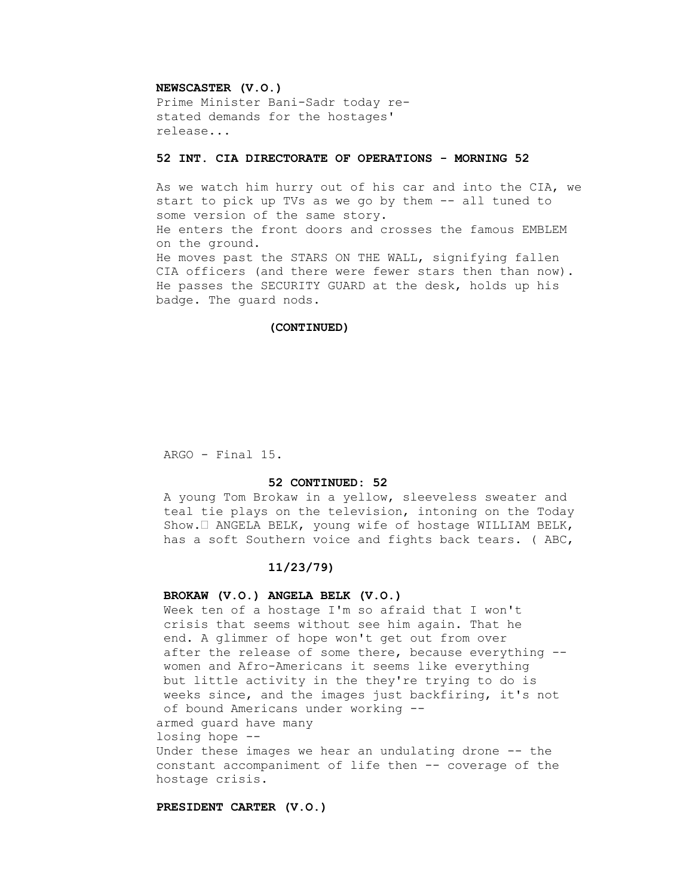**NEWSCASTER (V.O.)**
Prime Minister Bani-Sadr today re-stated demands for the hostages' release...

**52 INT. CIA DIRECTORATE OF OPERATIONS - MORNING 52**

As we watch him hurry out of his car and into the CIA, we start to pick up TVs as we go by them -- all tuned to some version of the same story.
He enters the front doors and crosses the famous EMBLEM on the ground.
He moves past the STARS ON THE WALL, signifying fallen CIA officers (and there were fewer stars then than now).
He passes the SECURITY GUARD at the desk, holds up his badge. The guard nods.

**(CONTINUED)**

**52 CONTINUED: 52**

A young Tom Brokaw in a yellow, sleeveless sweater and teal tie plays on the television, intoning on the Today Show. ANGELA BELK, young wife of hostage WILLIAM BELK, has a soft Southern voice and fights back tears. ( ABC,

**11/23/79)**

**BROKAW (V.O.) ANGELA BELK (V.O.)**
Week ten of a hostage I'm so afraid that I won't
crisis that seems without see him again. That he
end. A glimmer of hope won't get out from over
after the release of some there, because everything --
women and Afro-Americans it seems like everything
but little activity in the they're trying to do is
weeks since, and the images just backfiring, it's not
of bound Americans under working --
armed guard have many
losing hope --
Under these images we hear an undulating drone -- the constant accompaniment of life then -- coverage of the hostage crisis.

**PRESIDENT CARTER (V.O.)**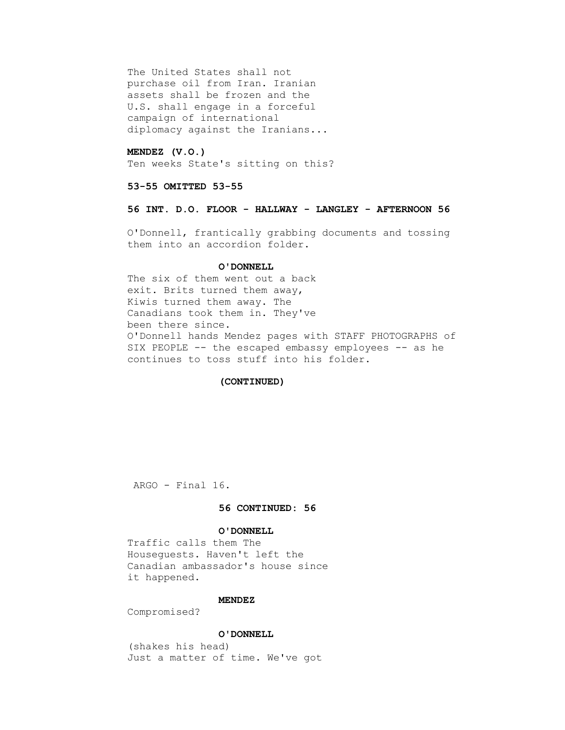The United States shall not purchase oil from Iran. Iranian assets shall be frozen and the U.S. shall engage in a forceful campaign of international diplomacy against the Iranians...

**MENDEZ (V.O.)**
Ten weeks State's sitting on this?

**53-55 OMITTED 53-55**

**56 INT. D.O. FLOOR - HALLWAY - LANGLEY - AFTERNOON 56**

O'Donnell, frantically grabbing documents and tossing them into an accordion folder.

**O'DONNELL**
The six of them went out a back exit. Brits turned them away, Kiwis turned them away. The Canadians took them in. They've been there since.

O'Donnell hands Mendez pages with STAFF PHOTOGRAPHS of SIX PEOPLE -- the escaped embassy employees -- as he continues to toss stuff into his folder.

**(CONTINUED)**

**56 CONTINUED: 56**

**O'DONNELL**
Traffic calls them The Houseguests. Haven't left the Canadian ambassador's house since it happened.

**MENDEZ**
Compromised?

**O'DONNELL**
(shakes his head)
Just a matter of time. We've got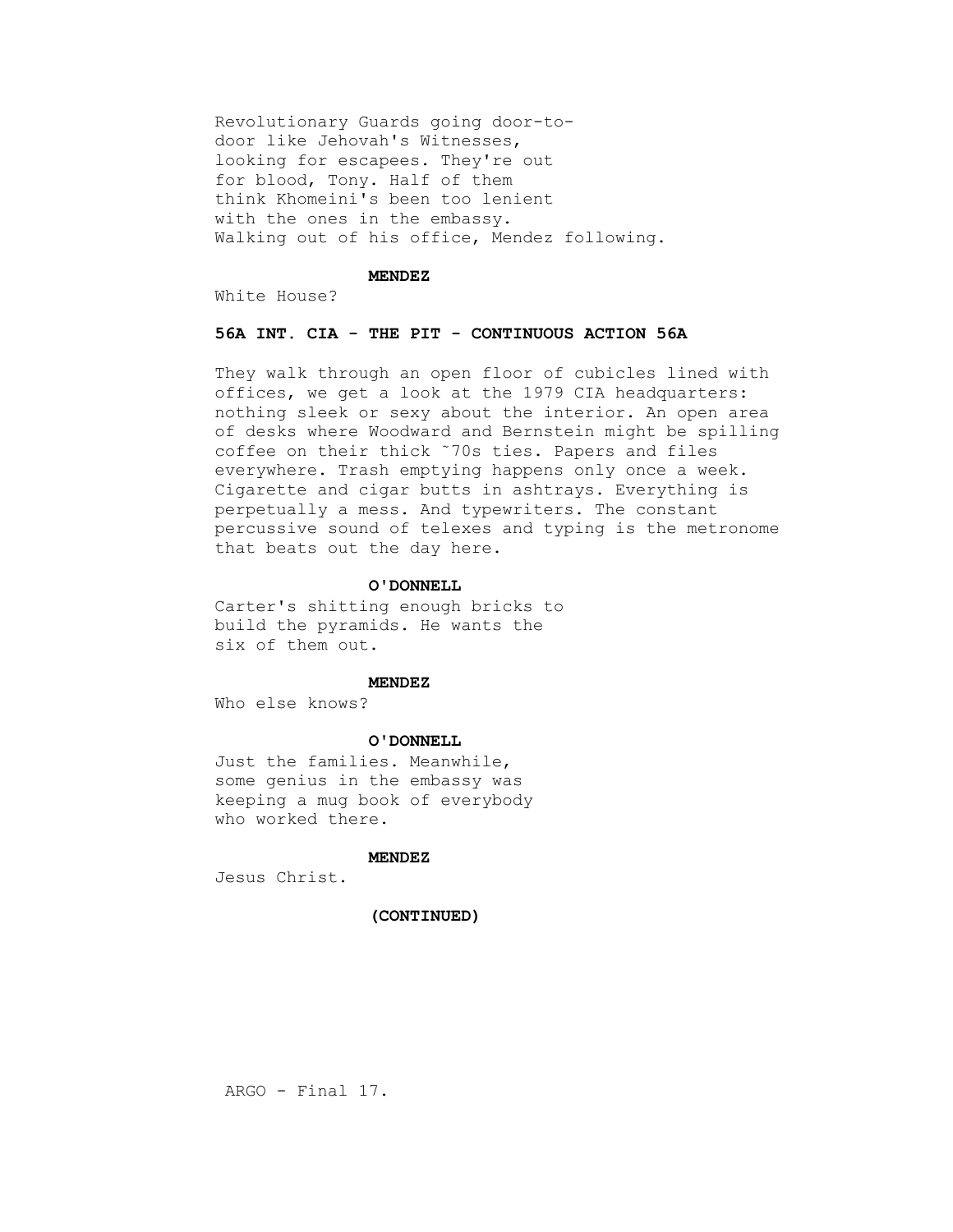Revolutionary Guards going door-to-door like Jehovah's Witnesses, looking for escapees. They're out for blood, Tony. Half of them think Khomeini's been too lenient with the ones in the embassy.

Walking out of his office, Mendez following.

**MENDEZ**

White House?

**56A INT. CIA - THE PIT - CONTINUOUS ACTION 56A**

They walk through an open floor of cubicles lined with offices, we get a look at the 1979 CIA headquarters: nothing sleek or sexy about the interior. An open area of desks where Woodward and Bernstein might be spilling coffee on their thick ˜70s ties. Papers and files everywhere. Trash emptying happens only once a week. Cigarette and cigar butts in ashtrays. Everything is perpetually a mess. And typewriters. The constant percussive sound of telexes and typing is the metronome that beats out the day here.

**O'DONNELL**

Carter's shitting enough bricks to build the pyramids. He wants the six of them out.

**MENDEZ**

Who else knows?

**O'DONNELL**

Just the families. Meanwhile, some genius in the embassy was keeping a mug book of everybody who worked there.

**MENDEZ**

Jesus Christ.

**(CONTINUED)**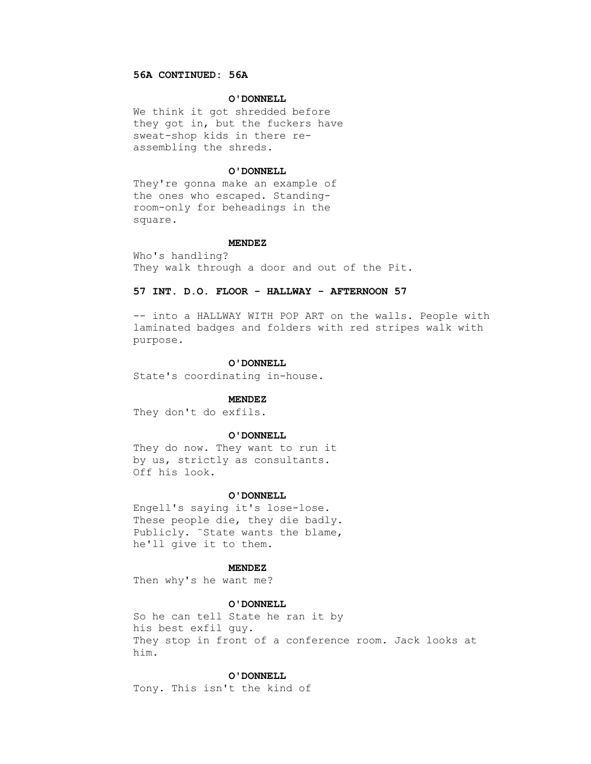**56A CONTINUED: 56A**

**O'DONNELL**
We think it got shredded before they got in, but the fuckers have sweat-shop kids in there re-assembling the shreds.

**O'DONNELL**
They're gonna make an example of the ones who escaped. Standing-room-only for beheadings in the square.

**MENDEZ**
Who's handling?
They walk through a door and out of the Pit.

**57 INT. D.O. FLOOR - HALLWAY - AFTERNOON 57**

-- into a HALLWAY WITH POP ART on the walls. People with laminated badges and folders with red stripes walk with purpose.

**O'DONNELL**
State's coordinating in-house.

**MENDEZ**
They don't do exfils.

**O'DONNELL**
They do now. They want to run it by us, strictly as consultants.
Off his look.

**O'DONNELL**
Engell's saying it's lose-lose. These people die, they die badly. Publicly. ~State wants the blame, he'll give it to them.

**MENDEZ**
Then why's he want me?

**O'DONNELL**
So he can tell State he ran it by his best exfil guy.
They stop in front of a conference room. Jack looks at him.

**O'DONNELL**
Tony. This isn't the kind of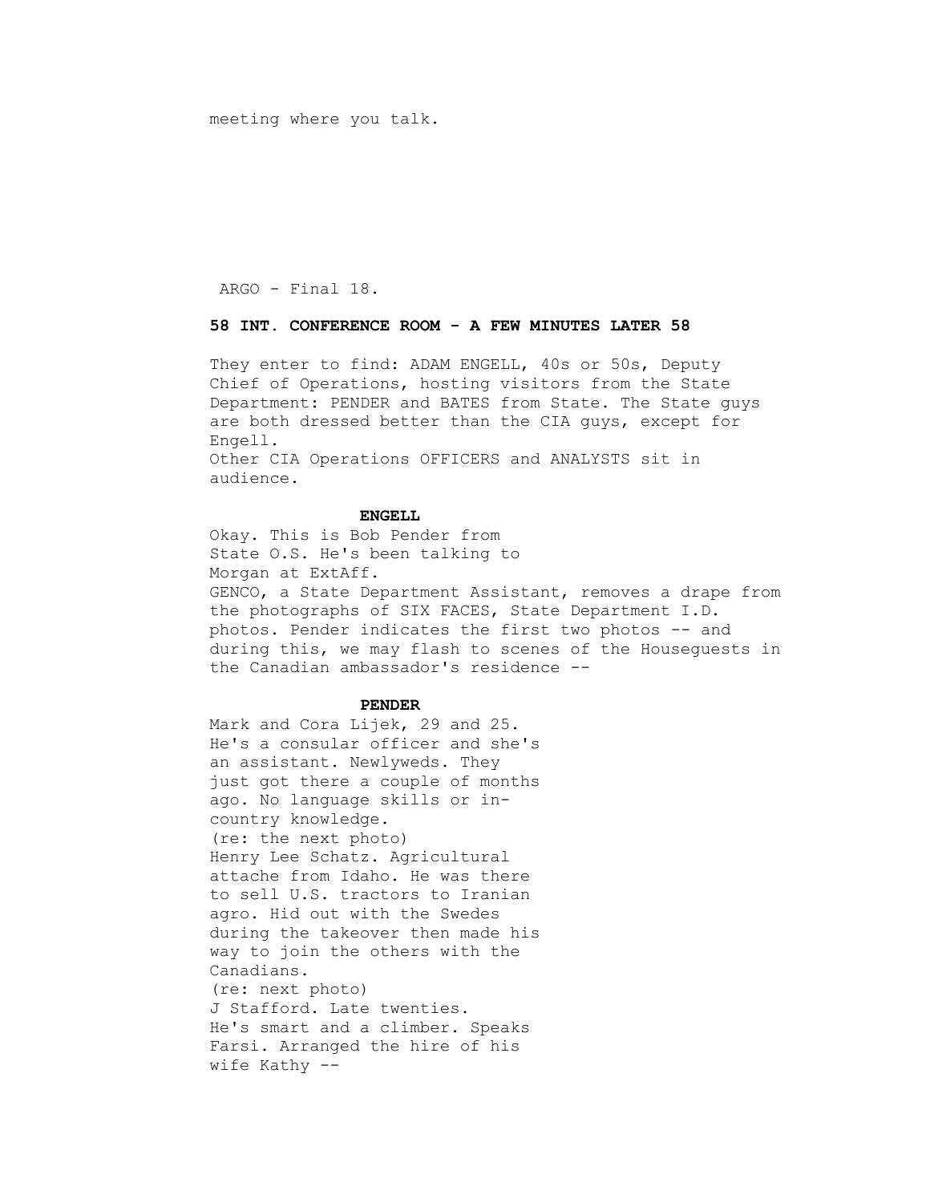meeting where you talk.

**58 INT. CONFERENCE ROOM - A FEW MINUTES LATER 58**

They enter to find: ADAM ENGELL, 40s or 50s, Deputy Chief of Operations, hosting visitors from the State Department: PENDER and BATES from State. The State guys are both dressed better than the CIA guys, except for Engell.
Other CIA Operations OFFICERS and ANALYSTS sit in audience.

**ENGELL**

Okay. This is Bob Pender from State O.S. He's been talking to Morgan at ExtAff.

GENCO, a State Department Assistant, removes a drape from the photographs of SIX FACES, State Department I.D. photos. Pender indicates the first two photos -- and during this, we may flash to scenes of the Houseguests in the Canadian ambassador's residence --

**PENDER**

Mark and Cora Lijek, 29 and 25. He's a consular officer and she's an assistant. Newlyweds. They just got there a couple of months ago. No language skills or in-country knowledge.
(re: the next photo)
Henry Lee Schatz. Agricultural attache from Idaho. He was there to sell U.S. tractors to Iranian agro. Hid out with the Swedes during the takeover then made his way to join the others with the Canadians.
(re: next photo)
J Stafford. Late twenties. He's smart and a climber. Speaks Farsi. Arranged the hire of his wife Kathy --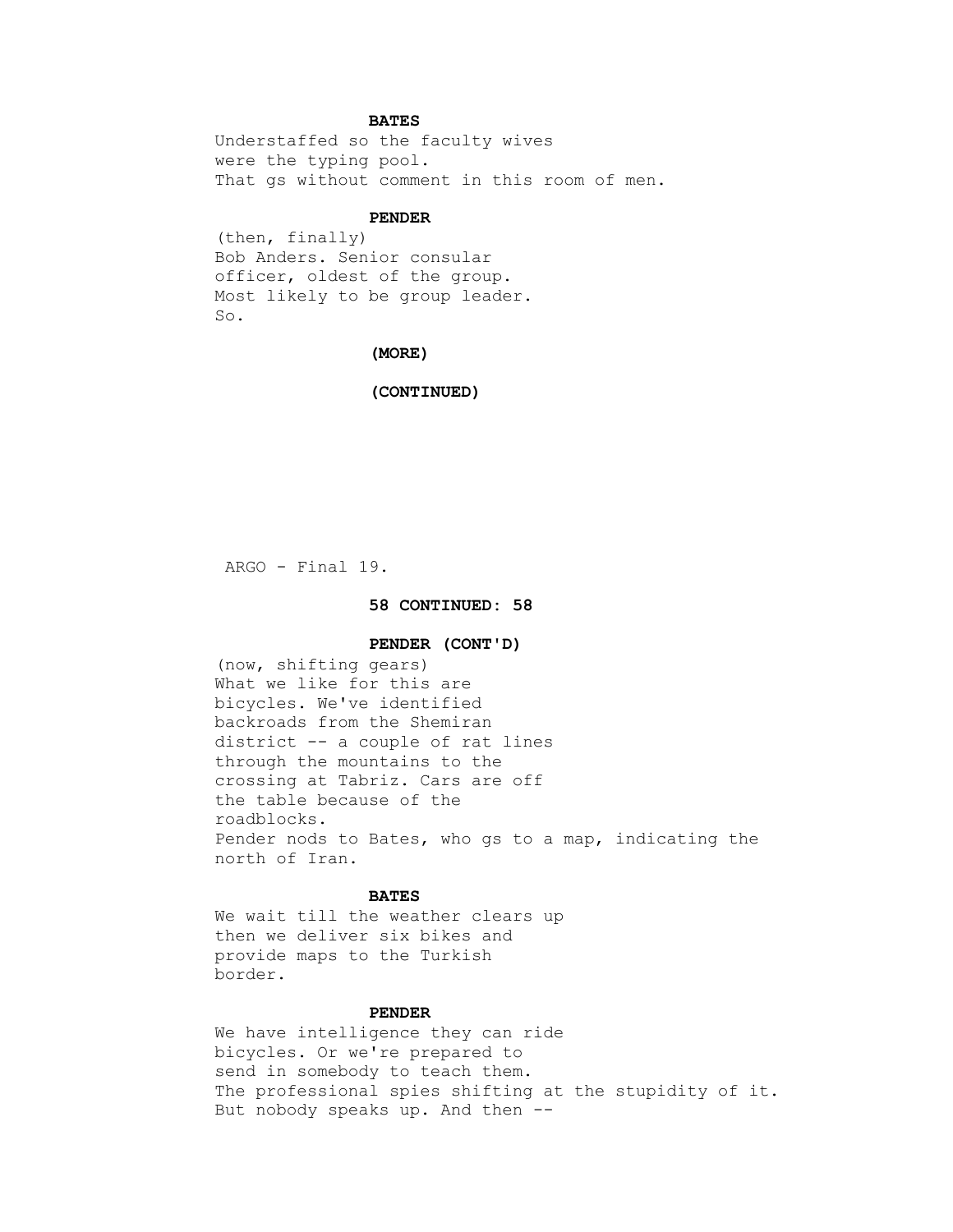**BATES**

Understaffed so the faculty wives
were the typing pool.
That gs without comment in this room of men.

**PENDER**

(then, finally)
Bob Anders. Senior consular
officer, oldest of the group.
Most likely to be group leader.
So.

**(MORE)**

**(CONTINUED)**

**58 CONTINUED: 58**

**PENDER (CONT'D)**

(now, shifting gears)
What we like for this are
bicycles. We've identified
backroads from the Shemiran
district -- a couple of rat lines
through the mountains to the
crossing at Tabriz. Cars are off
the table because of the
roadblocks.
Pender nods to Bates, who gs to a map, indicating the
north of Iran.

**BATES**

We wait till the weather clears up
then we deliver six bikes and
provide maps to the Turkish
border.

**PENDER**

We have intelligence they can ride
bicycles. Or we're prepared to
send in somebody to teach them.
The professional spies shifting at the stupidity of it.
But nobody speaks up. And then --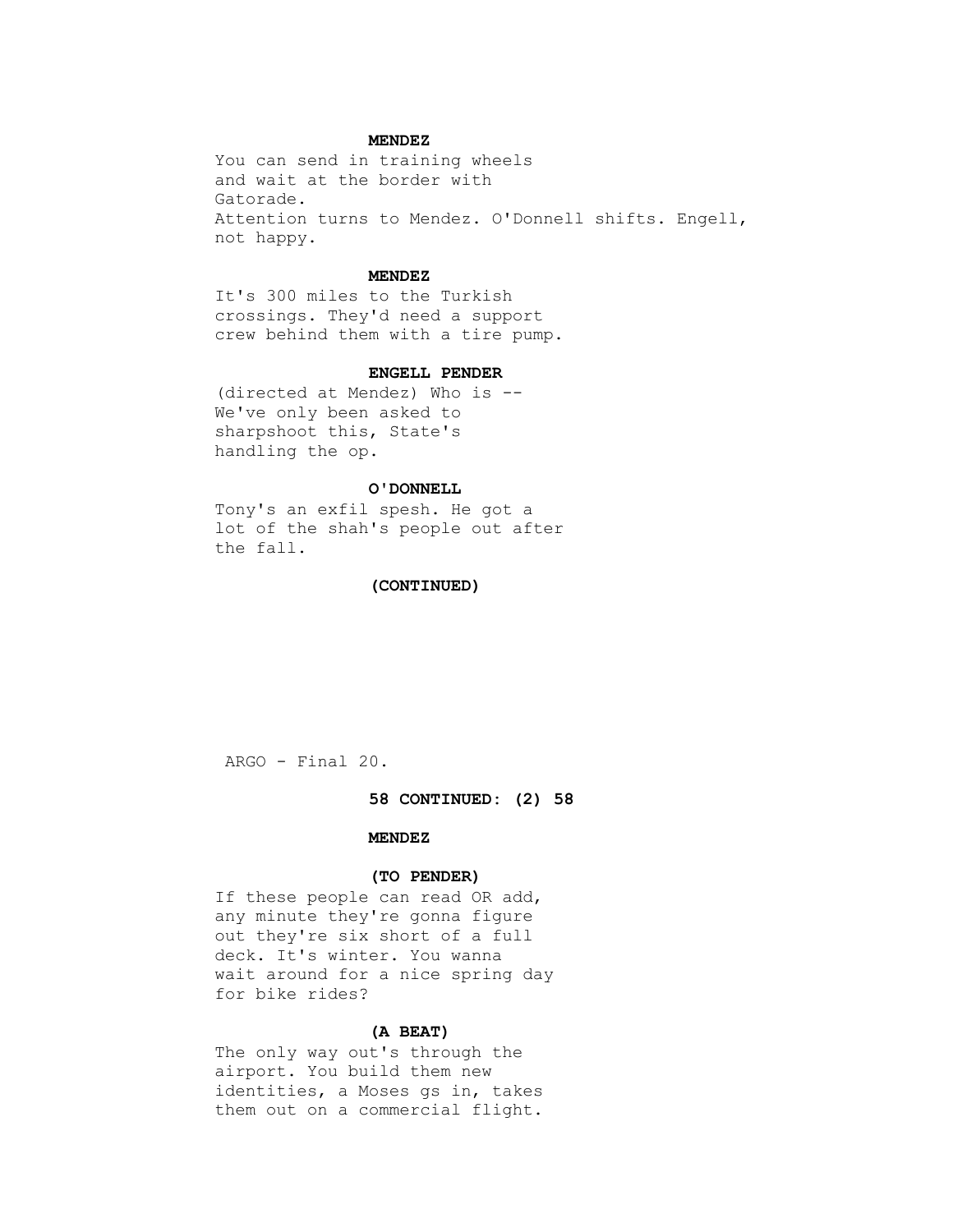**MENDEZ**

You can send in training wheels
and wait at the border with
Gatorade.
Attention turns to Mendez. O'Donnell shifts. Engell,
not happy.

**MENDEZ**

It's 300 miles to the Turkish
crossings. They'd need a support
crew behind them with a tire pump.

**ENGELL PENDER**

(directed at Mendez) Who is --
We've only been asked to
sharpshoot this, State's
handling the op.

**O'DONNELL**

Tony's an exfil spesh. He got a
lot of the shah's people out after
the fall.

**(CONTINUED)**

**58 CONTINUED: (2) 58**

**MENDEZ**

**(TO PENDER)**

If these people can read OR add,
any minute they're gonna figure
out they're six short of a full
deck. It's winter. You wanna
wait around for a nice spring day
for bike rides?

**(A BEAT)**

The only way out's through the
airport. You build them new
identities, a Moses gs in, takes
them out on a commercial flight.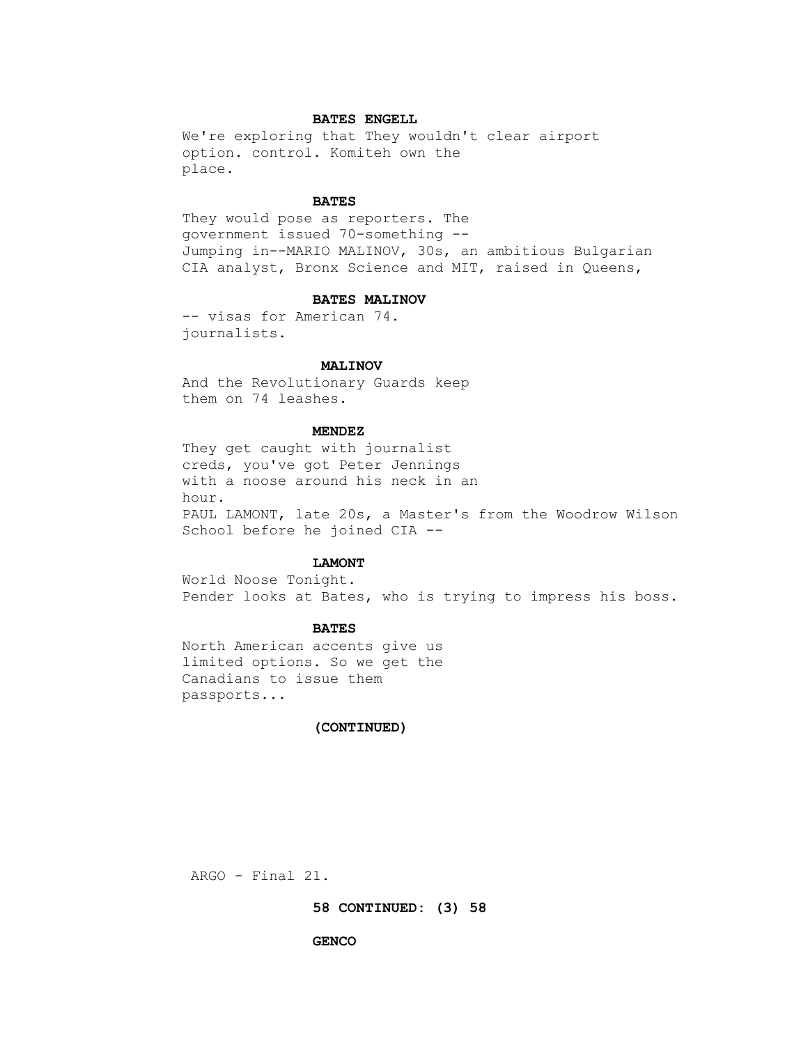**BATES ENGELL**

We're exploring that They wouldn't clear airport option. control. Komiteh own the place.

**BATES**

They would pose as reporters. The government issued 70-something --
Jumping in--MARIO MALINOV, 30s, an ambitious Bulgarian CIA analyst, Bronx Science and MIT, raised in Queens,

**BATES MALINOV**

-- visas for American 74. journalists.

**MALINOV**

And the Revolutionary Guards keep them on 74 leashes.

**MENDEZ**

They get caught with journalist creds, you've got Peter Jennings with a noose around his neck in an hour.
PAUL LAMONT, late 20s, a Master's from the Woodrow Wilson School before he joined CIA --

**LAMONT**

World Noose Tonight.
Pender looks at Bates, who is trying to impress his boss.

**BATES**

North American accents give us limited options. So we get the Canadians to issue them passports...

**(CONTINUED)**

**58 CONTINUED: (3) 58**

**GENCO**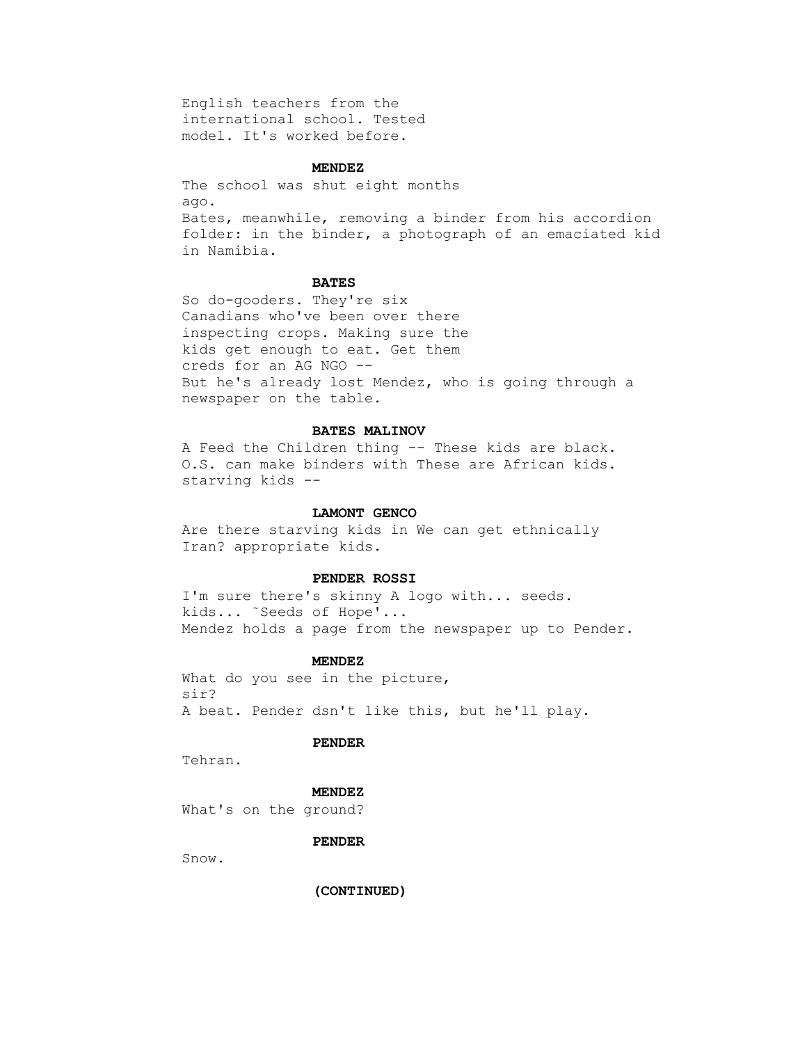English teachers from the
international school. Tested
model. It's worked before.

**MENDEZ**

The school was shut eight months
ago.
Bates, meanwhile, removing a binder from his accordion
folder: in the binder, a photograph of an emaciated kid
in Namibia.

**BATES**

So do-gooders. They're six
Canadians who've been over there
inspecting crops. Making sure the
kids get enough to eat. Get them
creds for an AG NGO --
But he's already lost Mendez, who is going through a
newspaper on the table.

**BATES MALINOV**

A Feed the Children thing -- These kids are black.
O.S. can make binders with These are African kids.
starving kids --

**LAMONT GENCO**

Are there starving kids in We can get ethnically
Iran? appropriate kids.

**PENDER ROSSI**

I'm sure there's skinny A logo with... seeds.
kids... ~Seeds of Hope'...
Mendez holds a page from the newspaper up to Pender.

**MENDEZ**

What do you see in the picture,
sir?
A beat. Pender dsn't like this, but he'll play.

**PENDER**

Tehran.

**MENDEZ**

What's on the ground?

**PENDER**

Snow.

**(CONTINUED)**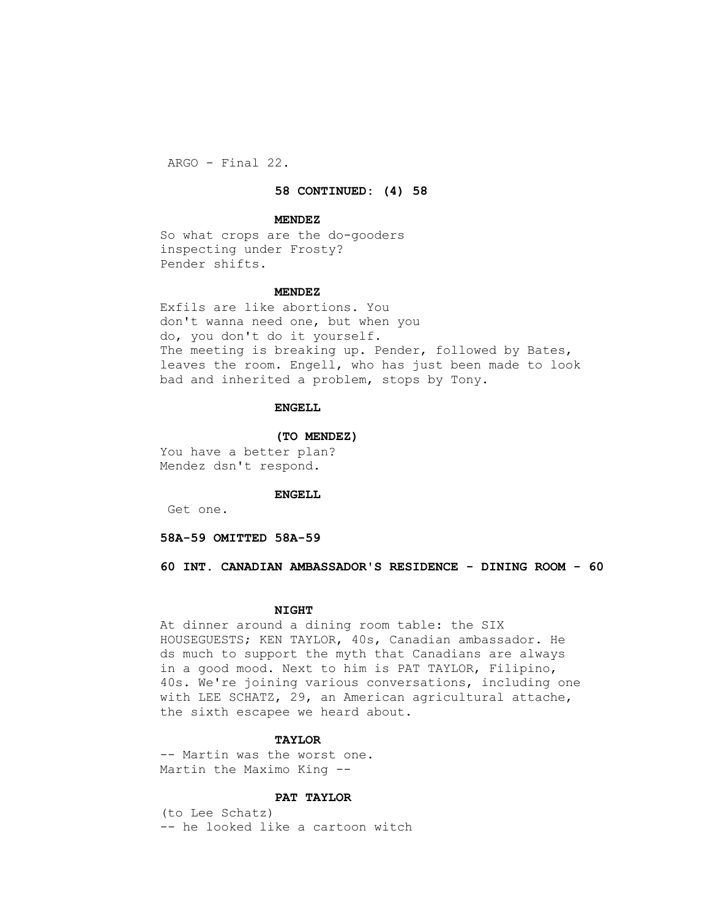**58 CONTINUED: (4) 58**

**MENDEZ**

So what crops are the do-gooders inspecting under Frosty?
Pender shifts.

**MENDEZ**

Exfils are like abortions. You don't wanna need one, but when you do, you don't do it yourself.
The meeting is breaking up. Pender, followed by Bates, leaves the room. Engell, who has just been made to look bad and inherited a problem, stops by Tony.

**ENGELL**

**(TO MENDEZ)**

You have a better plan?
Mendez dsn't respond.

**ENGELL**

Get one.

**58A-59 OMITTED 58A-59**

**60 INT. CANADIAN AMBASSADOR'S RESIDENCE - DINING ROOM - 60**

**NIGHT**

At dinner around a dining room table: the SIX HOUSEGUESTS; KEN TAYLOR, 40s, Canadian ambassador. He ds much to support the myth that Canadians are always in a good mood. Next to him is PAT TAYLOR, Filipino, 40s. We're joining various conversations, including one with LEE SCHATZ, 29, an American agricultural attache, the sixth escapee we heard about.

**TAYLOR**

-- Martin was the worst one.
Martin the Maximo King --

**PAT TAYLOR**

(to Lee Schatz)
-- he looked like a cartoon witch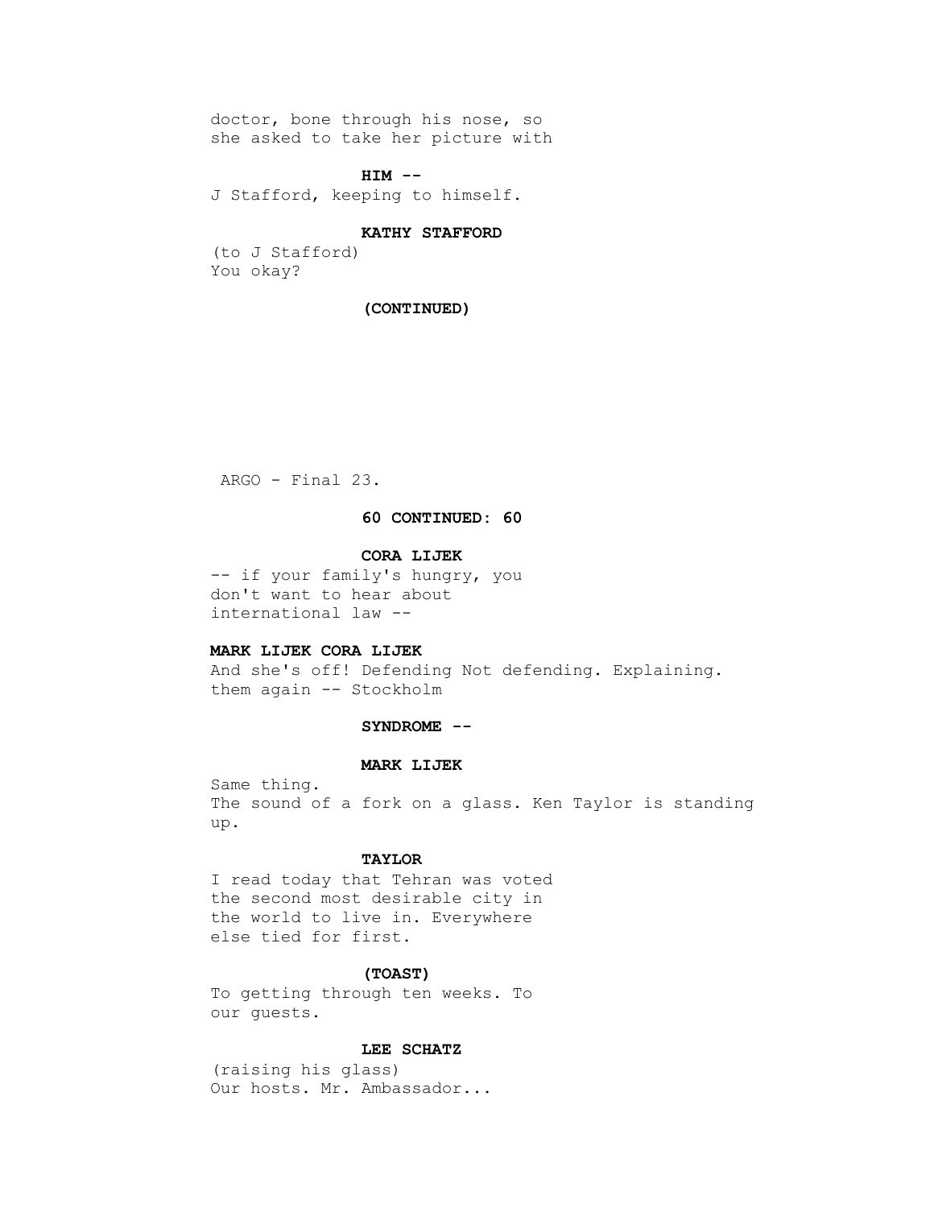doctor, bone through his nose, so
she asked to take her picture with

**HIM --**

J Stafford, keeping to himself.

**KATHY STAFFORD**

(to J Stafford)
You okay?

**(CONTINUED)**

**60 CONTINUED: 60**

**CORA LIJEK**

-- if your family's hungry, you
don't want to hear about
international law --

**MARK LIJEK CORA LIJEK**

And she's off! Defending Not defending. Explaining.
them again -- Stockholm

**SYNDROME --**

**MARK LIJEK**

Same thing.

The sound of a fork on a glass. Ken Taylor is standing up.

**TAYLOR**

I read today that Tehran was voted
the second most desirable city in
the world to live in. Everywhere
else tied for first.

**(TOAST)**

To getting through ten weeks. To
our guests.

**LEE SCHATZ**

(raising his glass)
Our hosts. Mr. Ambassador...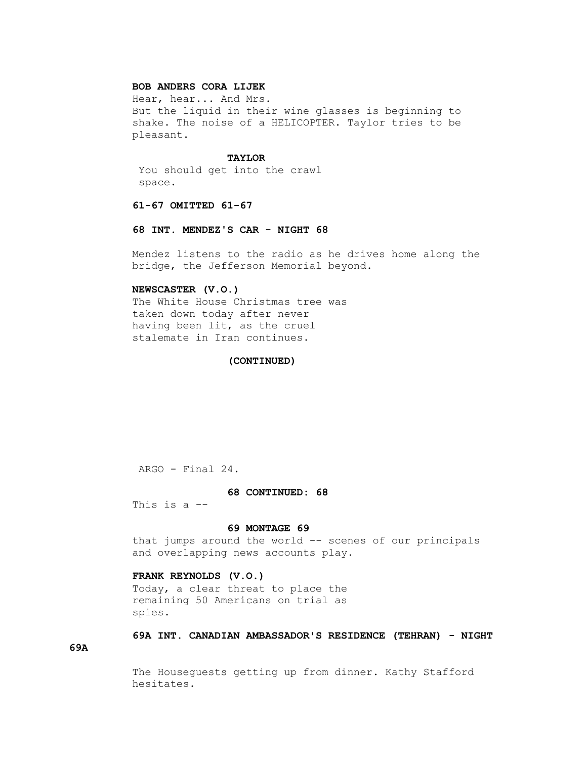**BOB ANDERS CORA LIJEK**
Hear, hear... And Mrs.
But the liquid in their wine glasses is beginning to shake. The noise of a HELICOPTER. Taylor tries to be pleasant.

**TAYLOR**
You should get into the crawl space.

**61-67 OMITTED 61-67**

**68 INT. MENDEZ'S CAR - NIGHT 68**

Mendez listens to the radio as he drives home along the bridge, the Jefferson Memorial beyond.

**NEWSCASTER (V.O.)**
The White House Christmas tree was taken down today after never having been lit, as the cruel stalemate in Iran continues.

**(CONTINUED)**

ARGO - Final 24.

**68 CONTINUED: 68**

This is a --

**69 MONTAGE 69**

that jumps around the world -- scenes of our principals and overlapping news accounts play.

**FRANK REYNOLDS (V.O.)**
Today, a clear threat to place the remaining 50 Americans on trial as spies.

**69A INT. CANADIAN AMBASSADOR'S RESIDENCE (TEHRAN) - NIGHT 69A**

The Houseguests getting up from dinner. Kathy Stafford hesitates.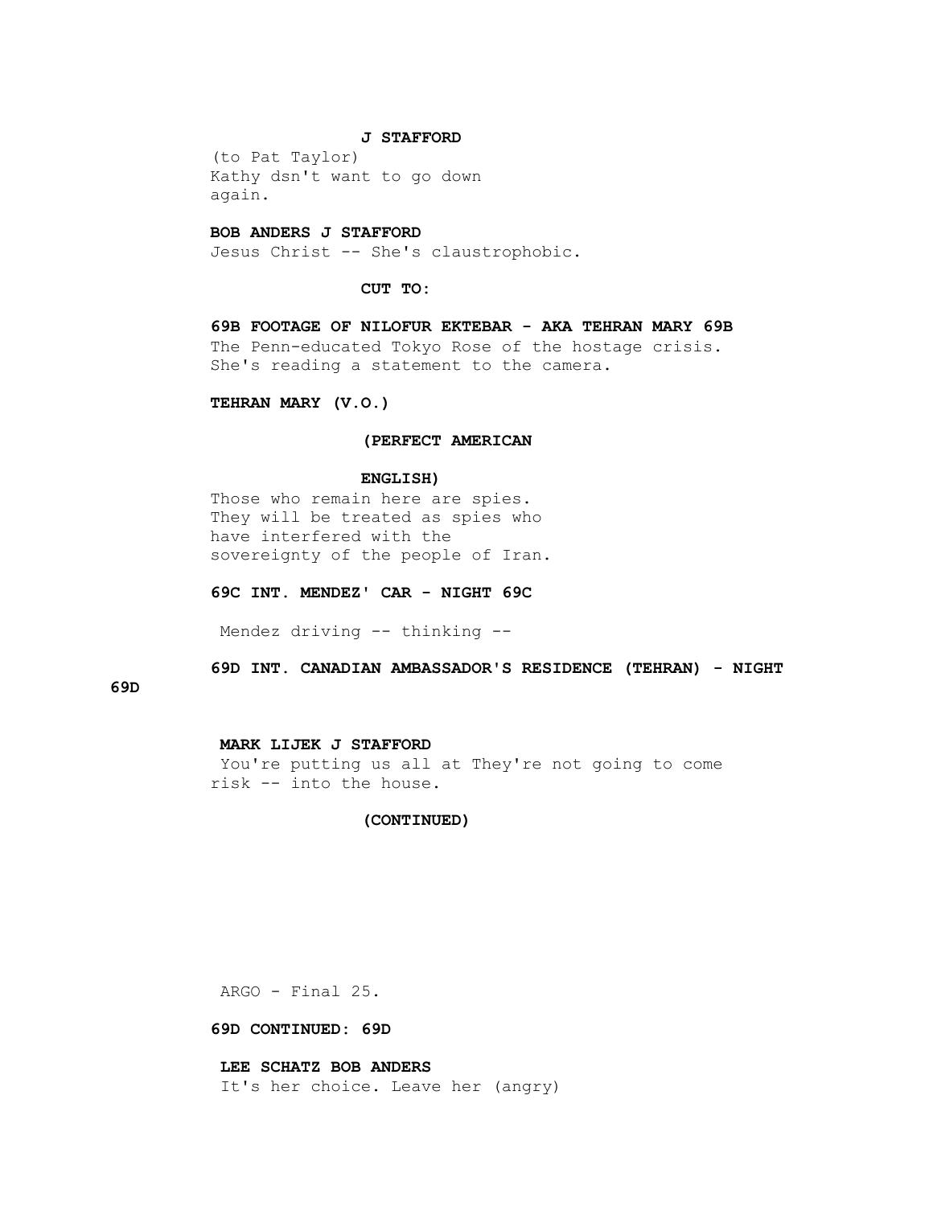**J STAFFORD**

(to Pat Taylor)
Kathy dsn't want to go down again.

**BOB ANDERS J STAFFORD**

Jesus Christ -- She's claustrophobic.

**CUT TO:**

**69B FOOTAGE OF NILOFUR EKTEBAR - AKA TEHRAN MARY 69B**

The Penn-educated Tokyo Rose of the hostage crisis. She's reading a statement to the camera.

**TEHRAN MARY (V.O.)**

**(PERFECT AMERICAN**

**ENGLISH)**

Those who remain here are spies. They will be treated as spies who have interfered with the sovereignty of the people of Iran.

**69C INT. MENDEZ' CAR - NIGHT 69C**

Mendez driving -- thinking --

**69D INT. CANADIAN AMBASSADOR'S RESIDENCE (TEHRAN) - NIGHT 69D**

**MARK LIJEK J STAFFORD**

You're putting us all at They're not going to come risk -- into the house.

**(CONTINUED)**

**69D CONTINUED: 69D**

**LEE SCHATZ BOB ANDERS**

It's her choice. Leave her (angry)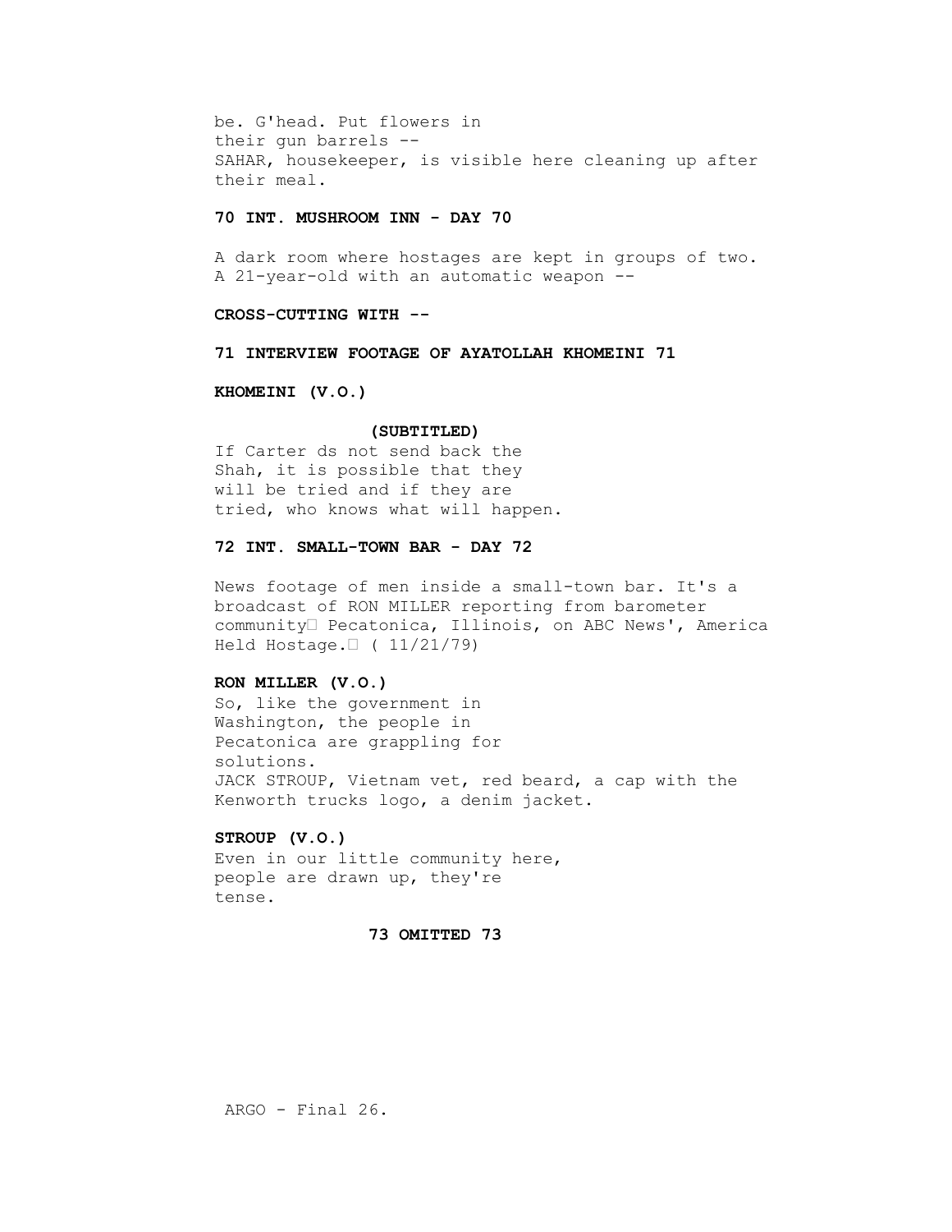be. G'head. Put flowers in
their gun barrels --
SAHAR, housekeeper, is visible here cleaning up after their meal.

**70 INT. MUSHROOM INN - DAY 70**

A dark room where hostages are kept in groups of two. A 21-year-old with an automatic weapon --

**CROSS-CUTTING WITH --**

**71 INTERVIEW FOOTAGE OF AYATOLLAH KHOMEINI 71**

**KHOMEINI (V.O.)**

**(SUBTITLED)**

If Carter ds not send back the
Shah, it is possible that they
will be tried and if they are
tried, who knows what will happen.

**72 INT. SMALL-TOWN BAR - DAY 72**

News footage of men inside a small-town bar. It's a broadcast of RON MILLER reporting from barometer community Pecatonica, Illinois, on ABC News', America Held Hostage. ( 11/21/79)

**RON MILLER (V.O.)**

So, like the government in
Washington, the people in
Pecatonica are grappling for
solutions.
JACK STROUP, Vietnam vet, red beard, a cap with the Kenworth trucks logo, a denim jacket.

**STROUP (V.O.)**

Even in our little community here,
people are drawn up, they're
tense.

**73 OMITTED 73**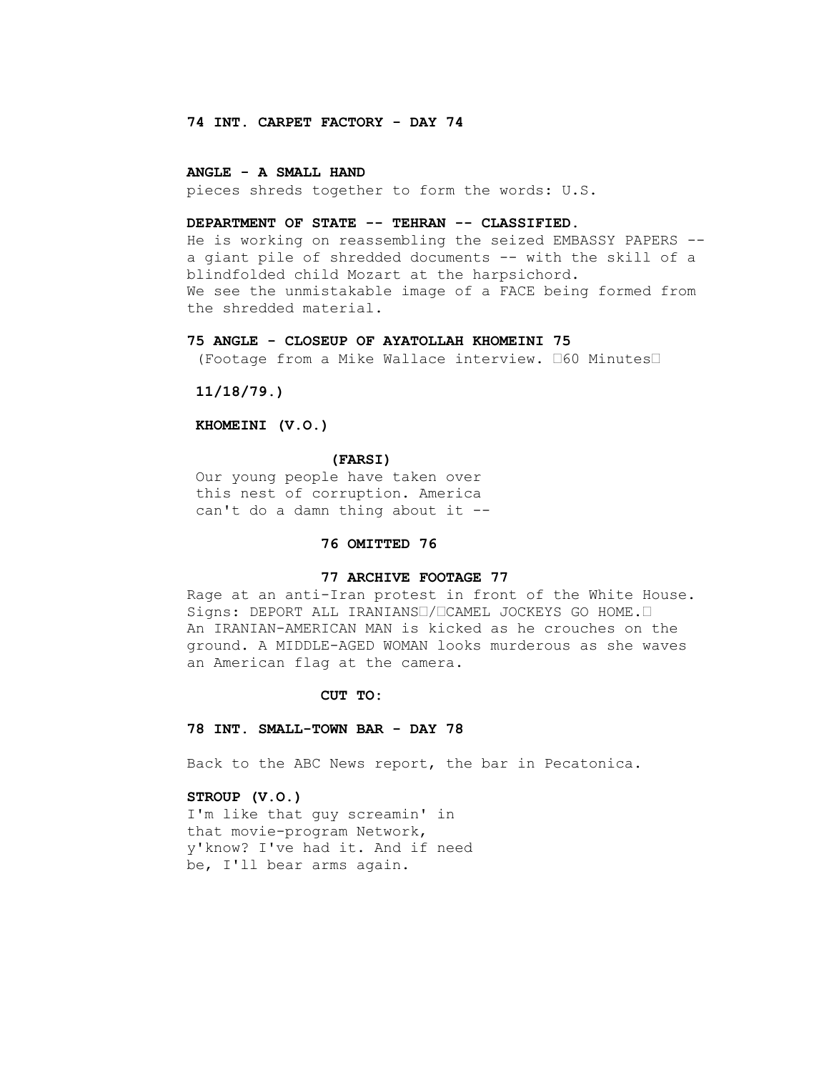**74 INT. CARPET FACTORY - DAY 74**

**ANGLE - A SMALL HAND**
pieces shreds together to form the words: U.S.

**DEPARTMENT OF STATE -- TEHRAN -- CLASSIFIED.**
He is working on reassembling the seized EMBASSY PAPERS -- a giant pile of shredded documents -- with the skill of a blindfolded child Mozart at the harpsichord.
We see the unmistakable image of a FACE being formed from the shredded material.

**75 ANGLE - CLOSEUP OF AYATOLLAH KHOMEINI 75**
(Footage from a Mike Wallace interview. 60 Minutes

**11/18/79.)**

**KHOMEINI (V.O.)**

**(FARSI)**
Our young people have taken over this nest of corruption. America can't do a damn thing about it --

**76 OMITTED 76**

**77 ARCHIVE FOOTAGE 77**
Rage at an anti-Iran protest in front of the White House. Signs: DEPORT ALL IRANIANS / CAMEL JOCKEYS GO HOME.
An IRANIAN-AMERICAN MAN is kicked as he crouches on the ground. A MIDDLE-AGED WOMAN looks murderous as she waves an American flag at the camera.

**CUT TO:**

**78 INT. SMALL-TOWN BAR - DAY 78**

Back to the ABC News report, the bar in Pecatonica.

**STROUP (V.O.)**
I'm like that guy screamin' in that movie-program Network, y'know? I've had it. And if need be, I'll bear arms again.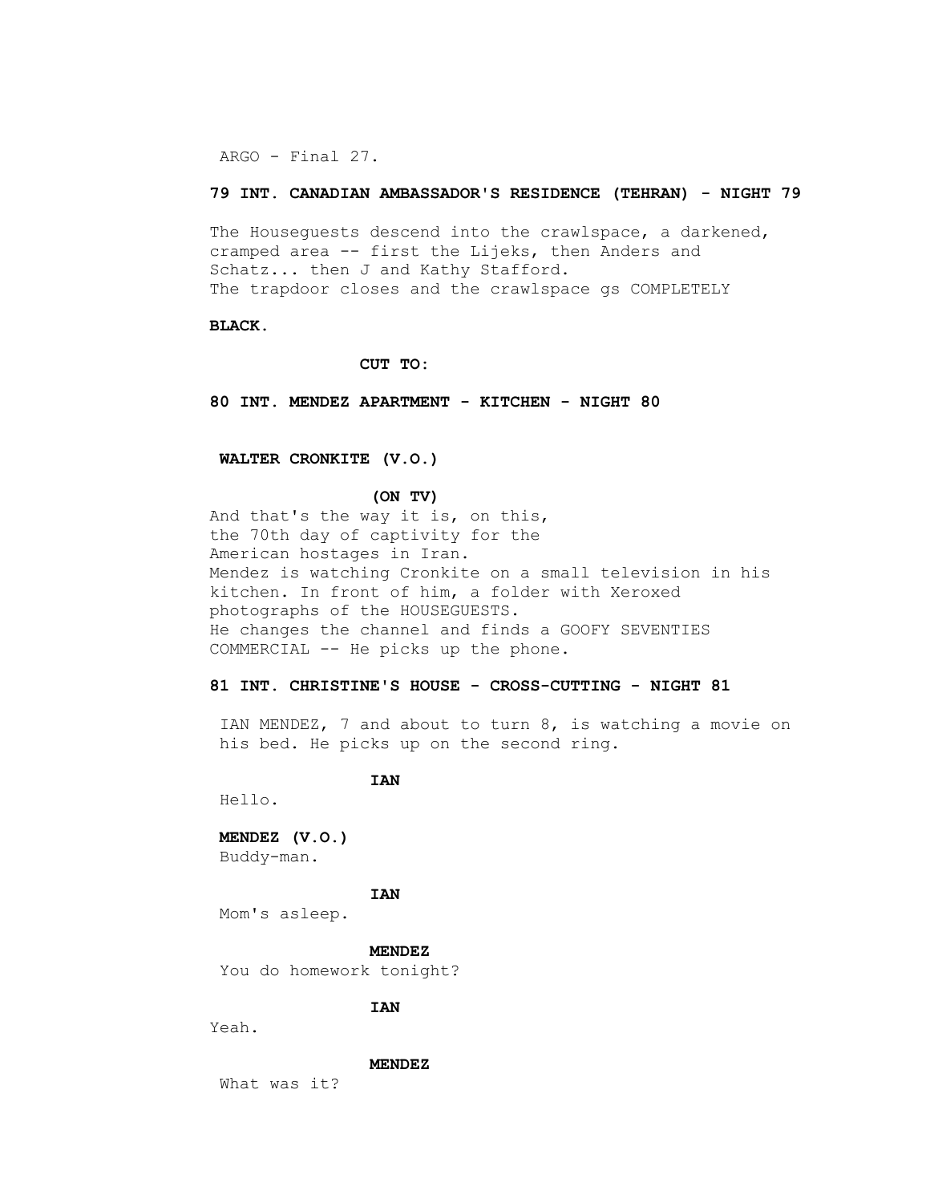**79 INT. CANADIAN AMBASSADOR'S RESIDENCE (TEHRAN) - NIGHT 79**

The Houseguests descend into the crawlspace, a darkened, cramped area -- first the Lijeks, then Anders and Schatz... then J and Kathy Stafford.
The trapdoor closes and the crawlspace gs COMPLETELY

**BLACK.**

**CUT TO:**

**80 INT. MENDEZ APARTMENT - KITCHEN - NIGHT 80**

**WALTER CRONKITE (V.O.)**

**(ON TV)**
And that's the way it is, on this, the 70th day of captivity for the American hostages in Iran.
Mendez is watching Cronkite on a small television in his kitchen. In front of him, a folder with Xeroxed photographs of the HOUSEGUESTS.
He changes the channel and finds a GOOFY SEVENTIES COMMERCIAL -- He picks up the phone.

**81 INT. CHRISTINE'S HOUSE - CROSS-CUTTING - NIGHT 81**

IAN MENDEZ, 7 and about to turn 8, is watching a movie on his bed. He picks up on the second ring.

**IAN**
Hello.

**MENDEZ (V.O.)**
Buddy-man.

**IAN**
Mom's asleep.

**MENDEZ**
You do homework tonight?

**IAN**
Yeah.

**MENDEZ**
What was it?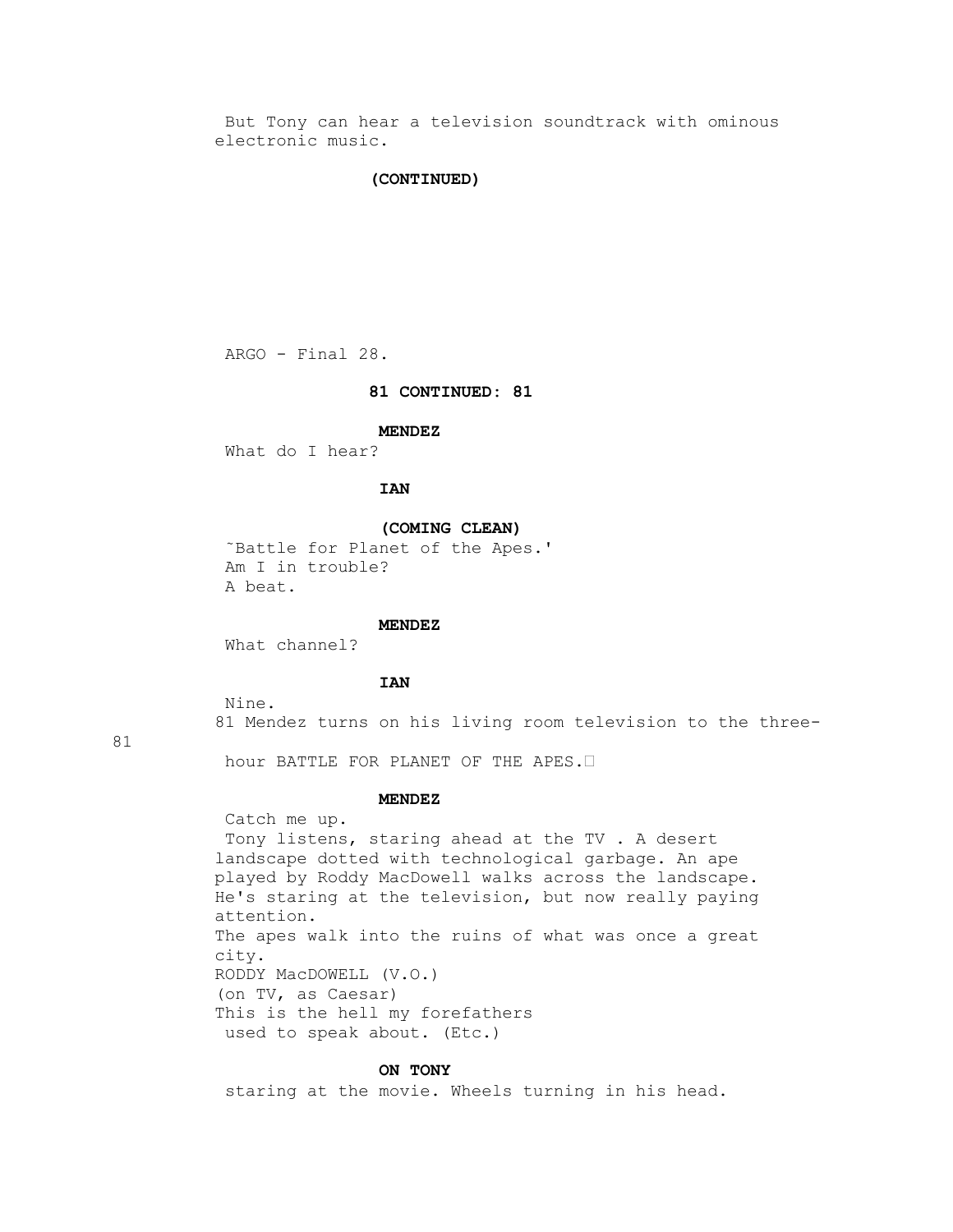But Tony can hear a television soundtrack with ominous electronic music.

**(CONTINUED)**

**81 CONTINUED: 81**

**MENDEZ**

What do I hear?

**IAN**

**(COMING CLEAN)**

˜Battle for Planet of the Apes.'
Am I in trouble?
A beat.

**MENDEZ**

What channel?

**IAN**

Nine.
81 Mendez turns on his living room television to the three-

81

hour BATTLE FOR PLANET OF THE APES.

**MENDEZ**

Catch me up.
Tony listens, staring ahead at the TV . A desert landscape dotted with technological garbage. An ape played by Roddy MacDowell walks across the landscape. He's staring at the television, but now really paying attention.
The apes walk into the ruins of what was once a great city.
RODDY MacDOWELL (V.O.)
(on TV, as Caesar)
This is the hell my forefathers used to speak about. (Etc.)

**ON TONY**

staring at the movie. Wheels turning in his head.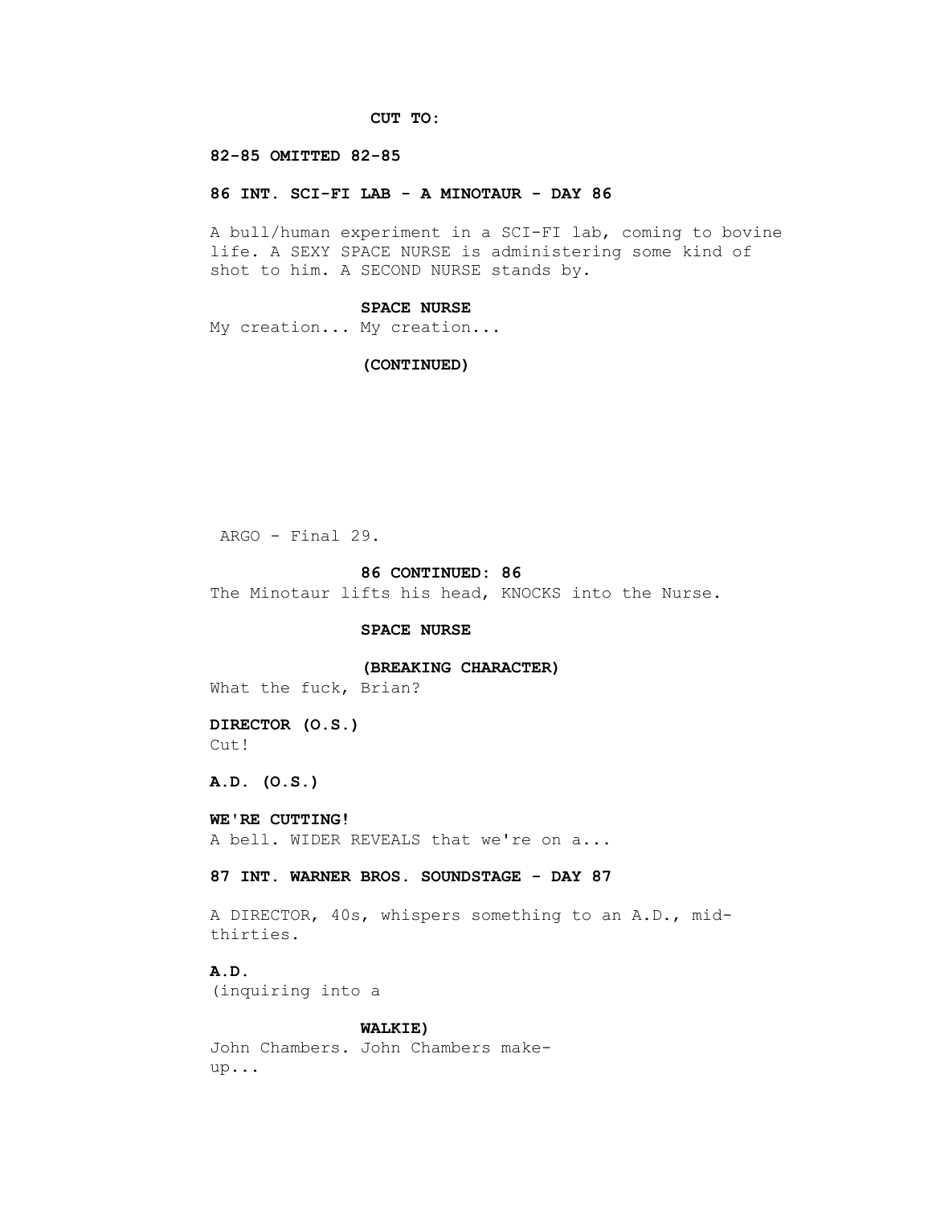**CUT TO:**

**82-85 OMITTED 82-85**

**86 INT. SCI-FI LAB - A MINOTAUR - DAY 86**

A bull/human experiment in a SCI-FI lab, coming to bovine life. A SEXY SPACE NURSE is administering some kind of shot to him. A SECOND NURSE stands by.

**SPACE NURSE**

My creation... My creation...

**(CONTINUED)**

**86 CONTINUED: 86**

The Minotaur lifts his head, KNOCKS into the Nurse.

**SPACE NURSE**

**(BREAKING CHARACTER)**

What the fuck, Brian?

**DIRECTOR (O.S.)**

Cut!

**A.D. (O.S.)**

**WE'RE CUTTING!**

A bell. WIDER REVEALS that we're on a...

**87 INT. WARNER BROS. SOUNDSTAGE - DAY 87**

A DIRECTOR, 40s, whispers something to an A.D., mid-thirties.

**A.D.**

(inquiring into a

**WALKIE)**

John Chambers. John Chambers make-up...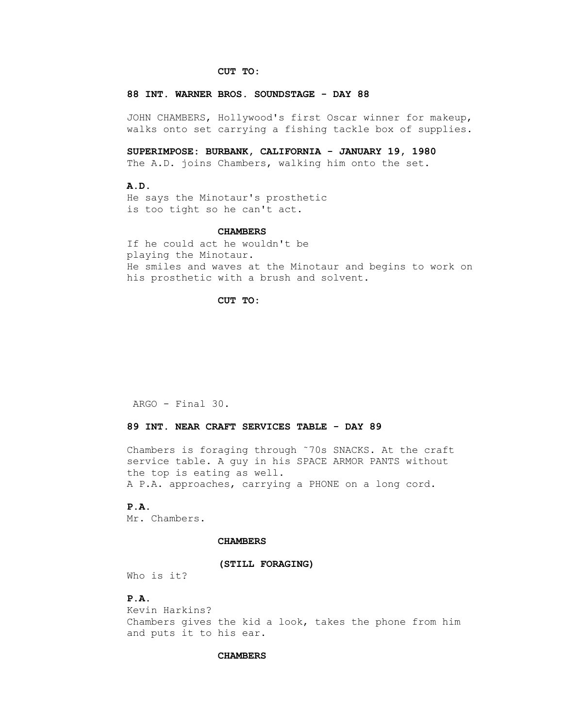**CUT TO:**

**88 INT. WARNER BROS. SOUNDSTAGE - DAY 88**

JOHN CHAMBERS, Hollywood's first Oscar winner for makeup, walks onto set carrying a fishing tackle box of supplies.

**SUPERIMPOSE: BURBANK, CALIFORNIA - JANUARY 19, 1980**
The A.D. joins Chambers, walking him onto the set.

**A.D.**
He says the Minotaur's prosthetic
is too tight so he can't act.

**CHAMBERS**
If he could act he wouldn't be
playing the Minotaur.
He smiles and waves at the Minotaur and begins to work on his prosthetic with a brush and solvent.

**CUT TO:**

**89 INT. NEAR CRAFT SERVICES TABLE - DAY 89**

Chambers is foraging through ˜70s SNACKS. At the craft service table. A guy in his SPACE ARMOR PANTS without the top is eating as well.
A P.A. approaches, carrying a PHONE on a long cord.

**P.A.**
Mr. Chambers.

**CHAMBERS**

**(STILL FORAGING)**
Who is it?

**P.A.**
Kevin Harkins?
Chambers gives the kid a look, takes the phone from him and puts it to his ear.

**CHAMBERS**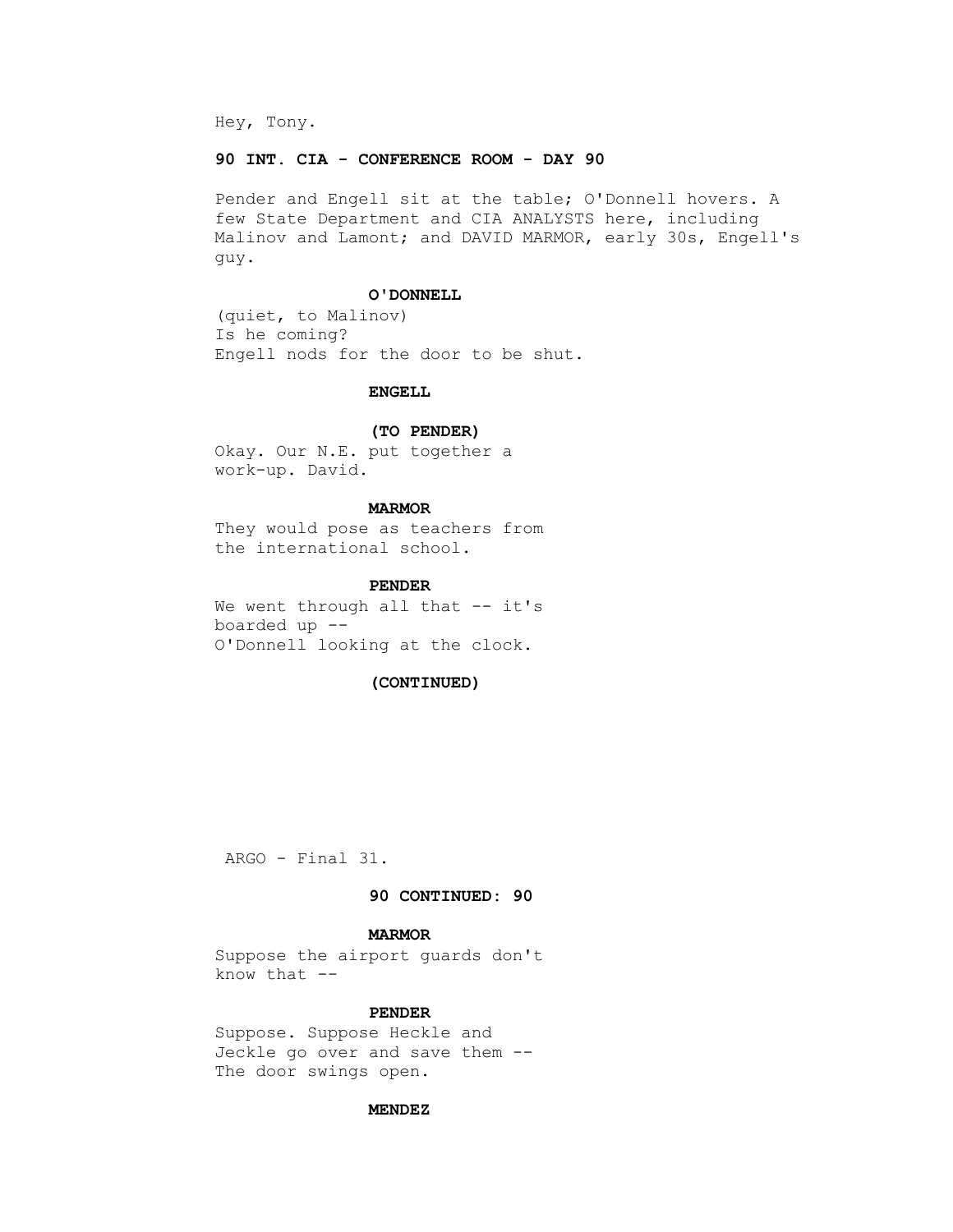Hey, Tony.

**90 INT. CIA - CONFERENCE ROOM - DAY 90**

Pender and Engell sit at the table; O'Donnell hovers. A few State Department and CIA ANALYSTS here, including Malinov and Lamont; and DAVID MARMOR, early 30s, Engell's guy.

**O'DONNELL**

(quiet, to Malinov)
Is he coming?
Engell nods for the door to be shut.

**ENGELL**

**(TO PENDER)**
Okay. Our N.E. put together a work-up. David.

**MARMOR**

They would pose as teachers from the international school.

**PENDER**

We went through all that -- it's boarded up --
O'Donnell looking at the clock.

**(CONTINUED)**

**90 CONTINUED: 90**

**MARMOR**

Suppose the airport guards don't know that --

**PENDER**

Suppose. Suppose Heckle and Jeckle go over and save them --
The door swings open.

**MENDEZ**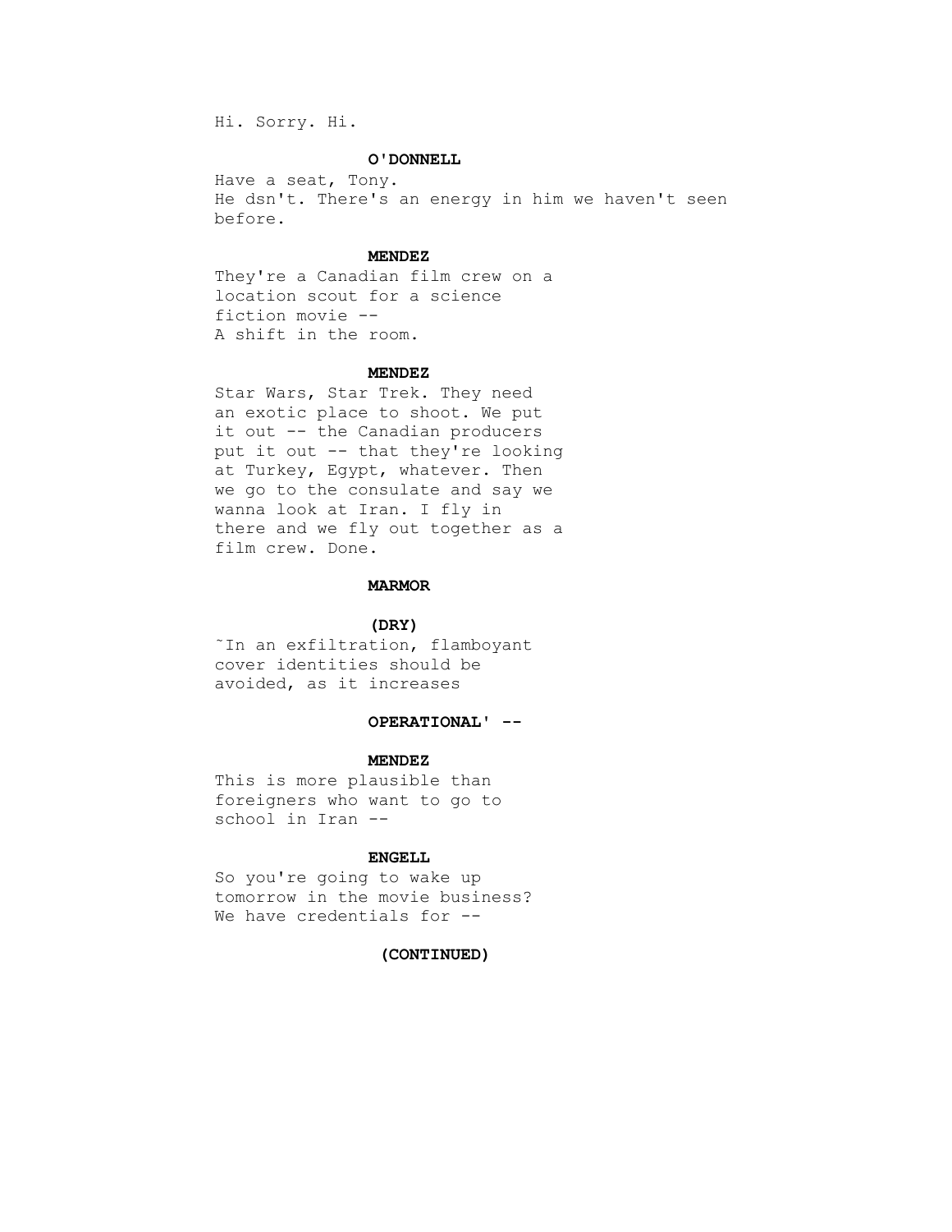Hi. Sorry. Hi.

**O'DONNELL**

Have a seat, Tony.
He dsn't. There's an energy in him we haven't seen before.

**MENDEZ**

They're a Canadian film crew on a location scout for a science fiction movie --
A shift in the room.

**MENDEZ**

Star Wars, Star Trek. They need an exotic place to shoot. We put it out -- the Canadian producers put it out -- that they're looking at Turkey, Egypt, whatever. Then we go to the consulate and say we wanna look at Iran. I fly in there and we fly out together as a film crew. Done.

**MARMOR**

**(DRY)**

˜In an exfiltration, flamboyant cover identities should be avoided, as it increases

**OPERATIONAL' --**

**MENDEZ**

This is more plausible than foreigners who want to go to school in Iran --

**ENGELL**

So you're going to wake up tomorrow in the movie business? We have credentials for --

**(CONTINUED)**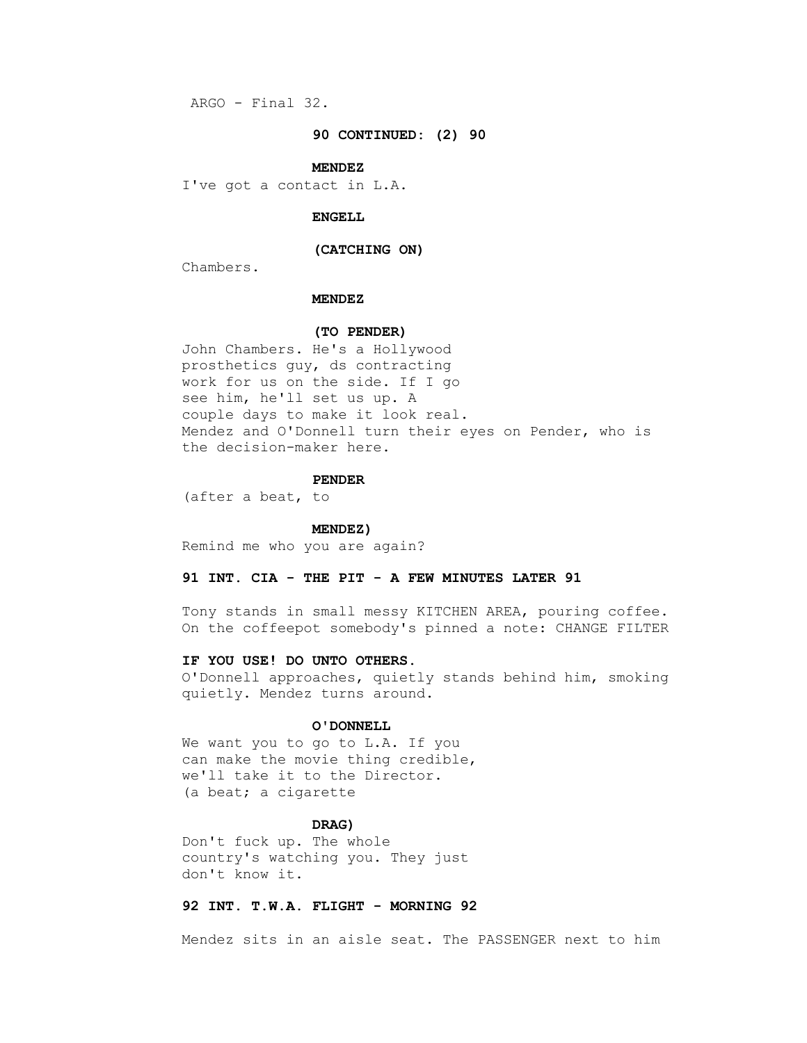**90 CONTINUED: (2) 90**

**MENDEZ**

I've got a contact in L.A.

**ENGELL**

**(CATCHING ON)**

Chambers.

**MENDEZ**

**(TO PENDER)**

John Chambers. He's a Hollywood prosthetics guy, ds contracting work for us on the side. If I go see him, he'll set us up. A couple days to make it look real.
Mendez and O'Donnell turn their eyes on Pender, who is the decision-maker here.

**PENDER**

(after a beat, to

**MENDEZ)**

Remind me who you are again?

**91 INT. CIA - THE PIT - A FEW MINUTES LATER 91**

Tony stands in small messy KITCHEN AREA, pouring coffee. On the coffeepot somebody's pinned a note: CHANGE FILTER

**IF YOU USE! DO UNTO OTHERS.**

O'Donnell approaches, quietly stands behind him, smoking quietly. Mendez turns around.

**O'DONNELL**

We want you to go to L.A. If you can make the movie thing credible, we'll take it to the Director.
(a beat; a cigarette

**DRAG)**

Don't fuck up. The whole country's watching you. They just don't know it.

**92 INT. T.W.A. FLIGHT - MORNING 92**

Mendez sits in an aisle seat. The PASSENGER next to him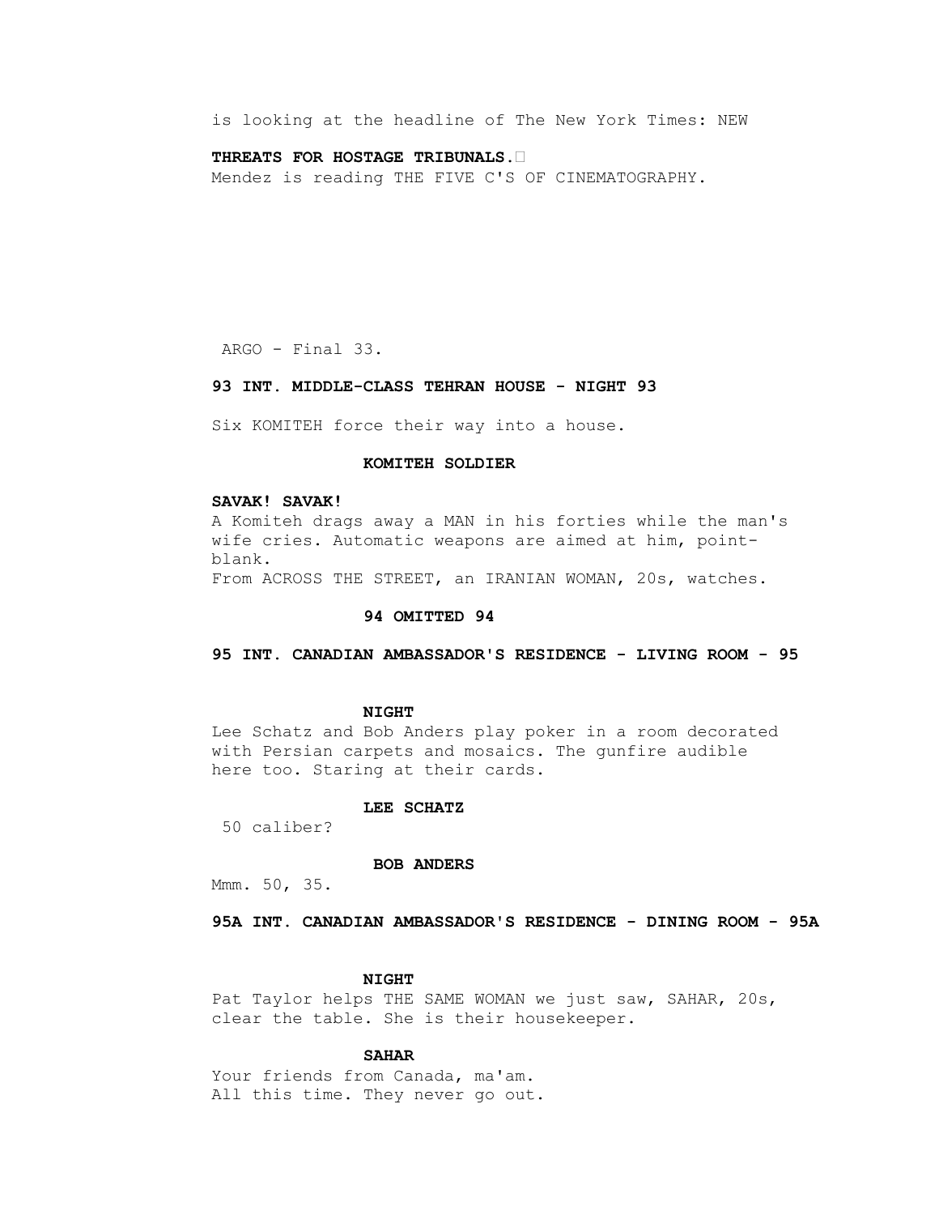is looking at the headline of The New York Times: NEW

**THREATS FOR HOSTAGE TRIBUNALS.**

Mendez is reading THE FIVE C'S OF CINEMATOGRAPHY.

**93 INT. MIDDLE-CLASS TEHRAN HOUSE - NIGHT 93**

Six KOMITEH force their way into a house.

**KOMITEH SOLDIER**

**SAVAK! SAVAK!**

A Komiteh drags away a MAN in his forties while the man's wife cries. Automatic weapons are aimed at him, point-blank.

From ACROSS THE STREET, an IRANIAN WOMAN, 20s, watches.

**94 OMITTED 94**

**95 INT. CANADIAN AMBASSADOR'S RESIDENCE - LIVING ROOM - 95**

**NIGHT**

Lee Schatz and Bob Anders play poker in a room decorated with Persian carpets and mosaics. The gunfire audible here too. Staring at their cards.

**LEE SCHATZ**

50 caliber?

**BOB ANDERS**

Mmm. 50, 35.

**95A INT. CANADIAN AMBASSADOR'S RESIDENCE - DINING ROOM - 95A**

**NIGHT**

Pat Taylor helps THE SAME WOMAN we just saw, SAHAR, 20s, clear the table. She is their housekeeper.

**SAHAR**

Your friends from Canada, ma'am.
All this time. They never go out.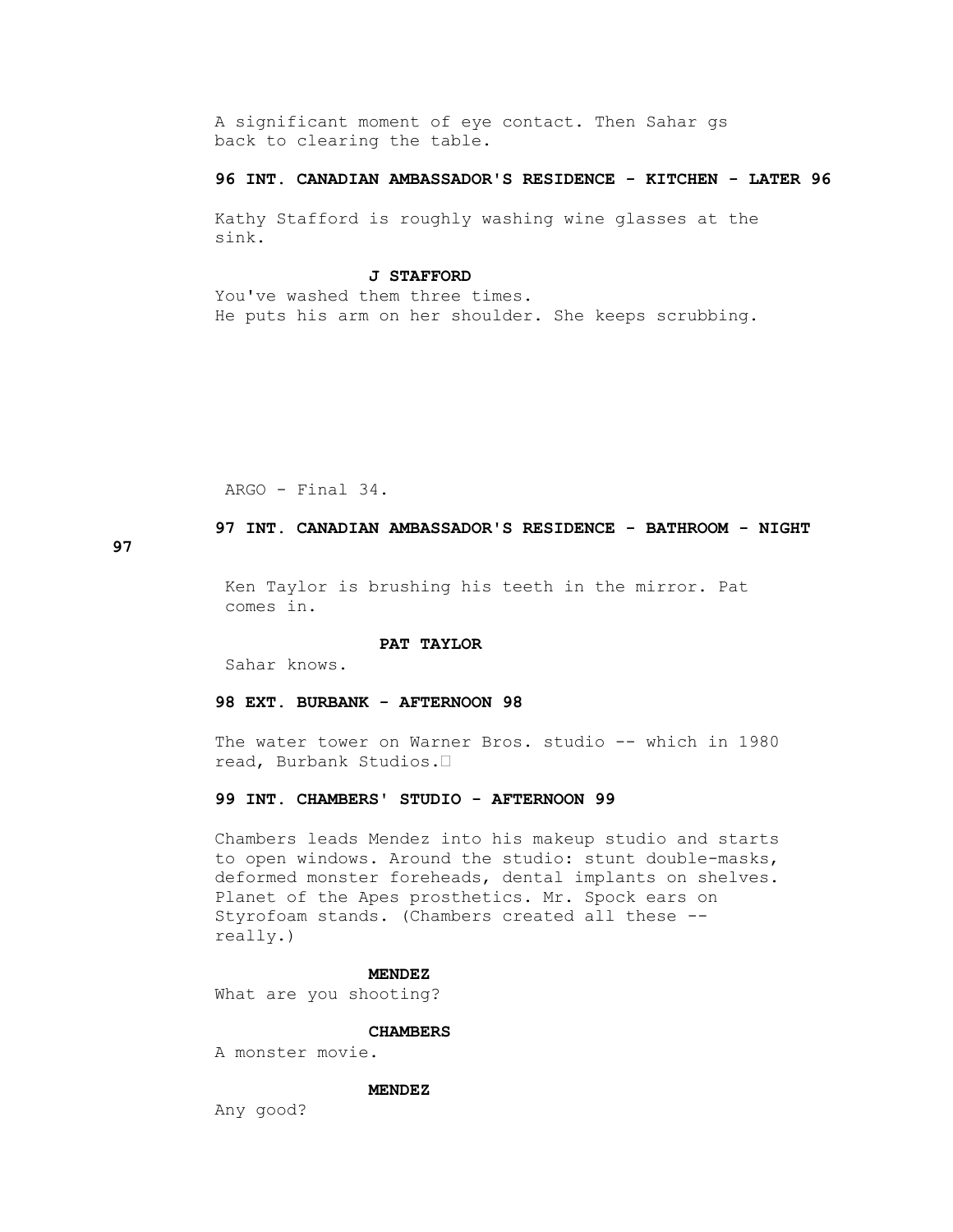A significant moment of eye contact. Then Sahar gs back to clearing the table.

**96 INT. CANADIAN AMBASSADOR'S RESIDENCE - KITCHEN - LATER 96**

Kathy Stafford is roughly washing wine glasses at the sink.

**J STAFFORD**

You've washed them three times.
He puts his arm on her shoulder. She keeps scrubbing.

**97 INT. CANADIAN AMBASSADOR'S RESIDENCE - BATHROOM - NIGHT 97**

Ken Taylor is brushing his teeth in the mirror. Pat comes in.

**PAT TAYLOR**

Sahar knows.

**98 EXT. BURBANK - AFTERNOON 98**

The water tower on Warner Bros. studio -- which in 1980 read, Burbank Studios.

**99 INT. CHAMBERS' STUDIO - AFTERNOON 99**

Chambers leads Mendez into his makeup studio and starts to open windows. Around the studio: stunt double-masks, deformed monster foreheads, dental implants on shelves. Planet of the Apes prosthetics. Mr. Spock ears on Styrofoam stands. (Chambers created all these -- really.)

**MENDEZ**

What are you shooting?

**CHAMBERS**

A monster movie.

**MENDEZ**

Any good?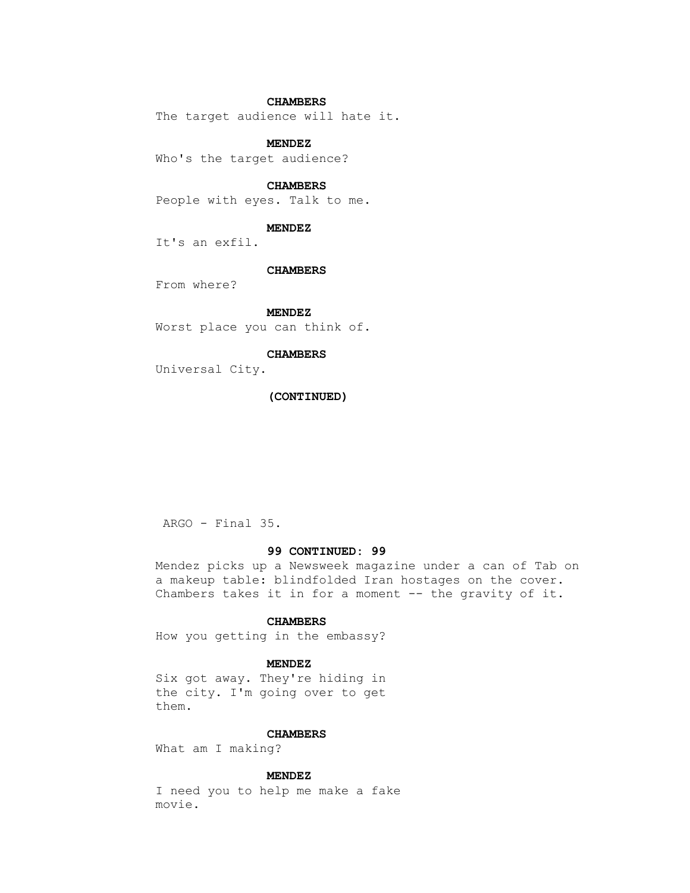**CHAMBERS**

The target audience will hate it.

**MENDEZ**

Who's the target audience?

**CHAMBERS**

People with eyes. Talk to me.

**MENDEZ**

It's an exfil.

**CHAMBERS**

From where?

**MENDEZ**

Worst place you can think of.

**CHAMBERS**

Universal City.

**(CONTINUED)**

**99 CONTINUED: 99**

Mendez picks up a Newsweek magazine under a can of Tab on a makeup table: blindfolded Iran hostages on the cover. Chambers takes it in for a moment -- the gravity of it.

**CHAMBERS**

How you getting in the embassy?

**MENDEZ**

Six got away. They're hiding in the city. I'm going over to get them.

**CHAMBERS**

What am I making?

**MENDEZ**

I need you to help me make a fake movie.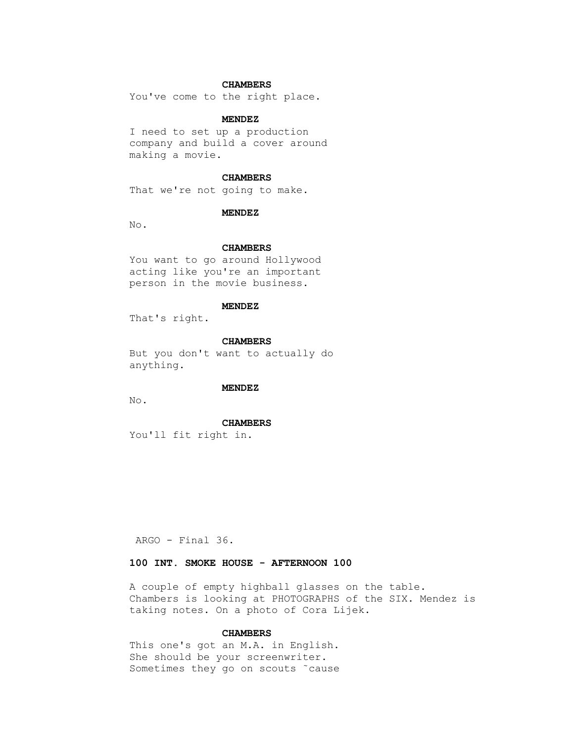**CHAMBERS**
You've come to the right place.

**MENDEZ**
I need to set up a production company and build a cover around making a movie.

**CHAMBERS**
That we're not going to make.

**MENDEZ**
No.

**CHAMBERS**
You want to go around Hollywood acting like you're an important person in the movie business.

**MENDEZ**
That's right.

**CHAMBERS**
But you don't want to actually do anything.

**MENDEZ**
No.

**CHAMBERS**
You'll fit right in.

**100 INT. SMOKE HOUSE - AFTERNOON 100**

A couple of empty highball glasses on the table. Chambers is looking at PHOTOGRAPHS of the SIX. Mendez is taking notes. On a photo of Cora Lijek.

**CHAMBERS**
This one's got an M.A. in English. She should be your screenwriter. Sometimes they go on scouts ˜cause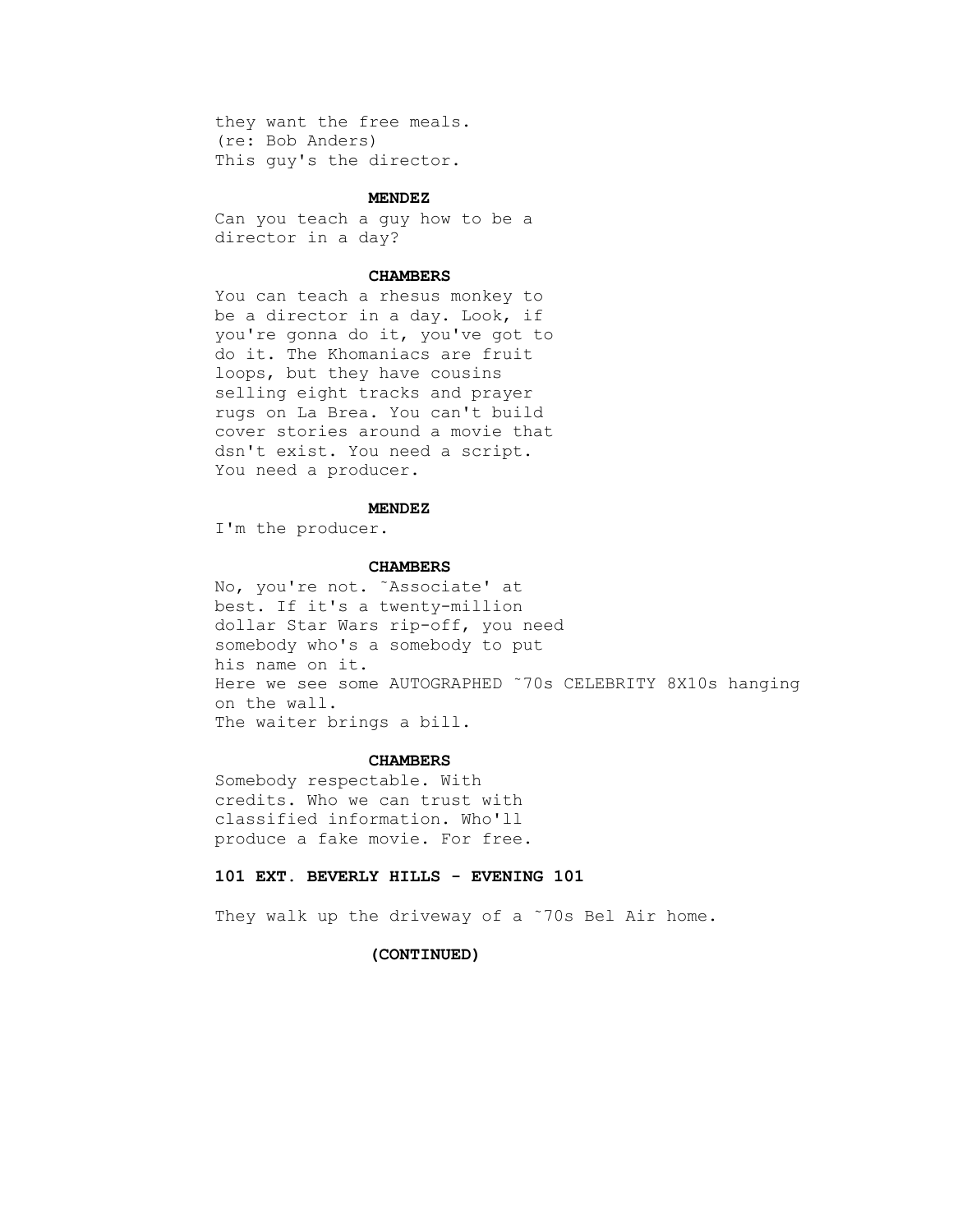they want the free meals.
(re: Bob Anders)
This guy's the director.

**MENDEZ**

Can you teach a guy how to be a director in a day?

**CHAMBERS**

You can teach a rhesus monkey to be a director in a day. Look, if you're gonna do it, you've got to do it. The Khomaniacs are fruit loops, but they have cousins selling eight tracks and prayer rugs on La Brea. You can't build cover stories around a movie that dsn't exist. You need a script. You need a producer.

**MENDEZ**

I'm the producer.

**CHAMBERS**

No, you're not. ˜Associate' at best. If it's a twenty-million dollar Star Wars rip-off, you need somebody who's a somebody to put his name on it.

Here we see some AUTOGRAPHED ˜70s CELEBRITY 8X10s hanging on the wall.

The waiter brings a bill.

**CHAMBERS**

Somebody respectable. With credits. Who we can trust with classified information. Who'll produce a fake movie. For free.

**101 EXT. BEVERLY HILLS - EVENING 101**

They walk up the driveway of a ˜70s Bel Air home.

**(CONTINUED)**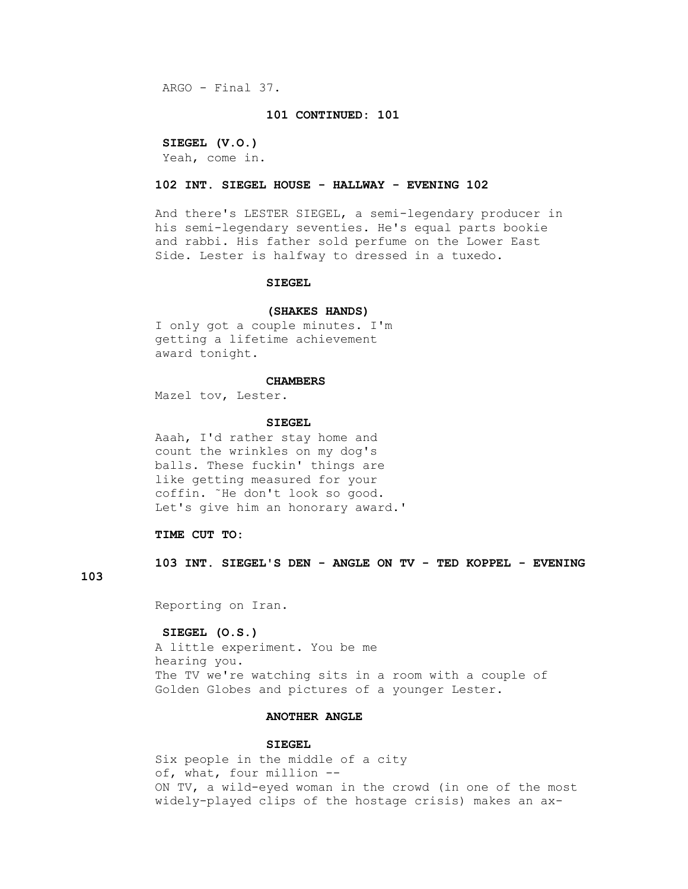**101 CONTINUED: 101**

**SIEGEL (V.O.)**
Yeah, come in.

**102 INT. SIEGEL HOUSE - HALLWAY - EVENING 102**

And there's LESTER SIEGEL, a semi-legendary producer in his semi-legendary seventies. He's equal parts bookie and rabbi. His father sold perfume on the Lower East Side. Lester is halfway to dressed in a tuxedo.

**SIEGEL**

**(SHAKES HANDS)**
I only got a couple minutes. I'm getting a lifetime achievement award tonight.

**CHAMBERS**
Mazel tov, Lester.

**SIEGEL**
Aaah, I'd rather stay home and count the wrinkles on my dog's balls. These fuckin' things are like getting measured for your coffin. ˜He don't look so good. Let's give him an honorary award.'

**TIME CUT TO:**

**103 INT. SIEGEL'S DEN - ANGLE ON TV - TED KOPPEL - EVENING 103**

Reporting on Iran.

**SIEGEL (O.S.)**
A little experiment. You be me hearing you.
The TV we're watching sits in a room with a couple of Golden Globes and pictures of a younger Lester.

**ANOTHER ANGLE**

**SIEGEL**
Six people in the middle of a city of, what, four million --
ON TV, a wild-eyed woman in the crowd (in one of the most widely-played clips of the hostage crisis) makes an ax-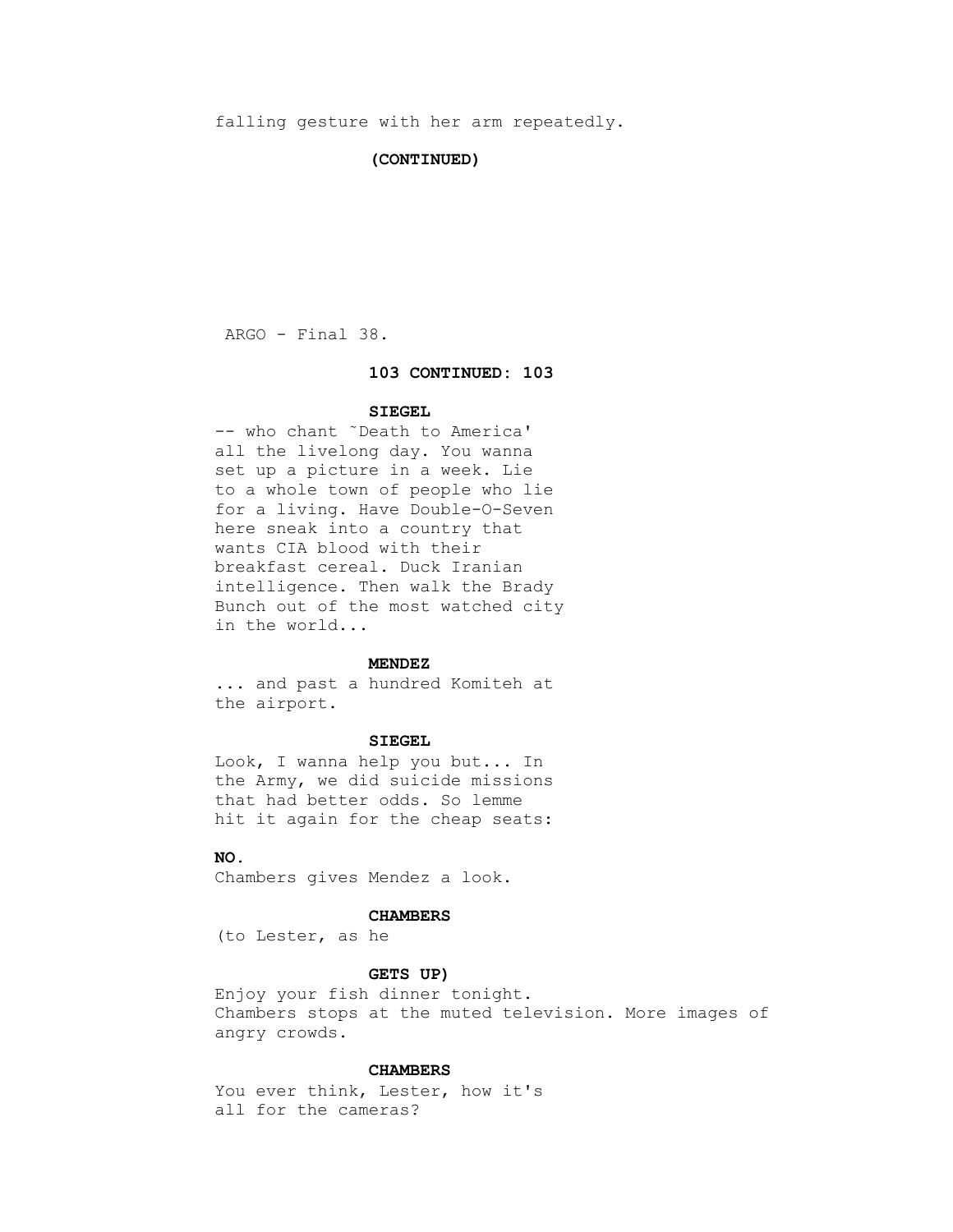falling gesture with her arm repeatedly.

**(CONTINUED)**

**103 CONTINUED: 103**

**SIEGEL**
-- who chant ˜Death to America' all the livelong day. You wanna set up a picture in a week. Lie to a whole town of people who lie for a living. Have Double-O-Seven here sneak into a country that wants CIA blood with their breakfast cereal. Duck Iranian intelligence. Then walk the Brady Bunch out of the most watched city in the world...

**MENDEZ**
... and past a hundred Komiteh at the airport.

**SIEGEL**
Look, I wanna help you but... In the Army, we did suicide missions that had better odds. So lemme hit it again for the cheap seats:

**NO.**

Chambers gives Mendez a look.

**CHAMBERS**
(to Lester, as he

**GETS UP)**
Enjoy your fish dinner tonight.

Chambers stops at the muted television. More images of angry crowds.

**CHAMBERS**
You ever think, Lester, how it's all for the cameras?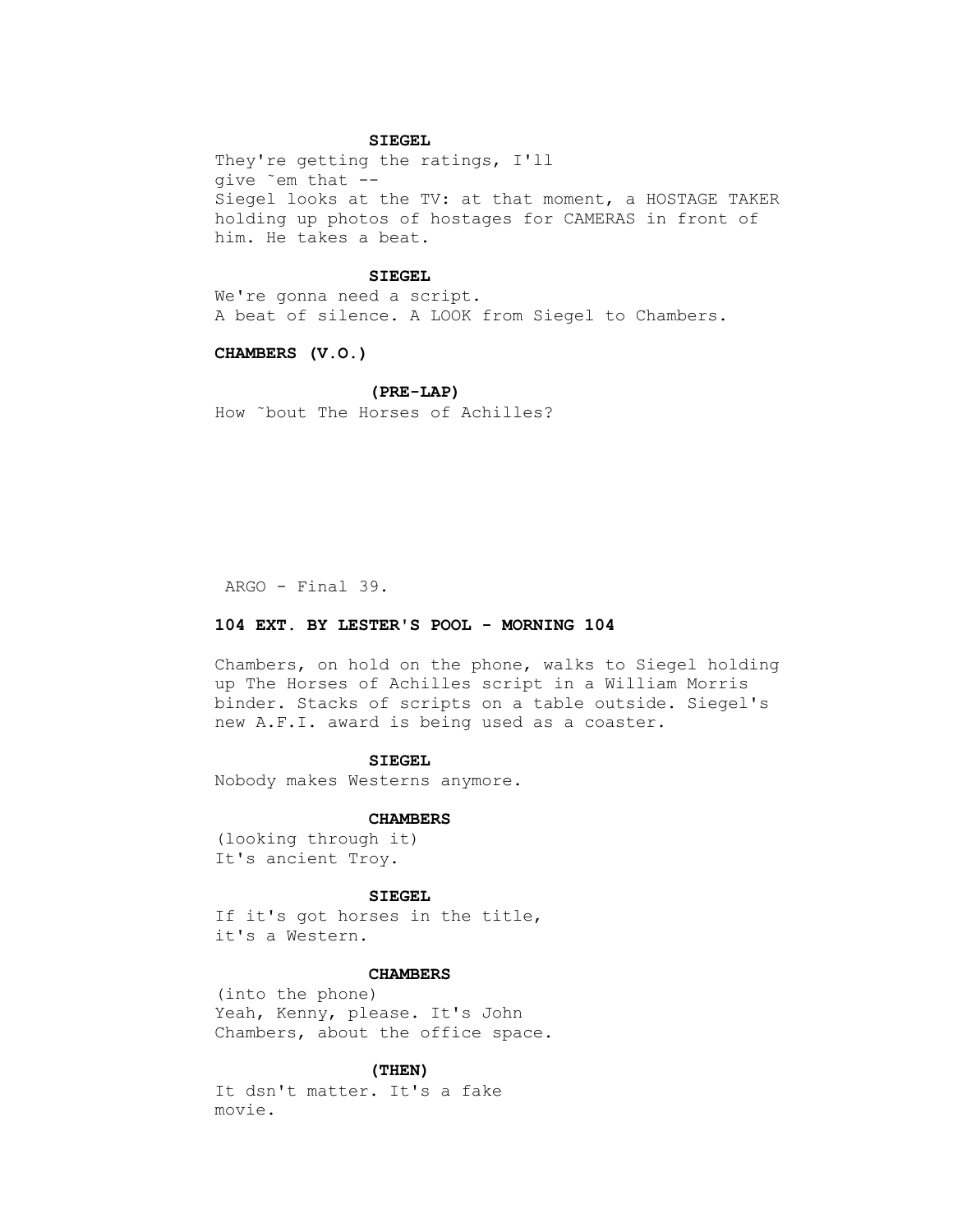**SIEGEL**

They're getting the ratings, I'll give ˜em that --

Siegel looks at the TV: at that moment, a HOSTAGE TAKER holding up photos of hostages for CAMERAS in front of him. He takes a beat.

**SIEGEL**

We're gonna need a script.

A beat of silence. A LOOK from Siegel to Chambers.

**CHAMBERS (V.O.)**

**(PRE-LAP)**

How ˜bout The Horses of Achilles?

ARGO - Final 39.

**104 EXT. BY LESTER'S POOL - MORNING 104**

Chambers, on hold on the phone, walks to Siegel holding up The Horses of Achilles script in a William Morris binder. Stacks of scripts on a table outside. Siegel's new A.F.I. award is being used as a coaster.

**SIEGEL**

Nobody makes Westerns anymore.

**CHAMBERS**

(looking through it)
It's ancient Troy.

**SIEGEL**

If it's got horses in the title, it's a Western.

**CHAMBERS**

(into the phone)
Yeah, Kenny, please. It's John Chambers, about the office space.

**(THEN)**

It dsn't matter. It's a fake movie.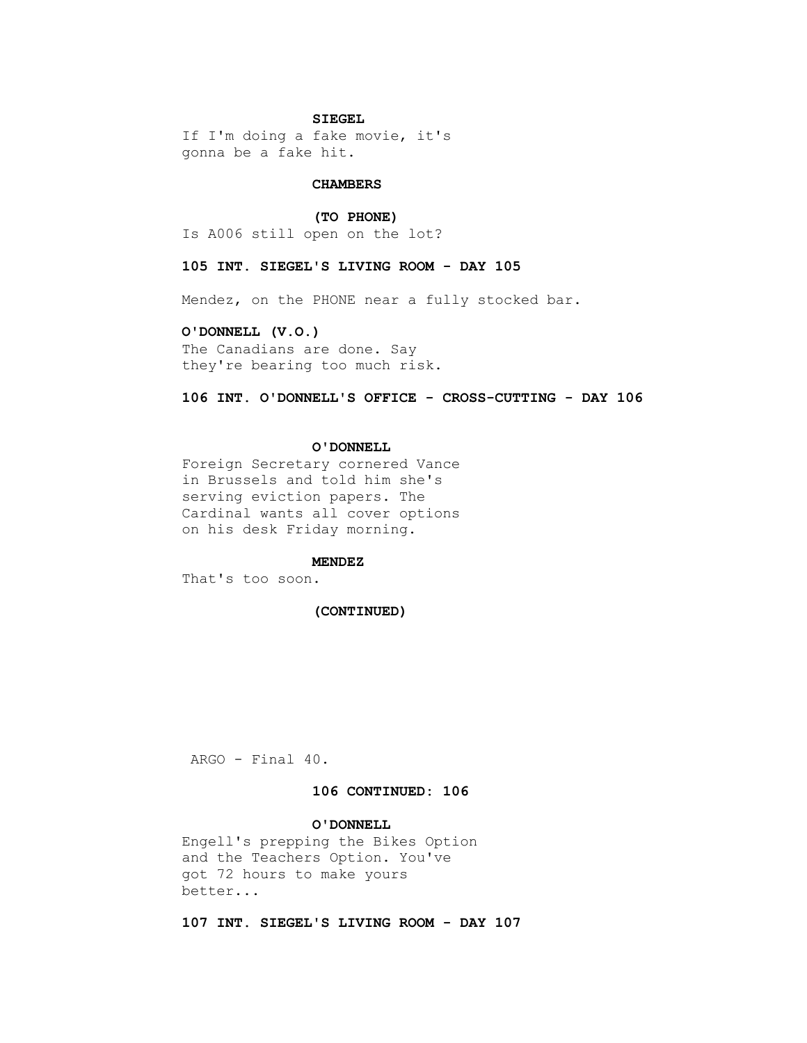**SIEGEL**

If I'm doing a fake movie, it's gonna be a fake hit.

**CHAMBERS**

**(TO PHONE)**

Is A006 still open on the lot?

**105 INT. SIEGEL'S LIVING ROOM - DAY 105**

Mendez, on the PHONE near a fully stocked bar.

**O'DONNELL (V.O.)**

The Canadians are done. Say they're bearing too much risk.

**106 INT. O'DONNELL'S OFFICE - CROSS-CUTTING - DAY 106**

**O'DONNELL**

Foreign Secretary cornered Vance in Brussels and told him she's serving eviction papers. The Cardinal wants all cover options on his desk Friday morning.

**MENDEZ**

That's too soon.

**(CONTINUED)**

**106 CONTINUED: 106**

**O'DONNELL**

Engell's prepping the Bikes Option and the Teachers Option. You've got 72 hours to make yours better...

**107 INT. SIEGEL'S LIVING ROOM - DAY 107**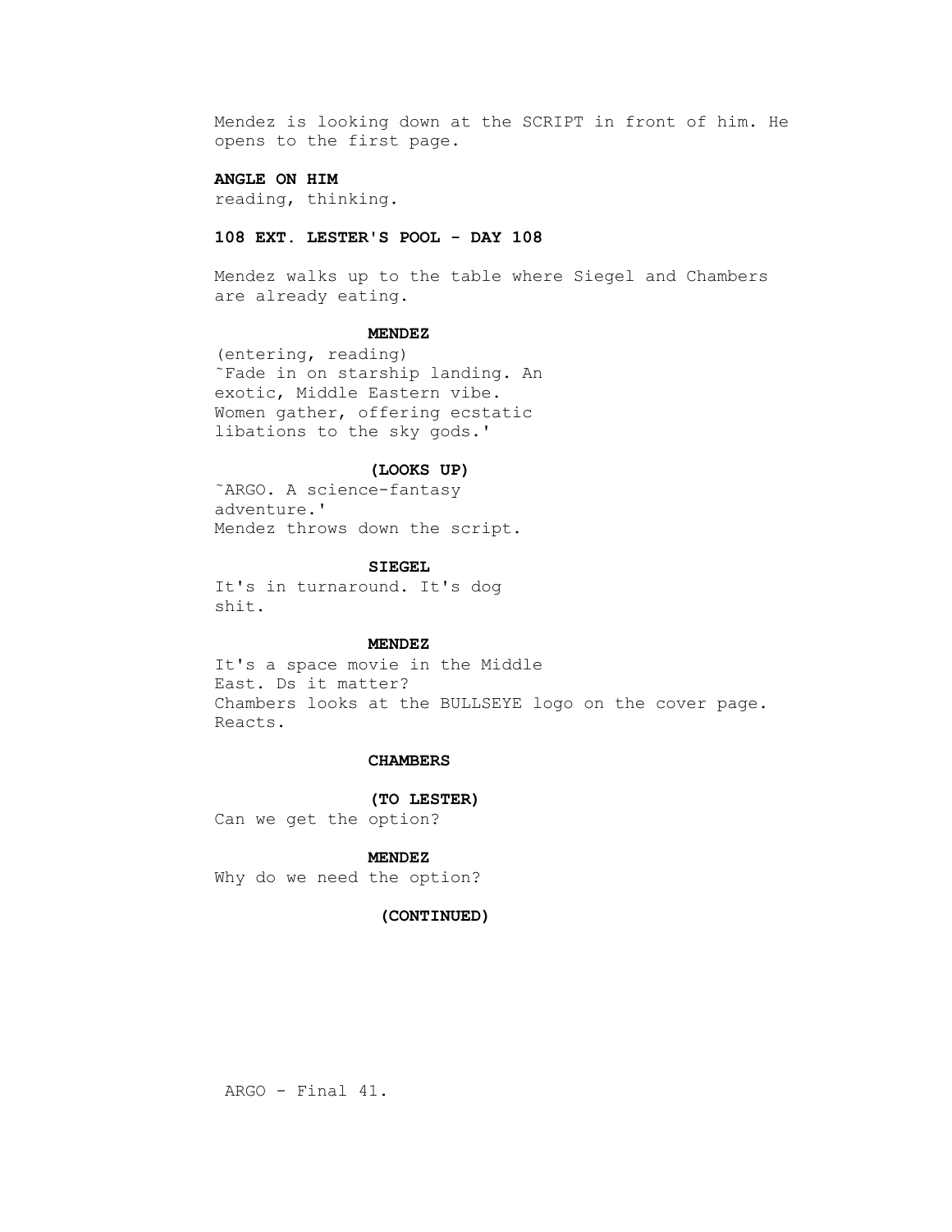Mendez is looking down at the SCRIPT in front of him. He opens to the first page.

**ANGLE ON HIM**
reading, thinking.

**108 EXT. LESTER'S POOL - DAY 108**

Mendez walks up to the table where Siegel and Chambers are already eating.

**MENDEZ**
(entering, reading)
˜Fade in on starship landing. An exotic, Middle Eastern vibe. Women gather, offering ecstatic libations to the sky gods.'

**(LOOKS UP)**
˜ARGO. A science-fantasy adventure.'
Mendez throws down the script.

**SIEGEL**
It's in turnaround. It's dog shit.

**MENDEZ**
It's a space movie in the Middle East. Ds it matter?
Chambers looks at the BULLSEYE logo on the cover page. Reacts.

**CHAMBERS**

**(TO LESTER)**
Can we get the option?

**MENDEZ**
Why do we need the option?

**(CONTINUED)**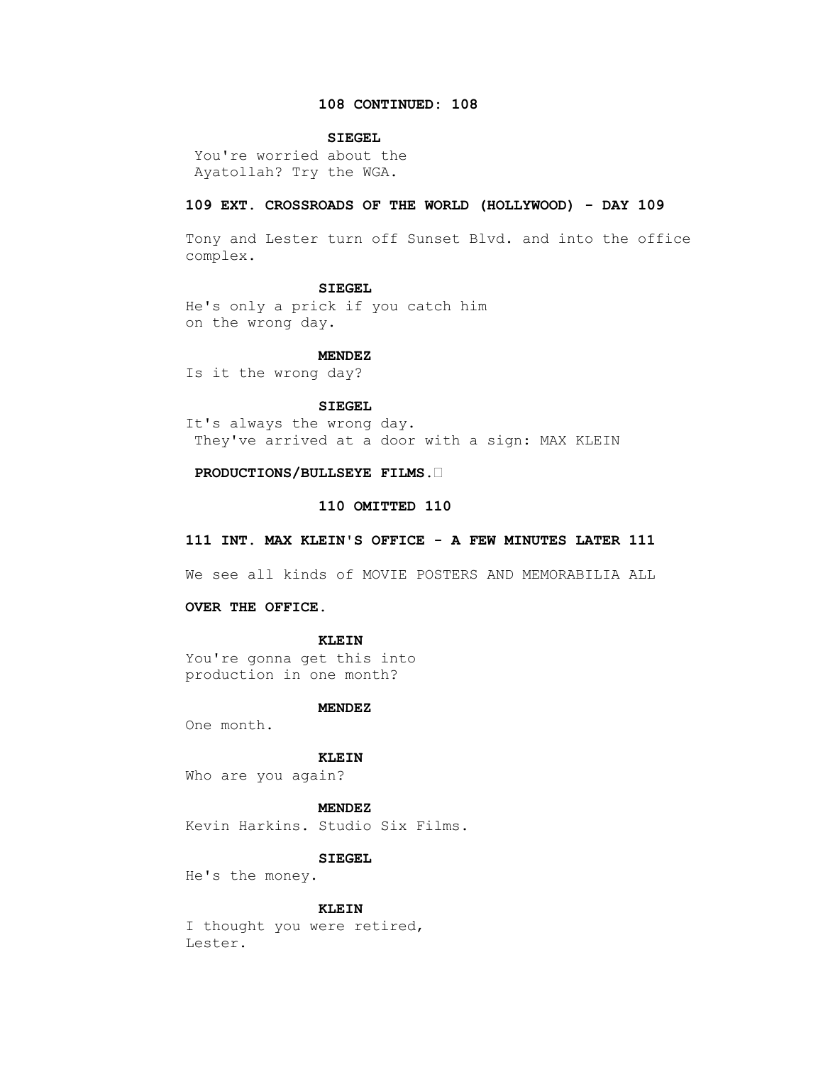**108 CONTINUED: 108**

**SIEGEL**

You're worried about the Ayatollah? Try the WGA.

**109 EXT. CROSSROADS OF THE WORLD (HOLLYWOOD) - DAY 109**

Tony and Lester turn off Sunset Blvd. and into the office complex.

**SIEGEL**

He's only a prick if you catch him on the wrong day.

**MENDEZ**

Is it the wrong day?

**SIEGEL**

It's always the wrong day.

They've arrived at a door with a sign: MAX KLEIN

**PRODUCTIONS/BULLSEYE FILMS.**

**110 OMITTED 110**

**111 INT. MAX KLEIN'S OFFICE - A FEW MINUTES LATER 111**

We see all kinds of MOVIE POSTERS AND MEMORABILIA ALL

**OVER THE OFFICE.**

**KLEIN**

You're gonna get this into production in one month?

**MENDEZ**

One month.

**KLEIN**

Who are you again?

**MENDEZ**

Kevin Harkins. Studio Six Films.

**SIEGEL**

He's the money.

**KLEIN**

I thought you were retired, Lester.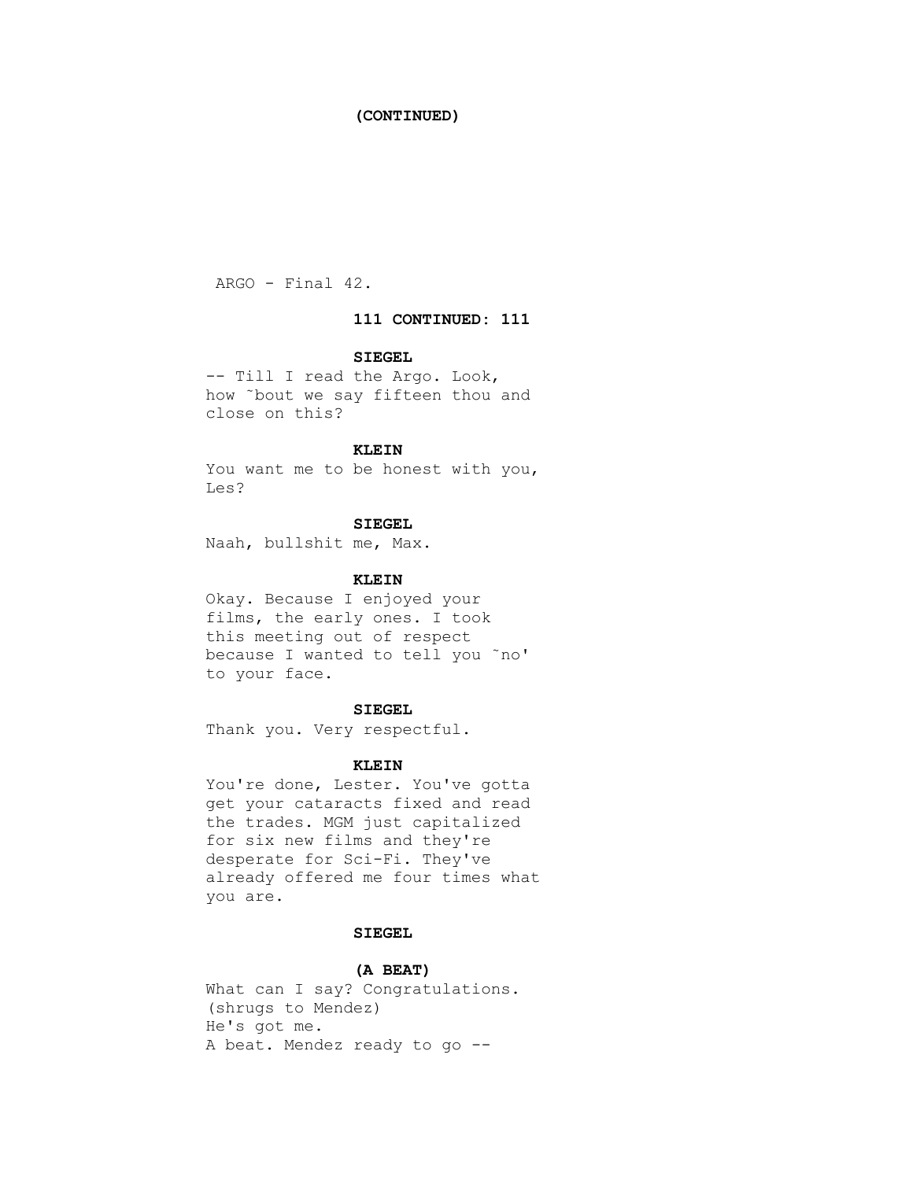**(CONTINUED)**

**111 CONTINUED: 111**

**SIEGEL**

-- Till I read the Argo. Look, how ˜bout we say fifteen thou and close on this?

**KLEIN**

You want me to be honest with you, Les?

**SIEGEL**

Naah, bullshit me, Max.

**KLEIN**

Okay. Because I enjoyed your films, the early ones. I took this meeting out of respect because I wanted to tell you ˜no' to your face.

**SIEGEL**

Thank you. Very respectful.

**KLEIN**

You're done, Lester. You've gotta get your cataracts fixed and read the trades. MGM just capitalized for six new films and they're desperate for Sci-Fi. They've already offered me four times what you are.

**SIEGEL**

**(A BEAT)**

What can I say? Congratulations.
(shrugs to Mendez)
He's got me.
A beat. Mendez ready to go --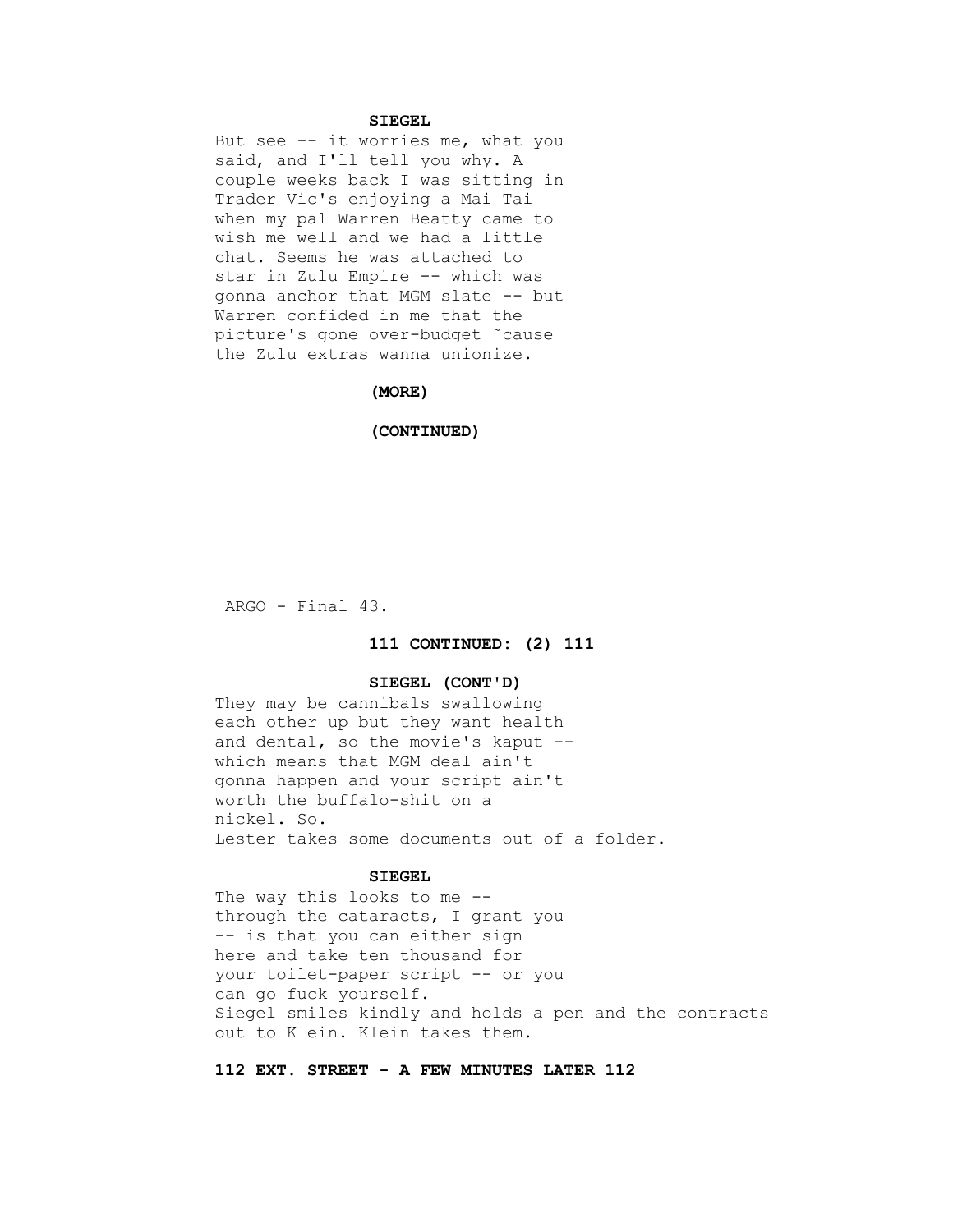**SIEGEL**

But see -- it worries me, what you said, and I'll tell you why. A couple weeks back I was sitting in Trader Vic's enjoying a Mai Tai when my pal Warren Beatty came to wish me well and we had a little chat. Seems he was attached to star in Zulu Empire -- which was gonna anchor that MGM slate -- but Warren confided in me that the picture's gone over-budget ˜cause the Zulu extras wanna unionize.

**(MORE)**

**(CONTINUED)**

**111 CONTINUED: (2) 111**

**SIEGEL (CONT'D)**

They may be cannibals swallowing each other up but they want health and dental, so the movie's kaput -- which means that MGM deal ain't gonna happen and your script ain't worth the buffalo-shit on a nickel. So.

Lester takes some documents out of a folder.

**SIEGEL**

The way this looks to me -- through the cataracts, I grant you -- is that you can either sign here and take ten thousand for your toilet-paper script -- or you can go fuck yourself.

Siegel smiles kindly and holds a pen and the contracts out to Klein. Klein takes them.

**112 EXT. STREET - A FEW MINUTES LATER 112**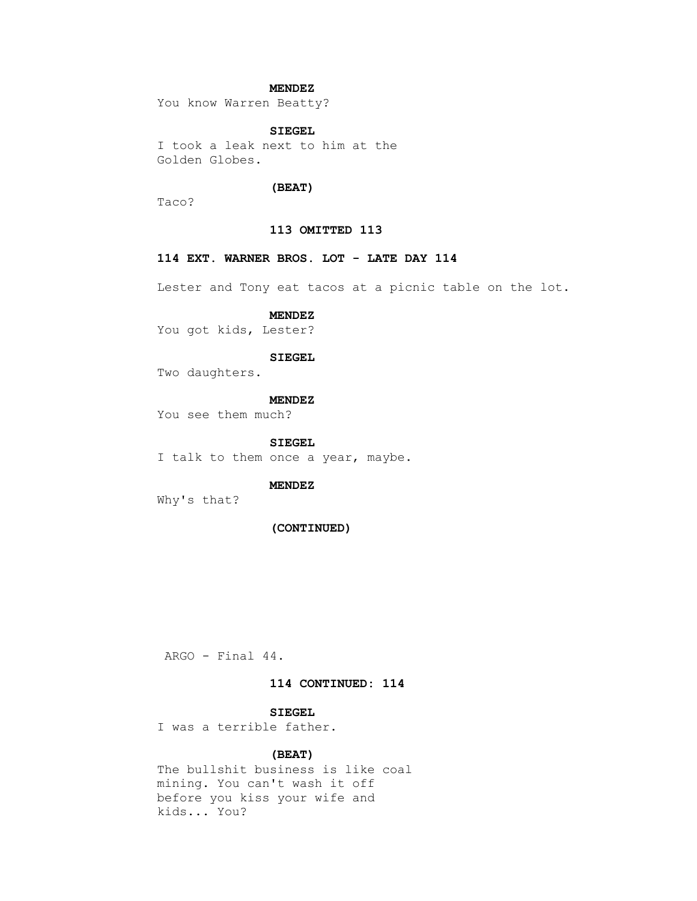**MENDEZ**

You know Warren Beatty?

**SIEGEL**

I took a leak next to him at the Golden Globes.

**(BEAT)**

Taco?

**113 OMITTED 113**

**114 EXT. WARNER BROS. LOT - LATE DAY 114**

Lester and Tony eat tacos at a picnic table on the lot.

**MENDEZ**

You got kids, Lester?

**SIEGEL**

Two daughters.

**MENDEZ**

You see them much?

**SIEGEL**

I talk to them once a year, maybe.

**MENDEZ**

Why's that?

**(CONTINUED)**

**114 CONTINUED: 114**

**SIEGEL**

I was a terrible father.

**(BEAT)**

The bullshit business is like coal mining. You can't wash it off before you kiss your wife and kids... You?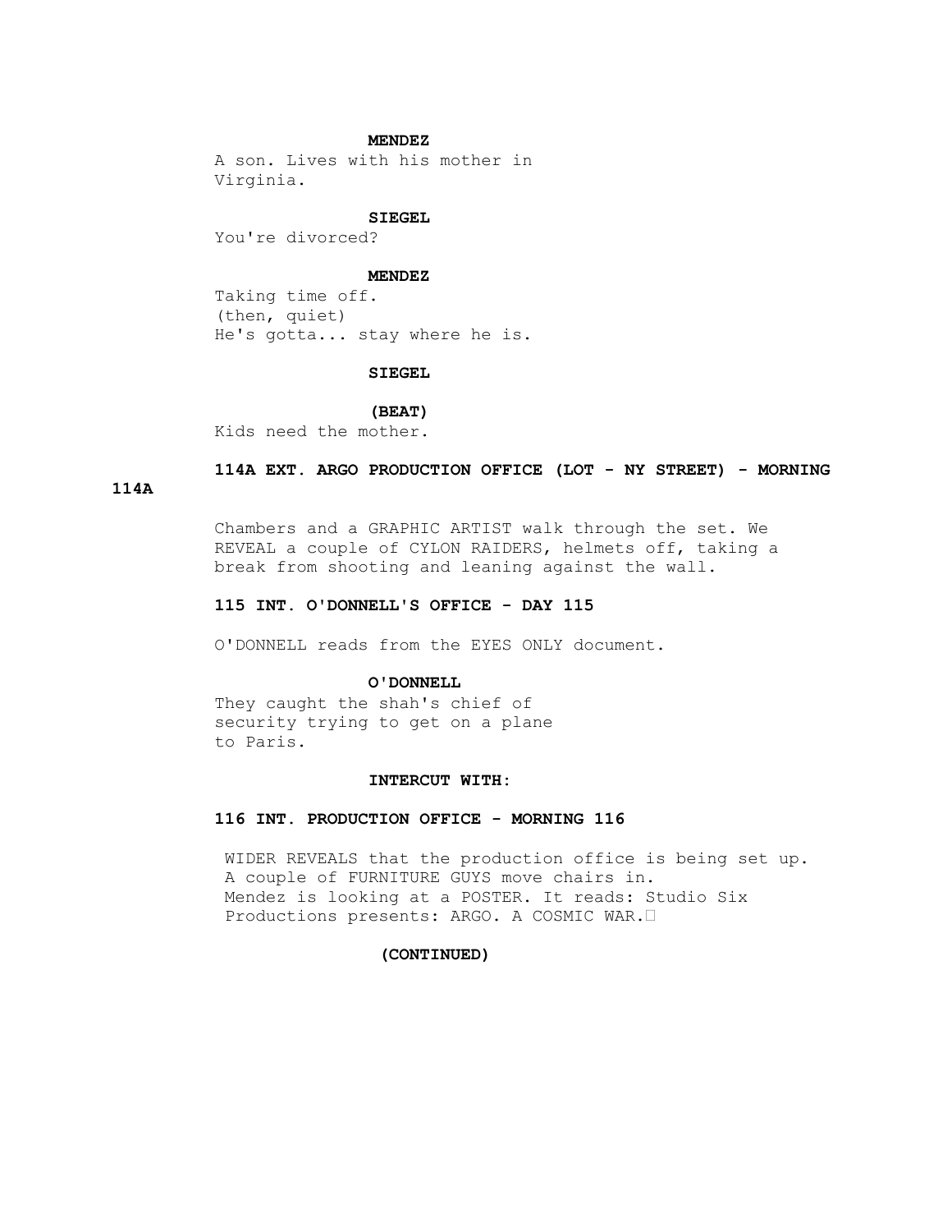**MENDEZ**

A son. Lives with his mother in Virginia.

**SIEGEL**

You're divorced?

**MENDEZ**

Taking time off.
(then, quiet)
He's gotta... stay where he is.

**SIEGEL**

**(BEAT)**

Kids need the mother.

**114A EXT. ARGO PRODUCTION OFFICE (LOT - NY STREET) - MORNING 114A**

Chambers and a GRAPHIC ARTIST walk through the set. We REVEAL a couple of CYLON RAIDERS, helmets off, taking a break from shooting and leaning against the wall.

**115 INT. O'DONNELL'S OFFICE - DAY 115**

O'DONNELL reads from the EYES ONLY document.

**O'DONNELL**

They caught the shah's chief of security trying to get on a plane to Paris.

**INTERCUT WITH:**

**116 INT. PRODUCTION OFFICE - MORNING 116**

WIDER REVEALS that the production office is being set up. A couple of FURNITURE GUYS move chairs in. Mendez is looking at a POSTER. It reads: Studio Six Productions presents: ARGO. A COSMIC WAR.

**(CONTINUED)**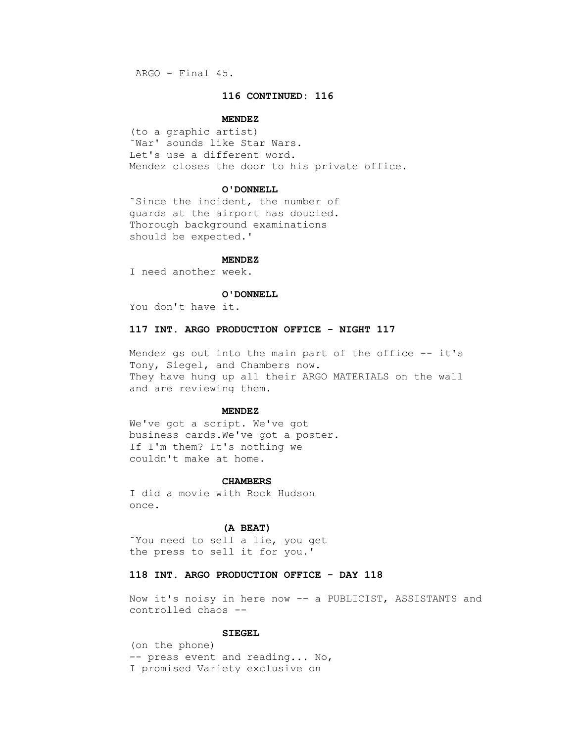**116 CONTINUED: 116**

**MENDEZ**

(to a graphic artist)
˜War' sounds like Star Wars.
Let's use a different word.
Mendez closes the door to his private office.

**O'DONNELL**

˜Since the incident, the number of
guards at the airport has doubled.
Thorough background examinations
should be expected.'

**MENDEZ**

I need another week.

**O'DONNELL**

You don't have it.

**117 INT. ARGO PRODUCTION OFFICE - NIGHT 117**

Mendez gs out into the main part of the office -- it's
Tony, Siegel, and Chambers now.
They have hung up all their ARGO MATERIALS on the wall
and are reviewing them.

**MENDEZ**

We've got a script. We've got
business cards.We've got a poster.
If I'm them? It's nothing we
couldn't make at home.

**CHAMBERS**

I did a movie with Rock Hudson
once.

**(A BEAT)**

˜You need to sell a lie, you get
the press to sell it for you.'

**118 INT. ARGO PRODUCTION OFFICE - DAY 118**

Now it's noisy in here now -- a PUBLICIST, ASSISTANTS and
controlled chaos --

**SIEGEL**

(on the phone)
-- press event and reading... No,
I promised Variety exclusive on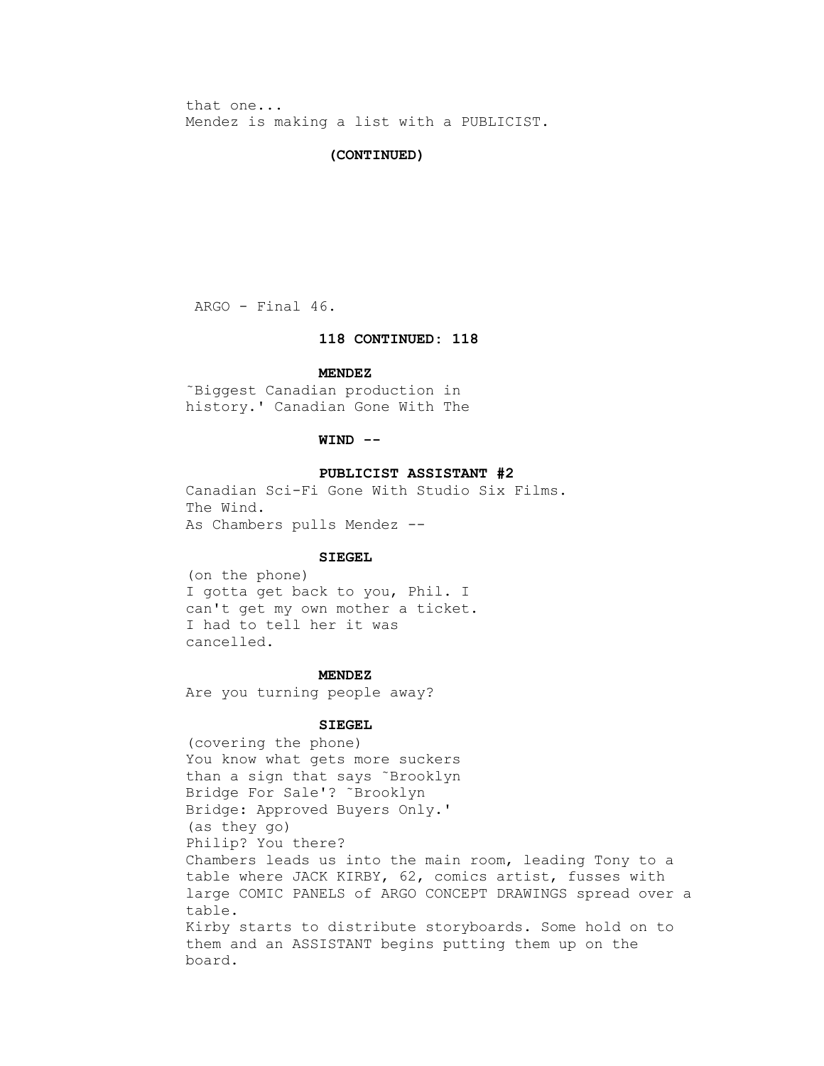that one...
Mendez is making a list with a PUBLICIST.

**(CONTINUED)**

**118 CONTINUED: 118**

**MENDEZ**

˜Biggest Canadian production in history.' Canadian Gone With The

**WIND --**

**PUBLICIST ASSISTANT #2**

Canadian Sci-Fi Gone With Studio Six Films.
The Wind.
As Chambers pulls Mendez --

**SIEGEL**

(on the phone)
I gotta get back to you, Phil. I can't get my own mother a ticket. I had to tell her it was cancelled.

**MENDEZ**

Are you turning people away?

**SIEGEL**

(covering the phone)
You know what gets more suckers than a sign that says ˜Brooklyn Bridge For Sale'? ˜Brooklyn Bridge: Approved Buyers Only.'
(as they go)
Philip? You there?
Chambers leads us into the main room, leading Tony to a table where JACK KIRBY, 62, comics artist, fusses with large COMIC PANELS of ARGO CONCEPT DRAWINGS spread over a table.
Kirby starts to distribute storyboards. Some hold on to them and an ASSISTANT begins putting them up on the board.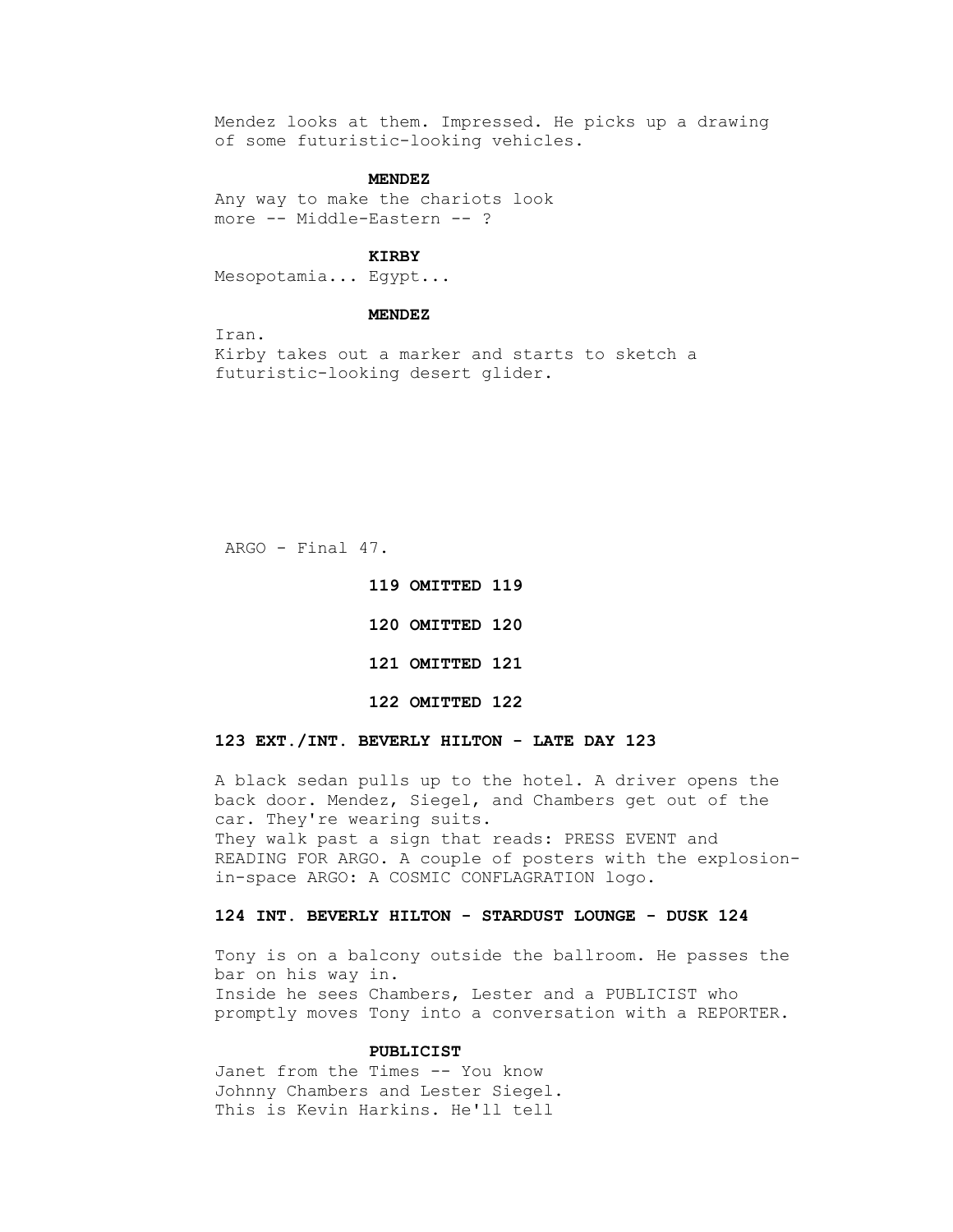Mendez looks at them. Impressed. He picks up a drawing of some futuristic-looking vehicles.

**MENDEZ**
Any way to make the chariots look more -- Middle-Eastern -- ?

**KIRBY**
Mesopotamia... Egypt...

**MENDEZ**
Iran.

Kirby takes out a marker and starts to sketch a futuristic-looking desert glider.

**119 OMITTED 119**

**120 OMITTED 120**

**121 OMITTED 121**

**122 OMITTED 122**

**123 EXT./INT. BEVERLY HILTON - LATE DAY 123**

A black sedan pulls up to the hotel. A driver opens the back door. Mendez, Siegel, and Chambers get out of the car. They're wearing suits.

They walk past a sign that reads: PRESS EVENT and READING FOR ARGO. A couple of posters with the explosion-in-space ARGO: A COSMIC CONFLAGRATION logo.

**124 INT. BEVERLY HILTON - STARDUST LOUNGE - DUSK 124**

Tony is on a balcony outside the ballroom. He passes the bar on his way in.

Inside he sees Chambers, Lester and a PUBLICIST who promptly moves Tony into a conversation with a REPORTER.

**PUBLICIST**
Janet from the Times -- You know Johnny Chambers and Lester Siegel. This is Kevin Harkins. He'll tell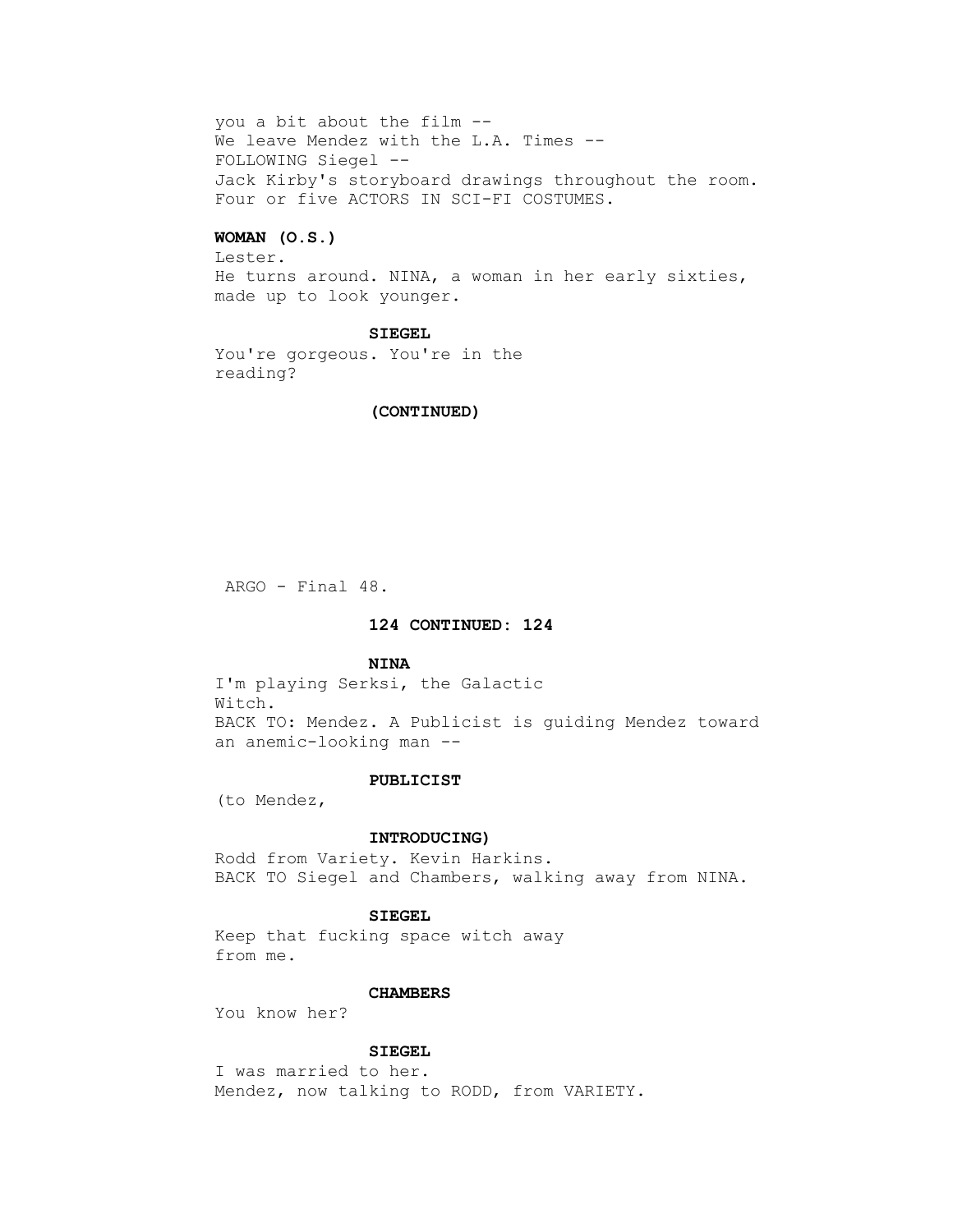you a bit about the film --
We leave Mendez with the L.A. Times --
FOLLOWING Siegel --
Jack Kirby's storyboard drawings throughout the room.
Four or five ACTORS IN SCI-FI COSTUMES.

**WOMAN (O.S.)**
Lester.
He turns around. NINA, a woman in her early sixties, made up to look younger.

**SIEGEL**
You're gorgeous. You're in the reading?

**(CONTINUED)**

**124 CONTINUED: 124**

**NINA**
I'm playing Serksi, the Galactic Witch.
BACK TO: Mendez. A Publicist is guiding Mendez toward an anemic-looking man --

**PUBLICIST**
(to Mendez,

**INTRODUCING)**
Rodd from Variety. Kevin Harkins.
BACK TO Siegel and Chambers, walking away from NINA.

**SIEGEL**
Keep that fucking space witch away from me.

**CHAMBERS**
You know her?

**SIEGEL**
I was married to her.
Mendez, now talking to RODD, from VARIETY.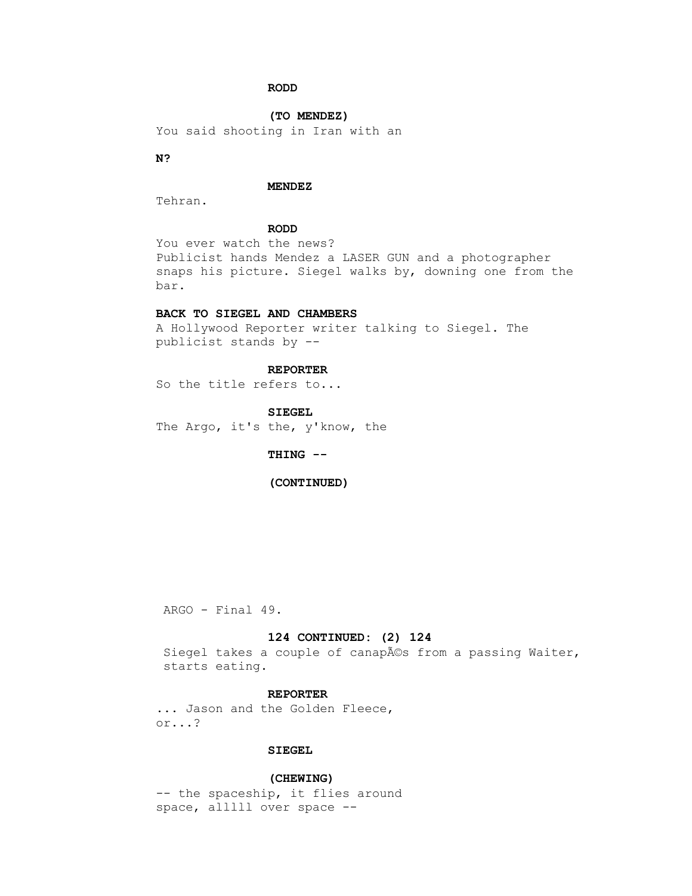**RODD**

**(TO MENDEZ)**

You said shooting in Iran with an

**N?**

**MENDEZ**

Tehran.

**RODD**

You ever watch the news?
Publicist hands Mendez a LASER GUN and a photographer snaps his picture. Siegel walks by, downing one from the bar.

**BACK TO SIEGEL AND CHAMBERS**

A Hollywood Reporter writer talking to Siegel. The publicist stands by --

**REPORTER**

So the title refers to...

**SIEGEL**

The Argo, it's the, y'know, the

**THING --**

**(CONTINUED)**

**124 CONTINUED: (2) 124**

Siegel takes a couple of canapÃ©s from a passing Waiter, starts eating.

**REPORTER**

... Jason and the Golden Fleece,
or...?

**SIEGEL**

**(CHEWING)**

-- the spaceship, it flies around
space, alllll over space --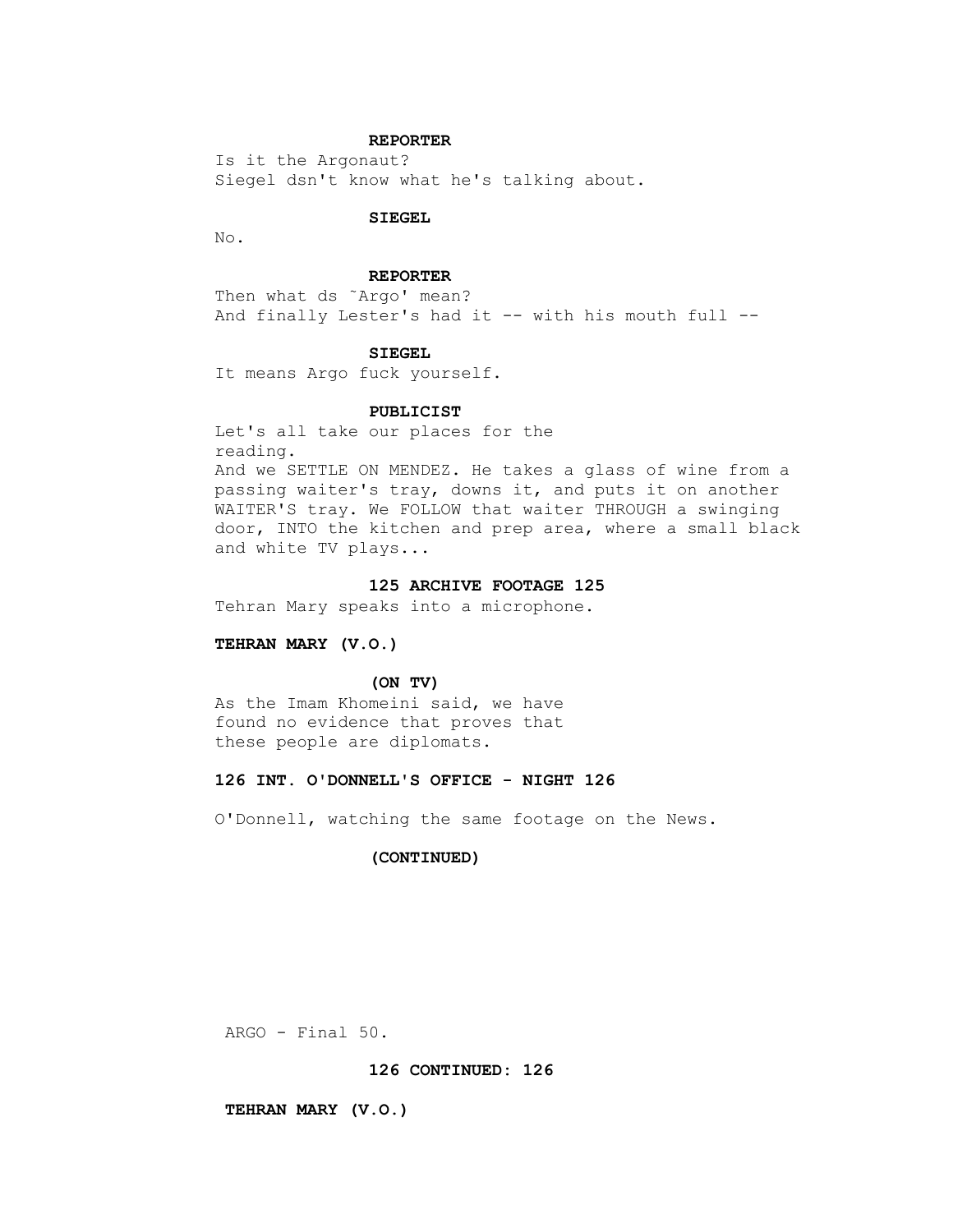**REPORTER**

Is it the Argonaut?
Siegel dsn't know what he's talking about.

**SIEGEL**

No.

**REPORTER**

Then what ds ˜Argo' mean?
And finally Lester's had it -- with his mouth full --

**SIEGEL**

It means Argo fuck yourself.

**PUBLICIST**

Let's all take our places for the
reading.
And we SETTLE ON MENDEZ. He takes a glass of wine from a passing waiter's tray, downs it, and puts it on another WAITER'S tray. We FOLLOW that waiter THROUGH a swinging door, INTO the kitchen and prep area, where a small black and white TV plays...

**125 ARCHIVE FOOTAGE 125**

Tehran Mary speaks into a microphone.

**TEHRAN MARY (V.O.)**

**(ON TV)**

As the Imam Khomeini said, we have
found no evidence that proves that
these people are diplomats.

**126 INT. O'DONNELL'S OFFICE - NIGHT 126**

O'Donnell, watching the same footage on the News.

**(CONTINUED)**

**126 CONTINUED: 126**

**TEHRAN MARY (V.O.)**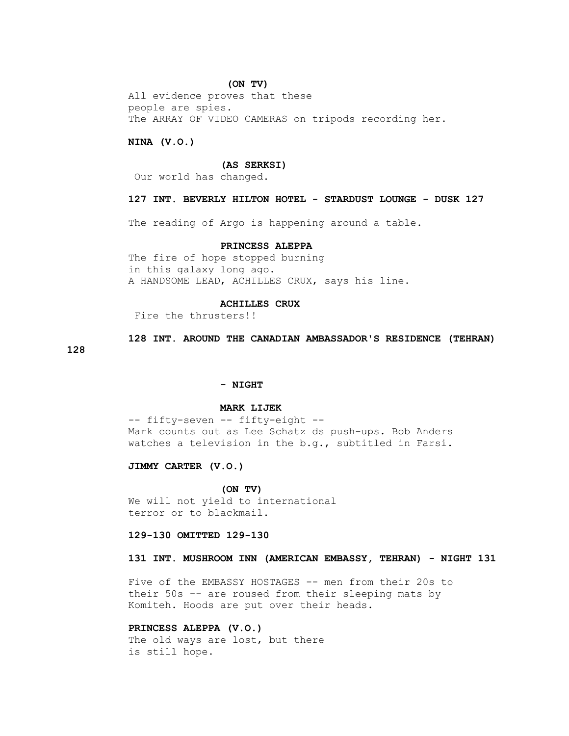**(ON TV)**

All evidence proves that these
people are spies.
The ARRAY OF VIDEO CAMERAS on tripods recording her.

**NINA (V.O.)**

**(AS SERKSI)**

Our world has changed.

**127 INT. BEVERLY HILTON HOTEL - STARDUST LOUNGE - DUSK 127**

The reading of Argo is happening around a table.

**PRINCESS ALEPPA**

The fire of hope stopped burning
in this galaxy long ago.
A HANDSOME LEAD, ACHILLES CRUX, says his line.

**ACHILLES CRUX**

Fire the thrusters!!

**128 INT. AROUND THE CANADIAN AMBASSADOR'S RESIDENCE (TEHRAN) 128**

**- NIGHT**

**MARK LIJEK**

-- fifty-seven -- fifty-eight --
Mark counts out as Lee Schatz ds push-ups. Bob Anders
watches a television in the b.g., subtitled in Farsi.

**JIMMY CARTER (V.O.)**

**(ON TV)**

We will not yield to international
terror or to blackmail.

**129-130 OMITTED 129-130**

**131 INT. MUSHROOM INN (AMERICAN EMBASSY, TEHRAN) - NIGHT 131**

Five of the EMBASSY HOSTAGES -- men from their 20s to
their 50s -- are roused from their sleeping mats by
Komiteh. Hoods are put over their heads.

**PRINCESS ALEPPA (V.O.)**

The old ways are lost, but there
is still hope.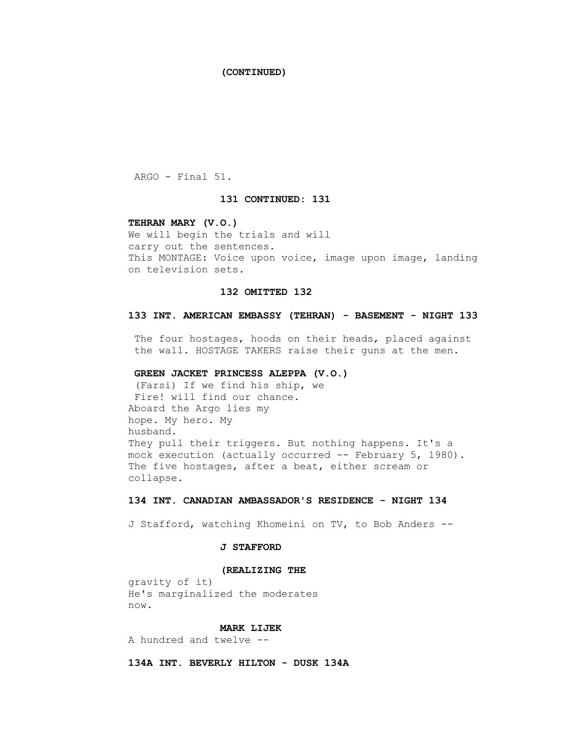(CONTINUED)

ARGO - Final 51.

**131 CONTINUED: 131**

**TEHRAN MARY (V.O.)**
We will begin the trials and will
carry out the sentences.
This MONTAGE: Voice upon voice, image upon image, landing
on television sets.

**132 OMITTED 132**

**133 INT. AMERICAN EMBASSY (TEHRAN) - BASEMENT - NIGHT 133**

The four hostages, hoods on their heads, placed against
the wall. HOSTAGE TAKERS raise their guns at the men.

**GREEN JACKET PRINCESS ALEPPA (V.O.)**
(Farsi) If we find his ship, we
Fire! will find our chance.
Aboard the Argo lies my
hope. My hero. My
husband.
They pull their triggers. But nothing happens. It's a
mock execution (actually occurred -- February 5, 1980).
The five hostages, after a beat, either scream or
collapse.

**134 INT. CANADIAN AMBASSADOR'S RESIDENCE - NIGHT 134**

J Stafford, watching Khomeini on TV, to Bob Anders --

**J STAFFORD**

**(REALIZING THE**
gravity of it)
He's marginalized the moderates
now.

**MARK LIJEK**
A hundred and twelve --

**134A INT. BEVERLY HILTON - DUSK 134A**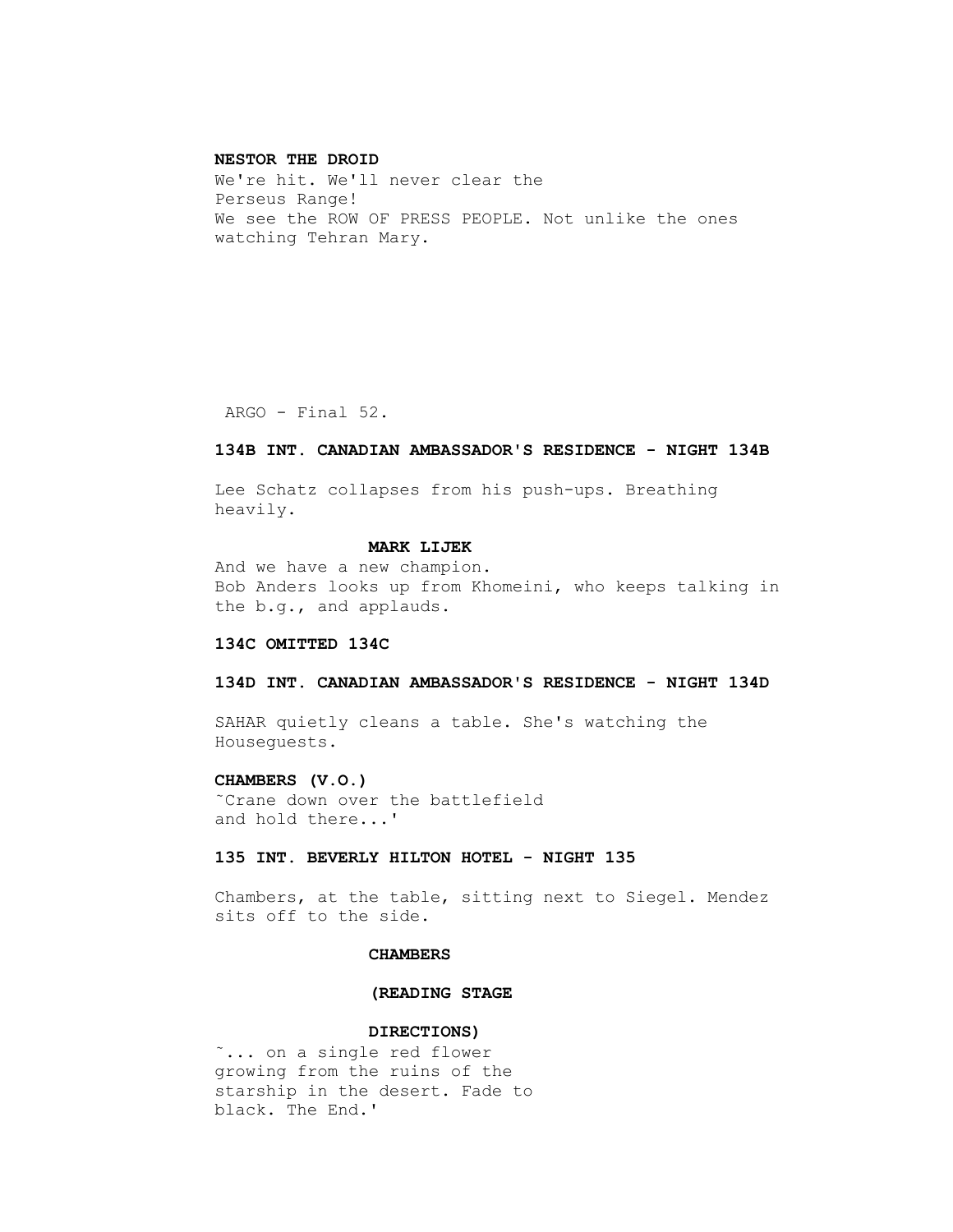**NESTOR THE DROID**

We're hit. We'll never clear the
Perseus Range!
We see the ROW OF PRESS PEOPLE. Not unlike the ones
watching Tehran Mary.

**134B INT. CANADIAN AMBASSADOR'S RESIDENCE - NIGHT 134B**

Lee Schatz collapses from his push-ups. Breathing
heavily.

**MARK LIJEK**

And we have a new champion.
Bob Anders looks up from Khomeini, who keeps talking in
the b.g., and applauds.

**134C OMITTED 134C**

**134D INT. CANADIAN AMBASSADOR'S RESIDENCE - NIGHT 134D**

SAHAR quietly cleans a table. She's watching the
Houseguests.

**CHAMBERS (V.O.)**

˜Crane down over the battlefield
and hold there...'

**135 INT. BEVERLY HILTON HOTEL - NIGHT 135**

Chambers, at the table, sitting next to Siegel. Mendez
sits off to the side.

**CHAMBERS**

**(READING STAGE**

**DIRECTIONS)**

˜... on a single red flower
growing from the ruins of the
starship in the desert. Fade to
black. The End.'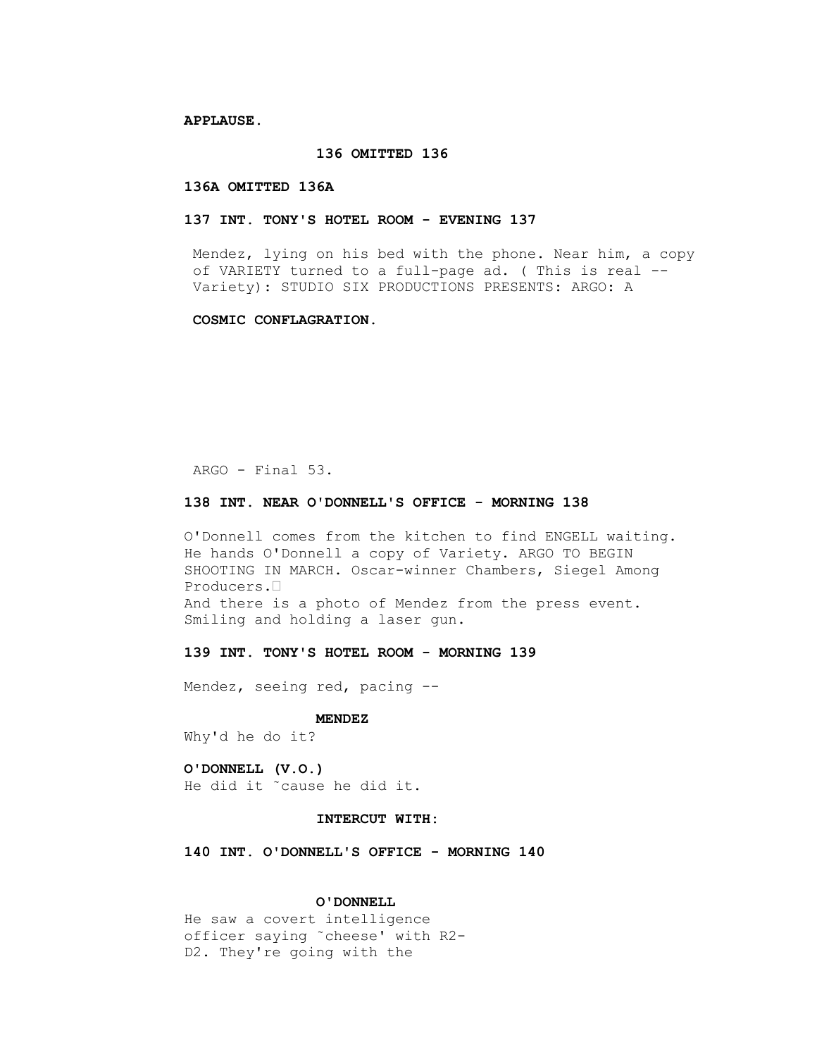**APPLAUSE.**

**136 OMITTED 136**

**136A OMITTED 136A**

**137 INT. TONY'S HOTEL ROOM - EVENING 137**

Mendez, lying on his bed with the phone. Near him, a copy of VARIETY turned to a full-page ad. ( This is real -- Variety): STUDIO SIX PRODUCTIONS PRESENTS: ARGO: A

**COSMIC CONFLAGRATION.**

**138 INT. NEAR O'DONNELL'S OFFICE - MORNING 138**

O'Donnell comes from the kitchen to find ENGELL waiting. He hands O'Donnell a copy of Variety. ARGO TO BEGIN SHOOTING IN MARCH. Oscar-winner Chambers, Siegel Among Producers.
And there is a photo of Mendez from the press event. Smiling and holding a laser gun.

**139 INT. TONY'S HOTEL ROOM - MORNING 139**

Mendez, seeing red, pacing --

**MENDEZ**
Why'd he do it?

**O'DONNELL (V.O.)**
He did it ˜cause he did it.

**INTERCUT WITH:**

**140 INT. O'DONNELL'S OFFICE - MORNING 140**

**O'DONNELL**
He saw a covert intelligence officer saying ˜cheese' with R2-D2. They're going with the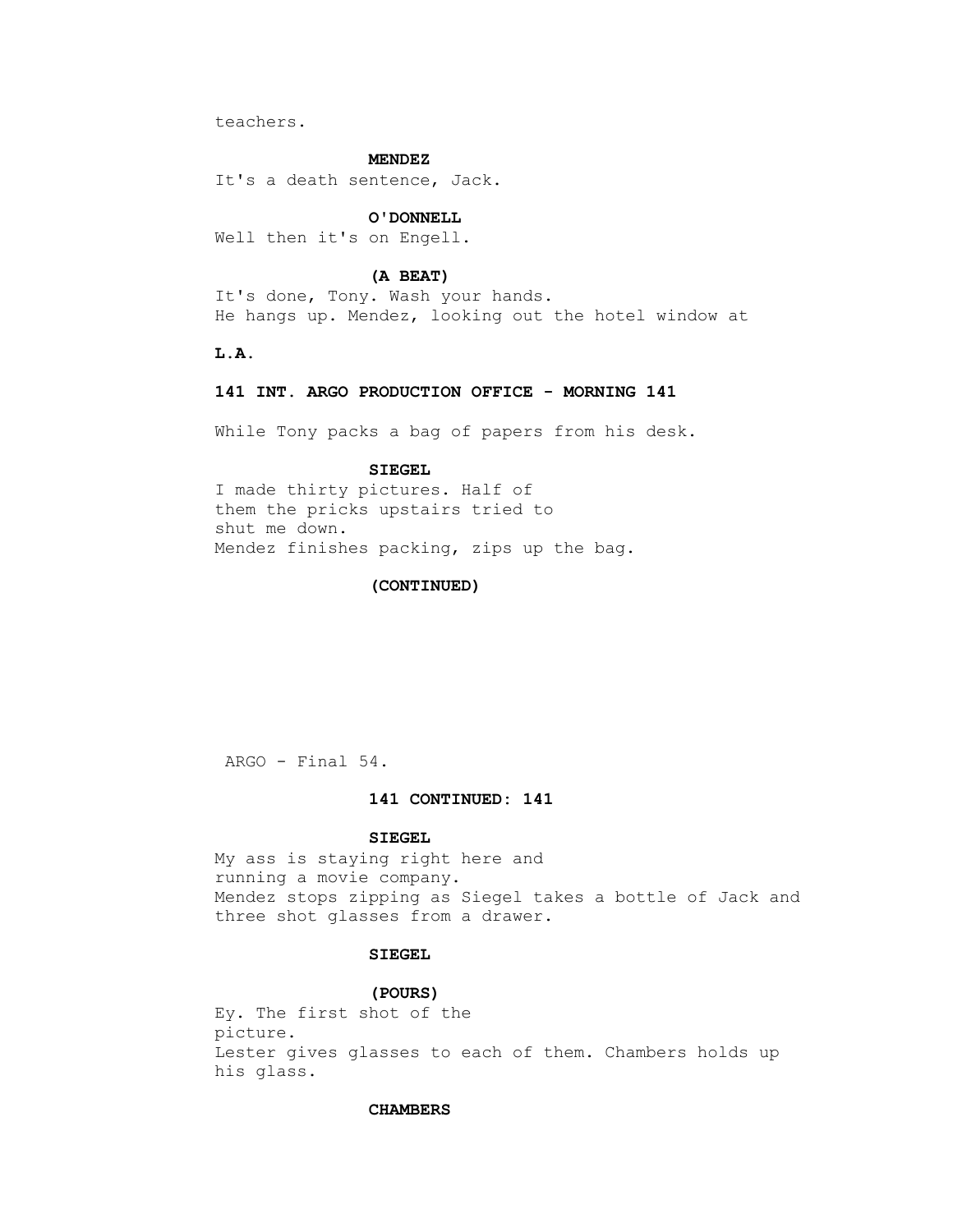teachers.

**MENDEZ**

It's a death sentence, Jack.

**O'DONNELL**

Well then it's on Engell.

**(A BEAT)**

It's done, Tony. Wash your hands.
He hangs up. Mendez, looking out the hotel window at

**L.A.**

**141 INT. ARGO PRODUCTION OFFICE - MORNING 141**

While Tony packs a bag of papers from his desk.

**SIEGEL**

I made thirty pictures. Half of
them the pricks upstairs tried to
shut me down.
Mendez finishes packing, zips up the bag.

**(CONTINUED)**

**141 CONTINUED: 141**

**SIEGEL**

My ass is staying right here and
running a movie company.
Mendez stops zipping as Siegel takes a bottle of Jack and
three shot glasses from a drawer.

**SIEGEL**

**(POURS)**

Ey. The first shot of the
picture.
Lester gives glasses to each of them. Chambers holds up
his glass.

**CHAMBERS**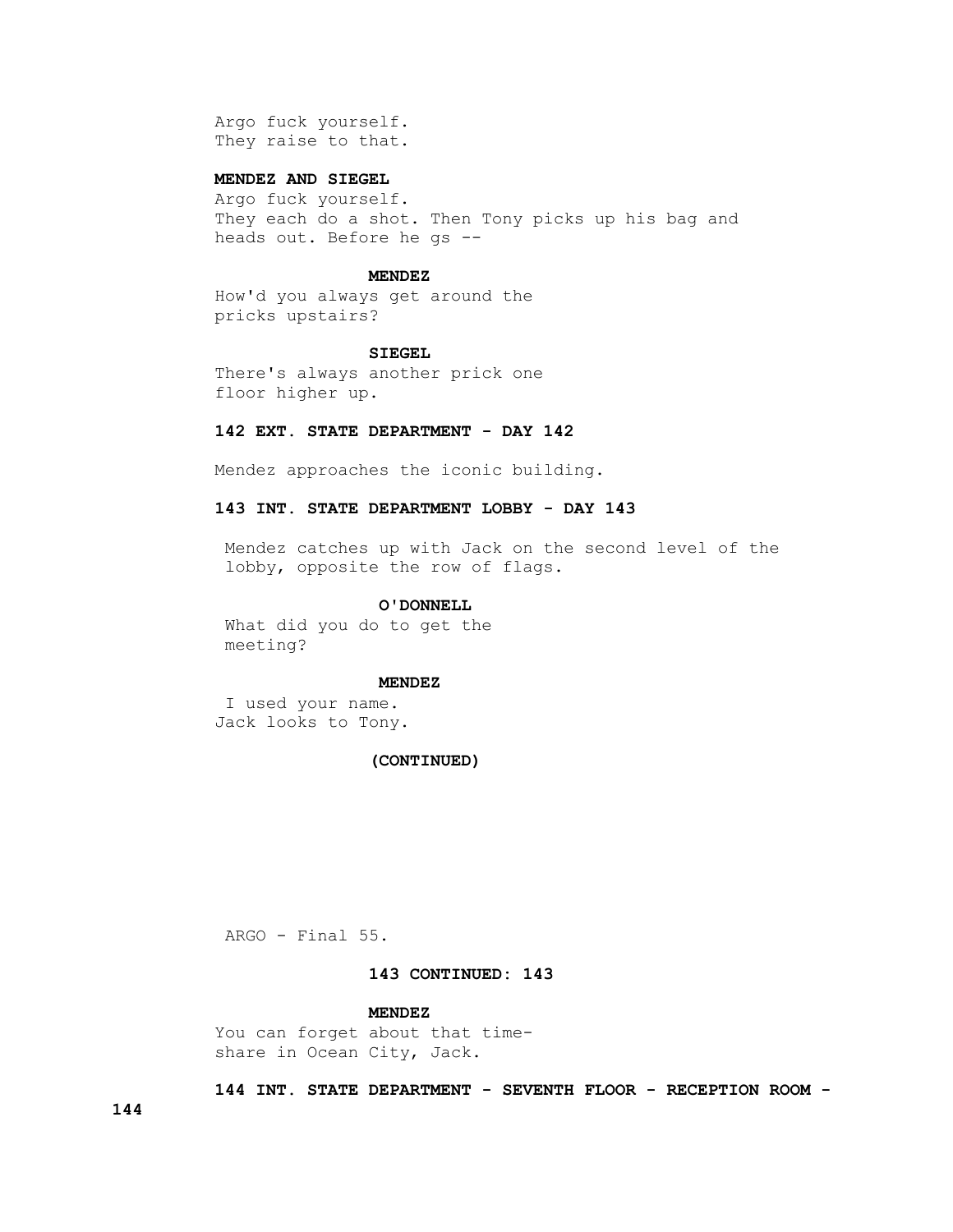Argo fuck yourself.
They raise to that.

**MENDEZ AND SIEGEL**
Argo fuck yourself.
They each do a shot. Then Tony picks up his bag and heads out. Before he gs --

**MENDEZ**
How'd you always get around the pricks upstairs?

**SIEGEL**
There's always another prick one floor higher up.

**142 EXT. STATE DEPARTMENT - DAY 142**

Mendez approaches the iconic building.

**143 INT. STATE DEPARTMENT LOBBY - DAY 143**

Mendez catches up with Jack on the second level of the lobby, opposite the row of flags.

**O'DONNELL**
What did you do to get the meeting?

**MENDEZ**
I used your name.
Jack looks to Tony.

**(CONTINUED)**

**143 CONTINUED: 143**

**MENDEZ**
You can forget about that time-share in Ocean City, Jack.

**144 INT. STATE DEPARTMENT - SEVENTH FLOOR - RECEPTION ROOM - 144**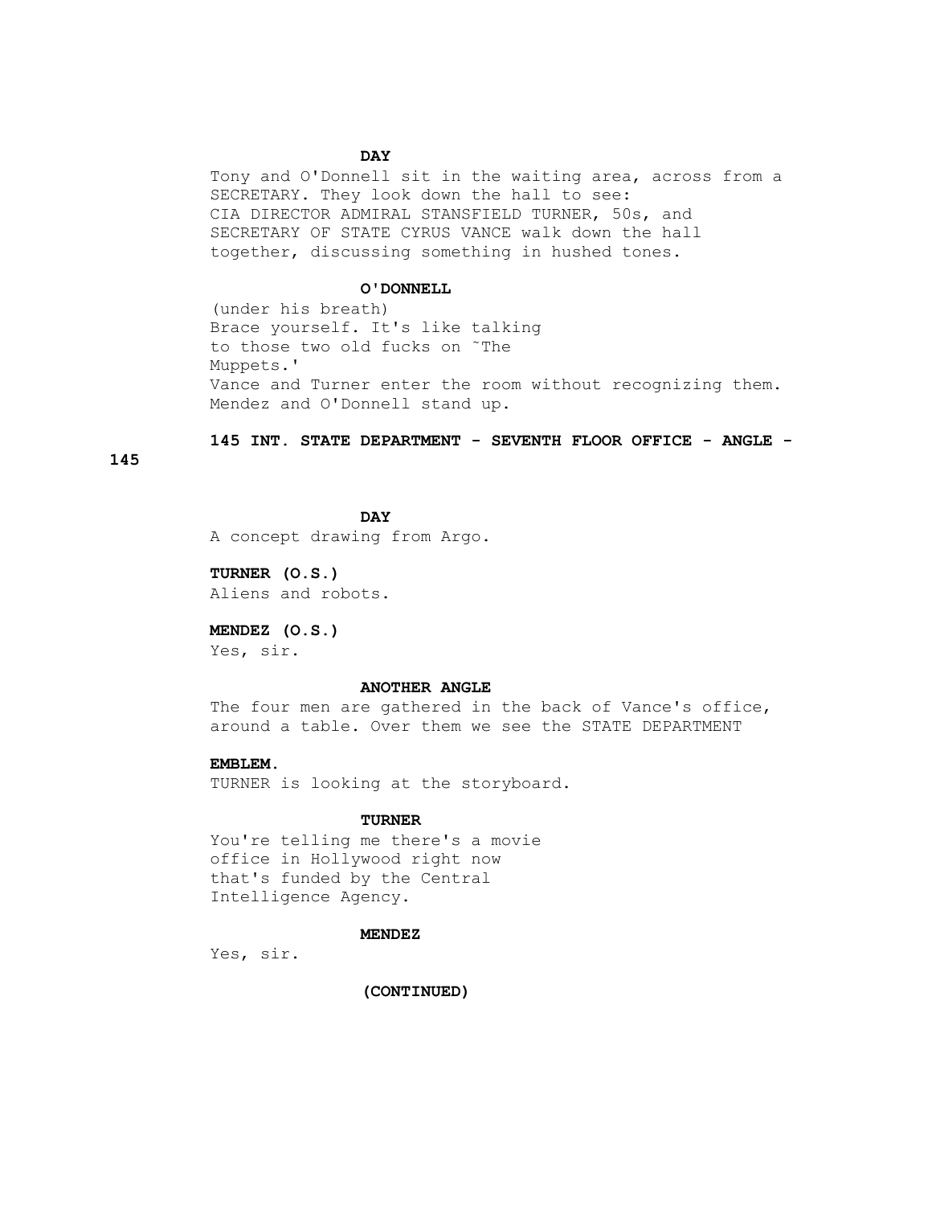**DAY**

Tony and O'Donnell sit in the waiting area, across from a SECRETARY. They look down the hall to see:
CIA DIRECTOR ADMIRAL STANSFIELD TURNER, 50s, and SECRETARY OF STATE CYRUS VANCE walk down the hall together, discussing something in hushed tones.

**O'DONNELL**

(under his breath)
Brace yourself. It's like talking to those two old fucks on ˜The Muppets.'
Vance and Turner enter the room without recognizing them. Mendez and O'Donnell stand up.

**145 INT. STATE DEPARTMENT - SEVENTH FLOOR OFFICE - ANGLE - 145**

**DAY**

A concept drawing from Argo.

**TURNER (O.S.)**

Aliens and robots.

**MENDEZ (O.S.)**

Yes, sir.

**ANOTHER ANGLE**

The four men are gathered in the back of Vance's office, around a table. Over them we see the STATE DEPARTMENT

**EMBLEM.**

TURNER is looking at the storyboard.

**TURNER**

You're telling me there's a movie office in Hollywood right now that's funded by the Central Intelligence Agency.

**MENDEZ**

Yes, sir.

**(CONTINUED)**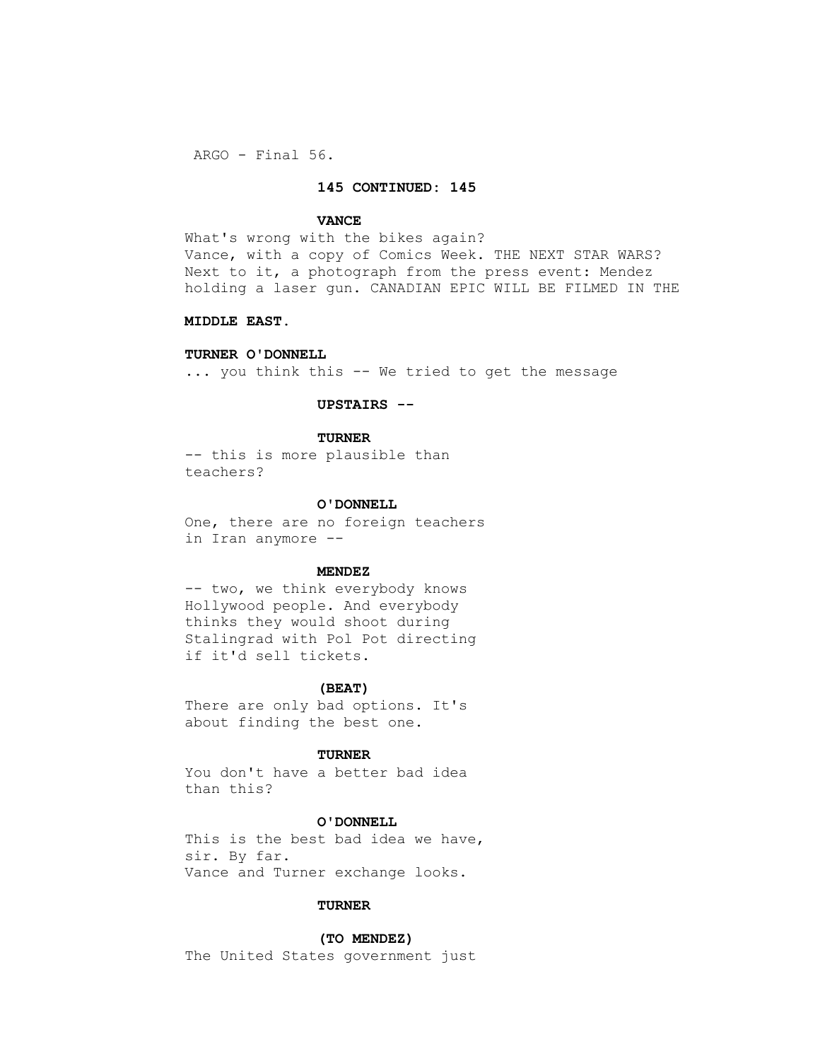**145 CONTINUED: 145**

**VANCE**

What's wrong with the bikes again?
Vance, with a copy of Comics Week. THE NEXT STAR WARS?
Next to it, a photograph from the press event: Mendez
holding a laser gun. CANADIAN EPIC WILL BE FILMED IN THE

**MIDDLE EAST.**

**TURNER O'DONNELL**

... you think this -- We tried to get the message

**UPSTAIRS --**

**TURNER**

-- this is more plausible than
teachers?

**O'DONNELL**

One, there are no foreign teachers
in Iran anymore --

**MENDEZ**

-- two, we think everybody knows
Hollywood people. And everybody
thinks they would shoot during
Stalingrad with Pol Pot directing
if it'd sell tickets.

**(BEAT)**

There are only bad options. It's
about finding the best one.

**TURNER**

You don't have a better bad idea
than this?

**O'DONNELL**

This is the best bad idea we have,
sir. By far.
Vance and Turner exchange looks.

**TURNER**

**(TO MENDEZ)**

The United States government just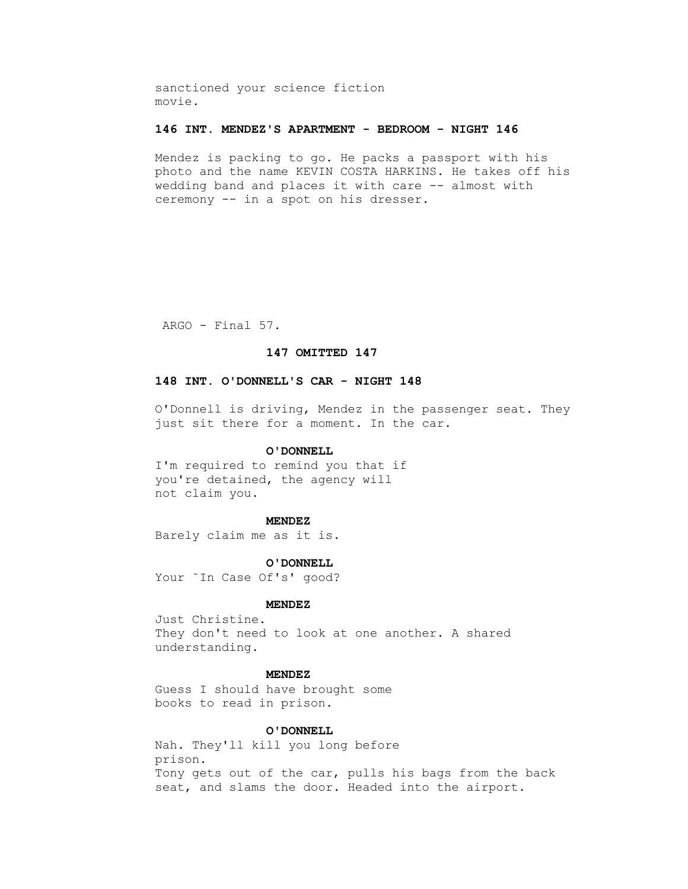sanctioned your science fiction
movie.

**146 INT. MENDEZ'S APARTMENT - BEDROOM - NIGHT 146**

Mendez is packing to go. He packs a passport with his photo and the name KEVIN COSTA HARKINS. He takes off his wedding band and places it with care -- almost with ceremony -- in a spot on his dresser.

**147 OMITTED 147**

**148 INT. O'DONNELL'S CAR - NIGHT 148**

O'Donnell is driving, Mendez in the passenger seat. They just sit there for a moment. In the car.

**O'DONNELL**

I'm required to remind you that if
you're detained, the agency will
not claim you.

**MENDEZ**

Barely claim me as it is.

**O'DONNELL**

Your ˜In Case Of's' good?

**MENDEZ**

Just Christine.

They don't need to look at one another. A shared understanding.

**MENDEZ**

Guess I should have brought some
books to read in prison.

**O'DONNELL**

Nah. They'll kill you long before
prison.

Tony gets out of the car, pulls his bags from the back seat, and slams the door. Headed into the airport.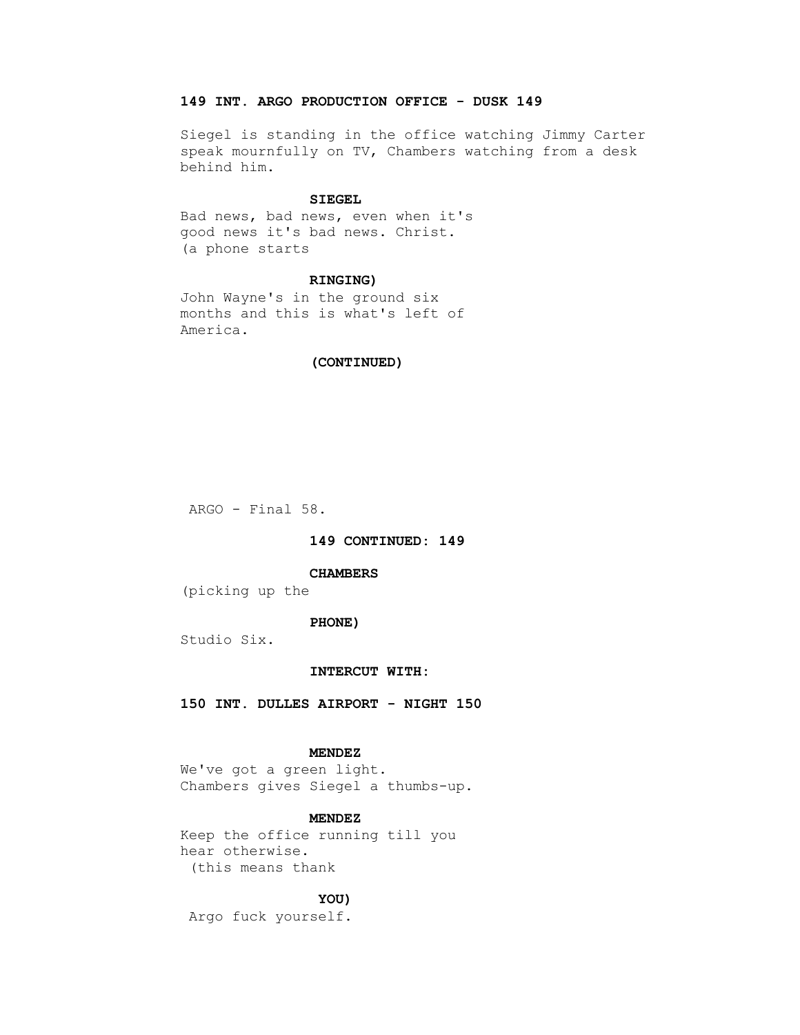**149 INT. ARGO PRODUCTION OFFICE - DUSK 149**

Siegel is standing in the office watching Jimmy Carter speak mournfully on TV, Chambers watching from a desk behind him.

**SIEGEL**

Bad news, bad news, even when it's good news it's bad news. Christ.
(a phone starts

**RINGING)**

John Wayne's in the ground six months and this is what's left of America.

**(CONTINUED)**

**149 CONTINUED: 149**

**CHAMBERS**

(picking up the

**PHONE)**

Studio Six.

**INTERCUT WITH:**

**150 INT. DULLES AIRPORT - NIGHT 150**

**MENDEZ**

We've got a green light.
Chambers gives Siegel a thumbs-up.

**MENDEZ**

Keep the office running till you hear otherwise.
(this means thank

**YOU)**

Argo fuck yourself.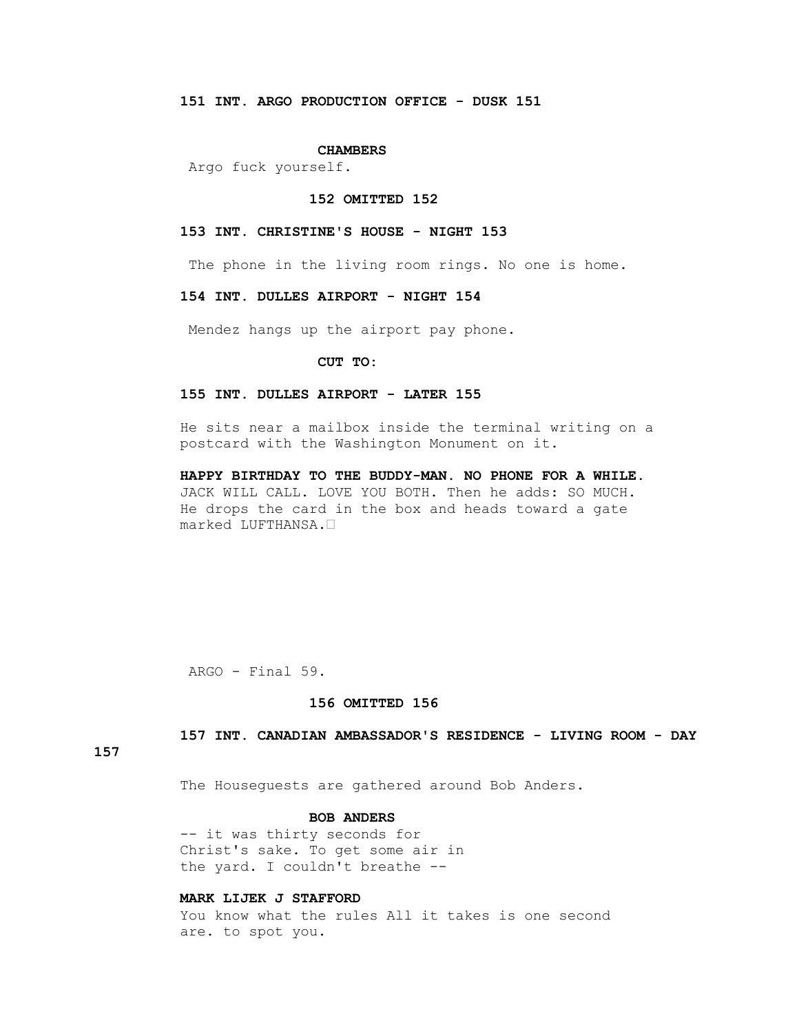**151 INT. ARGO PRODUCTION OFFICE - DUSK 151**

**CHAMBERS**

Argo fuck yourself.

**152 OMITTED 152**

**153 INT. CHRISTINE'S HOUSE - NIGHT 153**

The phone in the living room rings. No one is home.

**154 INT. DULLES AIRPORT - NIGHT 154**

Mendez hangs up the airport pay phone.

**CUT TO:**

**155 INT. DULLES AIRPORT - LATER 155**

He sits near a mailbox inside the terminal writing on a postcard with the Washington Monument on it.

**HAPPY BIRTHDAY TO THE BUDDY-MAN. NO PHONE FOR A WHILE.** JACK WILL CALL. LOVE YOU BOTH. Then he adds: SO MUCH. He drops the card in the box and heads toward a gate marked LUFTHANSA.

ARGO - Final 59.

**156 OMITTED 156**

**157 INT. CANADIAN AMBASSADOR'S RESIDENCE - LIVING ROOM - DAY 157**

The Houseguests are gathered around Bob Anders.

**BOB ANDERS**

-- it was thirty seconds for Christ's sake. To get some air in the yard. I couldn't breathe --

**MARK LIJEK J STAFFORD**

You know what the rules All it takes is one second are. to spot you.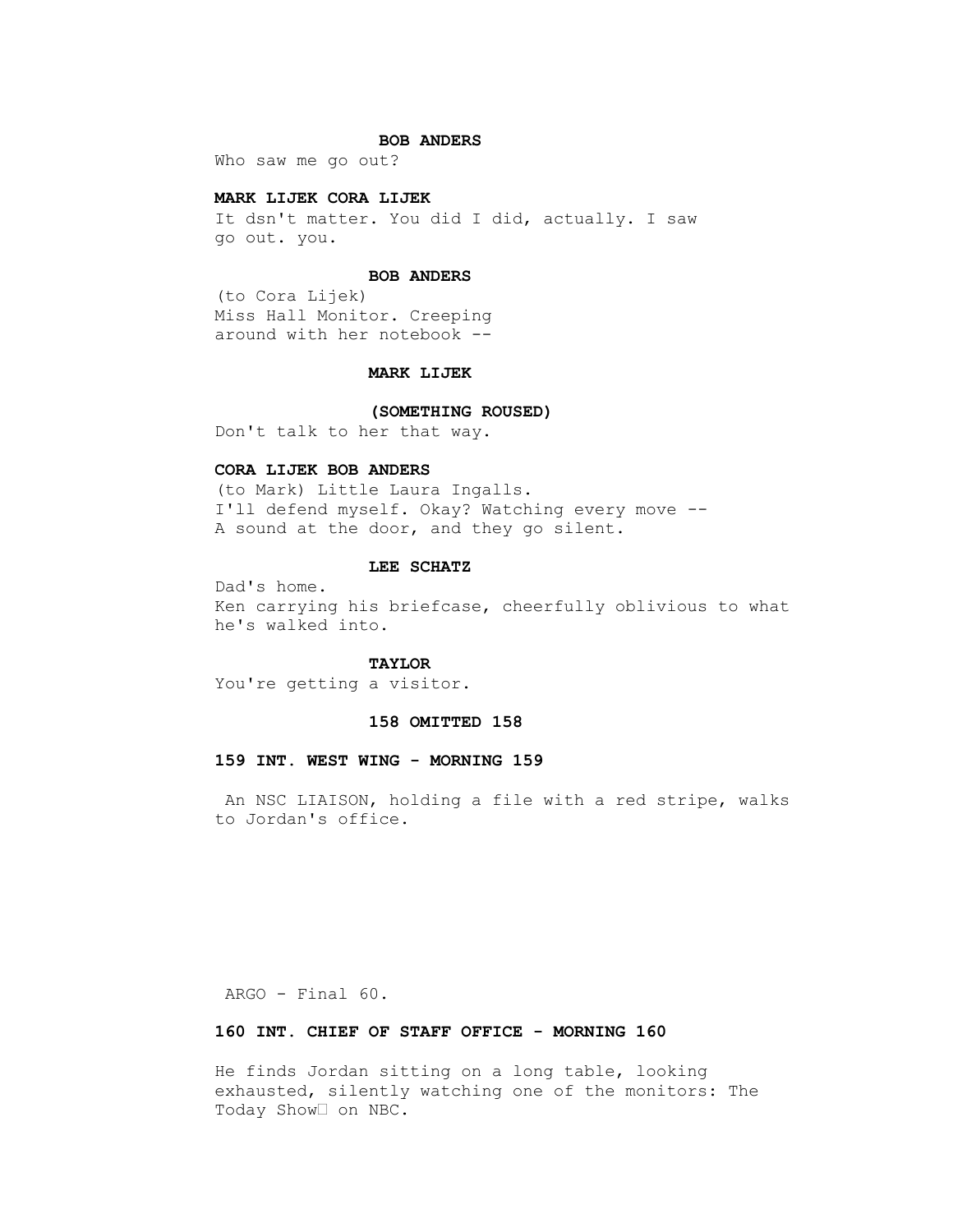**BOB ANDERS**

Who saw me go out?

**MARK LIJEK CORA LIJEK**

It dsn't matter. You did I did, actually. I saw go out. you.

**BOB ANDERS**

(to Cora Lijek)
Miss Hall Monitor. Creeping around with her notebook --

**MARK LIJEK**

**(SOMETHING ROUSED)**

Don't talk to her that way.

**CORA LIJEK BOB ANDERS**

(to Mark) Little Laura Ingalls.
I'll defend myself. Okay? Watching every move --
A sound at the door, and they go silent.

**LEE SCHATZ**

Dad's home.
Ken carrying his briefcase, cheerfully oblivious to what he's walked into.

**TAYLOR**

You're getting a visitor.

**158 OMITTED 158**

**159 INT. WEST WING - MORNING 159**

An NSC LIAISON, holding a file with a red stripe, walks to Jordan's office.

**160 INT. CHIEF OF STAFF OFFICE - MORNING 160**

He finds Jordan sitting on a long table, looking exhausted, silently watching one of the monitors: The Today Show on NBC.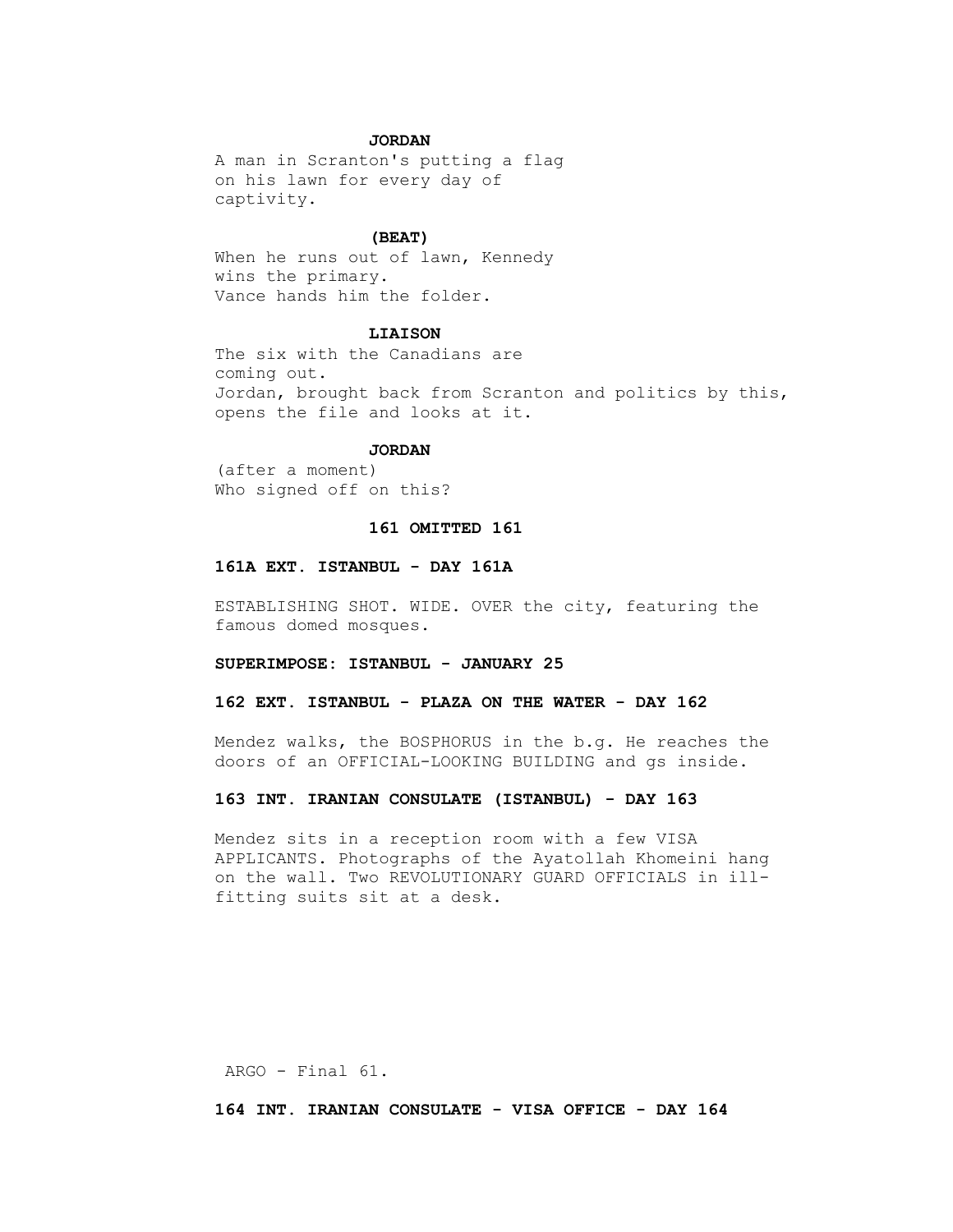**JORDAN**

A man in Scranton's putting a flag on his lawn for every day of captivity.

**(BEAT)**

When he runs out of lawn, Kennedy wins the primary.
Vance hands him the folder.

**LIAISON**

The six with the Canadians are coming out.
Jordan, brought back from Scranton and politics by this, opens the file and looks at it.

**JORDAN**

(after a moment)
Who signed off on this?

**161 OMITTED 161**

**161A EXT. ISTANBUL - DAY 161A**

ESTABLISHING SHOT. WIDE. OVER the city, featuring the famous domed mosques.

**SUPERIMPOSE: ISTANBUL - JANUARY 25**

**162 EXT. ISTANBUL - PLAZA ON THE WATER - DAY 162**

Mendez walks, the BOSPHORUS in the b.g. He reaches the doors of an OFFICIAL-LOOKING BUILDING and gs inside.

**163 INT. IRANIAN CONSULATE (ISTANBUL) - DAY 163**

Mendez sits in a reception room with a few VISA APPLICANTS. Photographs of the Ayatollah Khomeini hang on the wall. Two REVOLUTIONARY GUARD OFFICIALS in ill-fitting suits sit at a desk.

**164 INT. IRANIAN CONSULATE - VISA OFFICE - DAY 164**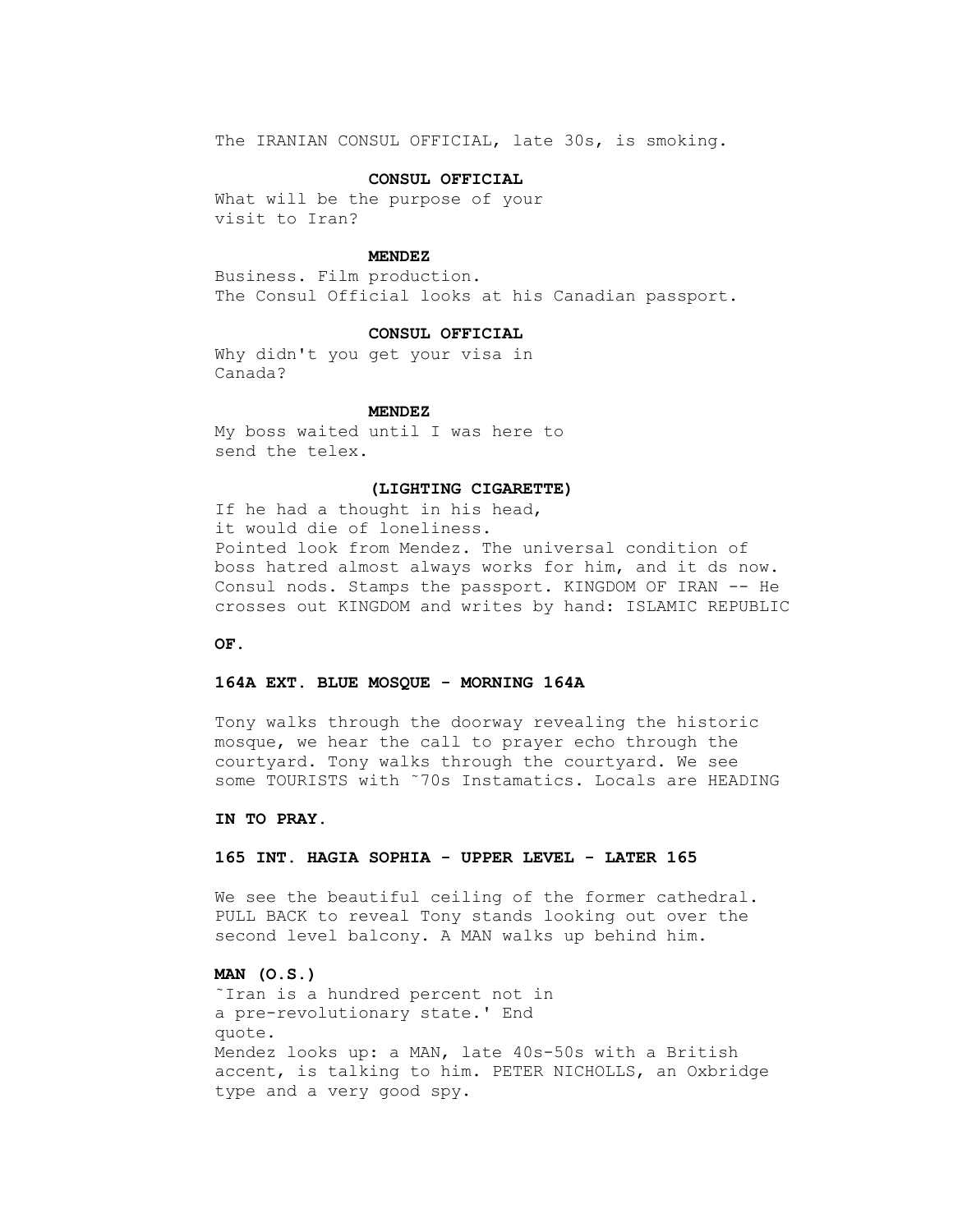The IRANIAN CONSUL OFFICIAL, late 30s, is smoking.

**CONSUL OFFICIAL**

What will be the purpose of your visit to Iran?

**MENDEZ**

Business. Film production.
The Consul Official looks at his Canadian passport.

**CONSUL OFFICIAL**

Why didn't you get your visa in Canada?

**MENDEZ**

My boss waited until I was here to send the telex.

**(LIGHTING CIGARETTE)**

If he had a thought in his head, it would die of loneliness.
Pointed look from Mendez. The universal condition of boss hatred almost always works for him, and it ds now. Consul nods. Stamps the passport. KINGDOM OF IRAN -- He crosses out KINGDOM and writes by hand: ISLAMIC REPUBLIC

**OF.**

**164A EXT. BLUE MOSQUE - MORNING 164A**

Tony walks through the doorway revealing the historic mosque, we hear the call to prayer echo through the courtyard. Tony walks through the courtyard. We see some TOURISTS with ˜70s Instamatics. Locals are HEADING

**IN TO PRAY.**

**165 INT. HAGIA SOPHIA - UPPER LEVEL - LATER 165**

We see the beautiful ceiling of the former cathedral. PULL BACK to reveal Tony stands looking out over the second level balcony. A MAN walks up behind him.

**MAN (O.S.)**

˜Iran is a hundred percent not in a pre-revolutionary state.' End quote.
Mendez looks up: a MAN, late 40s-50s with a British accent, is talking to him. PETER NICHOLLS, an Oxbridge type and a very good spy.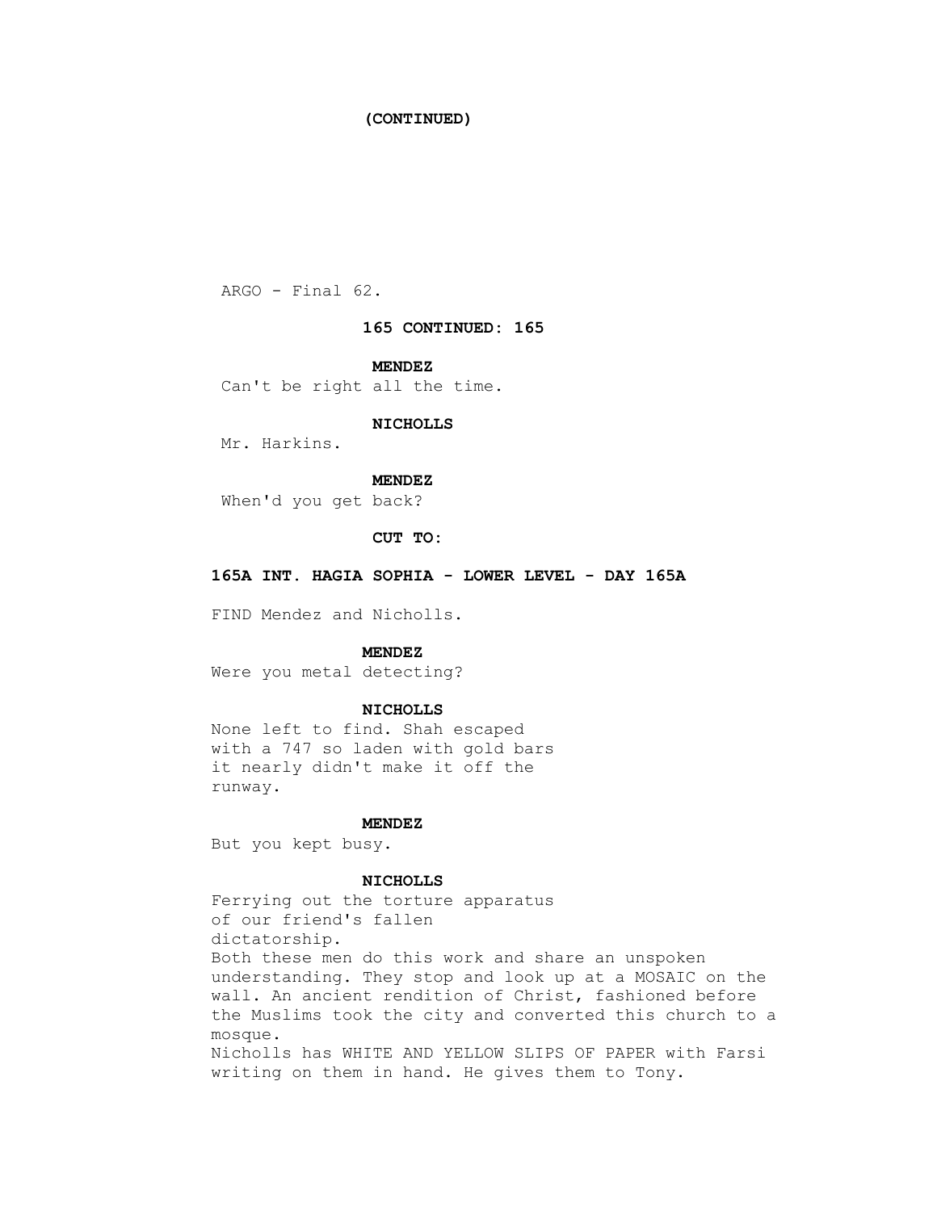**(CONTINUED)**

**165 CONTINUED: 165**

**MENDEZ**
Can't be right all the time.

**NICHOLLS**
Mr. Harkins.

**MENDEZ**
When'd you get back?

**CUT TO:**

**165A INT. HAGIA SOPHIA - LOWER LEVEL - DAY 165A**

FIND Mendez and Nicholls.

**MENDEZ**
Were you metal detecting?

**NICHOLLS**
None left to find. Shah escaped
with a 747 so laden with gold bars
it nearly didn't make it off the
runway.

**MENDEZ**
But you kept busy.

**NICHOLLS**
Ferrying out the torture apparatus
of our friend's fallen
dictatorship.

Both these men do this work and share an unspoken understanding. They stop and look up at a MOSAIC on the wall. An ancient rendition of Christ, fashioned before the Muslims took the city and converted this church to a mosque.

Nicholls has WHITE AND YELLOW SLIPS OF PAPER with Farsi writing on them in hand. He gives them to Tony.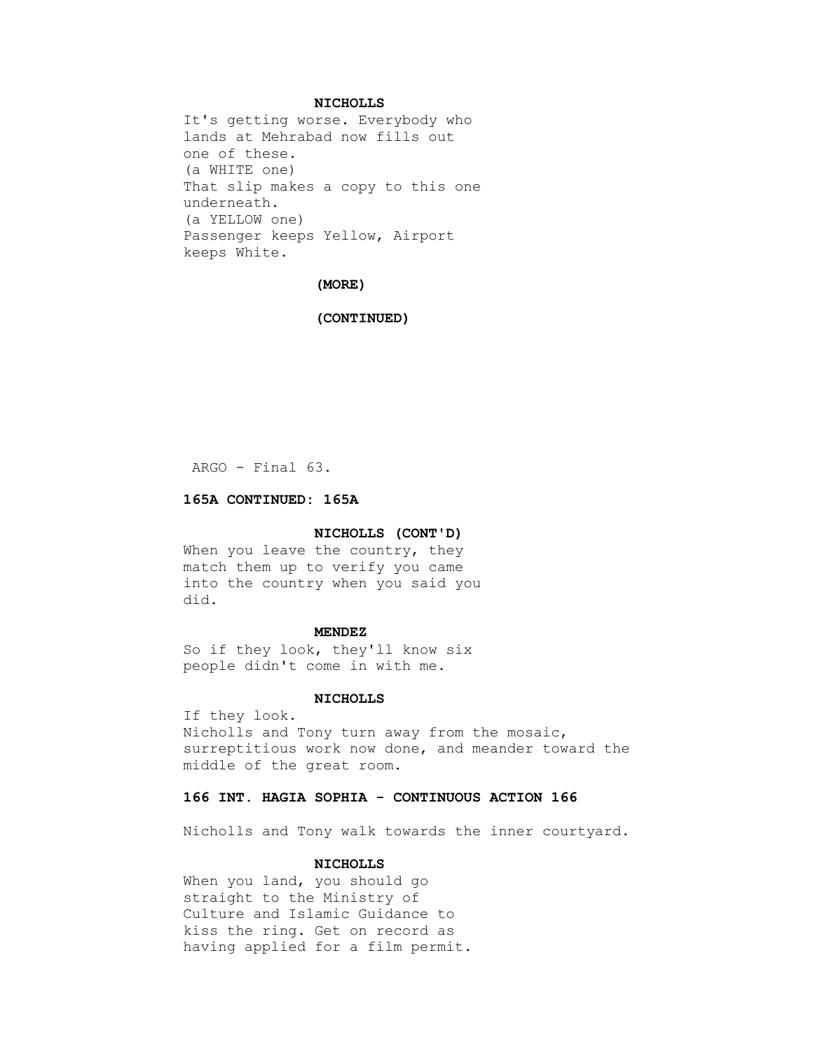**NICHOLLS**

It's getting worse. Everybody who lands at Mehrabad now fills out one of these.
(a WHITE one)
That slip makes a copy to this one underneath.
(a YELLOW one)
Passenger keeps Yellow, Airport keeps White.

**(MORE)**

**(CONTINUED)**

**165A CONTINUED: 165A**

**NICHOLLS (CONT'D)**

When you leave the country, they match them up to verify you came into the country when you said you did.

**MENDEZ**

So if they look, they'll know six people didn't come in with me.

**NICHOLLS**

If they look.
Nicholls and Tony turn away from the mosaic, surreptitious work now done, and meander toward the middle of the great room.

**166 INT. HAGIA SOPHIA - CONTINUOUS ACTION 166**

Nicholls and Tony walk towards the inner courtyard.

**NICHOLLS**

When you land, you should go straight to the Ministry of Culture and Islamic Guidance to kiss the ring. Get on record as having applied for a film permit.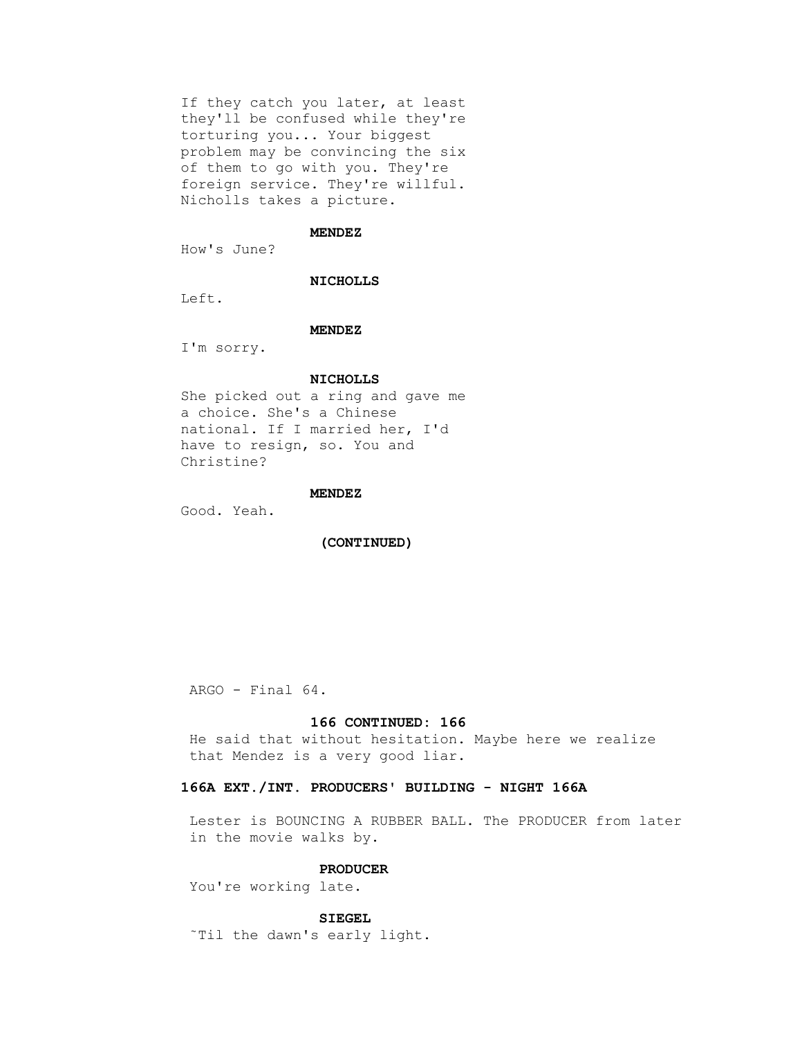If they catch you later, at least they'll be confused while they're torturing you... Your biggest problem may be convincing the six of them to go with you. They're foreign service. They're willful. Nicholls takes a picture.

**MENDEZ**

How's June?

**NICHOLLS**

Left.

**MENDEZ**

I'm sorry.

**NICHOLLS**

She picked out a ring and gave me a choice. She's a Chinese national. If I married her, I'd have to resign, so. You and Christine?

**MENDEZ**

Good. Yeah.

**(CONTINUED)**

**166 CONTINUED: 166**

He said that without hesitation. Maybe here we realize that Mendez is a very good liar.

**166A EXT./INT. PRODUCERS' BUILDING - NIGHT 166A**

Lester is BOUNCING A RUBBER BALL. The PRODUCER from later in the movie walks by.

**PRODUCER**

You're working late.

**SIEGEL**

˜Til the dawn's early light.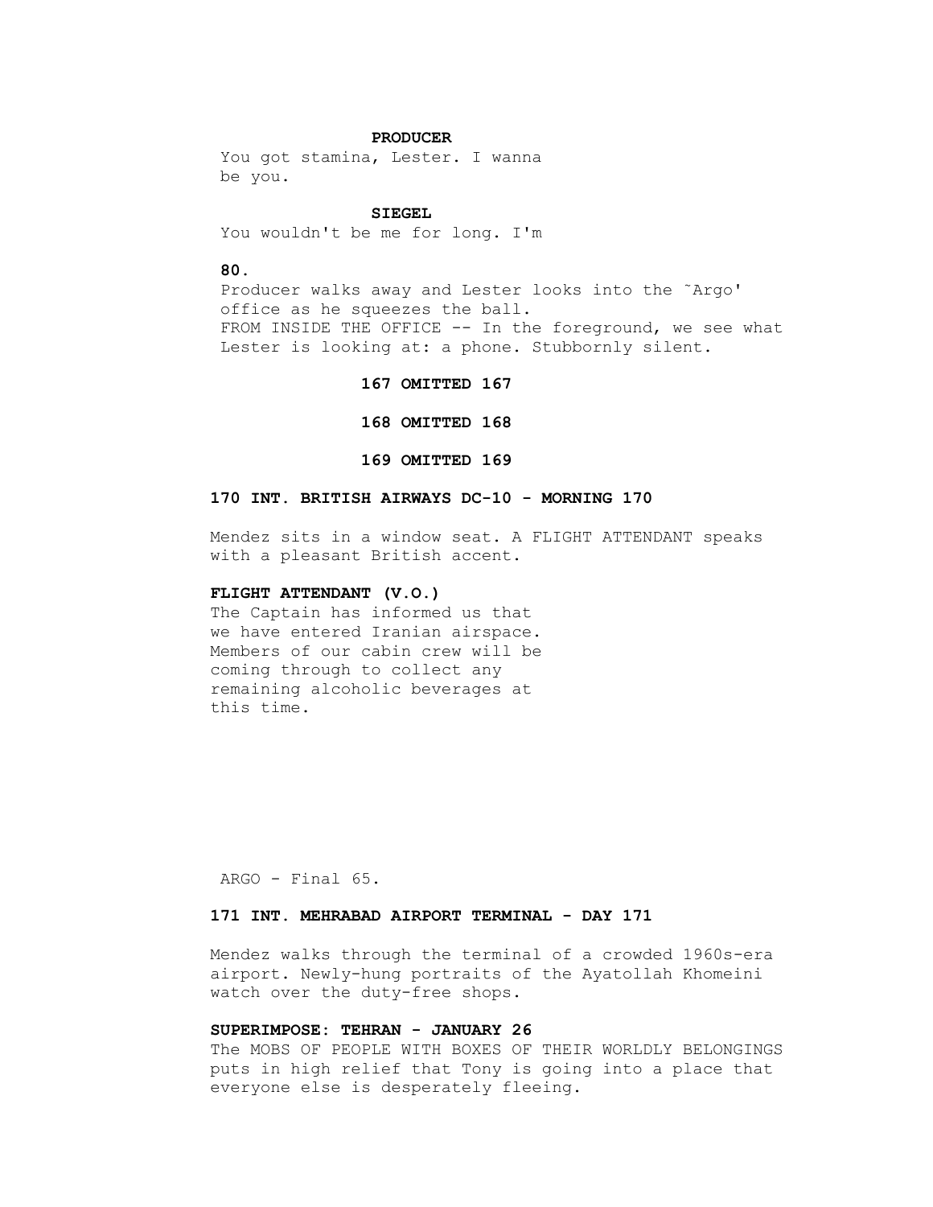**PRODUCER**

You got stamina, Lester. I wanna be you.

**SIEGEL**

You wouldn't be me for long. I'm

**80.**

Producer walks away and Lester looks into the ˜Argo' office as he squeezes the ball.

FROM INSIDE THE OFFICE -- In the foreground, we see what Lester is looking at: a phone. Stubbornly silent.

**167 OMITTED 167**

**168 OMITTED 168**

**169 OMITTED 169**

**170 INT. BRITISH AIRWAYS DC-10 - MORNING 170**

Mendez sits in a window seat. A FLIGHT ATTENDANT speaks with a pleasant British accent.

**FLIGHT ATTENDANT (V.O.)**

The Captain has informed us that we have entered Iranian airspace. Members of our cabin crew will be coming through to collect any remaining alcoholic beverages at this time.

ARGO - Final 65.

**171 INT. MEHRABAD AIRPORT TERMINAL - DAY 171**

Mendez walks through the terminal of a crowded 1960s-era airport. Newly-hung portraits of the Ayatollah Khomeini watch over the duty-free shops.

**SUPERIMPOSE: TEHRAN - JANUARY 26**

The MOBS OF PEOPLE WITH BOXES OF THEIR WORLDLY BELONGINGS puts in high relief that Tony is going into a place that everyone else is desperately fleeing.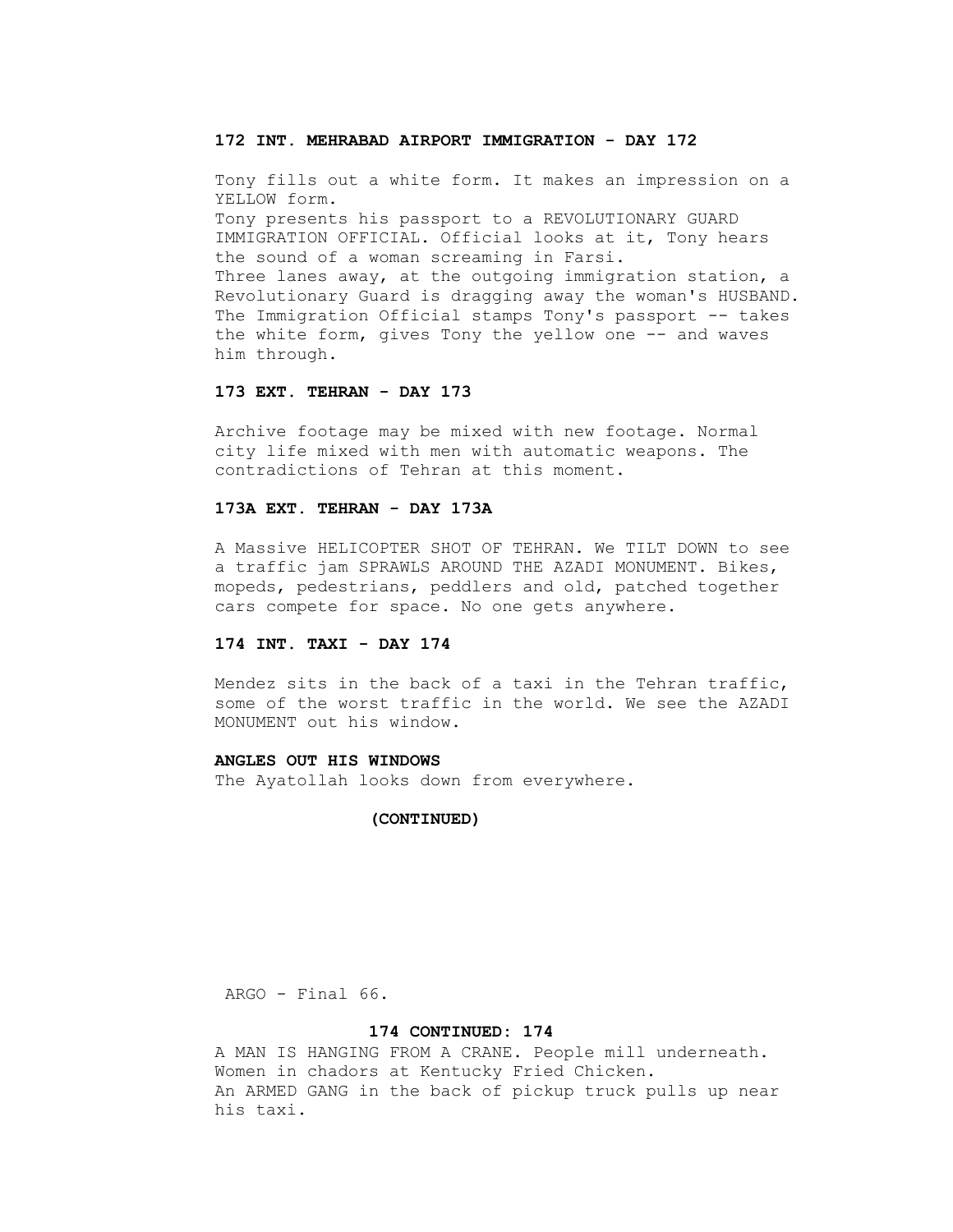**172 INT. MEHRABAD AIRPORT IMMIGRATION - DAY 172**

Tony fills out a white form. It makes an impression on a YELLOW form.
Tony presents his passport to a REVOLUTIONARY GUARD IMMIGRATION OFFICIAL. Official looks at it, Tony hears the sound of a woman screaming in Farsi.
Three lanes away, at the outgoing immigration station, a Revolutionary Guard is dragging away the woman's HUSBAND.
The Immigration Official stamps Tony's passport -- takes the white form, gives Tony the yellow one -- and waves him through.

**173 EXT. TEHRAN - DAY 173**

Archive footage may be mixed with new footage. Normal city life mixed with men with automatic weapons. The contradictions of Tehran at this moment.

**173A EXT. TEHRAN - DAY 173A**

A Massive HELICOPTER SHOT OF TEHRAN. We TILT DOWN to see a traffic jam SPRAWLS AROUND THE AZADI MONUMENT. Bikes, mopeds, pedestrians, peddlers and old, patched together cars compete for space. No one gets anywhere.

**174 INT. TAXI - DAY 174**

Mendez sits in the back of a taxi in the Tehran traffic, some of the worst traffic in the world. We see the AZADI MONUMENT out his window.

**ANGLES OUT HIS WINDOWS**
The Ayatollah looks down from everywhere.

**(CONTINUED)**

**174 CONTINUED: 174**
A MAN IS HANGING FROM A CRANE. People mill underneath.
Women in chadors at Kentucky Fried Chicken.
An ARMED GANG in the back of pickup truck pulls up near his taxi.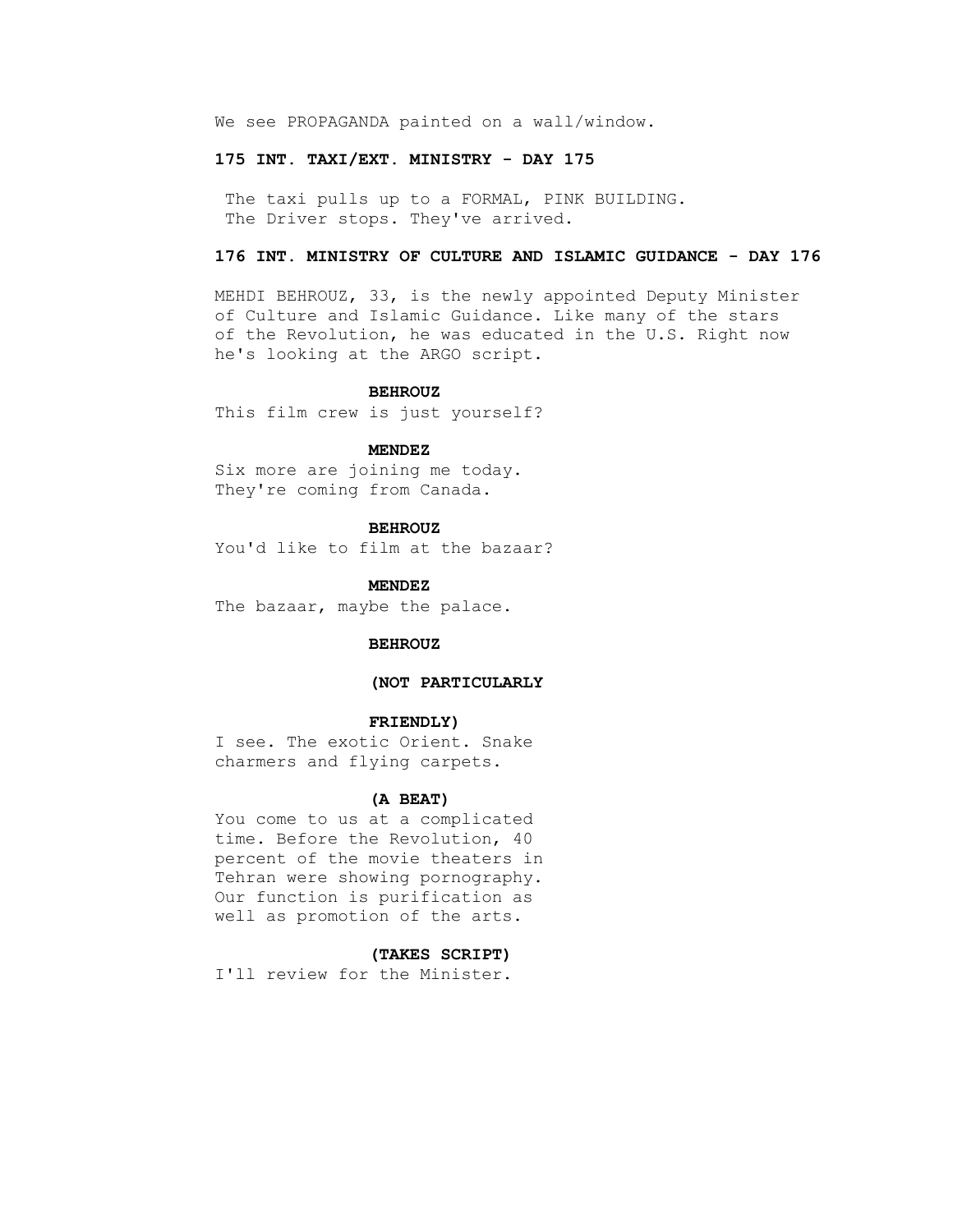We see PROPAGANDA painted on a wall/window.

**175 INT. TAXI/EXT. MINISTRY - DAY 175**

The taxi pulls up to a FORMAL, PINK BUILDING. The Driver stops. They've arrived.

**176 INT. MINISTRY OF CULTURE AND ISLAMIC GUIDANCE - DAY 176**

MEHDI BEHROUZ, 33, is the newly appointed Deputy Minister of Culture and Islamic Guidance. Like many of the stars of the Revolution, he was educated in the U.S. Right now he's looking at the ARGO script.

**BEHROUZ**

This film crew is just yourself?

**MENDEZ**

Six more are joining me today. They're coming from Canada.

**BEHROUZ**

You'd like to film at the bazaar?

**MENDEZ**

The bazaar, maybe the palace.

**BEHROUZ**

**(NOT PARTICULARLY**

**FRIENDLY)**

I see. The exotic Orient. Snake charmers and flying carpets.

**(A BEAT)**

You come to us at a complicated time. Before the Revolution, 40 percent of the movie theaters in Tehran were showing pornography. Our function is purification as well as promotion of the arts.

**(TAKES SCRIPT)**

I'll review for the Minister.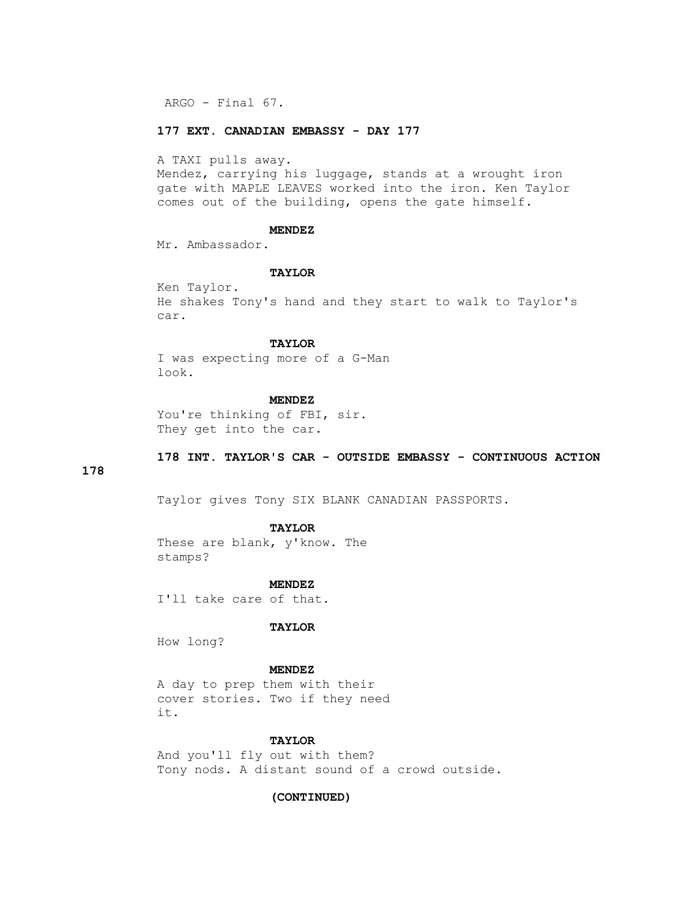**177 EXT. CANADIAN EMBASSY - DAY 177**

A TAXI pulls away.
Mendez, carrying his luggage, stands at a wrought iron gate with MAPLE LEAVES worked into the iron. Ken Taylor comes out of the building, opens the gate himself.

**MENDEZ**

Mr. Ambassador.

**TAYLOR**

Ken Taylor.
He shakes Tony's hand and they start to walk to Taylor's car.

**TAYLOR**

I was expecting more of a G-Man look.

**MENDEZ**

You're thinking of FBI, sir.
They get into the car.

**178 INT. TAYLOR'S CAR - OUTSIDE EMBASSY - CONTINUOUS ACTION 178**

Taylor gives Tony SIX BLANK CANADIAN PASSPORTS.

**TAYLOR**

These are blank, y'know. The stamps?

**MENDEZ**

I'll take care of that.

**TAYLOR**

How long?

**MENDEZ**

A day to prep them with their cover stories. Two if they need it.

**TAYLOR**

And you'll fly out with them?
Tony nods. A distant sound of a crowd outside.

**(CONTINUED)**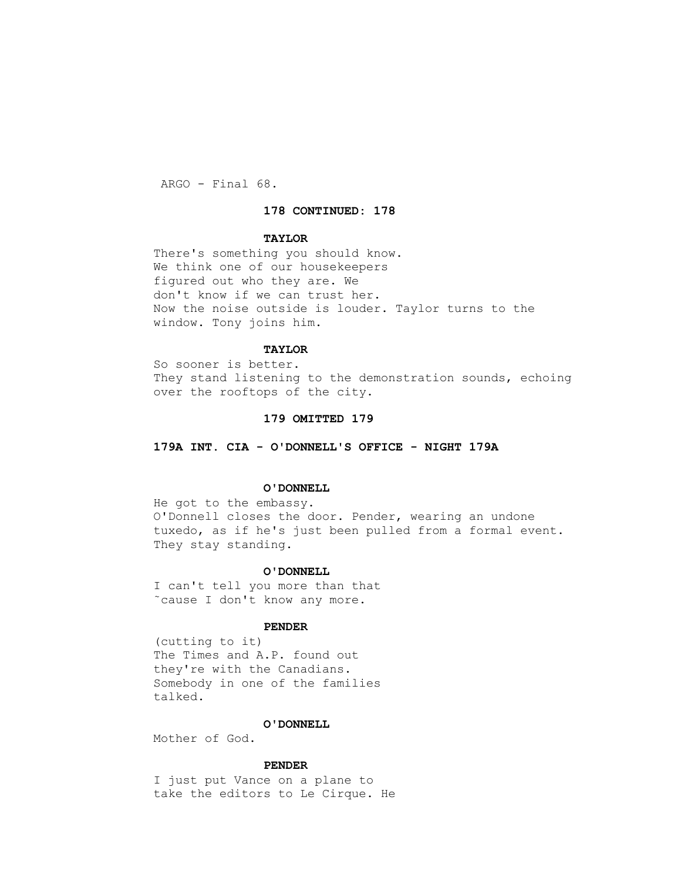**178 CONTINUED: 178**

**TAYLOR**

There's something you should know.
We think one of our housekeepers
figured out who they are. We
don't know if we can trust her.
Now the noise outside is louder. Taylor turns to the
window. Tony joins him.

**TAYLOR**

So sooner is better.
They stand listening to the demonstration sounds, echoing
over the rooftops of the city.

**179 OMITTED 179**

**179A INT. CIA - O'DONNELL'S OFFICE - NIGHT 179A**

**O'DONNELL**

He got to the embassy.
O'Donnell closes the door. Pender, wearing an undone
tuxedo, as if he's just been pulled from a formal event.
They stay standing.

**O'DONNELL**

I can't tell you more than that
˜cause I don't know any more.

**PENDER**

(cutting to it)
The Times and A.P. found out
they're with the Canadians.
Somebody in one of the families
talked.

**O'DONNELL**

Mother of God.

**PENDER**

I just put Vance on a plane to
take the editors to Le Cirque. He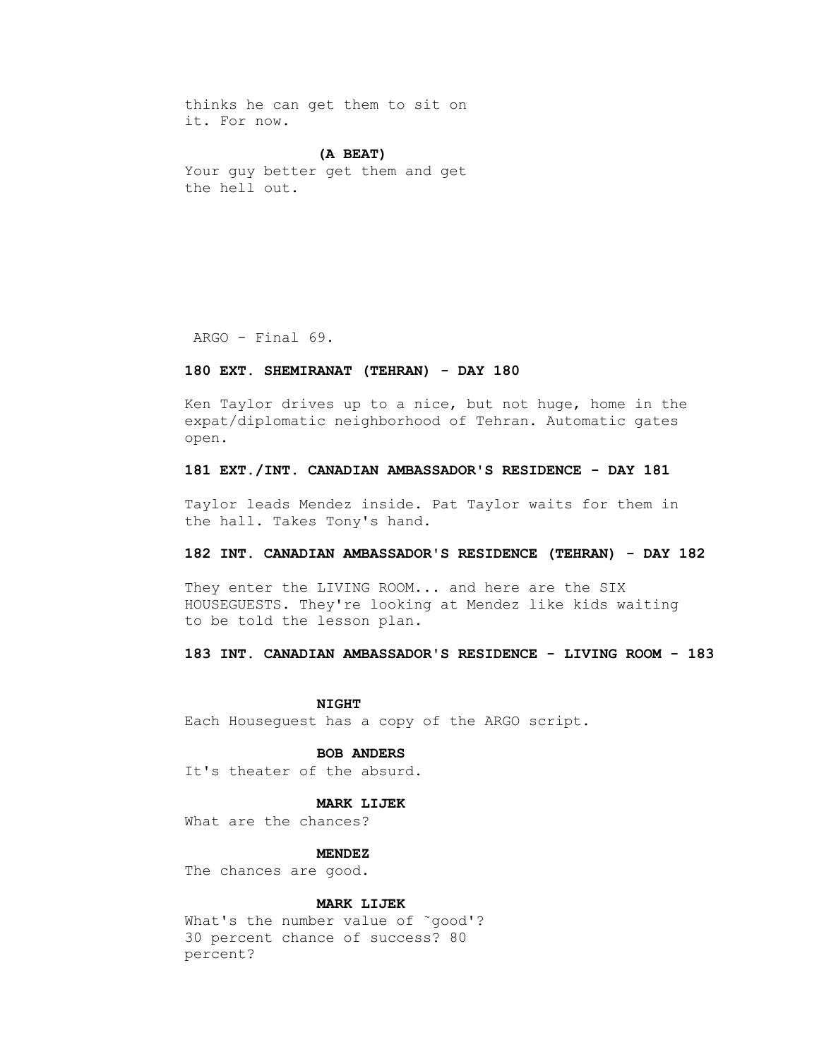thinks he can get them to sit on
it. For now.

**(A BEAT)**

Your guy better get them and get
the hell out.

**180 EXT. SHEMIRANAT (TEHRAN) - DAY 180**

Ken Taylor drives up to a nice, but not huge, home in the
expat/diplomatic neighborhood of Tehran. Automatic gates
open.

**181 EXT./INT. CANADIAN AMBASSADOR'S RESIDENCE - DAY 181**

Taylor leads Mendez inside. Pat Taylor waits for them in
the hall. Takes Tony's hand.

**182 INT. CANADIAN AMBASSADOR'S RESIDENCE (TEHRAN) - DAY 182**

They enter the LIVING ROOM... and here are the SIX
HOUSEGUESTS. They're looking at Mendez like kids waiting
to be told the lesson plan.

**183 INT. CANADIAN AMBASSADOR'S RESIDENCE - LIVING ROOM - 183**

**NIGHT**

Each Houseguest has a copy of the ARGO script.

**BOB ANDERS**

It's theater of the absurd.

**MARK LIJEK**

What are the chances?

**MENDEZ**

The chances are good.

**MARK LIJEK**

What's the number value of ˜good'?
30 percent chance of success? 80
percent?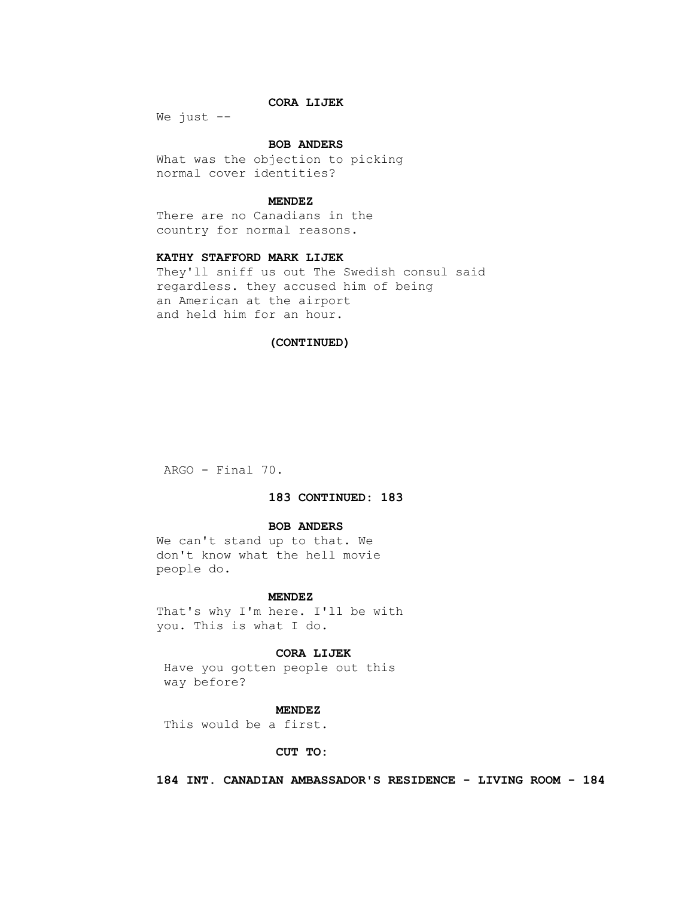**CORA LIJEK**

We just --

**BOB ANDERS**

What was the objection to picking normal cover identities?

**MENDEZ**

There are no Canadians in the country for normal reasons.

**KATHY STAFFORD MARK LIJEK**

They'll sniff us out The Swedish consul said regardless. they accused him of being an American at the airport and held him for an hour.

**(CONTINUED)**

**183 CONTINUED: 183**

**BOB ANDERS**

We can't stand up to that. We don't know what the hell movie people do.

**MENDEZ**

That's why I'm here. I'll be with you. This is what I do.

**CORA LIJEK**

Have you gotten people out this way before?

**MENDEZ**

This would be a first.

**CUT TO:**

**184 INT. CANADIAN AMBASSADOR'S RESIDENCE - LIVING ROOM - 184**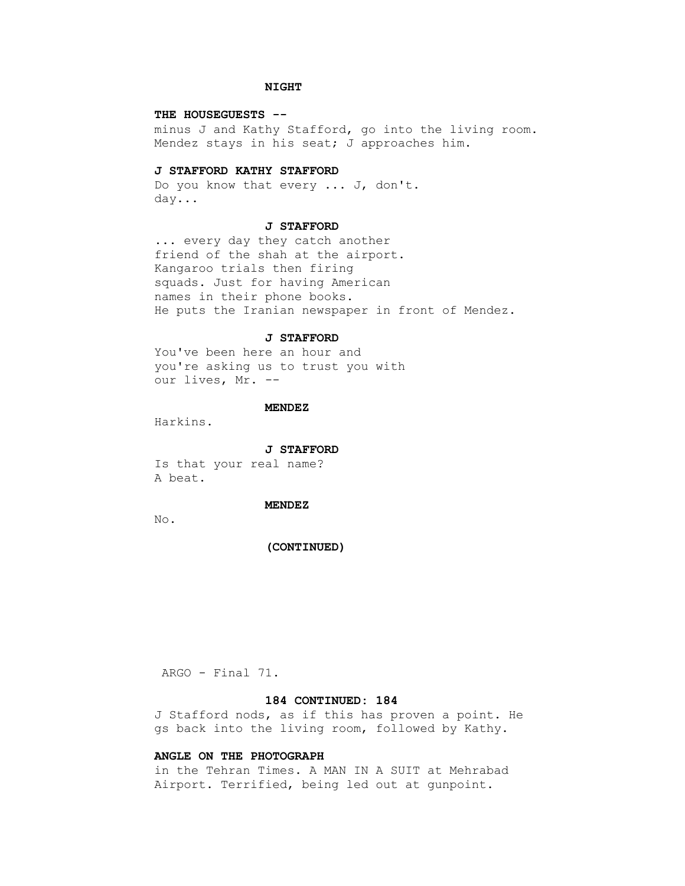**NIGHT**

**THE HOUSEGUESTS --**
minus J and Kathy Stafford, go into the living room. Mendez stays in his seat; J approaches him.

**J STAFFORD KATHY STAFFORD**
Do you know that every ... J, don't.
day...

**J STAFFORD**
... every day they catch another friend of the shah at the airport. Kangaroo trials then firing squads. Just for having American names in their phone books.
He puts the Iranian newspaper in front of Mendez.

**J STAFFORD**
You've been here an hour and you're asking us to trust you with our lives, Mr. --

**MENDEZ**
Harkins.

**J STAFFORD**
Is that your real name?
A beat.

**MENDEZ**
No.

**(CONTINUED)**

ARGO - Final 71.

**184 CONTINUED: 184**
J Stafford nods, as if this has proven a point. He gs back into the living room, followed by Kathy.

**ANGLE ON THE PHOTOGRAPH**
in the Tehran Times. A MAN IN A SUIT at Mehrabad Airport. Terrified, being led out at gunpoint.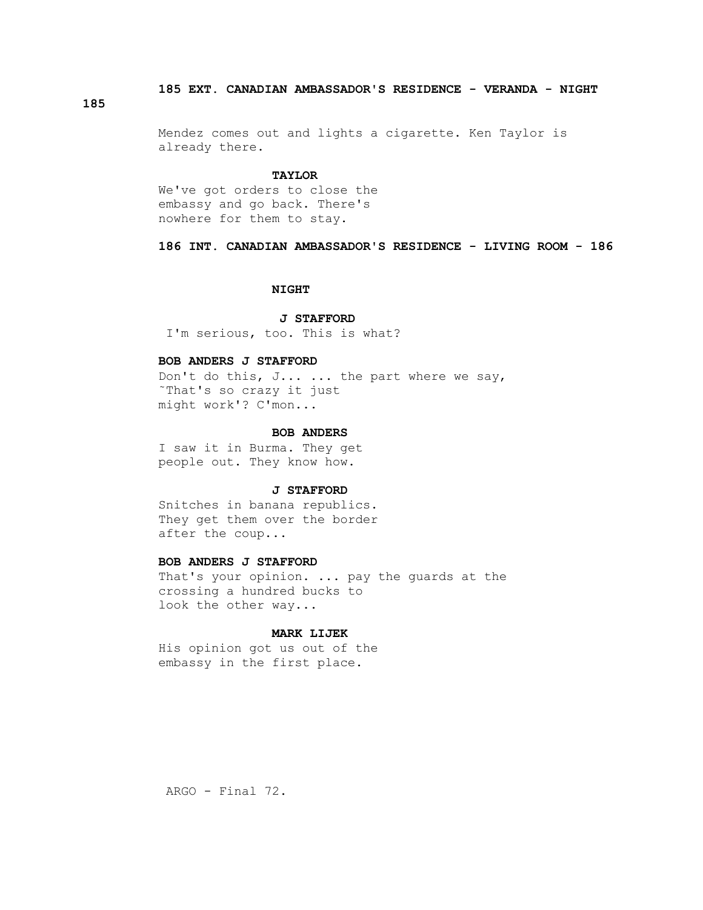**185 EXT. CANADIAN AMBASSADOR'S RESIDENCE - VERANDA - NIGHT**

**185**

Mendez comes out and lights a cigarette. Ken Taylor is already there.

**TAYLOR**

We've got orders to close the embassy and go back. There's nowhere for them to stay.

**186 INT. CANADIAN AMBASSADOR'S RESIDENCE - LIVING ROOM - 186**

**NIGHT**

**J STAFFORD**

I'm serious, too. This is what?

**BOB ANDERS J STAFFORD**

Don't do this, J... ... the part where we say, ˜That's so crazy it just might work'? C'mon...

**BOB ANDERS**

I saw it in Burma. They get people out. They know how.

**J STAFFORD**

Snitches in banana republics. They get them over the border after the coup...

**BOB ANDERS J STAFFORD**

That's your opinion. ... pay the guards at the crossing a hundred bucks to look the other way...

**MARK LIJEK**

His opinion got us out of the embassy in the first place.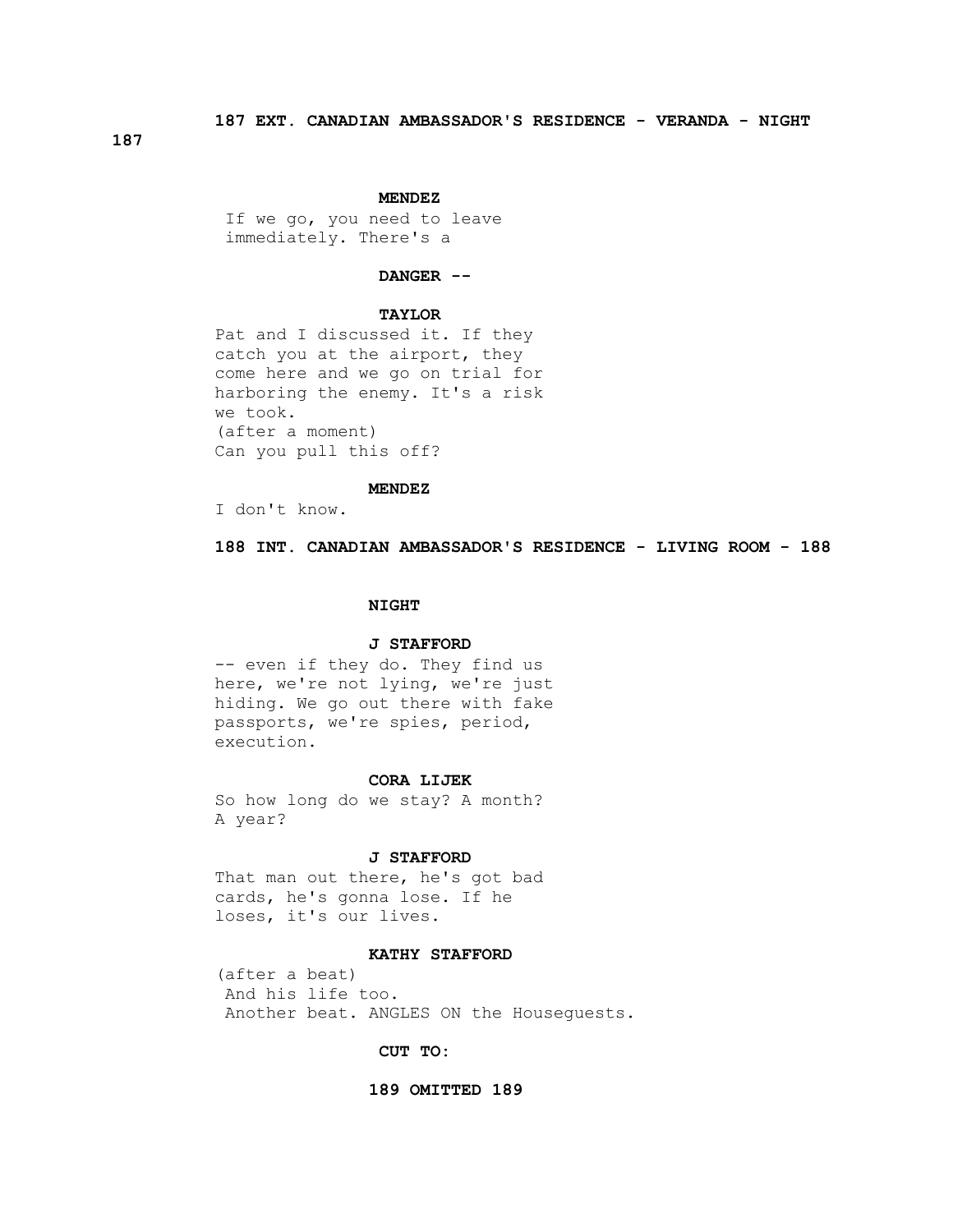**187 EXT. CANADIAN AMBASSADOR'S RESIDENCE - VERANDA - NIGHT**

**187**

**MENDEZ**

If we go, you need to leave immediately. There's a

**DANGER --**

**TAYLOR**

Pat and I discussed it. If they catch you at the airport, they come here and we go on trial for harboring the enemy. It's a risk we took.
(after a moment)
Can you pull this off?

**MENDEZ**

I don't know.

**188 INT. CANADIAN AMBASSADOR'S RESIDENCE - LIVING ROOM - 188**

**NIGHT**

**J STAFFORD**

-- even if they do. They find us here, we're not lying, we're just hiding. We go out there with fake passports, we're spies, period, execution.

**CORA LIJEK**

So how long do we stay? A month? A year?

**J STAFFORD**

That man out there, he's got bad cards, he's gonna lose. If he loses, it's our lives.

**KATHY STAFFORD**

(after a beat)
And his life too.
Another beat. ANGLES ON the Houseguests.

**CUT TO:**

**189 OMITTED 189**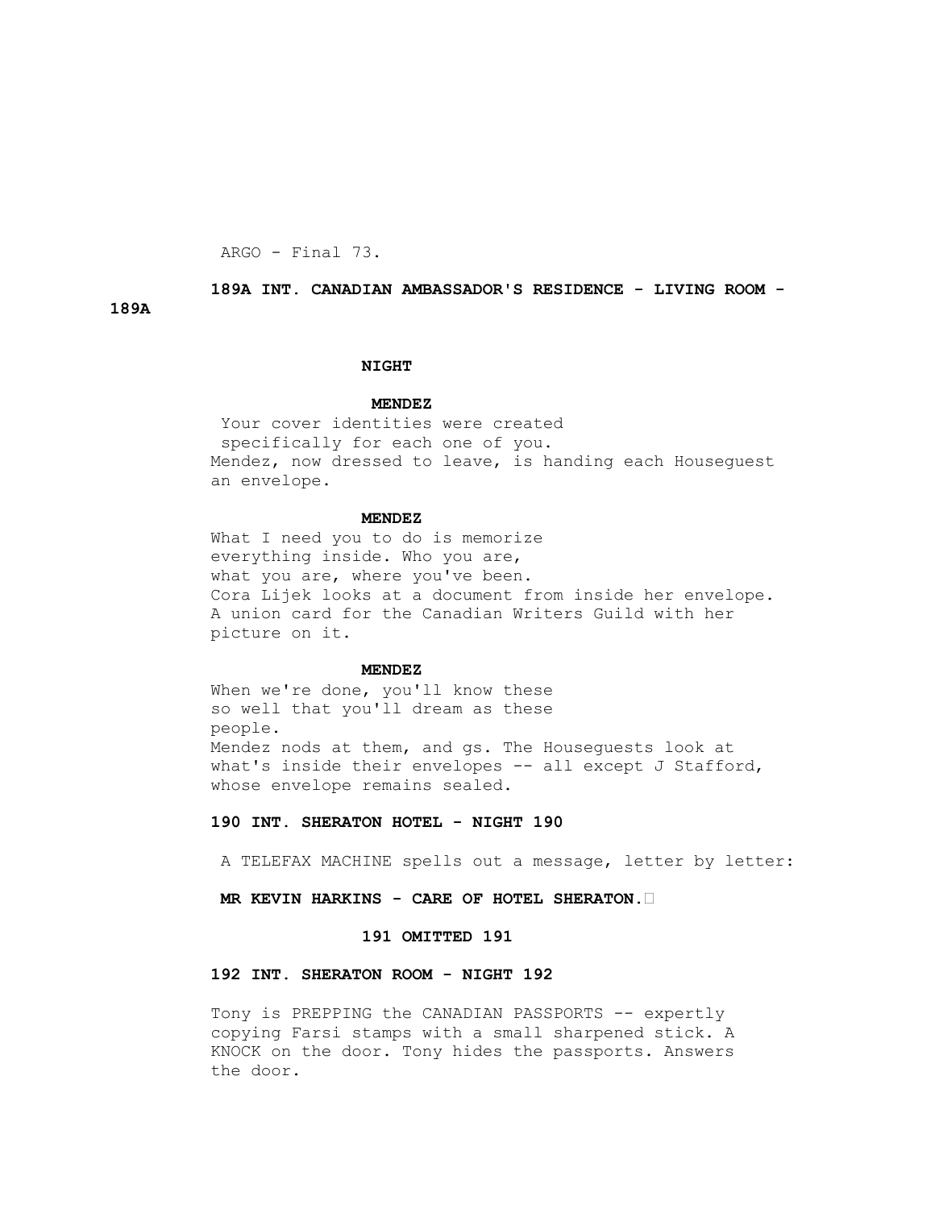**189A INT. CANADIAN AMBASSADOR'S RESIDENCE - LIVING ROOM - 189A**

**NIGHT**

**MENDEZ**

Your cover identities were created specifically for each one of you.

Mendez, now dressed to leave, is handing each Houseguest an envelope.

**MENDEZ**

What I need you to do is memorize everything inside. Who you are, what you are, where you've been.

Cora Lijek looks at a document from inside her envelope. A union card for the Canadian Writers Guild with her picture on it.

**MENDEZ**

When we're done, you'll know these so well that you'll dream as these people.

Mendez nods at them, and gs. The Houseguests look at what's inside their envelopes -- all except J Stafford, whose envelope remains sealed.

**190 INT. SHERATON HOTEL - NIGHT 190**

A TELEFAX MACHINE spells out a message, letter by letter:

**MR KEVIN HARKINS - CARE OF HOTEL SHERATON.**

**191 OMITTED 191**

**192 INT. SHERATON ROOM - NIGHT 192**

Tony is PREPPING the CANADIAN PASSPORTS -- expertly copying Farsi stamps with a small sharpened stick. A KNOCK on the door. Tony hides the passports. Answers the door.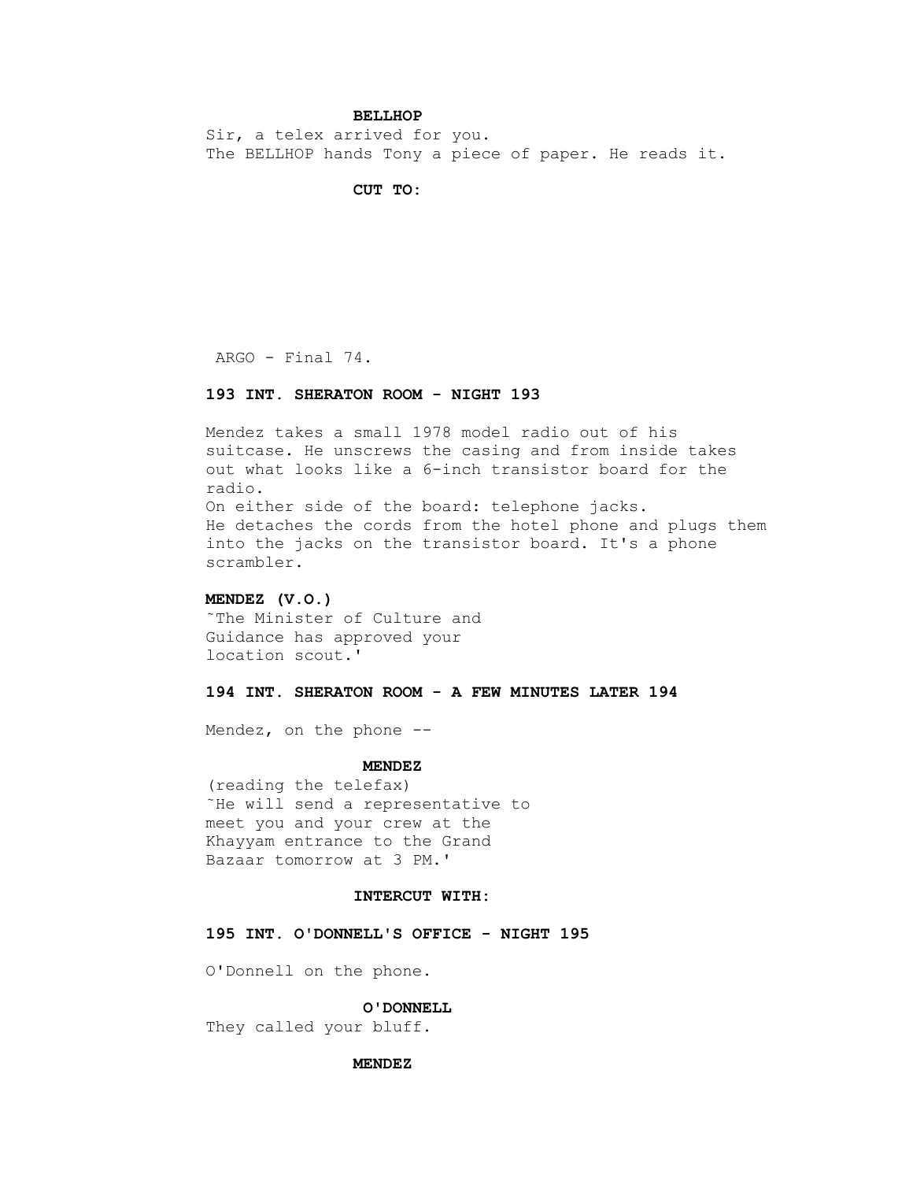**BELLHOP**

Sir, a telex arrived for you.

The BELLHOP hands Tony a piece of paper. He reads it.

**CUT TO:**

**193 INT. SHERATON ROOM - NIGHT 193**

Mendez takes a small 1978 model radio out of his suitcase. He unscrews the casing and from inside takes out what looks like a 6-inch transistor board for the radio.

On either side of the board: telephone jacks.

He detaches the cords from the hotel phone and plugs them into the jacks on the transistor board. It's a phone scrambler.

**MENDEZ (V.O.)**

˜The Minister of Culture and Guidance has approved your location scout.'

**194 INT. SHERATON ROOM - A FEW MINUTES LATER 194**

Mendez, on the phone --

**MENDEZ**

(reading the telefax)

˜He will send a representative to meet you and your crew at the Khayyam entrance to the Grand Bazaar tomorrow at 3 PM.'

**INTERCUT WITH:**

**195 INT. O'DONNELL'S OFFICE - NIGHT 195**

O'Donnell on the phone.

**O'DONNELL**

They called your bluff.

**MENDEZ**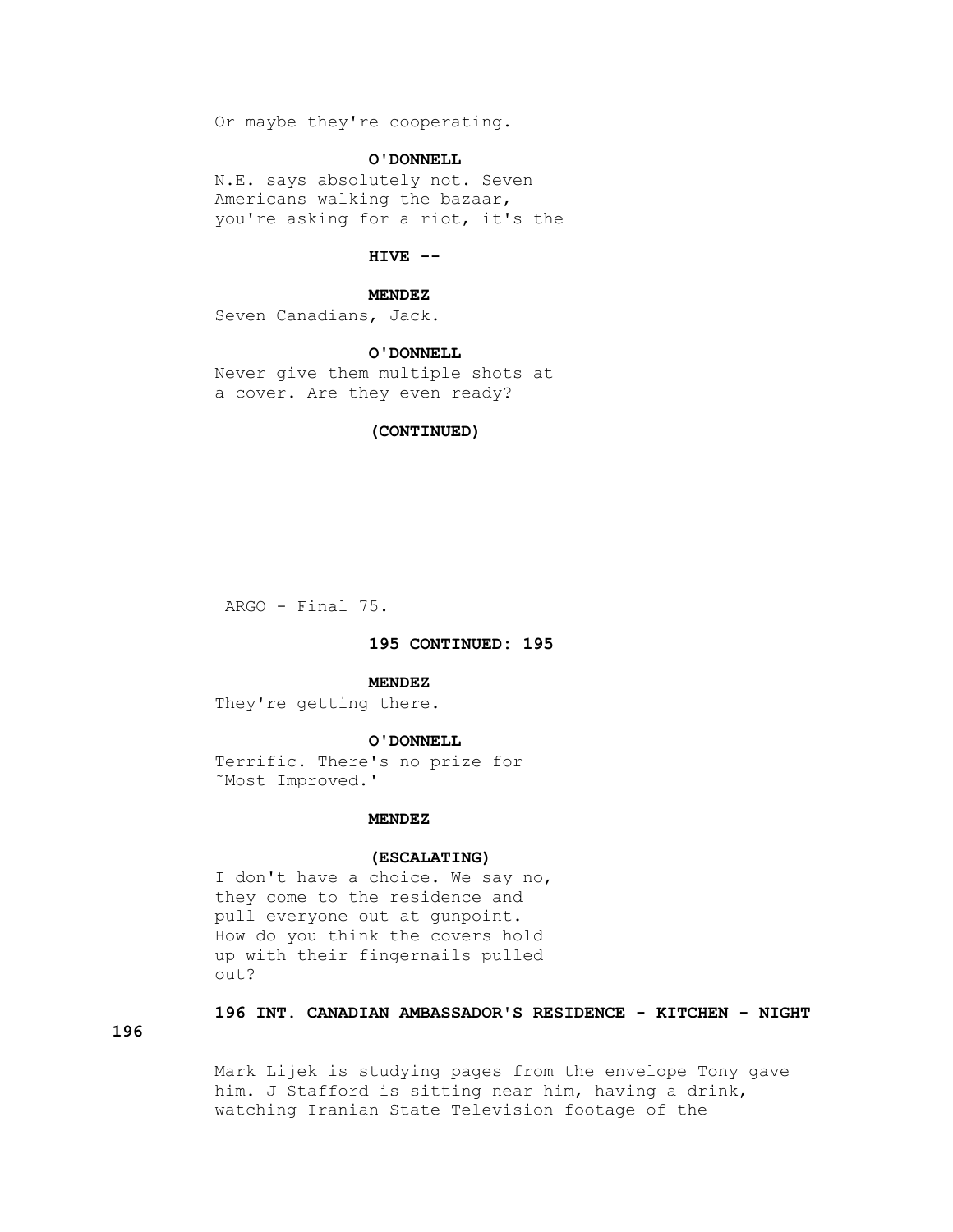Or maybe they're cooperating.

**O'DONNELL**

N.E. says absolutely not. Seven Americans walking the bazaar, you're asking for a riot, it's the

**HIVE --**

**MENDEZ**

Seven Canadians, Jack.

**O'DONNELL**

Never give them multiple shots at a cover. Are they even ready?

**(CONTINUED)**

**195 CONTINUED: 195**

**MENDEZ**

They're getting there.

**O'DONNELL**

Terrific. There's no prize for ˜Most Improved.'

**MENDEZ**

**(ESCALATING)**

I don't have a choice. We say no, they come to the residence and pull everyone out at gunpoint. How do you think the covers hold up with their fingernails pulled out?

**196 INT. CANADIAN AMBASSADOR'S RESIDENCE - KITCHEN - NIGHT 196**

Mark Lijek is studying pages from the envelope Tony gave him. J Stafford is sitting near him, having a drink, watching Iranian State Television footage of the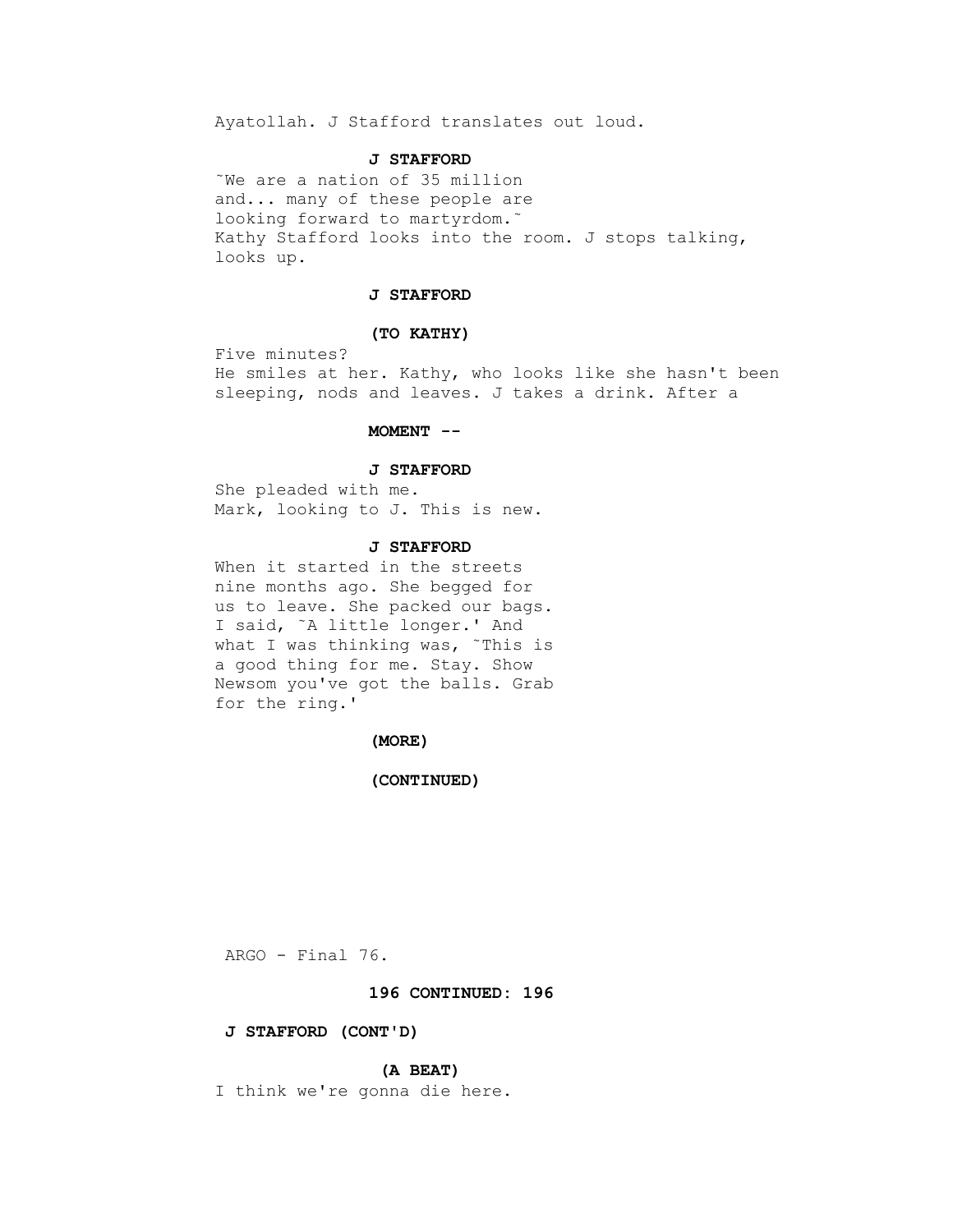Ayatollah. J Stafford translates out loud.

**J STAFFORD**

˜We are a nation of 35 million and... many of these people are looking forward to martyrdom.˜
Kathy Stafford looks into the room. J stops talking, looks up.

**J STAFFORD**

**(TO KATHY)**

Five minutes?
He smiles at her. Kathy, who looks like she hasn't been sleeping, nods and leaves. J takes a drink. After a

**MOMENT --**

**J STAFFORD**

She pleaded with me.
Mark, looking to J. This is new.

**J STAFFORD**

When it started in the streets nine months ago. She begged for us to leave. She packed our bags. I said, ˜A little longer.' And what I was thinking was, ˜This is a good thing for me. Stay. Show Newsom you've got the balls. Grab for the ring.'

**(MORE)**

**(CONTINUED)**

**196 CONTINUED: 196**

**J STAFFORD (CONT'D)**

**(A BEAT)**

I think we're gonna die here.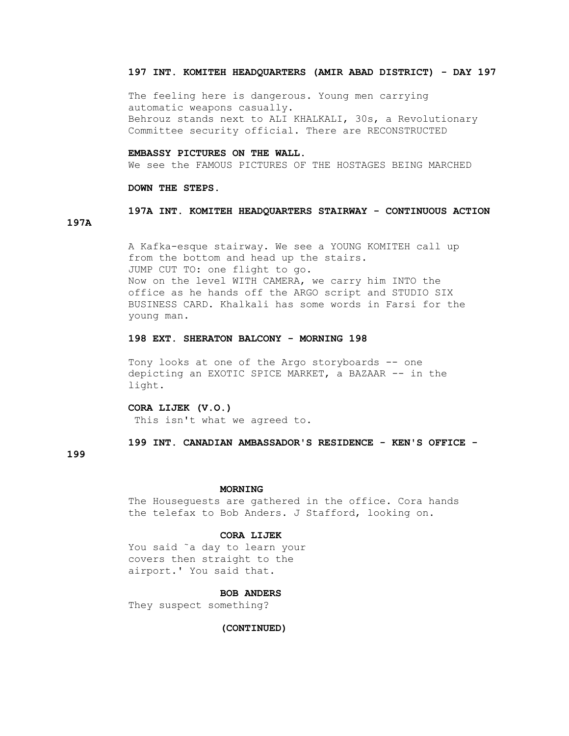**197 INT. KOMITEH HEADQUARTERS (AMIR ABAD DISTRICT) - DAY 197**

The feeling here is dangerous. Young men carrying automatic weapons casually.
Behrouz stands next to ALI KHALKALI, 30s, a Revolutionary Committee security official. There are RECONSTRUCTED

**EMBASSY PICTURES ON THE WALL.**

We see the FAMOUS PICTURES OF THE HOSTAGES BEING MARCHED

**DOWN THE STEPS.**

**197A INT. KOMITEH HEADQUARTERS STAIRWAY - CONTINUOUS ACTION 197A**

A Kafka-esque stairway. We see a YOUNG KOMITEH call up from the bottom and head up the stairs.
JUMP CUT TO: one flight to go.
Now on the level WITH CAMERA, we carry him INTO the office as he hands off the ARGO script and STUDIO SIX BUSINESS CARD. Khalkali has some words in Farsi for the young man.

**198 EXT. SHERATON BALCONY - MORNING 198**

Tony looks at one of the Argo storyboards -- one depicting an EXOTIC SPICE MARKET, a BAZAAR -- in the light.

**CORA LIJEK (V.O.)**
This isn't what we agreed to.

**199 INT. CANADIAN AMBASSADOR'S RESIDENCE - KEN'S OFFICE - 199**

**MORNING**

The Houseguests are gathered in the office. Cora hands the telefax to Bob Anders. J Stafford, looking on.

**CORA LIJEK**
You said ˜a day to learn your covers then straight to the airport.' You said that.

**BOB ANDERS**
They suspect something?

**(CONTINUED)**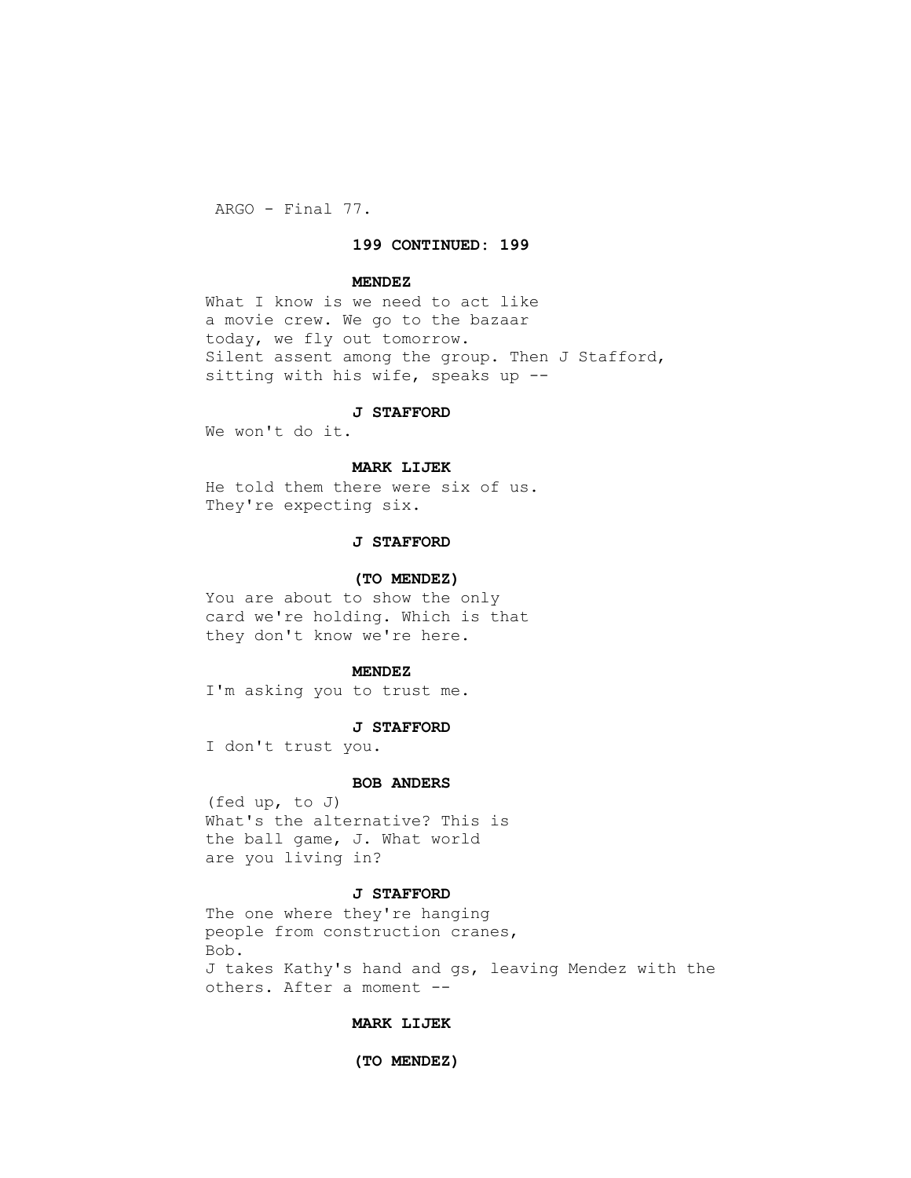**199 CONTINUED: 199**

**MENDEZ**

What I know is we need to act like a movie crew. We go to the bazaar today, we fly out tomorrow.

Silent assent among the group. Then J Stafford, sitting with his wife, speaks up --

**J STAFFORD**

We won't do it.

**MARK LIJEK**

He told them there were six of us. They're expecting six.

**J STAFFORD**

**(TO MENDEZ)**

You are about to show the only card we're holding. Which is that they don't know we're here.

**MENDEZ**

I'm asking you to trust me.

**J STAFFORD**

I don't trust you.

**BOB ANDERS**

(fed up, to J)

What's the alternative? This is the ball game, J. What world are you living in?

**J STAFFORD**

The one where they're hanging people from construction cranes, Bob.

J takes Kathy's hand and gs, leaving Mendez with the others. After a moment --

**MARK LIJEK**

**(TO MENDEZ)**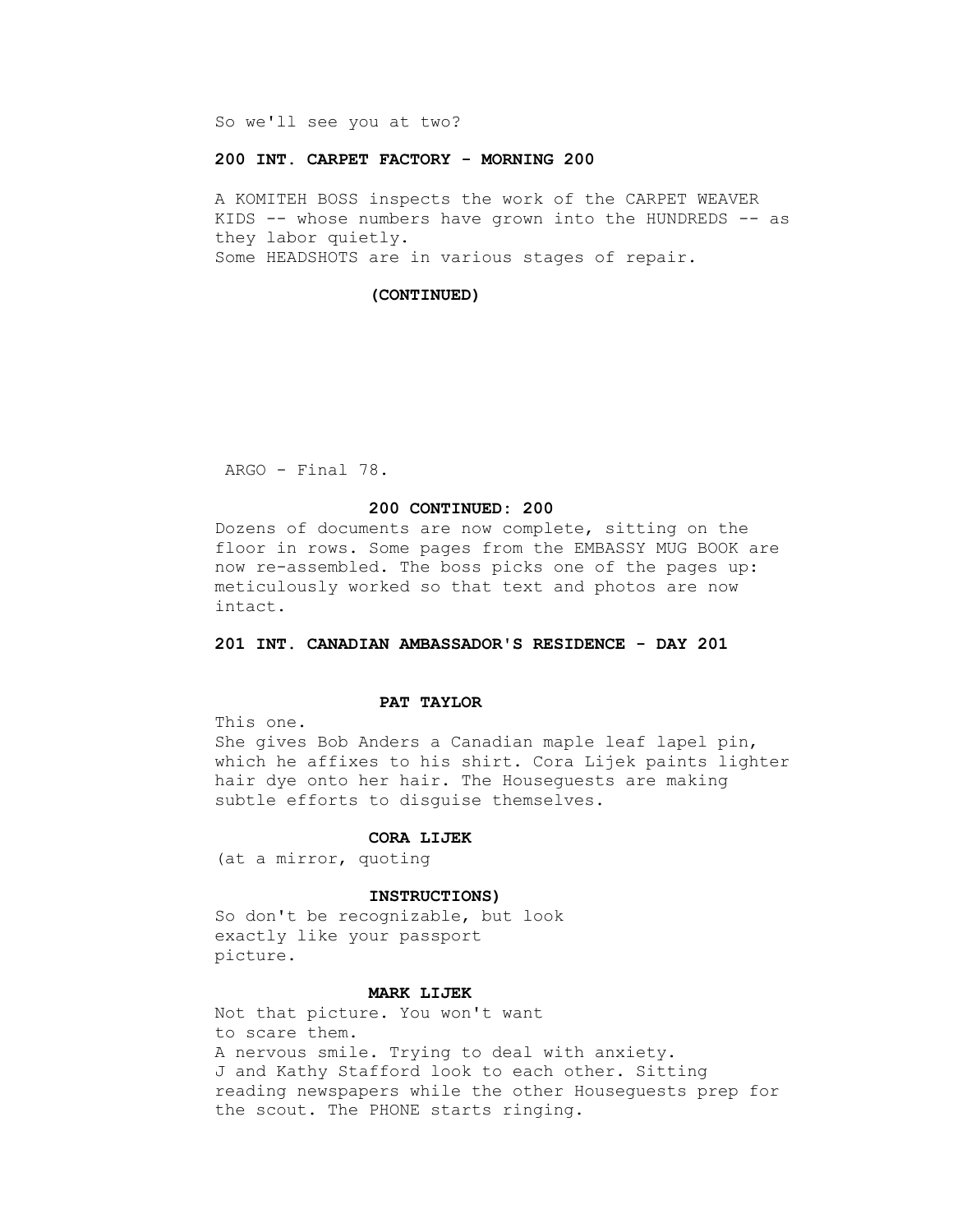So we'll see you at two?

**200 INT. CARPET FACTORY - MORNING 200**

A KOMITEH BOSS inspects the work of the CARPET WEAVER KIDS -- whose numbers have grown into the HUNDREDS -- as they labor quietly.
Some HEADSHOTS are in various stages of repair.

**(CONTINUED)**

**200 CONTINUED: 200**

Dozens of documents are now complete, sitting on the floor in rows. Some pages from the EMBASSY MUG BOOK are now re-assembled. The boss picks one of the pages up: meticulously worked so that text and photos are now intact.

**201 INT. CANADIAN AMBASSADOR'S RESIDENCE - DAY 201**

**PAT TAYLOR**

This one.

She gives Bob Anders a Canadian maple leaf lapel pin, which he affixes to his shirt. Cora Lijek paints lighter hair dye onto her hair. The Houseguests are making subtle efforts to disguise themselves.

**CORA LIJEK**

(at a mirror, quoting

**INSTRUCTIONS)**

So don't be recognizable, but look exactly like your passport picture.

**MARK LIJEK**

Not that picture. You won't want to scare them.

A nervous smile. Trying to deal with anxiety.
J and Kathy Stafford look to each other. Sitting reading newspapers while the other Houseguests prep for the scout. The PHONE starts ringing.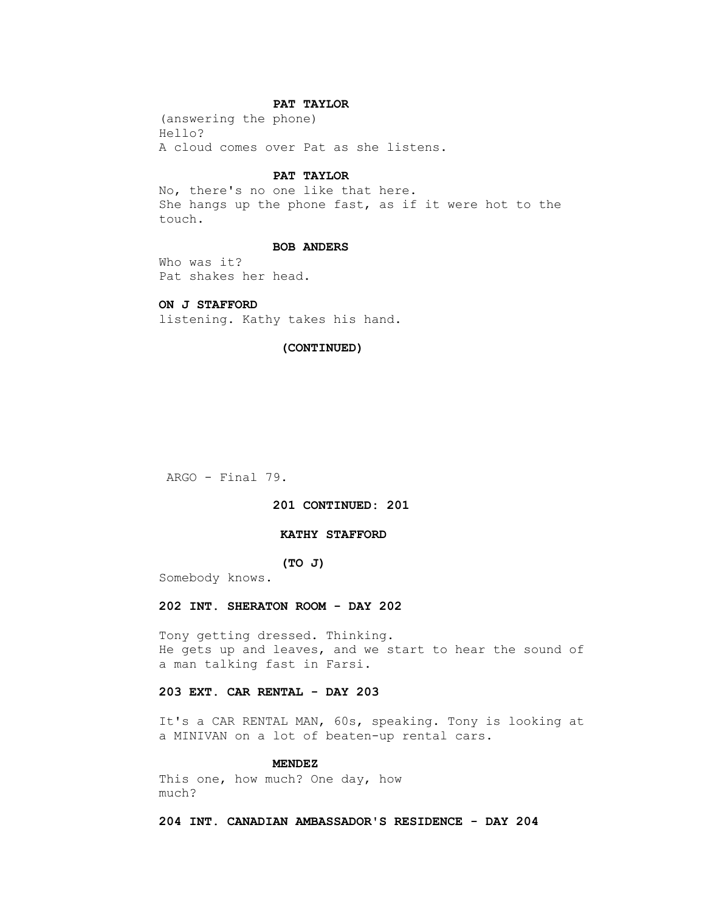**PAT TAYLOR**

(answering the phone)
Hello?
A cloud comes over Pat as she listens.

**PAT TAYLOR**

No, there's no one like that here.
She hangs up the phone fast, as if it were hot to the touch.

**BOB ANDERS**

Who was it?
Pat shakes her head.

**ON J STAFFORD**

listening. Kathy takes his hand.

**(CONTINUED)**

**201 CONTINUED: 201**

**KATHY STAFFORD**

**(TO J)**

Somebody knows.

**202 INT. SHERATON ROOM - DAY 202**

Tony getting dressed. Thinking.
He gets up and leaves, and we start to hear the sound of a man talking fast in Farsi.

**203 EXT. CAR RENTAL - DAY 203**

It's a CAR RENTAL MAN, 60s, speaking. Tony is looking at a MINIVAN on a lot of beaten-up rental cars.

**MENDEZ**

This one, how much? One day, how much?

**204 INT. CANADIAN AMBASSADOR'S RESIDENCE - DAY 204**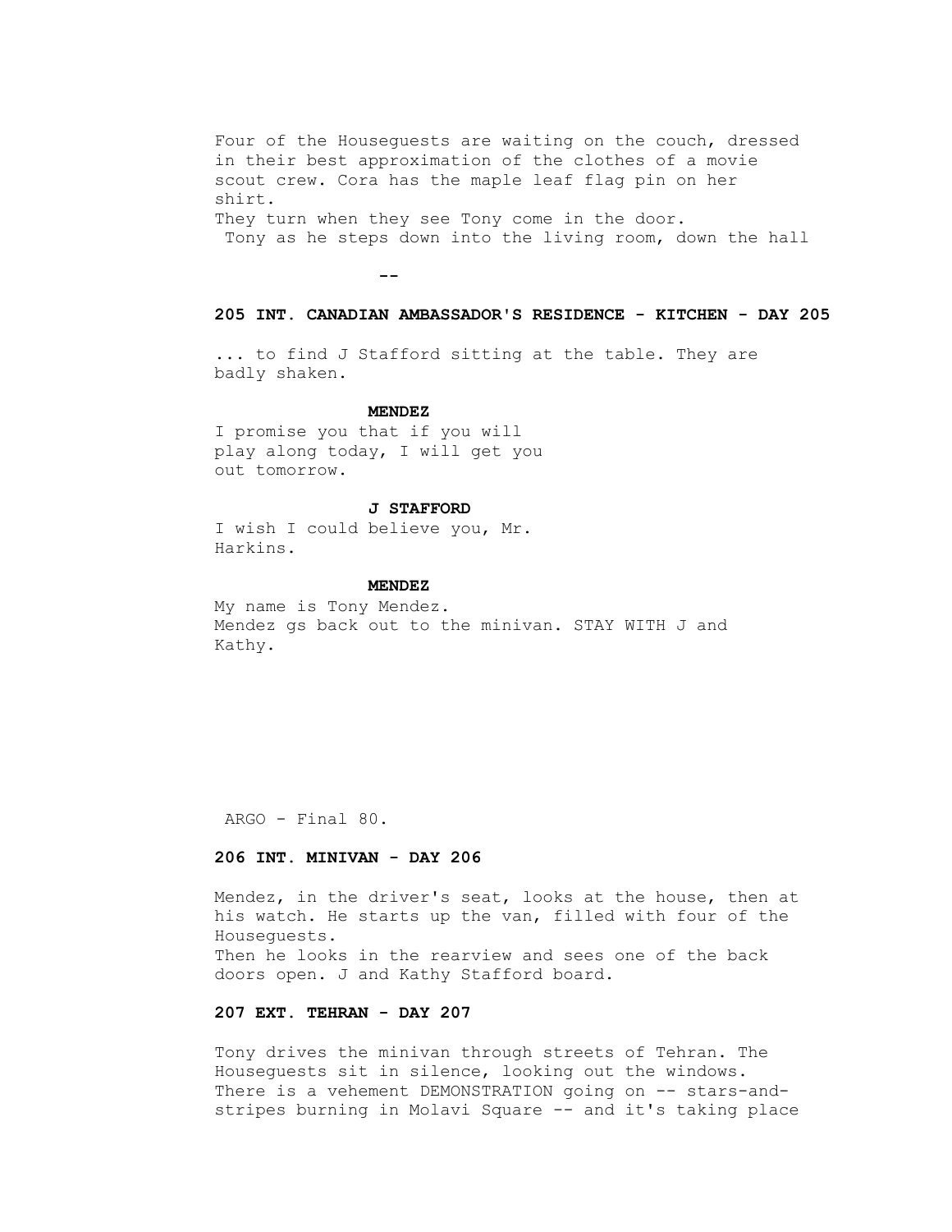Four of the Houseguests are waiting on the couch, dressed in their best approximation of the clothes of a movie scout crew. Cora has the maple leaf flag pin on her shirt.
They turn when they see Tony come in the door.
Tony as he steps down into the living room, down the hall

--

**205 INT. CANADIAN AMBASSADOR'S RESIDENCE - KITCHEN - DAY 205**

... to find J Stafford sitting at the table. They are badly shaken.

**MENDEZ**
I promise you that if you will play along today, I will get you out tomorrow.

**J STAFFORD**
I wish I could believe you, Mr. Harkins.

**MENDEZ**
My name is Tony Mendez.
Mendez gs back out to the minivan. STAY WITH J and Kathy.

**206 INT. MINIVAN - DAY 206**

Mendez, in the driver's seat, looks at the house, then at his watch. He starts up the van, filled with four of the Houseguests.
Then he looks in the rearview and sees one of the back doors open. J and Kathy Stafford board.

**207 EXT. TEHRAN - DAY 207**

Tony drives the minivan through streets of Tehran. The Houseguests sit in silence, looking out the windows.
There is a vehement DEMONSTRATION going on -- stars-and-stripes burning in Molavi Square -- and it's taking place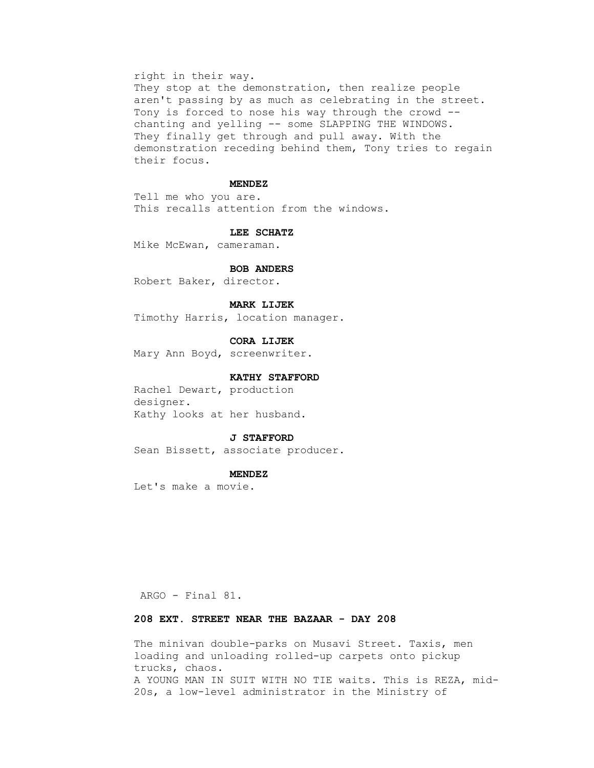right in their way.
They stop at the demonstration, then realize people aren't passing by as much as celebrating in the street. Tony is forced to nose his way through the crowd -- chanting and yelling -- some SLAPPING THE WINDOWS.
They finally get through and pull away. With the demonstration receding behind them, Tony tries to regain their focus.

**MENDEZ**

Tell me who you are.
This recalls attention from the windows.

**LEE SCHATZ**

Mike McEwan, cameraman.

**BOB ANDERS**

Robert Baker, director.

**MARK LIJEK**

Timothy Harris, location manager.

**CORA LIJEK**

Mary Ann Boyd, screenwriter.

**KATHY STAFFORD**

Rachel Dewart, production designer.
Kathy looks at her husband.

**J STAFFORD**

Sean Bissett, associate producer.

**MENDEZ**

Let's make a movie.

**208 EXT. STREET NEAR THE BAZAAR - DAY 208**

The minivan double-parks on Musavi Street. Taxis, men loading and unloading rolled-up carpets onto pickup trucks, chaos.
A YOUNG MAN IN SUIT WITH NO TIE waits. This is REZA, mid-20s, a low-level administrator in the Ministry of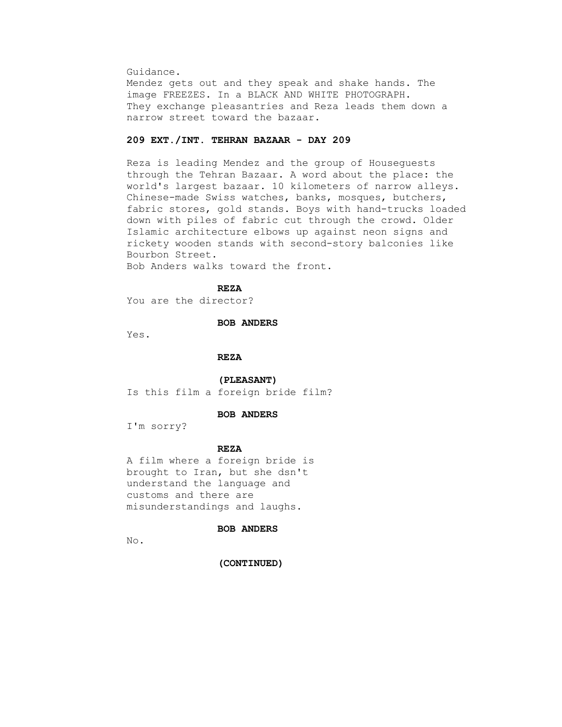Guidance.
Mendez gets out and they speak and shake hands. The image FREEZES. In a BLACK AND WHITE PHOTOGRAPH.
They exchange pleasantries and Reza leads them down a narrow street toward the bazaar.

**209 EXT./INT. TEHRAN BAZAAR - DAY 209**

Reza is leading Mendez and the group of Houseguests through the Tehran Bazaar. A word about the place: the world's largest bazaar. 10 kilometers of narrow alleys. Chinese-made Swiss watches, banks, mosques, butchers, fabric stores, gold stands. Boys with hand-trucks loaded down with piles of fabric cut through the crowd. Older Islamic architecture elbows up against neon signs and rickety wooden stands with second-story balconies like Bourbon Street.
Bob Anders walks toward the front.

**REZA**

You are the director?

**BOB ANDERS**

Yes.

**REZA**

**(PLEASANT)**

Is this film a foreign bride film?

**BOB ANDERS**

I'm sorry?

**REZA**

A film where a foreign bride is brought to Iran, but she dsn't understand the language and customs and there are misunderstandings and laughs.

**BOB ANDERS**

No.

**(CONTINUED)**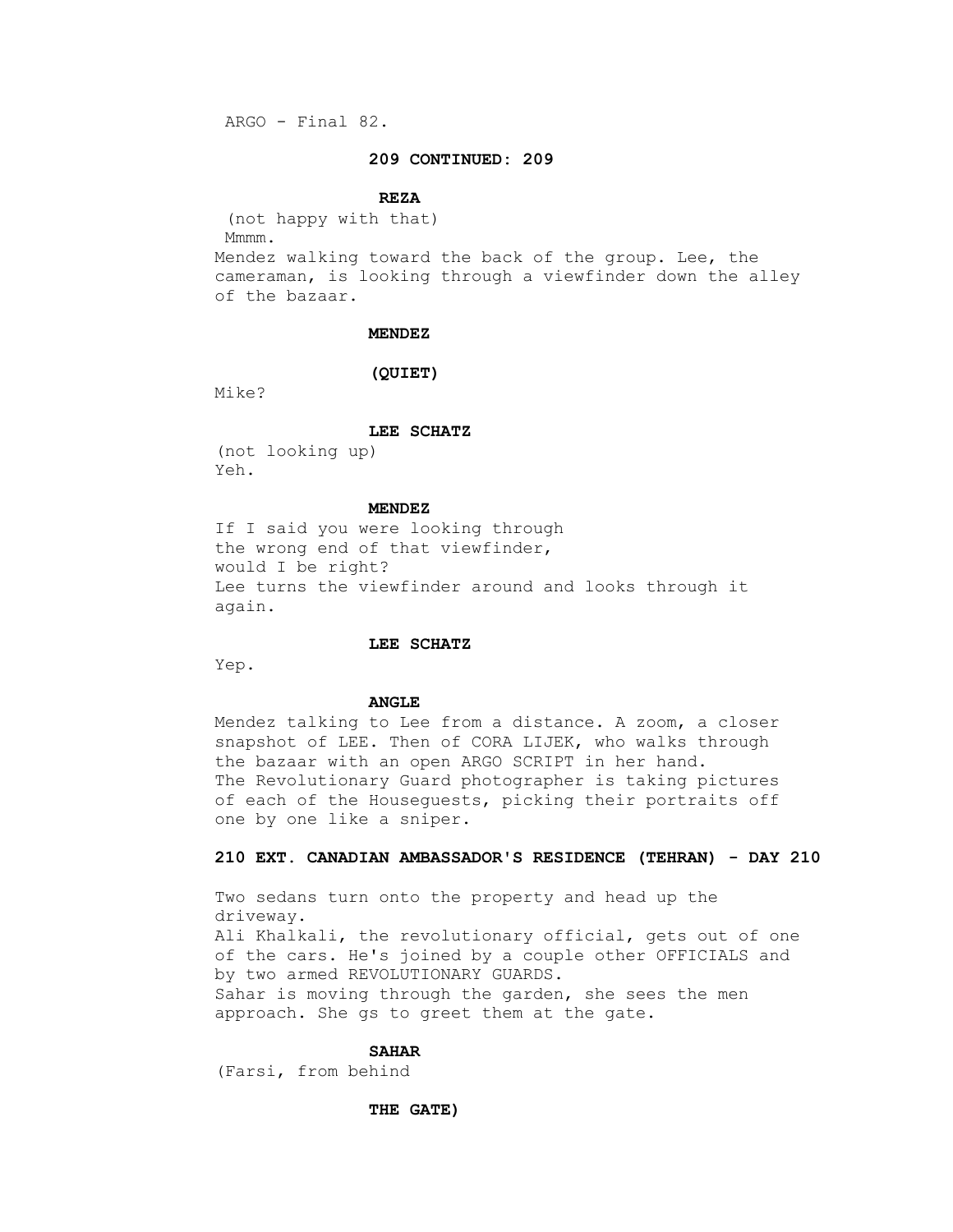**209 CONTINUED: 209**

**REZA**

(not happy with that)
Mmmm.

Mendez walking toward the back of the group. Lee, the cameraman, is looking through a viewfinder down the alley of the bazaar.

**MENDEZ**

**(QUIET)**

Mike?

**LEE SCHATZ**

(not looking up)
Yeh.

**MENDEZ**

If I said you were looking through the wrong end of that viewfinder, would I be right?

Lee turns the viewfinder around and looks through it again.

**LEE SCHATZ**

Yep.

**ANGLE**

Mendez talking to Lee from a distance. A zoom, a closer snapshot of LEE. Then of CORA LIJEK, who walks through the bazaar with an open ARGO SCRIPT in her hand.

The Revolutionary Guard photographer is taking pictures of each of the Houseguests, picking their portraits off one by one like a sniper.

**210 EXT. CANADIAN AMBASSADOR'S RESIDENCE (TEHRAN) - DAY 210**

Two sedans turn onto the property and head up the driveway.

Ali Khalkali, the revolutionary official, gets out of one of the cars. He's joined by a couple other OFFICIALS and by two armed REVOLUTIONARY GUARDS.

Sahar is moving through the garden, she sees the men approach. She gs to greet them at the gate.

**SAHAR**

(Farsi, from behind

**THE GATE)**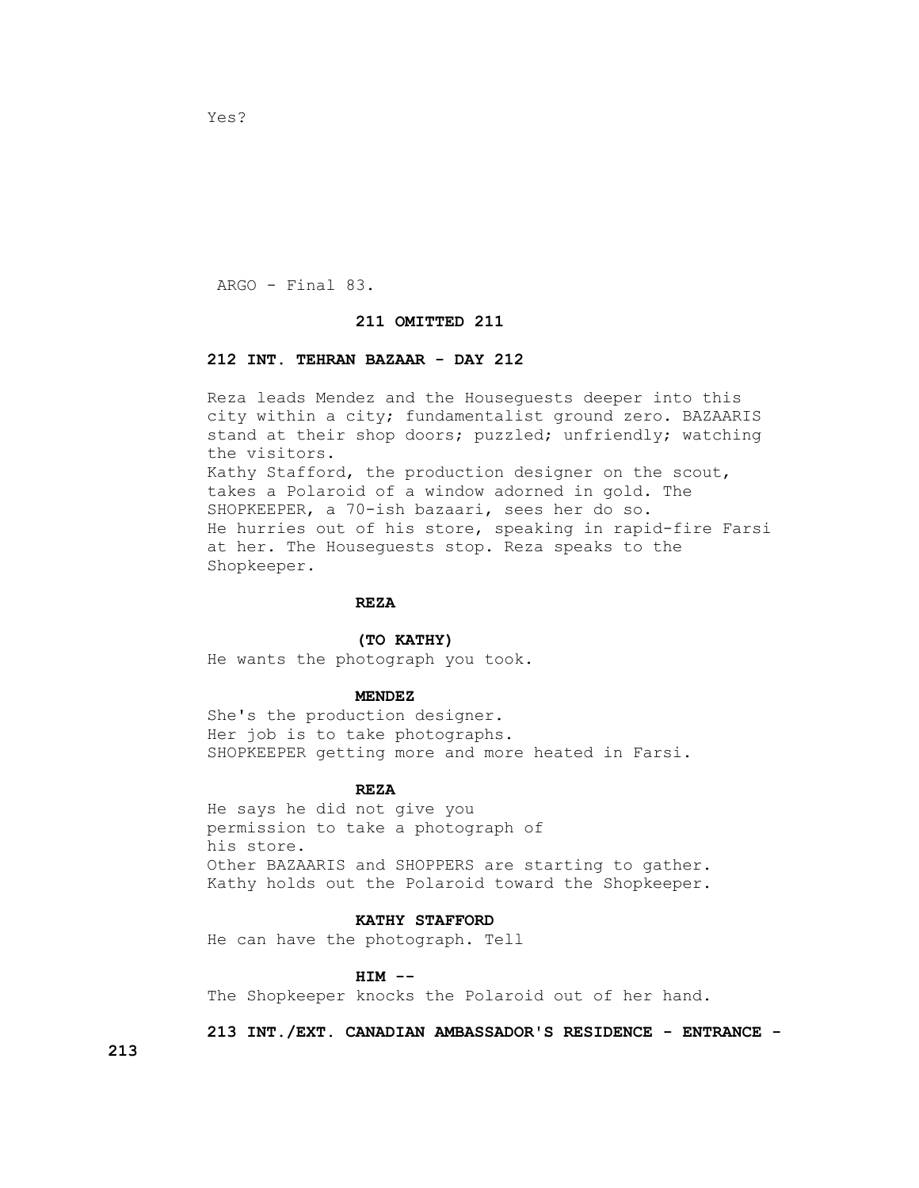Yes?

**211 OMITTED 211**

**212 INT. TEHRAN BAZAAR - DAY 212**

Reza leads Mendez and the Houseguests deeper into this city within a city; fundamentalist ground zero. BAZAARIS stand at their shop doors; puzzled; unfriendly; watching the visitors.
Kathy Stafford, the production designer on the scout, takes a Polaroid of a window adorned in gold. The SHOPKEEPER, a 70-ish bazaari, sees her do so.
He hurries out of his store, speaking in rapid-fire Farsi at her. The Houseguests stop. Reza speaks to the Shopkeeper.

**REZA**

**(TO KATHY)**
He wants the photograph you took.

**MENDEZ**
She's the production designer.
Her job is to take photographs.
SHOPKEEPER getting more and more heated in Farsi.

**REZA**
He says he did not give you
permission to take a photograph of
his store.
Other BAZAARIS and SHOPPERS are starting to gather.
Kathy holds out the Polaroid toward the Shopkeeper.

**KATHY STAFFORD**
He can have the photograph. Tell

**HIM --**
The Shopkeeper knocks the Polaroid out of her hand.

**213 INT./EXT. CANADIAN AMBASSADOR'S RESIDENCE - ENTRANCE - 213**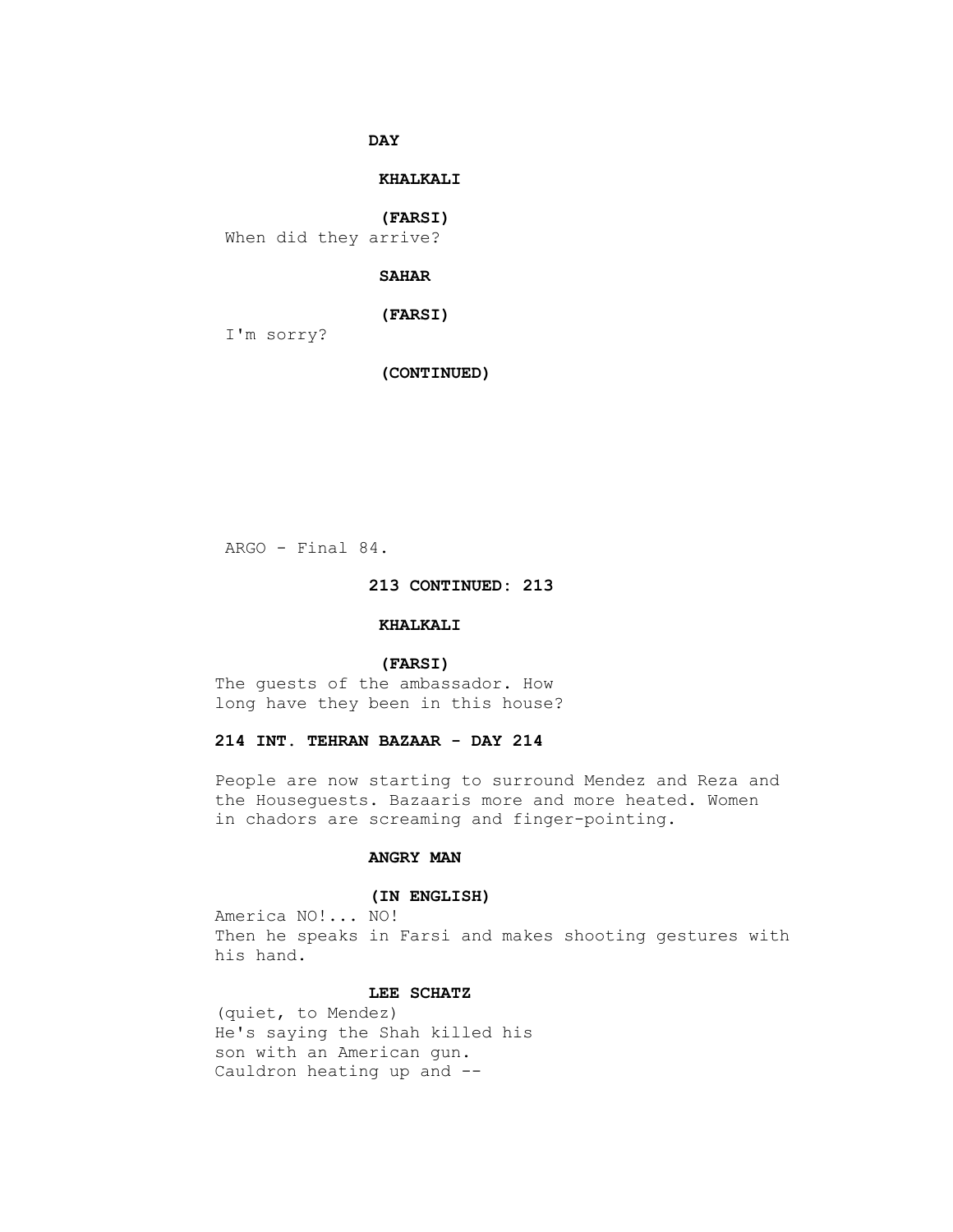**DAY**

**KHALKALI**

**(FARSI)**

When did they arrive?

**SAHAR**

**(FARSI)**

I'm sorry?

**(CONTINUED)**

**213 CONTINUED: 213**

**KHALKALI**

**(FARSI)**

The guests of the ambassador. How long have they been in this house?

**214 INT. TEHRAN BAZAAR - DAY 214**

People are now starting to surround Mendez and Reza and the Houseguests. Bazaaris more and more heated. Women in chadors are screaming and finger-pointing.

**ANGRY MAN**

**(IN ENGLISH)**

America NO!... NO!

Then he speaks in Farsi and makes shooting gestures with his hand.

**LEE SCHATZ**

(quiet, to Mendez)

He's saying the Shah killed his son with an American gun.

Cauldron heating up and --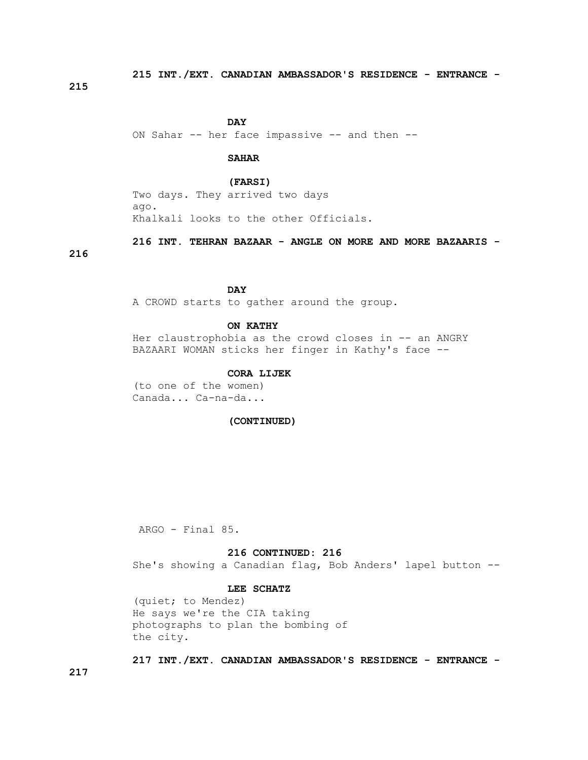**215 INT./EXT. CANADIAN AMBASSADOR'S RESIDENCE - ENTRANCE -**

**215**

**DAY**

ON Sahar -- her face impassive -- and then --

**SAHAR**

**(FARSI)**

Two days. They arrived two days ago.

Khalkali looks to the other Officials.

**216 INT. TEHRAN BAZAAR - ANGLE ON MORE AND MORE BAZAARIS -**

**216**

**DAY**

A CROWD starts to gather around the group.

**ON KATHY**

Her claustrophobia as the crowd closes in -- an ANGRY BAZAARI WOMAN sticks her finger in Kathy's face --

**CORA LIJEK**

(to one of the women)
Canada... Ca-na-da...

**(CONTINUED)**

**216 CONTINUED: 216**

She's showing a Canadian flag, Bob Anders' lapel button --

**LEE SCHATZ**

(quiet; to Mendez)
He says we're the CIA taking photographs to plan the bombing of the city.

**217 INT./EXT. CANADIAN AMBASSADOR'S RESIDENCE - ENTRANCE -**

**217**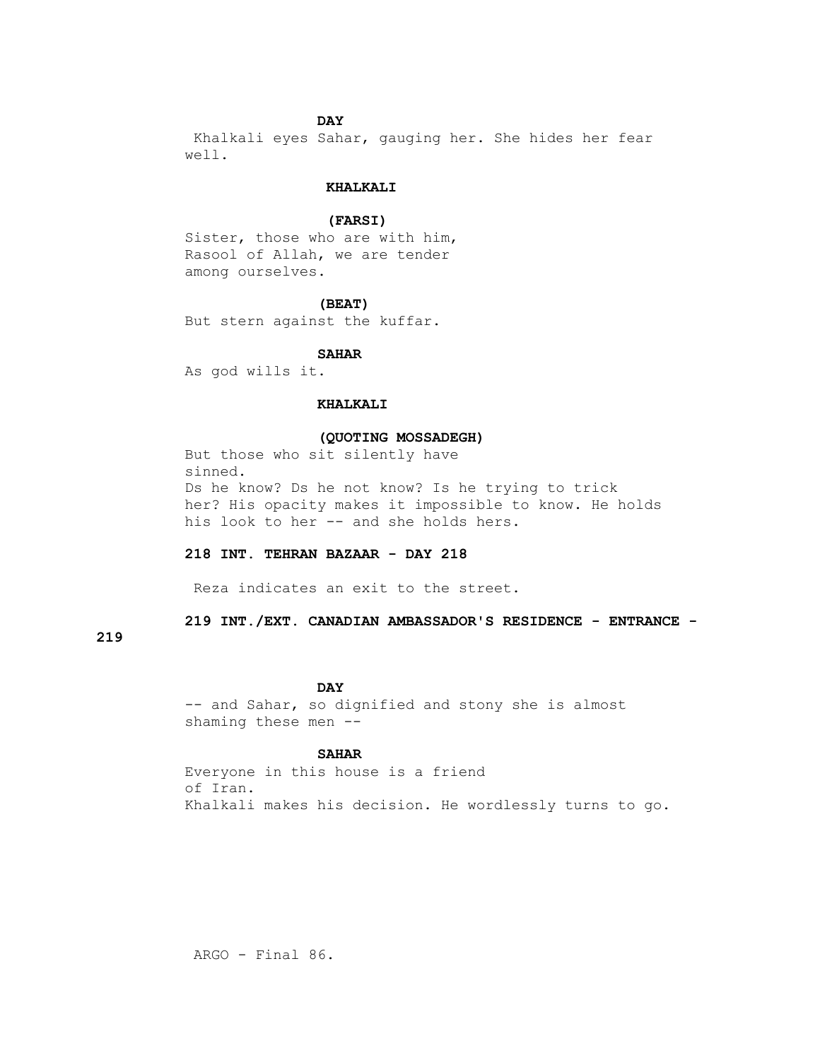**DAY**

Khalkali eyes Sahar, gauging her. She hides her fear well.

**KHALKALI**

**(FARSI)**

Sister, those who are with him, Rasool of Allah, we are tender among ourselves.

**(BEAT)**

But stern against the kuffar.

**SAHAR**

As god wills it.

**KHALKALI**

**(QUOTING MOSSADEGH)**

But those who sit silently have sinned.

Ds he know? Ds he not know? Is he trying to trick her? His opacity makes it impossible to know. He holds his look to her -- and she holds hers.

**218 INT. TEHRAN BAZAAR - DAY 218**

Reza indicates an exit to the street.

**219 INT./EXT. CANADIAN AMBASSADOR'S RESIDENCE - ENTRANCE - 219**

**DAY**

-- and Sahar, so dignified and stony she is almost shaming these men --

**SAHAR**

Everyone in this house is a friend of Iran.

Khalkali makes his decision. He wordlessly turns to go.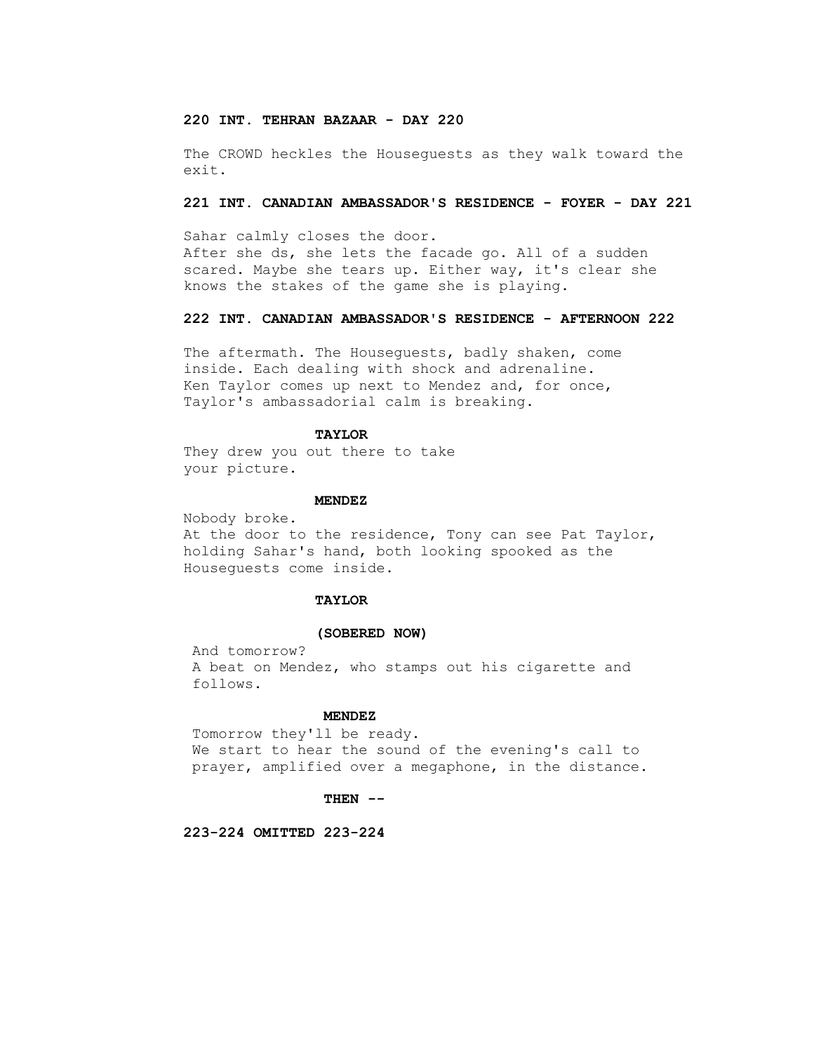**220 INT. TEHRAN BAZAAR - DAY 220**

The CROWD heckles the Houseguests as they walk toward the exit.

**221 INT. CANADIAN AMBASSADOR'S RESIDENCE - FOYER - DAY 221**

Sahar calmly closes the door.
After she ds, she lets the facade go. All of a sudden scared. Maybe she tears up. Either way, it's clear she knows the stakes of the game she is playing.

**222 INT. CANADIAN AMBASSADOR'S RESIDENCE - AFTERNOON 222**

The aftermath. The Houseguests, badly shaken, come inside. Each dealing with shock and adrenaline.
Ken Taylor comes up next to Mendez and, for once, Taylor's ambassadorial calm is breaking.

**TAYLOR**

They drew you out there to take your picture.

**MENDEZ**

Nobody broke.
At the door to the residence, Tony can see Pat Taylor, holding Sahar's hand, both looking spooked as the Houseguests come inside.

**TAYLOR**

**(SOBERED NOW)**

And tomorrow?
A beat on Mendez, who stamps out his cigarette and follows.

**MENDEZ**

Tomorrow they'll be ready.
We start to hear the sound of the evening's call to prayer, amplified over a megaphone, in the distance.

**THEN --**

**223-224 OMITTED 223-224**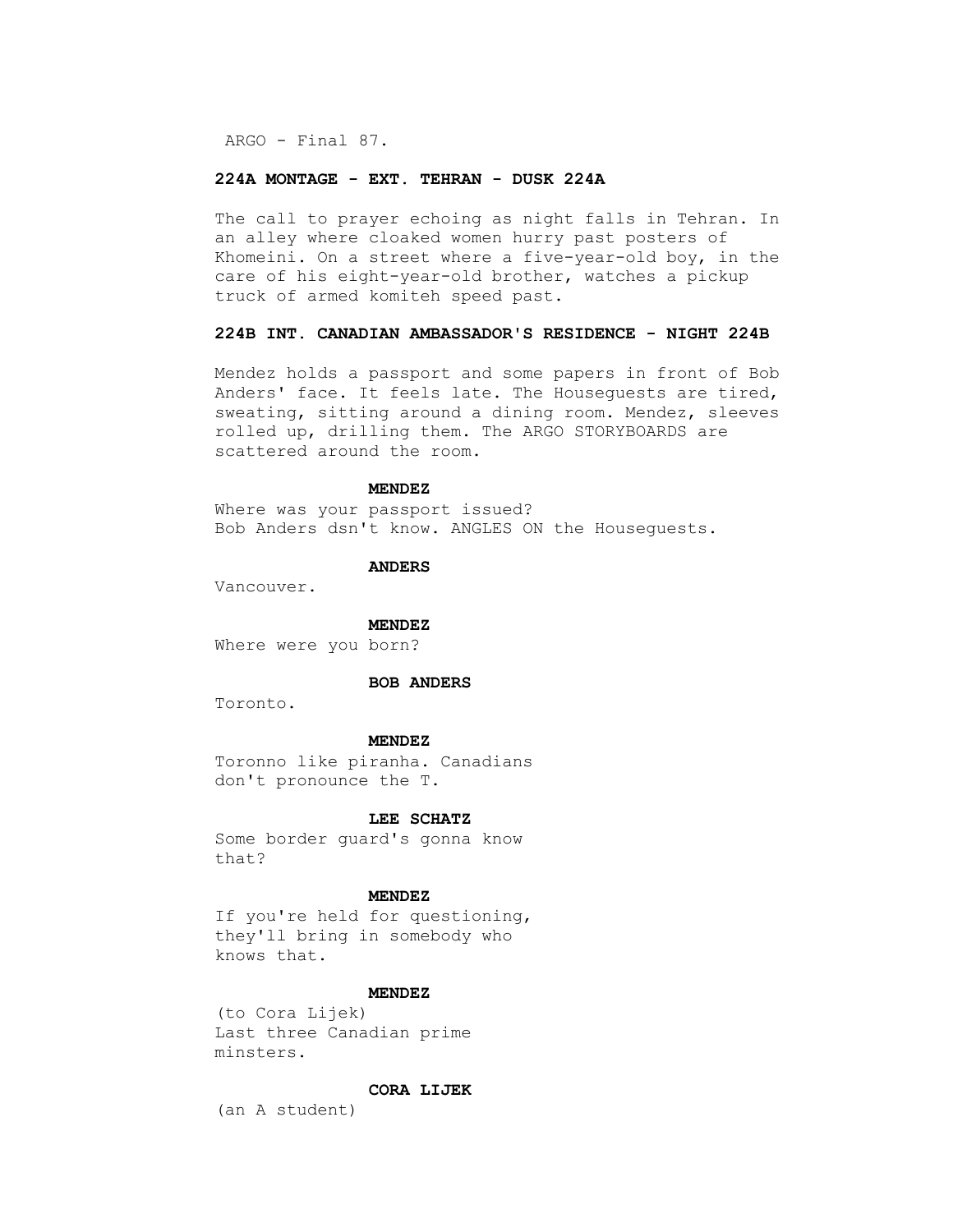**224A MONTAGE - EXT. TEHRAN - DUSK 224A**

The call to prayer echoing as night falls in Tehran. In an alley where cloaked women hurry past posters of Khomeini. On a street where a five-year-old boy, in the care of his eight-year-old brother, watches a pickup truck of armed komiteh speed past.

**224B INT. CANADIAN AMBASSADOR'S RESIDENCE - NIGHT 224B**

Mendez holds a passport and some papers in front of Bob Anders' face. It feels late. The Houseguests are tired, sweating, sitting around a dining room. Mendez, sleeves rolled up, drilling them. The ARGO STORYBOARDS are scattered around the room.

**MENDEZ**

Where was your passport issued?
Bob Anders dsn't know. ANGLES ON the Houseguests.

**ANDERS**

Vancouver.

**MENDEZ**

Where were you born?

**BOB ANDERS**

Toronto.

**MENDEZ**

Toronno like piranha. Canadians don't pronounce the T.

**LEE SCHATZ**

Some border guard's gonna know that?

**MENDEZ**

If you're held for questioning, they'll bring in somebody who knows that.

**MENDEZ**

(to Cora Lijek)
Last three Canadian prime minsters.

**CORA LIJEK**

(an A student)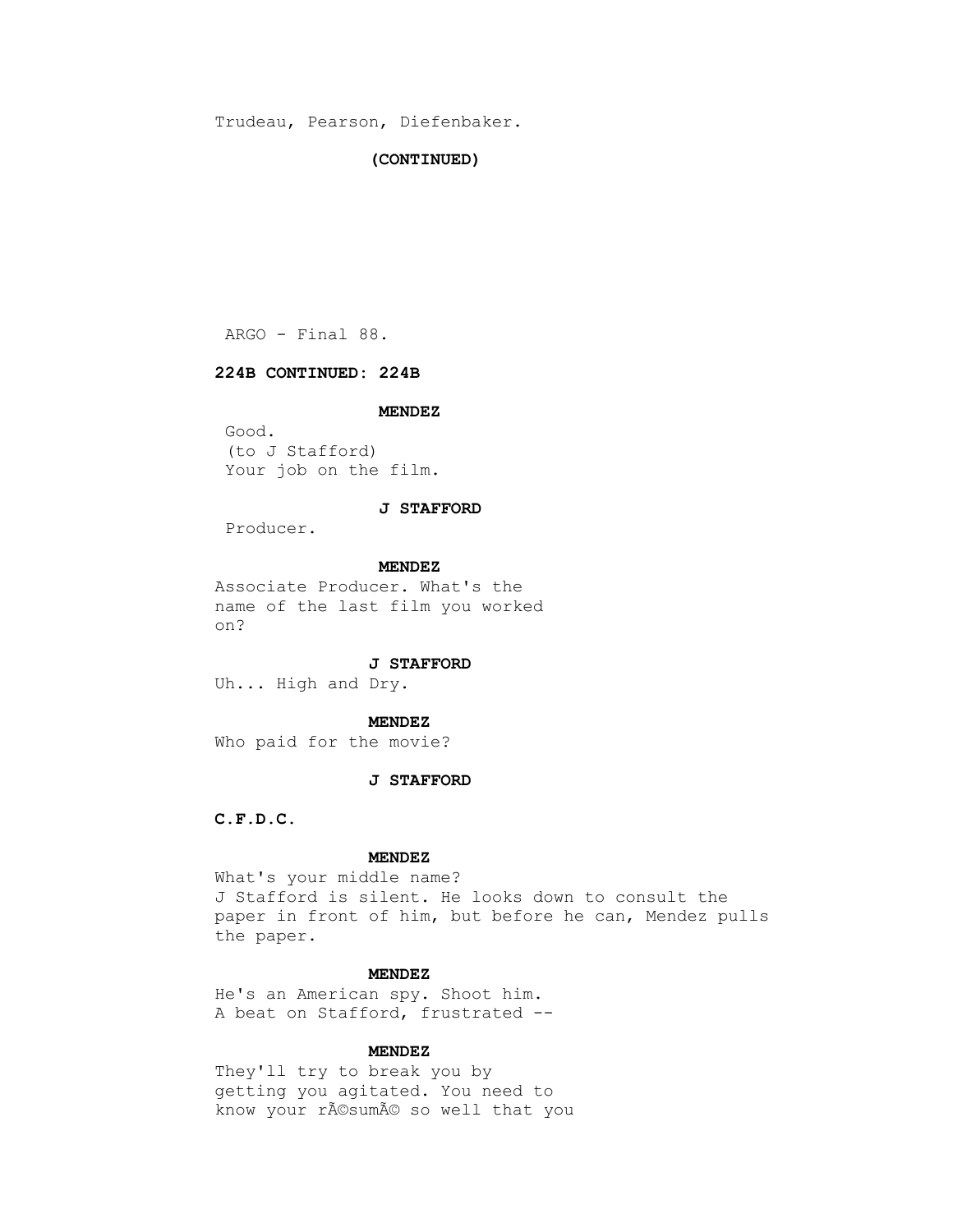Trudeau, Pearson, Diefenbaker.

**(CONTINUED)**

**224B CONTINUED: 224B**

**MENDEZ**

Good.
(to J Stafford)
Your job on the film.

**J STAFFORD**

Producer.

**MENDEZ**

Associate Producer. What's the name of the last film you worked on?

**J STAFFORD**

Uh... High and Dry.

**MENDEZ**

Who paid for the movie?

**J STAFFORD**

**C.F.D.C.**

**MENDEZ**

What's your middle name?
J Stafford is silent. He looks down to consult the paper in front of him, but before he can, Mendez pulls the paper.

**MENDEZ**

He's an American spy. Shoot him.
A beat on Stafford, frustrated --

**MENDEZ**

They'll try to break you by getting you agitated. You need to know your rÃ©sumÃ© so well that you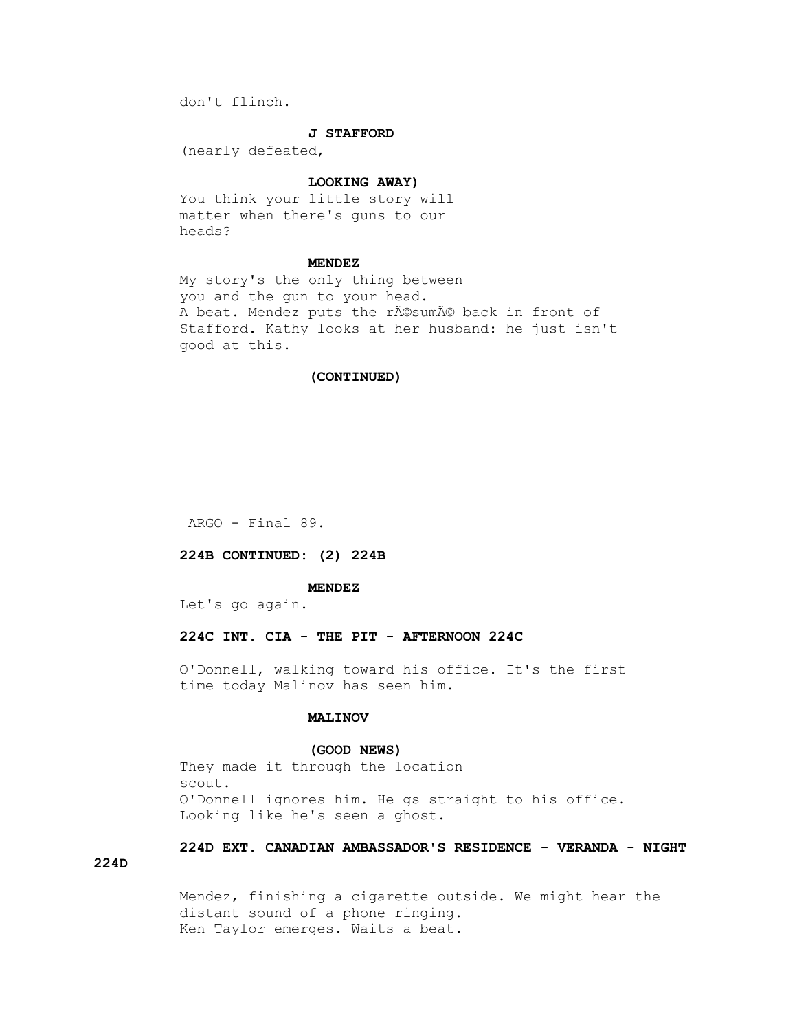don't flinch.

**J STAFFORD**

(nearly defeated,

**LOOKING AWAY)**

You think your little story will matter when there's guns to our heads?

**MENDEZ**

My story's the only thing between you and the gun to your head.

A beat. Mendez puts the rÃ©sumÃ© back in front of Stafford. Kathy looks at her husband: he just isn't good at this.

**(CONTINUED)**

**224B CONTINUED: (2) 224B**

**MENDEZ**

Let's go again.

**224C INT. CIA - THE PIT - AFTERNOON 224C**

O'Donnell, walking toward his office. It's the first time today Malinov has seen him.

**MALINOV**

**(GOOD NEWS)**

They made it through the location scout.

O'Donnell ignores him. He gs straight to his office. Looking like he's seen a ghost.

**224D EXT. CANADIAN AMBASSADOR'S RESIDENCE - VERANDA - NIGHT 224D**

Mendez, finishing a cigarette outside. We might hear the distant sound of a phone ringing.

Ken Taylor emerges. Waits a beat.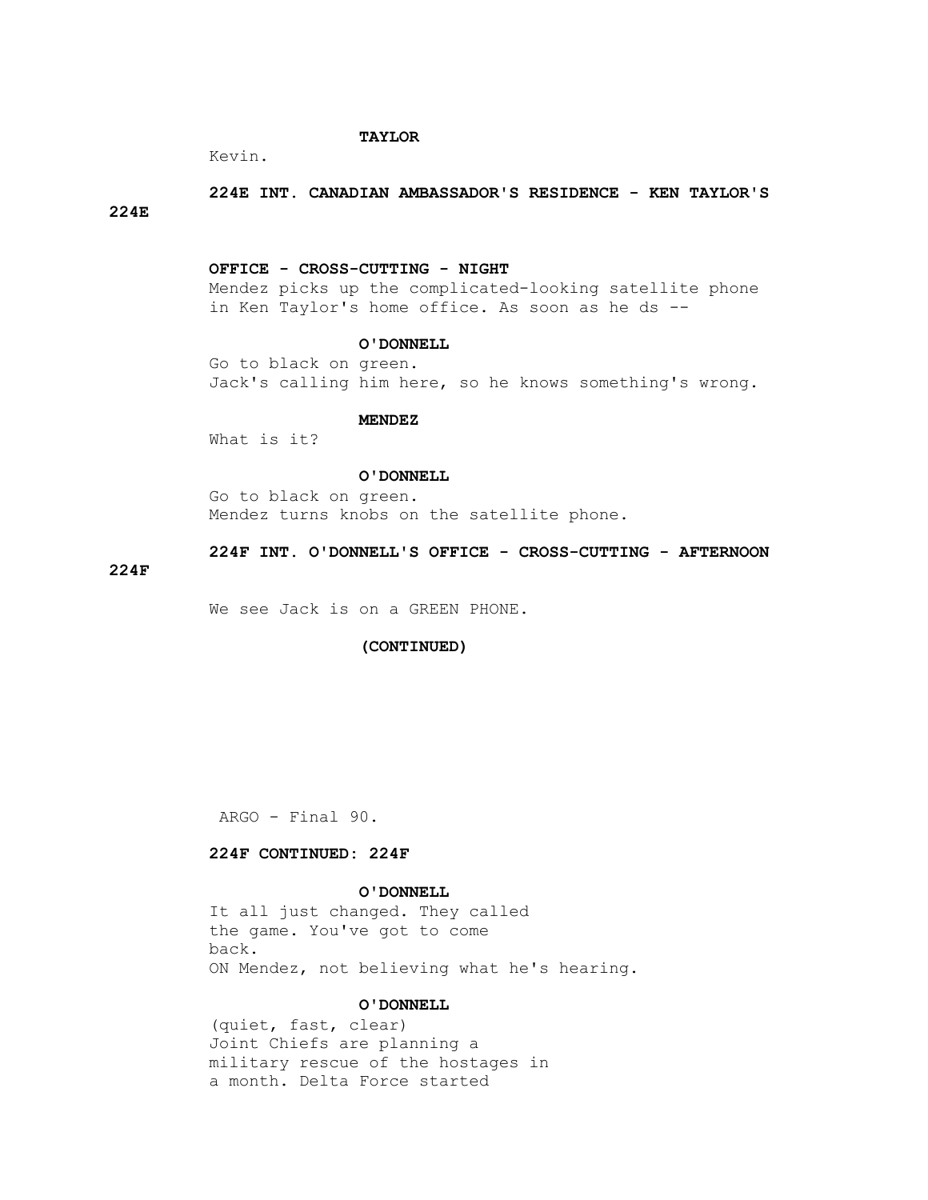**TAYLOR**

Kevin.

**224E INT. CANADIAN AMBASSADOR'S RESIDENCE - KEN TAYLOR'S 224E**

**OFFICE - CROSS-CUTTING - NIGHT**

Mendez picks up the complicated-looking satellite phone in Ken Taylor's home office. As soon as he ds --

**O'DONNELL**

Go to black on green.
Jack's calling him here, so he knows something's wrong.

**MENDEZ**

What is it?

**O'DONNELL**

Go to black on green.
Mendez turns knobs on the satellite phone.

**224F INT. O'DONNELL'S OFFICE - CROSS-CUTTING - AFTERNOON 224F**

We see Jack is on a GREEN PHONE.

**(CONTINUED)**

**224F CONTINUED: 224F**

**O'DONNELL**

It all just changed. They called the game. You've got to come back.
ON Mendez, not believing what he's hearing.

**O'DONNELL**

(quiet, fast, clear)
Joint Chiefs are planning a military rescue of the hostages in a month. Delta Force started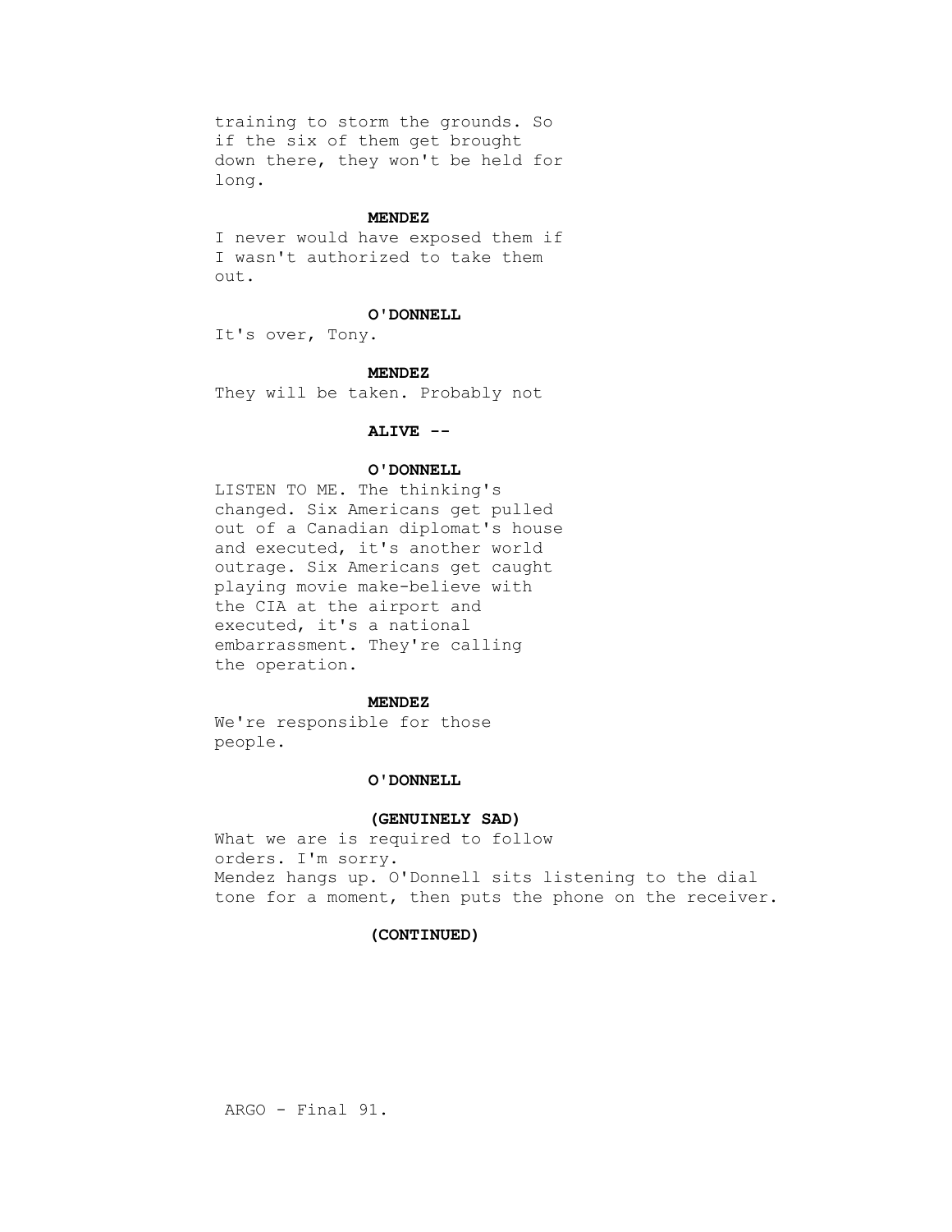training to storm the grounds. So if the six of them get brought down there, they won't be held for long.

**MENDEZ**

I never would have exposed them if I wasn't authorized to take them out.

**O'DONNELL**

It's over, Tony.

**MENDEZ**

They will be taken. Probably not

**ALIVE --**

**O'DONNELL**

LISTEN TO ME. The thinking's changed. Six Americans get pulled out of a Canadian diplomat's house and executed, it's another world outrage. Six Americans get caught playing movie make-believe with the CIA at the airport and executed, it's a national embarrassment. They're calling the operation.

**MENDEZ**

We're responsible for those people.

**O'DONNELL**

**(GENUINELY SAD)**

What we are is required to follow orders. I'm sorry.

Mendez hangs up. O'Donnell sits listening to the dial tone for a moment, then puts the phone on the receiver.

**(CONTINUED)**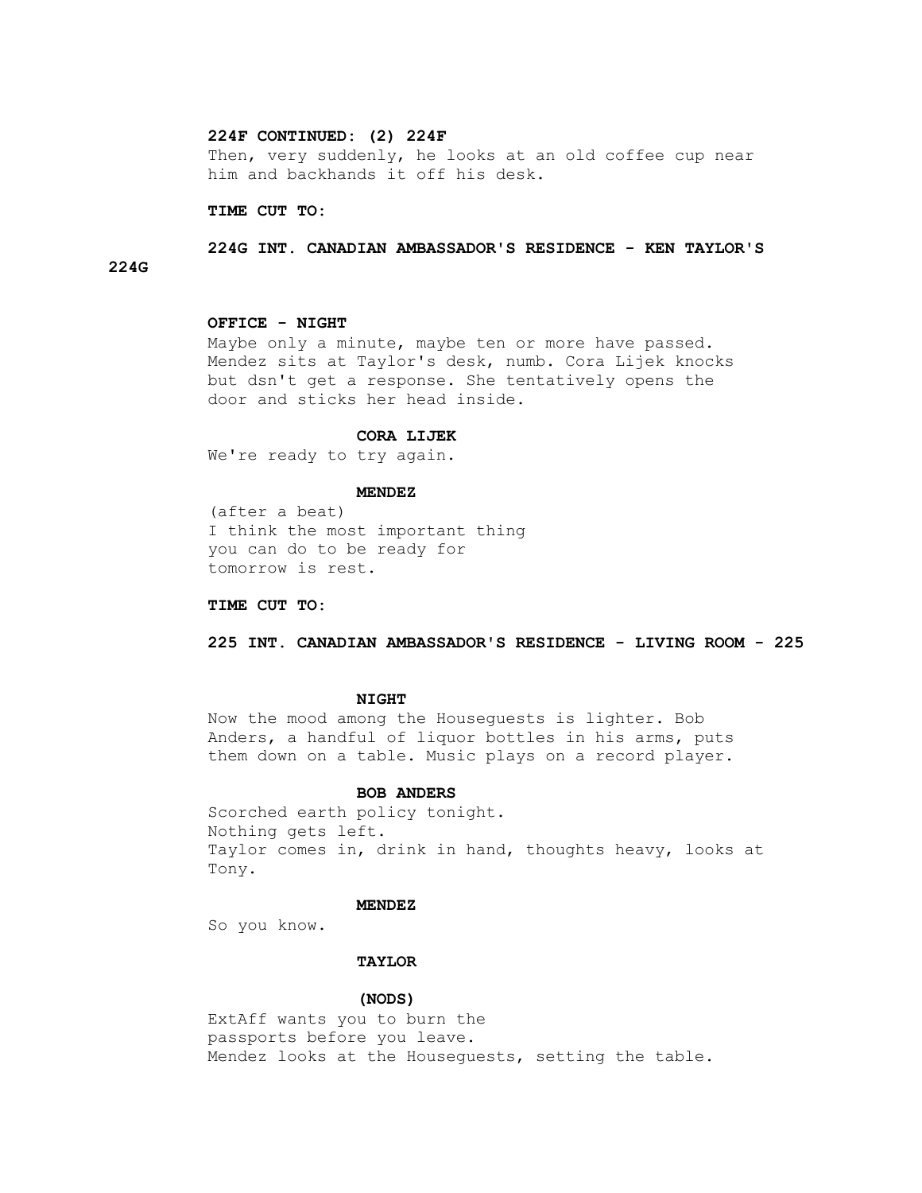**224F CONTINUED: (2) 224F**

Then, very suddenly, he looks at an old coffee cup near him and backhands it off his desk.

**TIME CUT TO:**

**224G INT. CANADIAN AMBASSADOR'S RESIDENCE - KEN TAYLOR'S**

**224G**

**OFFICE - NIGHT**

Maybe only a minute, maybe ten or more have passed. Mendez sits at Taylor's desk, numb. Cora Lijek knocks but dsn't get a response. She tentatively opens the door and sticks her head inside.

**CORA LIJEK**

We're ready to try again.

**MENDEZ**

(after a beat)
I think the most important thing you can do to be ready for tomorrow is rest.

**TIME CUT TO:**

**225 INT. CANADIAN AMBASSADOR'S RESIDENCE - LIVING ROOM - 225**

**NIGHT**

Now the mood among the Houseguests is lighter. Bob Anders, a handful of liquor bottles in his arms, puts them down on a table. Music plays on a record player.

**BOB ANDERS**

Scorched earth policy tonight.
Nothing gets left.
Taylor comes in, drink in hand, thoughts heavy, looks at Tony.

**MENDEZ**

So you know.

**TAYLOR**

**(NODS)**

ExtAff wants you to burn the passports before you leave.
Mendez looks at the Houseguests, setting the table.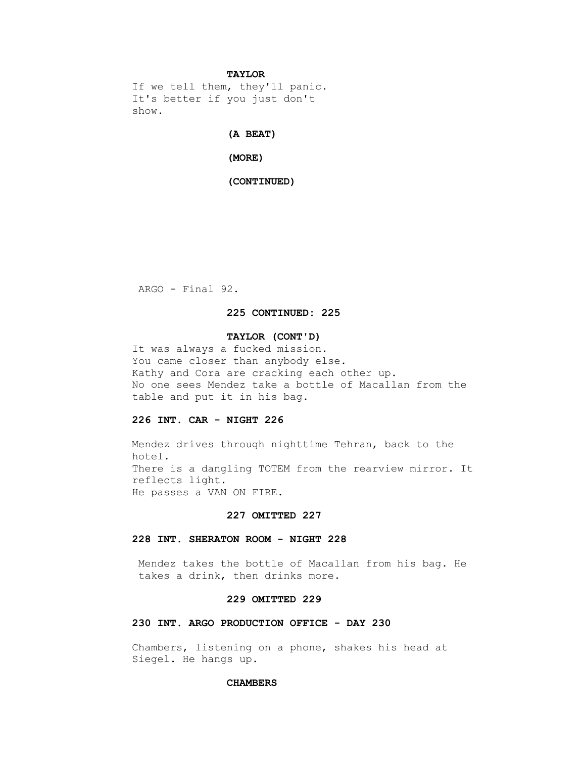**TAYLOR**

If we tell them, they'll panic. It's better if you just don't show.

**(A BEAT)**

**(MORE)**

**(CONTINUED)**

**225 CONTINUED: 225**

**TAYLOR (CONT'D)**

It was always a fucked mission.
You came closer than anybody else.
Kathy and Cora are cracking each other up.
No one sees Mendez take a bottle of Macallan from the table and put it in his bag.

**226 INT. CAR - NIGHT 226**

Mendez drives through nighttime Tehran, back to the hotel.
There is a dangling TOTEM from the rearview mirror. It reflects light.
He passes a VAN ON FIRE.

**227 OMITTED 227**

**228 INT. SHERATON ROOM - NIGHT 228**

Mendez takes the bottle of Macallan from his bag. He takes a drink, then drinks more.

**229 OMITTED 229**

**230 INT. ARGO PRODUCTION OFFICE - DAY 230**

Chambers, listening on a phone, shakes his head at Siegel. He hangs up.

**CHAMBERS**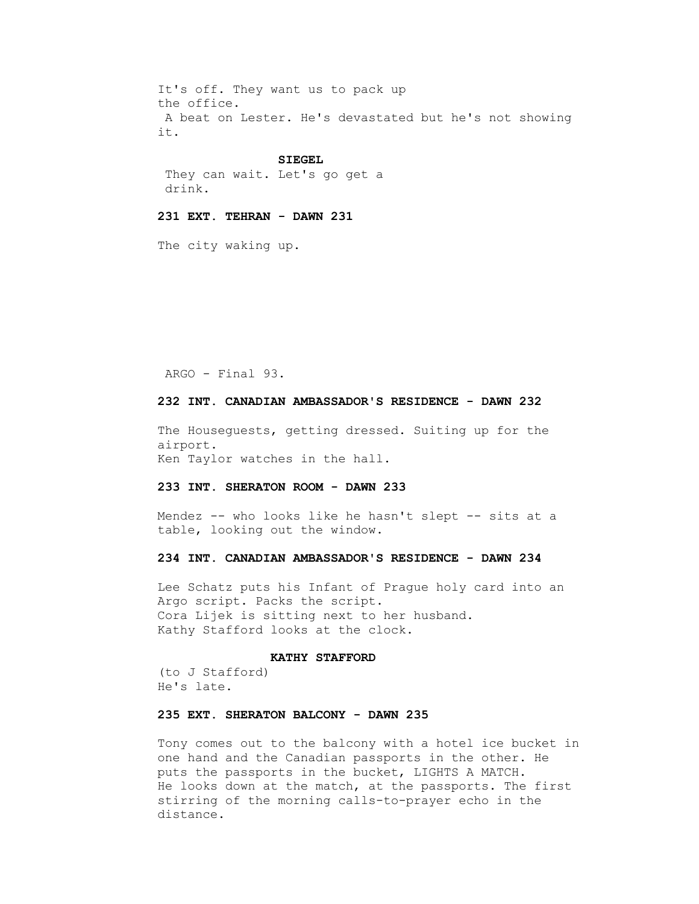It's off. They want us to pack up the office.

A beat on Lester. He's devastated but he's not showing it.

**SIEGEL**

They can wait. Let's go get a drink.

**231 EXT. TEHRAN - DAWN 231**

The city waking up.

**232 INT. CANADIAN AMBASSADOR'S RESIDENCE - DAWN 232**

The Houseguests, getting dressed. Suiting up for the airport.
Ken Taylor watches in the hall.

**233 INT. SHERATON ROOM - DAWN 233**

Mendez -- who looks like he hasn't slept -- sits at a table, looking out the window.

**234 INT. CANADIAN AMBASSADOR'S RESIDENCE - DAWN 234**

Lee Schatz puts his Infant of Prague holy card into an Argo script. Packs the script.
Cora Lijek is sitting next to her husband.
Kathy Stafford looks at the clock.

**KATHY STAFFORD**

(to J Stafford)
He's late.

**235 EXT. SHERATON BALCONY - DAWN 235**

Tony comes out to the balcony with a hotel ice bucket in one hand and the Canadian passports in the other. He puts the passports in the bucket, LIGHTS A MATCH.
He looks down at the match, at the passports. The first stirring of the morning calls-to-prayer echo in the distance.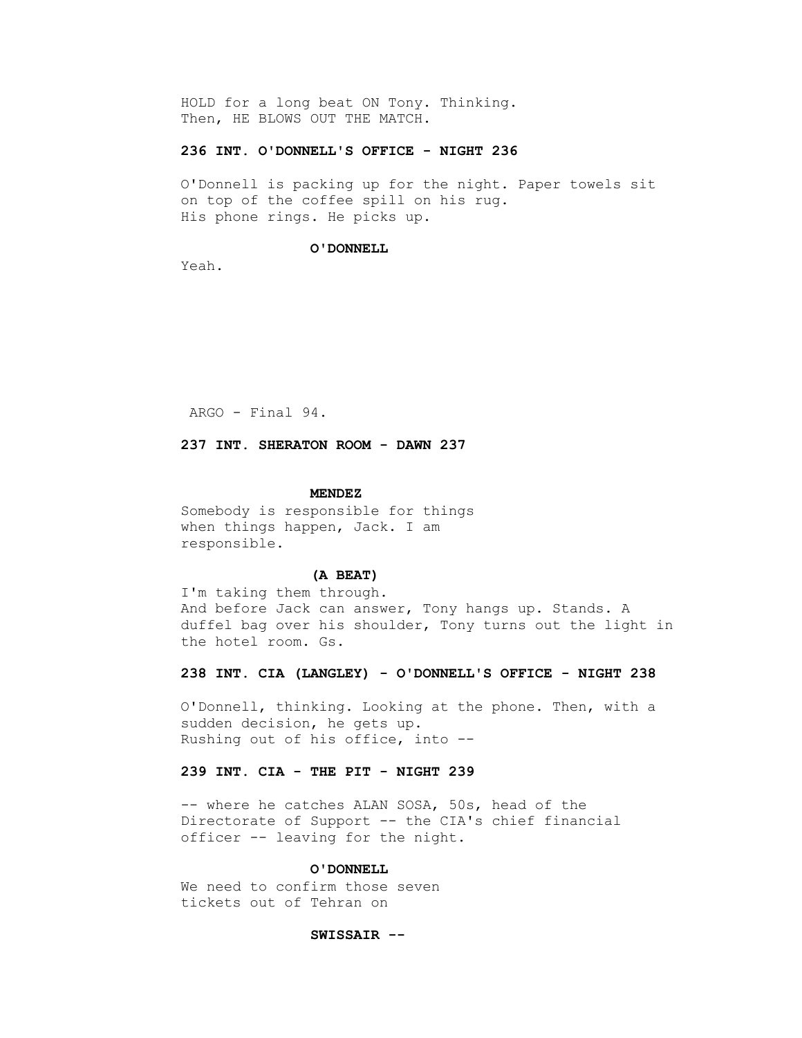HOLD for a long beat ON Tony. Thinking.
Then, HE BLOWS OUT THE MATCH.

**236 INT. O'DONNELL'S OFFICE - NIGHT 236**

O'Donnell is packing up for the night. Paper towels sit on top of the coffee spill on his rug.
His phone rings. He picks up.

**O'DONNELL**

Yeah.

**237 INT. SHERATON ROOM - DAWN 237**

**MENDEZ**

Somebody is responsible for things when things happen, Jack. I am responsible.

**(A BEAT)**

I'm taking them through.
And before Jack can answer, Tony hangs up. Stands. A duffel bag over his shoulder, Tony turns out the light in the hotel room. Gs.

**238 INT. CIA (LANGLEY) - O'DONNELL'S OFFICE - NIGHT 238**

O'Donnell, thinking. Looking at the phone. Then, with a sudden decision, he gets up.
Rushing out of his office, into --

**239 INT. CIA - THE PIT - NIGHT 239**

-- where he catches ALAN SOSA, 50s, head of the Directorate of Support -- the CIA's chief financial officer -- leaving for the night.

**O'DONNELL**

We need to confirm those seven tickets out of Tehran on

**SWISSAIR --**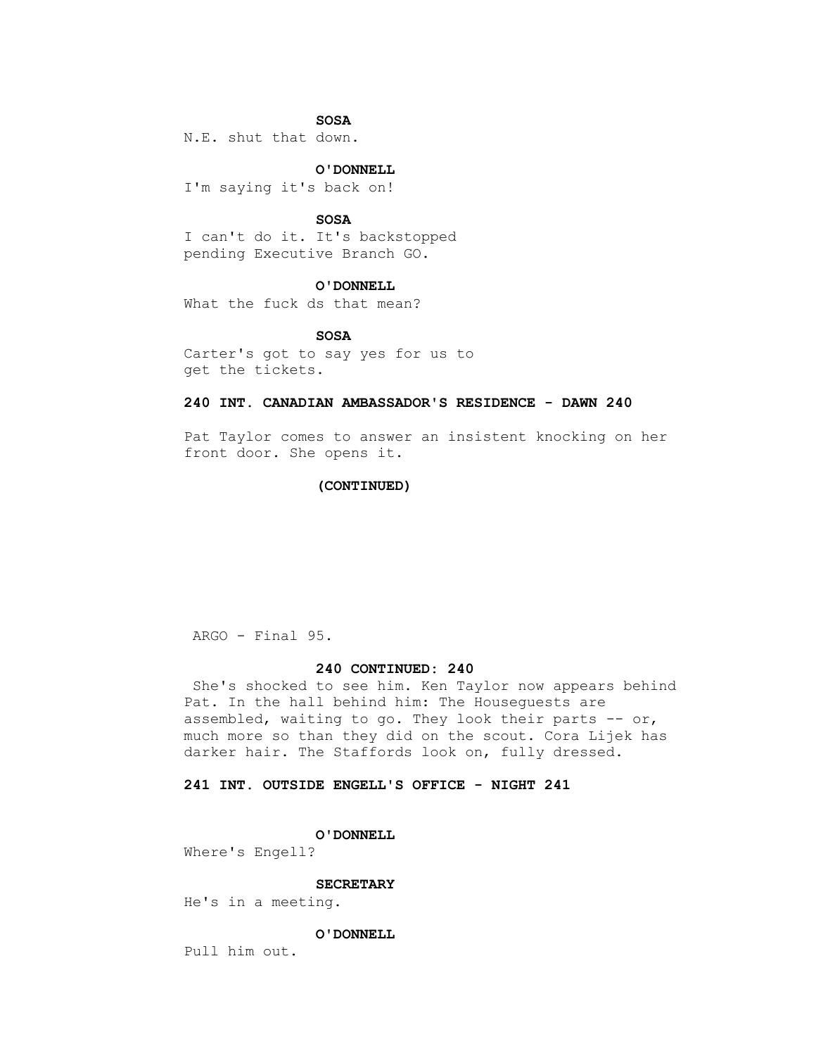**SOSA**

N.E. shut that down.

**O'DONNELL**

I'm saying it's back on!

**SOSA**

I can't do it. It's backstopped pending Executive Branch GO.

**O'DONNELL**

What the fuck ds that mean?

**SOSA**

Carter's got to say yes for us to get the tickets.

**240 INT. CANADIAN AMBASSADOR'S RESIDENCE - DAWN 240**

Pat Taylor comes to answer an insistent knocking on her front door. She opens it.

**(CONTINUED)**

**240 CONTINUED: 240**

She's shocked to see him. Ken Taylor now appears behind Pat. In the hall behind him: The Houseguests are assembled, waiting to go. They look their parts -- or, much more so than they did on the scout. Cora Lijek has darker hair. The Staffords look on, fully dressed.

**241 INT. OUTSIDE ENGELL'S OFFICE - NIGHT 241**

**O'DONNELL**

Where's Engell?

**SECRETARY**

He's in a meeting.

**O'DONNELL**

Pull him out.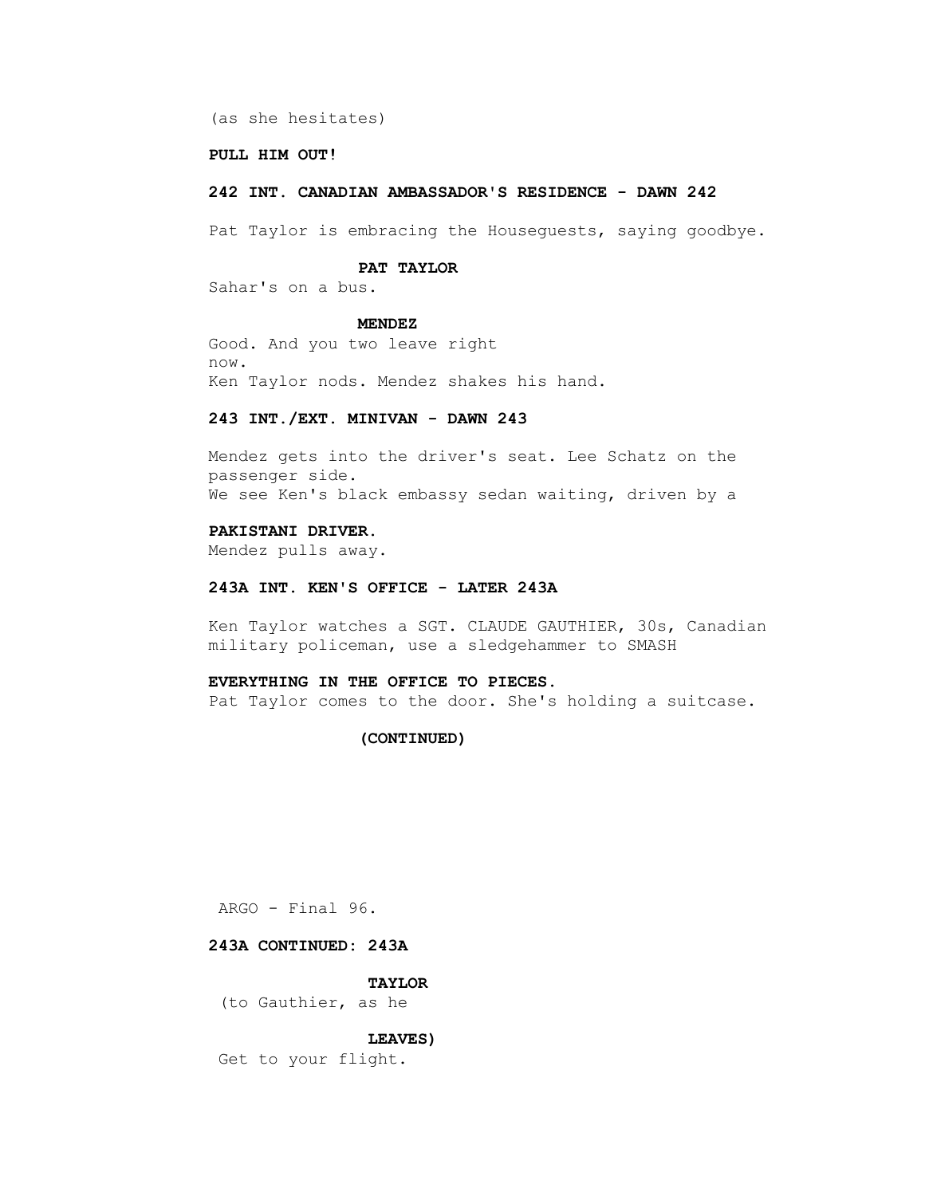(as she hesitates)

**PULL HIM OUT!**

**242 INT. CANADIAN AMBASSADOR'S RESIDENCE - DAWN 242**

Pat Taylor is embracing the Houseguests, saying goodbye.

**PAT TAYLOR**

Sahar's on a bus.

**MENDEZ**

Good. And you two leave right now.
Ken Taylor nods. Mendez shakes his hand.

**243 INT./EXT. MINIVAN - DAWN 243**

Mendez gets into the driver's seat. Lee Schatz on the passenger side.
We see Ken's black embassy sedan waiting, driven by a

**PAKISTANI DRIVER.**
Mendez pulls away.

**243A INT. KEN'S OFFICE - LATER 243A**

Ken Taylor watches a SGT. CLAUDE GAUTHIER, 30s, Canadian military policeman, use a sledgehammer to SMASH

**EVERYTHING IN THE OFFICE TO PIECES.**
Pat Taylor comes to the door. She's holding a suitcase.

**(CONTINUED)**

**243A CONTINUED: 243A**

**TAYLOR**

(to Gauthier, as he

**LEAVES)**
Get to your flight.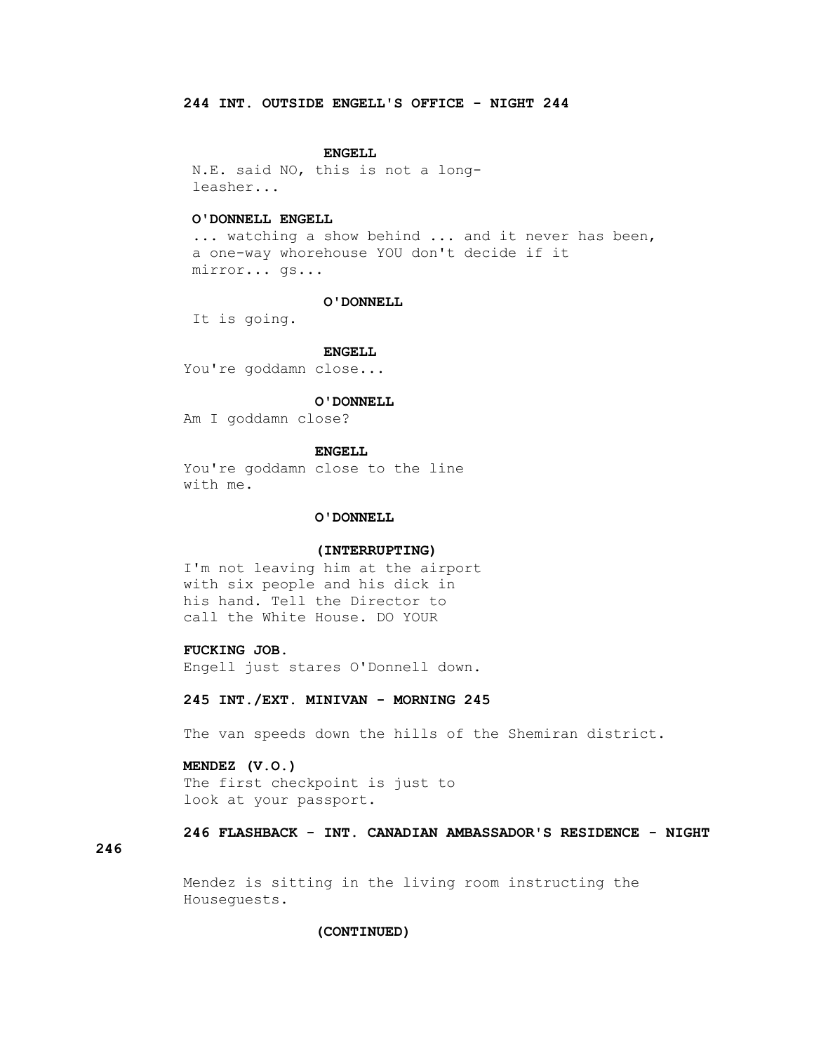**244 INT. OUTSIDE ENGELL'S OFFICE - NIGHT 244**

**ENGELL**

N.E. said NO, this is not a long-
leasher...

**O'DONNELL ENGELL**

... watching a show behind ... and it never has been,
a one-way whorehouse YOU don't decide if it
mirror... gs...

**O'DONNELL**

It is going.

**ENGELL**

You're goddamn close...

**O'DONNELL**

Am I goddamn close?

**ENGELL**

You're goddamn close to the line
with me.

**O'DONNELL**

**(INTERRUPTING)**

I'm not leaving him at the airport
with six people and his dick in
his hand. Tell the Director to
call the White House. DO YOUR

**FUCKING JOB.**

Engell just stares O'Donnell down.

**245 INT./EXT. MINIVAN - MORNING 245**

The van speeds down the hills of the Shemiran district.

**MENDEZ (V.O.)**

The first checkpoint is just to
look at your passport.

**246 FLASHBACK - INT. CANADIAN AMBASSADOR'S RESIDENCE - NIGHT**

**246**

Mendez is sitting in the living room instructing the
Houseguests.

**(CONTINUED)**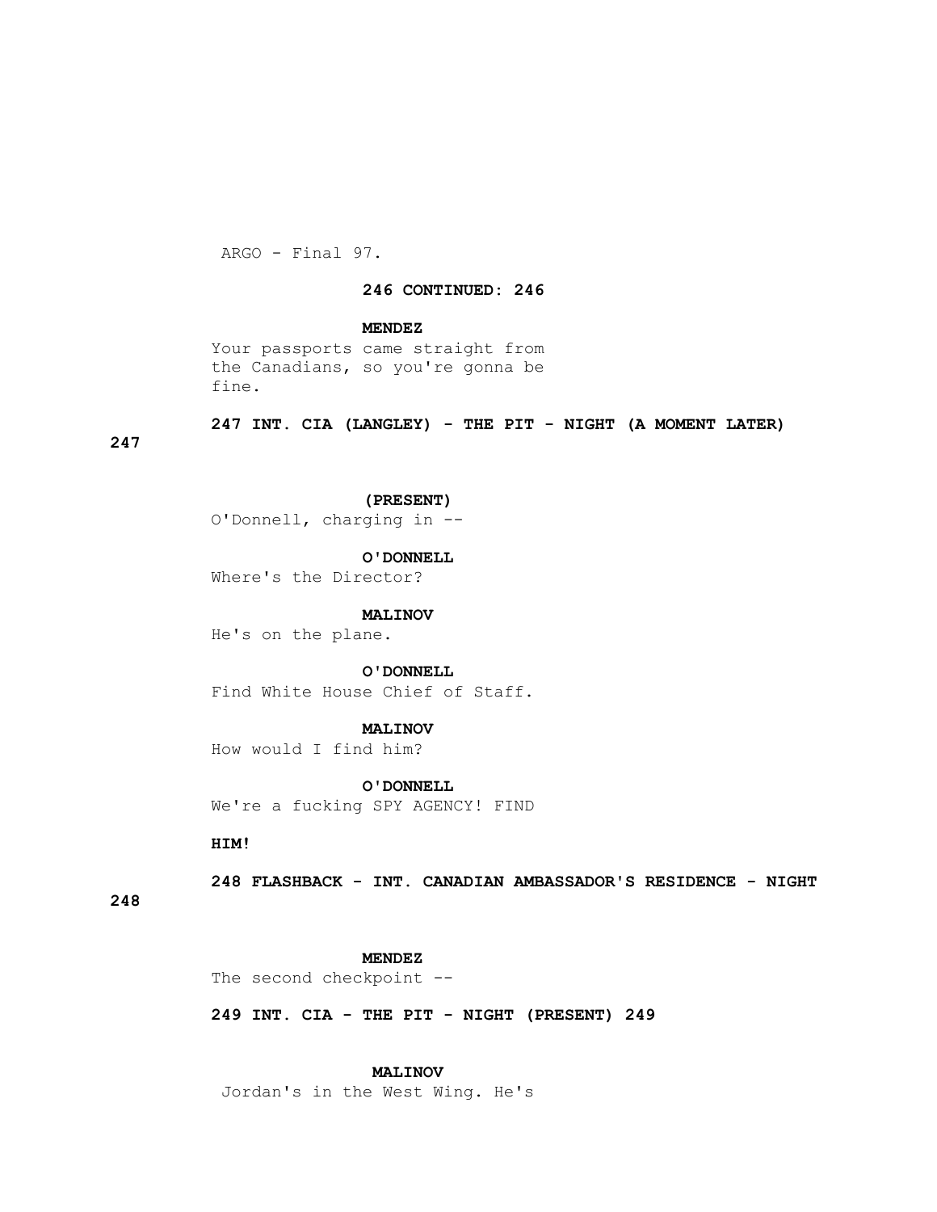**246 CONTINUED: 246**

**MENDEZ**

Your passports came straight from the Canadians, so you're gonna be fine.

**247 INT. CIA (LANGLEY) - THE PIT - NIGHT (A MOMENT LATER) 247**

**(PRESENT)**

O'Donnell, charging in --

**O'DONNELL**

Where's the Director?

**MALINOV**

He's on the plane.

**O'DONNELL**

Find White House Chief of Staff.

**MALINOV**

How would I find him?

**O'DONNELL**

We're a fucking SPY AGENCY! FIND HIM!

**248 FLASHBACK - INT. CANADIAN AMBASSADOR'S RESIDENCE - NIGHT 248**

**MENDEZ**

The second checkpoint --

**249 INT. CIA - THE PIT - NIGHT (PRESENT) 249**

**MALINOV**

Jordan's in the West Wing. He's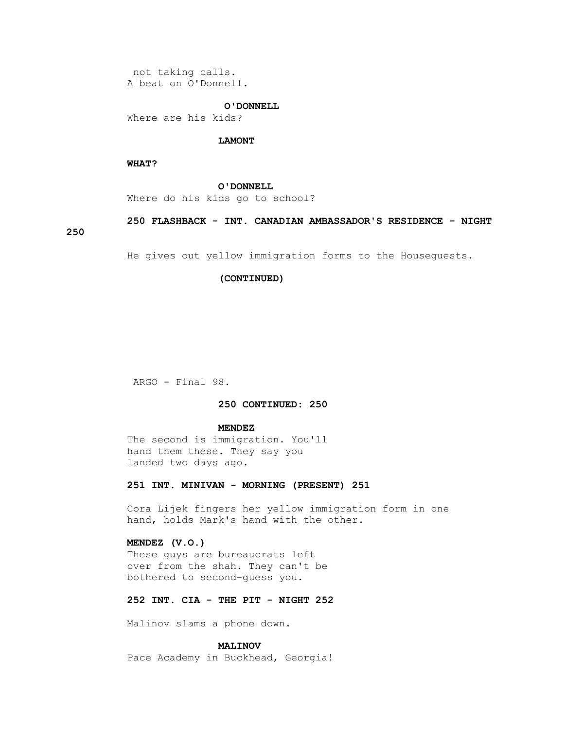not taking calls.
A beat on O'Donnell.

**O'DONNELL**
Where are his kids?

**LAMONT**

**WHAT?**

**O'DONNELL**
Where do his kids go to school?

**250 FLASHBACK - INT. CANADIAN AMBASSADOR'S RESIDENCE - NIGHT 250**

He gives out yellow immigration forms to the Houseguests.

**(CONTINUED)**

**250 CONTINUED: 250**

**MENDEZ**
The second is immigration. You'll hand them these. They say you landed two days ago.

**251 INT. MINIVAN - MORNING (PRESENT) 251**

Cora Lijek fingers her yellow immigration form in one hand, holds Mark's hand with the other.

**MENDEZ (V.O.)**
These guys are bureaucrats left over from the shah. They can't be bothered to second-guess you.

**252 INT. CIA - THE PIT - NIGHT 252**

Malinov slams a phone down.

**MALINOV**
Pace Academy in Buckhead, Georgia!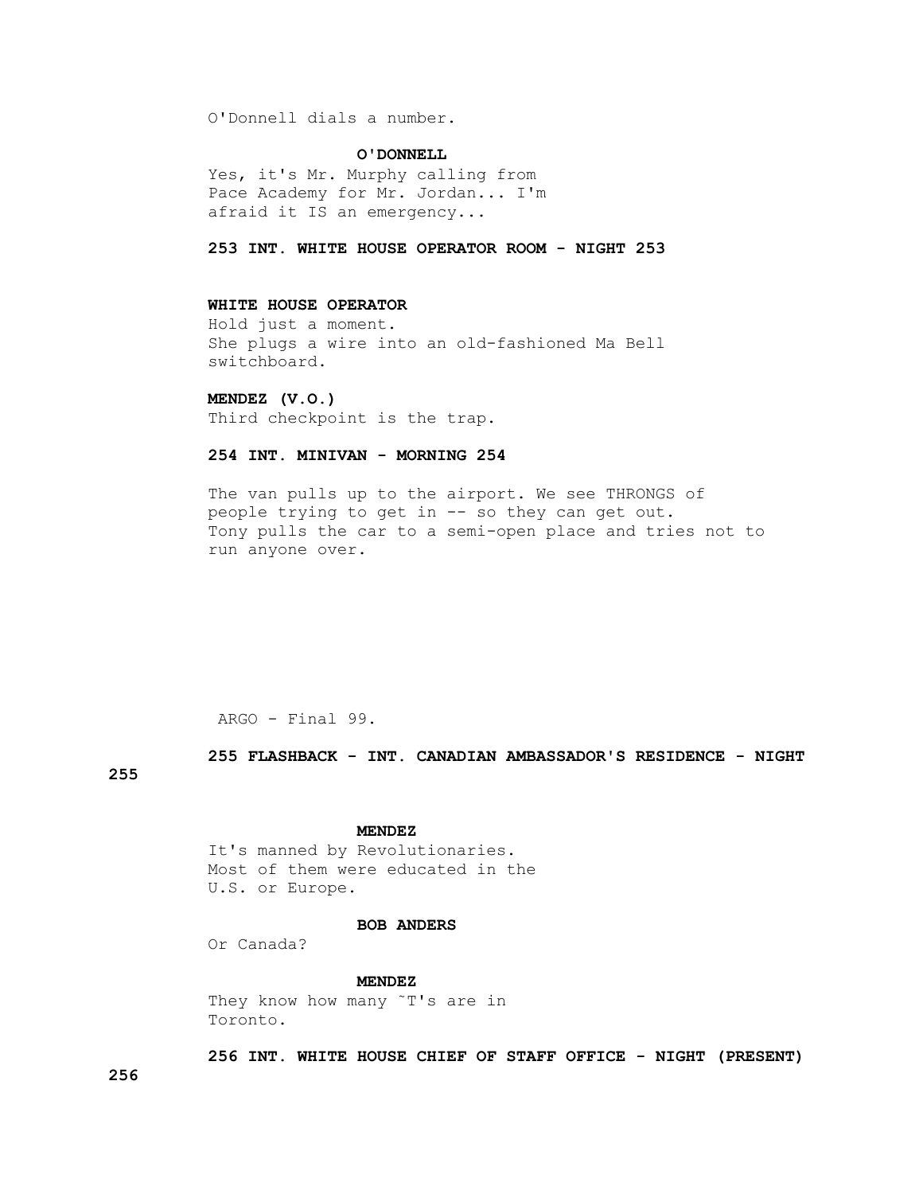O'Donnell dials a number.

**O'DONNELL**

Yes, it's Mr. Murphy calling from Pace Academy for Mr. Jordan... I'm afraid it IS an emergency...

**253 INT. WHITE HOUSE OPERATOR ROOM - NIGHT 253**

**WHITE HOUSE OPERATOR**

Hold just a moment.
She plugs a wire into an old-fashioned Ma Bell switchboard.

**MENDEZ (V.O.)**

Third checkpoint is the trap.

**254 INT. MINIVAN - MORNING 254**

The van pulls up to the airport. We see THRONGS of people trying to get in -- so they can get out. Tony pulls the car to a semi-open place and tries not to run anyone over.

**255 FLASHBACK - INT. CANADIAN AMBASSADOR'S RESIDENCE - NIGHT 255**

**MENDEZ**

It's manned by Revolutionaries. Most of them were educated in the U.S. or Europe.

**BOB ANDERS**

Or Canada?

**MENDEZ**

They know how many ˜T's are in Toronto.

**256 INT. WHITE HOUSE CHIEF OF STAFF OFFICE - NIGHT (PRESENT) 256**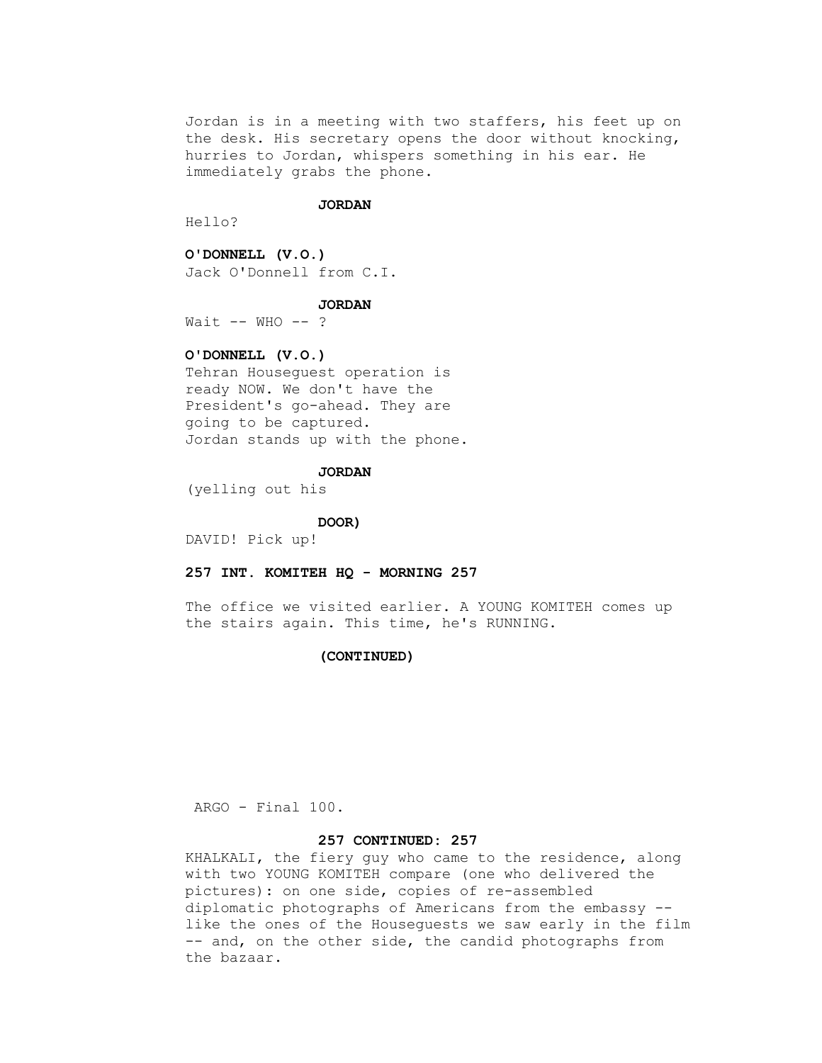Jordan is in a meeting with two staffers, his feet up on the desk. His secretary opens the door without knocking, hurries to Jordan, whispers something in his ear. He immediately grabs the phone.

**JORDAN**

Hello?

**O'DONNELL (V.O.)**

Jack O'Donnell from C.I.

**JORDAN**

Wait -- WHO -- ?

**O'DONNELL (V.O.)**

Tehran Houseguest operation is ready NOW. We don't have the President's go-ahead. They are going to be captured.
Jordan stands up with the phone.

**JORDAN**

(yelling out his

**DOOR)**

DAVID! Pick up!

**257 INT. KOMITEH HQ - MORNING 257**

The office we visited earlier. A YOUNG KOMITEH comes up the stairs again. This time, he's RUNNING.

**(CONTINUED)**

ARGO - Final 100.

**257 CONTINUED: 257**

KHALKALI, the fiery guy who came to the residence, along with two YOUNG KOMITEH compare (one who delivered the pictures): on one side, copies of re-assembled diplomatic photographs of Americans from the embassy -- like the ones of the Houseguests we saw early in the film -- and, on the other side, the candid photographs from the bazaar.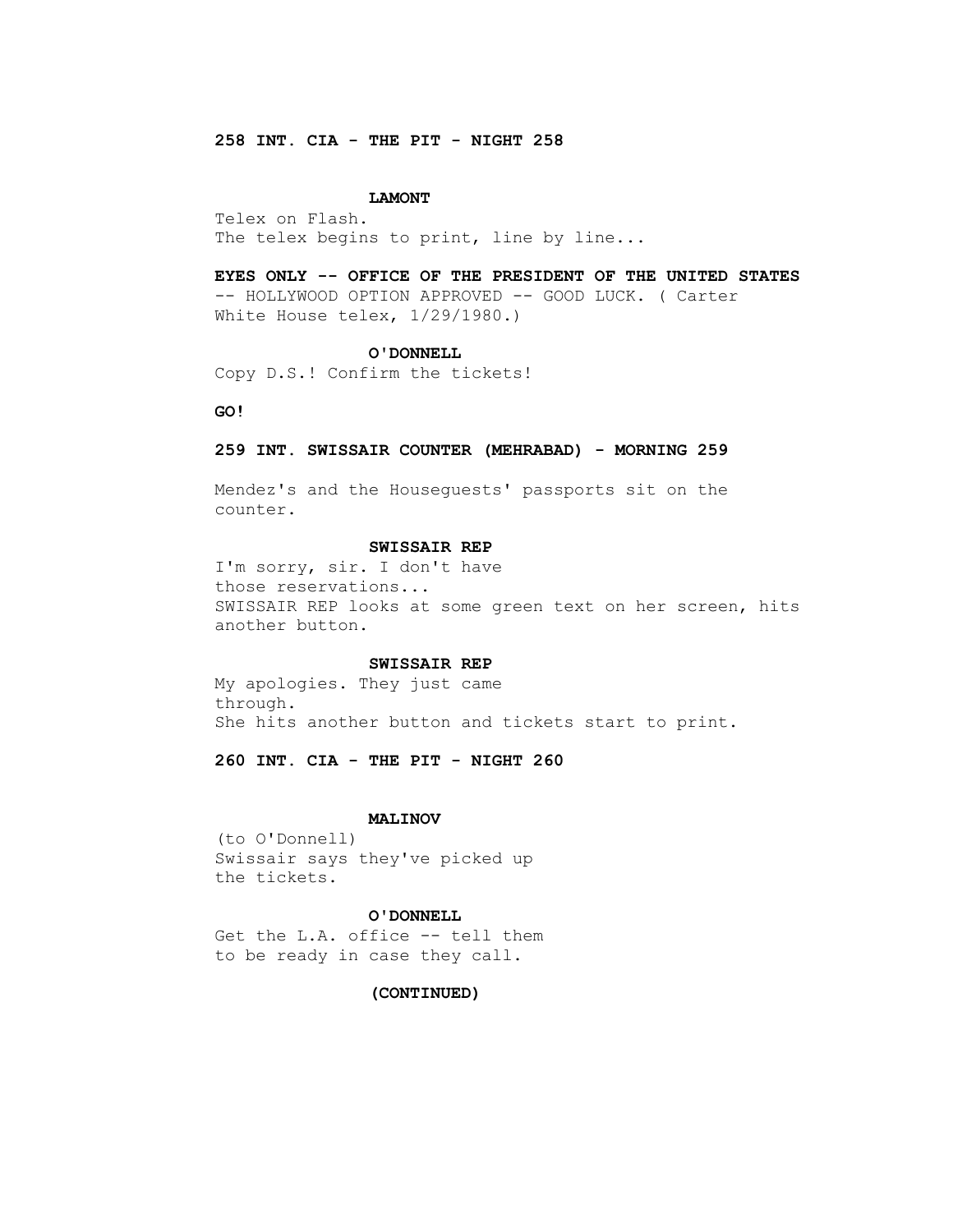**258 INT. CIA - THE PIT - NIGHT 258**

**LAMONT**

Telex on Flash.
The telex begins to print, line by line...

**EYES ONLY -- OFFICE OF THE PRESIDENT OF THE UNITED STATES**
-- HOLLYWOOD OPTION APPROVED -- GOOD LUCK. ( Carter
White House telex, 1/29/1980.)

**O'DONNELL**

Copy D.S.! Confirm the tickets!

**GO!**

**259 INT. SWISSAIR COUNTER (MEHRABAD) - MORNING 259**

Mendez's and the Houseguests' passports sit on the
counter.

**SWISSAIR REP**

I'm sorry, sir. I don't have
those reservations...
SWISSAIR REP looks at some green text on her screen, hits
another button.

**SWISSAIR REP**

My apologies. They just came
through.
She hits another button and tickets start to print.

**260 INT. CIA - THE PIT - NIGHT 260**

**MALINOV**

(to O'Donnell)
Swissair says they've picked up
the tickets.

**O'DONNELL**

Get the L.A. office -- tell them
to be ready in case they call.

**(CONTINUED)**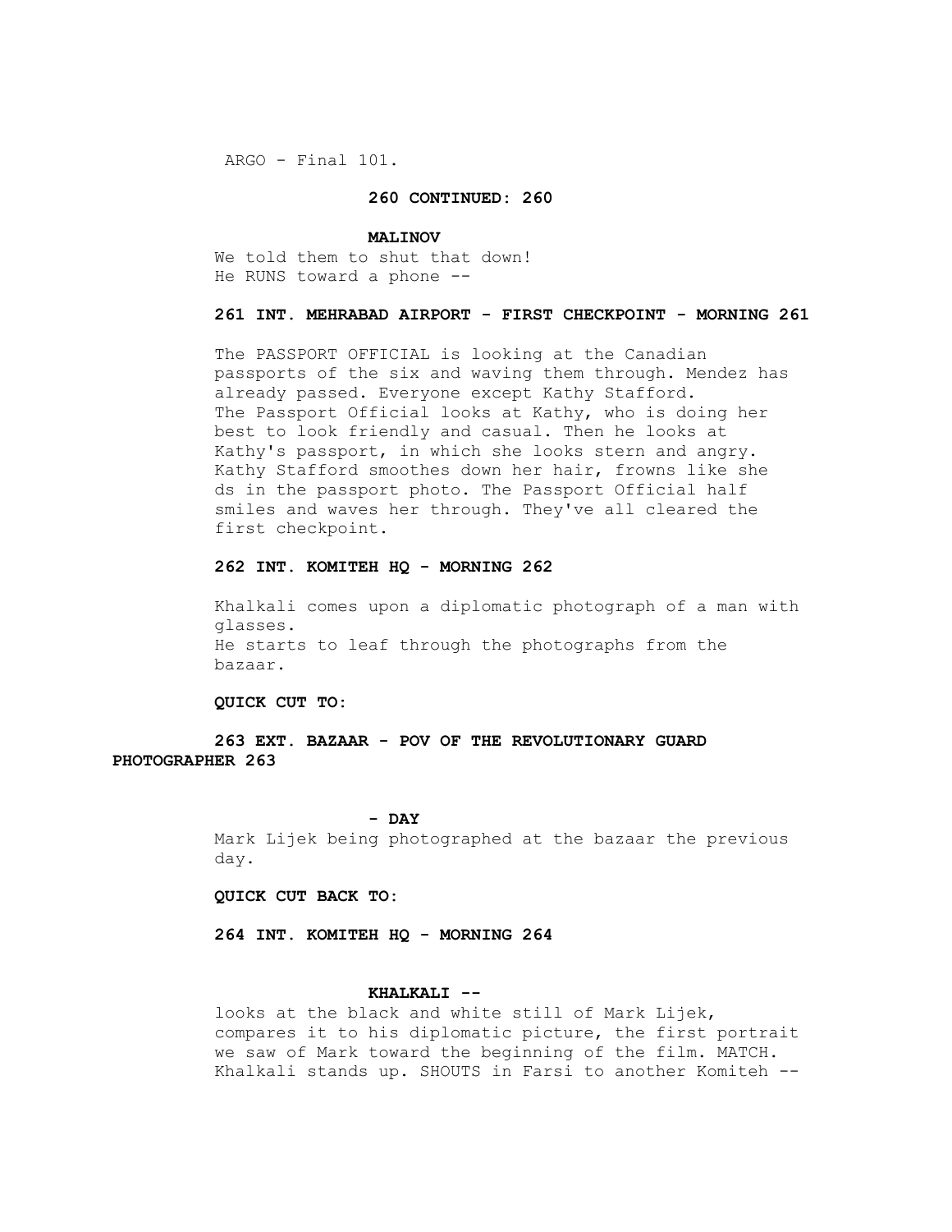**260 CONTINUED: 260**

**MALINOV**

We told them to shut that down!
He RUNS toward a phone --

**261 INT. MEHRABAD AIRPORT - FIRST CHECKPOINT - MORNING 261**

The PASSPORT OFFICIAL is looking at the Canadian passports of the six and waving them through. Mendez has already passed. Everyone except Kathy Stafford.
The Passport Official looks at Kathy, who is doing her best to look friendly and casual. Then he looks at Kathy's passport, in which she looks stern and angry. Kathy Stafford smoothes down her hair, frowns like she ds in the passport photo. The Passport Official half smiles and waves her through. They've all cleared the first checkpoint.

**262 INT. KOMITEH HQ - MORNING 262**

Khalkali comes upon a diplomatic photograph of a man with glasses.
He starts to leaf through the photographs from the bazaar.

**QUICK CUT TO:**

**263 EXT. BAZAAR - POV OF THE REVOLUTIONARY GUARD PHOTOGRAPHER 263**

**- DAY**

Mark Lijek being photographed at the bazaar the previous day.

**QUICK CUT BACK TO:**

**264 INT. KOMITEH HQ - MORNING 264**

**KHALKALI --**

looks at the black and white still of Mark Lijek, compares it to his diplomatic picture, the first portrait we saw of Mark toward the beginning of the film. MATCH.
Khalkali stands up. SHOUTS in Farsi to another Komiteh --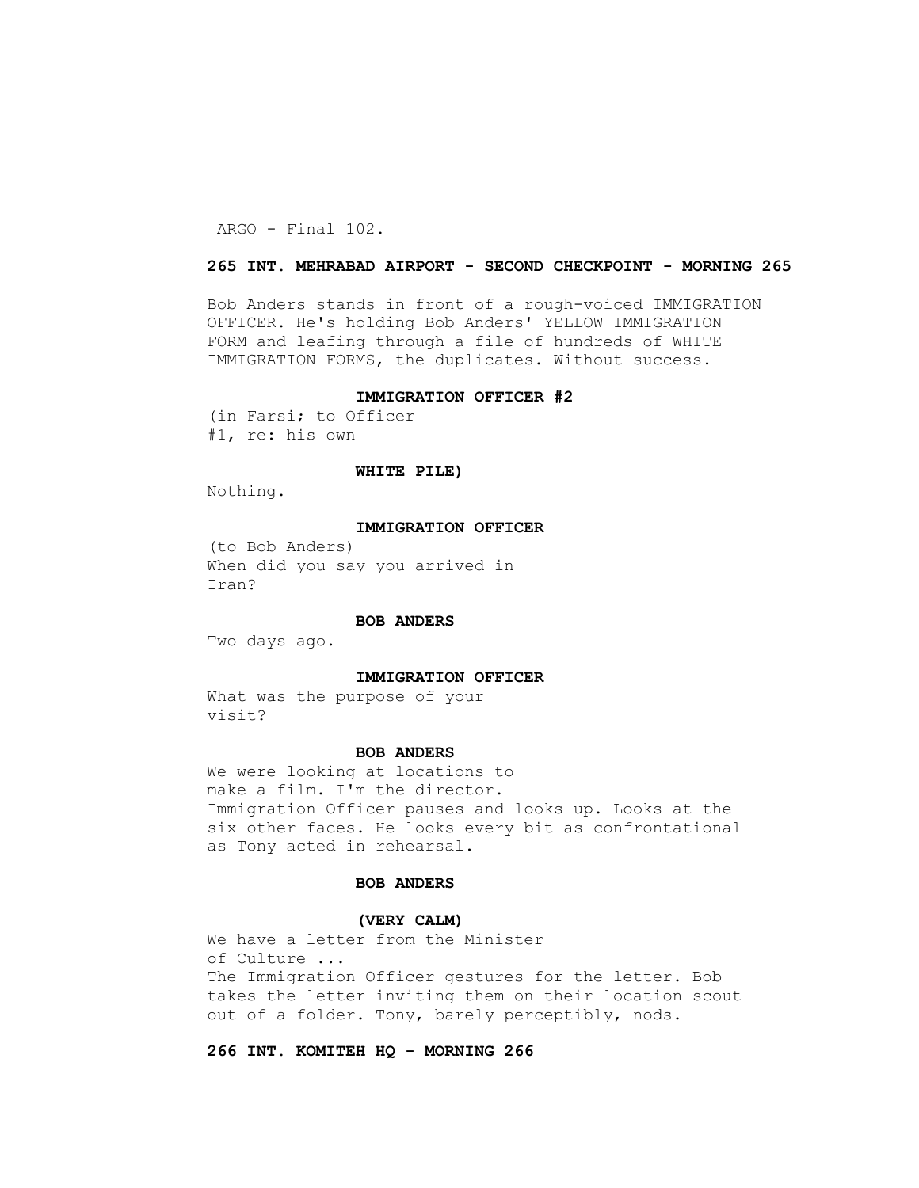**265 INT. MEHRABAD AIRPORT - SECOND CHECKPOINT - MORNING 265**

Bob Anders stands in front of a rough-voiced IMMIGRATION OFFICER. He's holding Bob Anders' YELLOW IMMIGRATION FORM and leafing through a file of hundreds of WHITE IMMIGRATION FORMS, the duplicates. Without success.

**IMMIGRATION OFFICER #2**

(in Farsi; to Officer
#1, re: his own

**WHITE PILE)**

Nothing.

**IMMIGRATION OFFICER**

(to Bob Anders)
When did you say you arrived in
Iran?

**BOB ANDERS**

Two days ago.

**IMMIGRATION OFFICER**

What was the purpose of your
visit?

**BOB ANDERS**

We were looking at locations to
make a film. I'm the director.
Immigration Officer pauses and looks up. Looks at the six other faces. He looks every bit as confrontational as Tony acted in rehearsal.

**BOB ANDERS**

**(VERY CALM)**

We have a letter from the Minister
of Culture ...
The Immigration Officer gestures for the letter. Bob takes the letter inviting them on their location scout out of a folder. Tony, barely perceptibly, nods.

**266 INT. KOMITEH HQ - MORNING 266**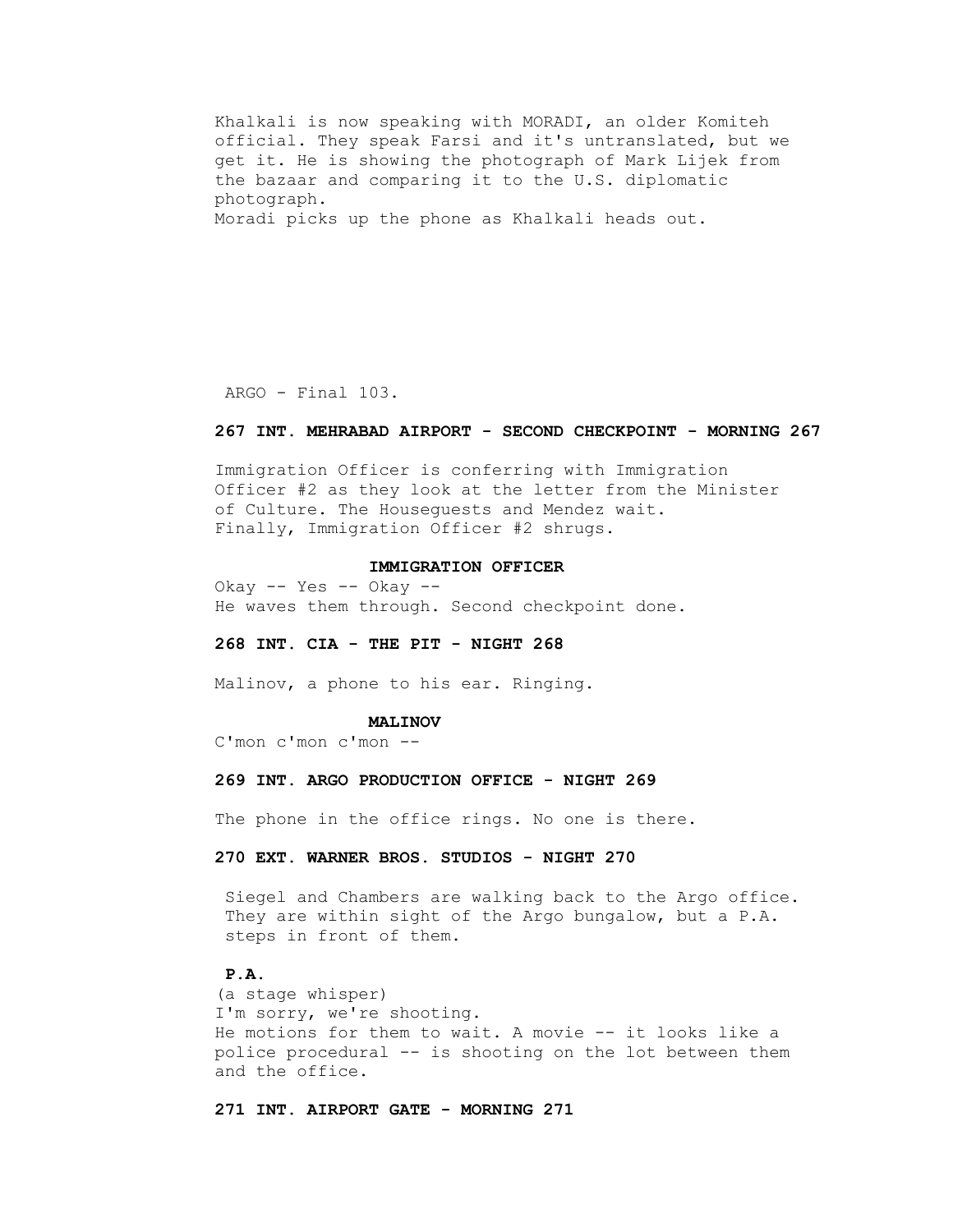Khalkali is now speaking with MORADI, an older Komiteh official. They speak Farsi and it's untranslated, but we get it. He is showing the photograph of Mark Lijek from the bazaar and comparing it to the U.S. diplomatic photograph.
Moradi picks up the phone as Khalkali heads out.

**267 INT. MEHRABAD AIRPORT - SECOND CHECKPOINT - MORNING 267**

Immigration Officer is conferring with Immigration Officer #2 as they look at the letter from the Minister of Culture. The Houseguests and Mendez wait. Finally, Immigration Officer #2 shrugs.

**IMMIGRATION OFFICER**
Okay -- Yes -- Okay --
He waves them through. Second checkpoint done.

**268 INT. CIA - THE PIT - NIGHT 268**

Malinov, a phone to his ear. Ringing.

**MALINOV**
C'mon c'mon c'mon --

**269 INT. ARGO PRODUCTION OFFICE - NIGHT 269**

The phone in the office rings. No one is there.

**270 EXT. WARNER BROS. STUDIOS - NIGHT 270**

Siegel and Chambers are walking back to the Argo office. They are within sight of the Argo bungalow, but a P.A. steps in front of them.

**P.A.**
(a stage whisper)
I'm sorry, we're shooting.
He motions for them to wait. A movie -- it looks like a police procedural -- is shooting on the lot between them and the office.

**271 INT. AIRPORT GATE - MORNING 271**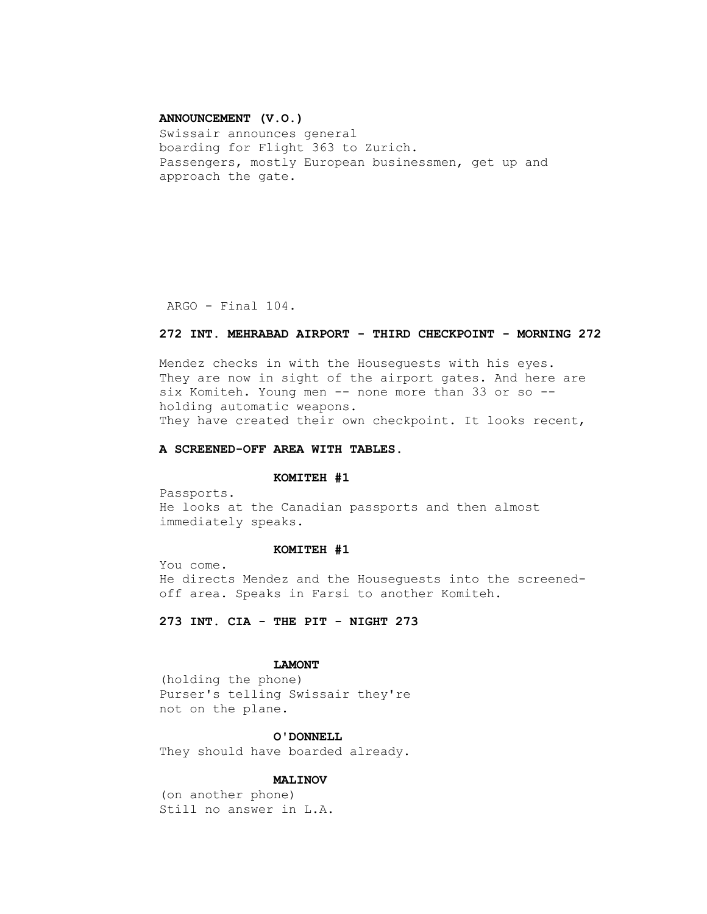**ANNOUNCEMENT (V.O.)**

Swissair announces general boarding for Flight 363 to Zurich.

Passengers, mostly European businessmen, get up and approach the gate.

**272 INT. MEHRABAD AIRPORT - THIRD CHECKPOINT - MORNING 272**

Mendez checks in with the Houseguests with his eyes. They are now in sight of the airport gates. And here are six Komiteh. Young men -- none more than 33 or so -- holding automatic weapons.

They have created their own checkpoint. It looks recent,

**A SCREENED-OFF AREA WITH TABLES.**

**KOMITEH #1**

Passports.

He looks at the Canadian passports and then almost immediately speaks.

**KOMITEH #1**

You come.

He directs Mendez and the Houseguests into the screened-off area. Speaks in Farsi to another Komiteh.

**273 INT. CIA - THE PIT - NIGHT 273**

**LAMONT**

(holding the phone)
Purser's telling Swissair they're not on the plane.

**O'DONNELL**

They should have boarded already.

**MALINOV**

(on another phone)
Still no answer in L.A.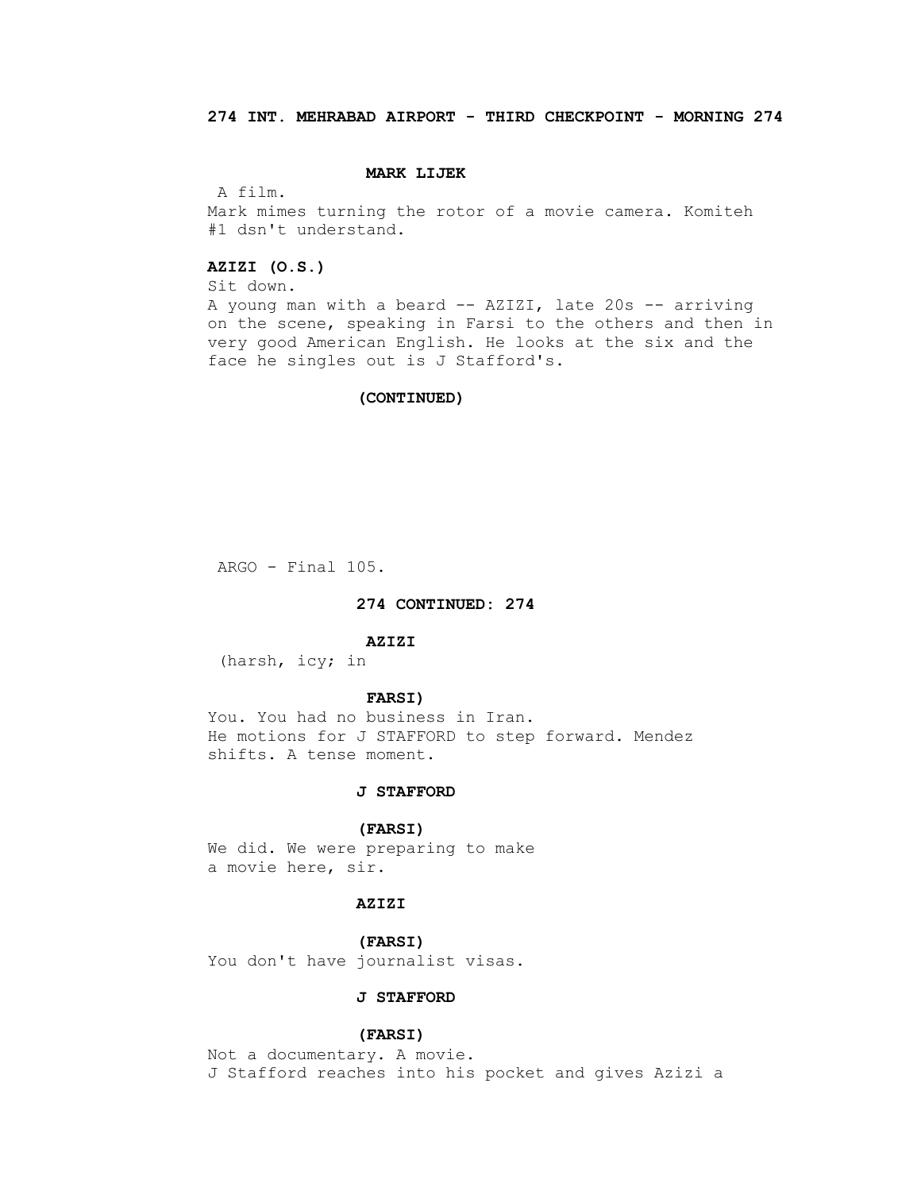**274 INT. MEHRABAD AIRPORT - THIRD CHECKPOINT - MORNING 274**

**MARK LIJEK**

A film.

Mark mimes turning the rotor of a movie camera. Komiteh #1 dsn't understand.

**AZIZI (O.S.)**

Sit down.

A young man with a beard -- AZIZI, late 20s -- arriving on the scene, speaking in Farsi to the others and then in very good American English. He looks at the six and the face he singles out is J Stafford's.

**(CONTINUED)**

**274 CONTINUED: 274**

**AZIZI**

(harsh, icy; in

**FARSI)**

You. You had no business in Iran.

He motions for J STAFFORD to step forward. Mendez shifts. A tense moment.

**J STAFFORD**

**(FARSI)**

We did. We were preparing to make a movie here, sir.

**AZIZI**

**(FARSI)**

You don't have journalist visas.

**J STAFFORD**

**(FARSI)**

Not a documentary. A movie.

J Stafford reaches into his pocket and gives Azizi a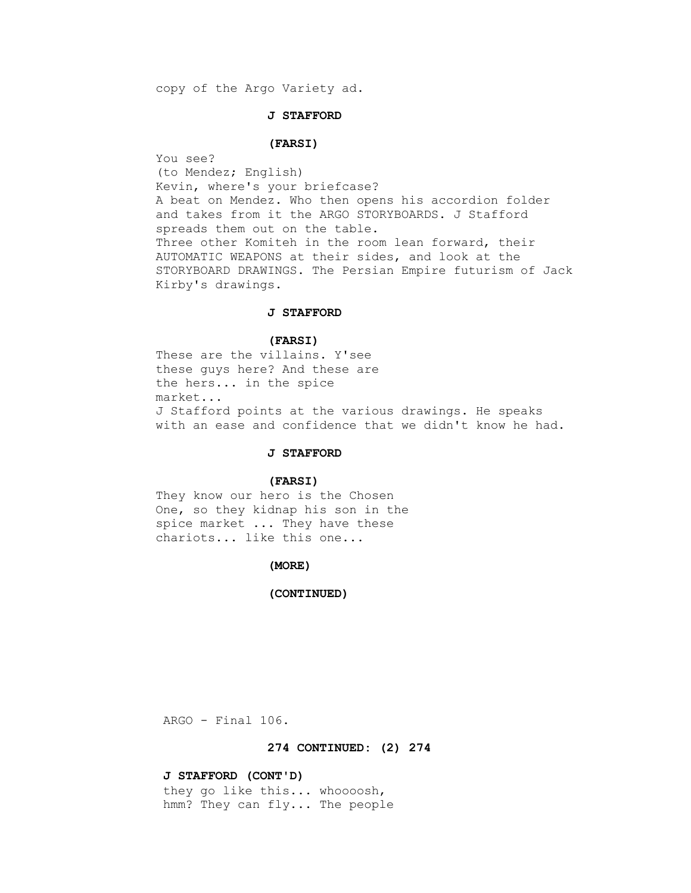copy of the Argo Variety ad.

**J STAFFORD**

**(FARSI)**

You see?
(to Mendez; English)
Kevin, where's your briefcase?
A beat on Mendez. Who then opens his accordion folder and takes from it the ARGO STORYBOARDS. J Stafford spreads them out on the table.
Three other Komiteh in the room lean forward, their AUTOMATIC WEAPONS at their sides, and look at the STORYBOARD DRAWINGS. The Persian Empire futurism of Jack Kirby's drawings.

**J STAFFORD**

**(FARSI)**

These are the villains. Y'see
these guys here? And these are
the hers... in the spice
market...
J Stafford points at the various drawings. He speaks with an ease and confidence that we didn't know he had.

**J STAFFORD**

**(FARSI)**

They know our hero is the Chosen
One, so they kidnap his son in the
spice market ... They have these
chariots... like this one...

**(MORE)**

**(CONTINUED)**

**274 CONTINUED: (2) 274**

**J STAFFORD (CONT'D)**

they go like this... whoooosh,
hmm? They can fly... The people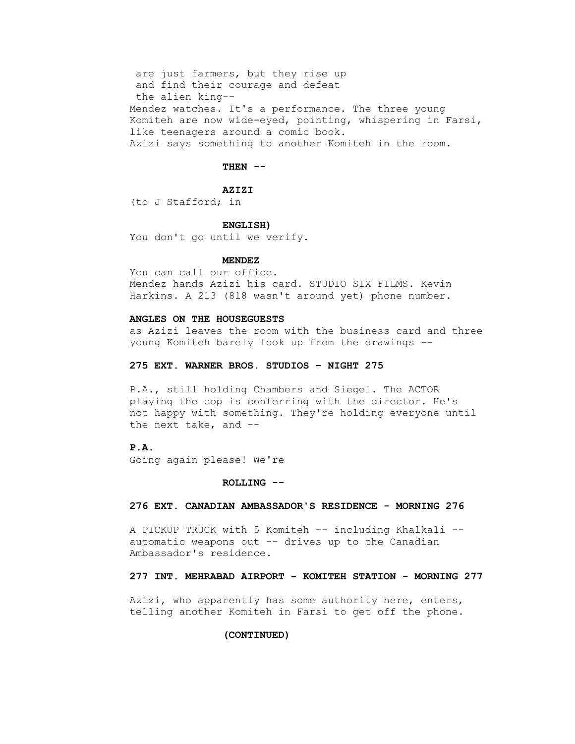are just farmers, but they rise up
and find their courage and defeat
the alien king--

Mendez watches. It's a performance. The three young Komiteh are now wide-eyed, pointing, whispering in Farsi, like teenagers around a comic book.

Azizi says something to another Komiteh in the room.

**THEN --**

**AZIZI**

(to J Stafford; in

**ENGLISH)**

You don't go until we verify.

**MENDEZ**

You can call our office.

Mendez hands Azizi his card. STUDIO SIX FILMS. Kevin Harkins. A 213 (818 wasn't around yet) phone number.

**ANGLES ON THE HOUSEGUESTS**

as Azizi leaves the room with the business card and three young Komiteh barely look up from the drawings --

**275 EXT. WARNER BROS. STUDIOS - NIGHT 275**

P.A., still holding Chambers and Siegel. The ACTOR playing the cop is conferring with the director. He's not happy with something. They're holding everyone until the next take, and --

**P.A.**

Going again please! We're

**ROLLING --**

**276 EXT. CANADIAN AMBASSADOR'S RESIDENCE - MORNING 276**

A PICKUP TRUCK with 5 Komiteh -- including Khalkali -- automatic weapons out -- drives up to the Canadian Ambassador's residence.

**277 INT. MEHRABAD AIRPORT - KOMITEH STATION - MORNING 277**

Azizi, who apparently has some authority here, enters, telling another Komiteh in Farsi to get off the phone.

**(CONTINUED)**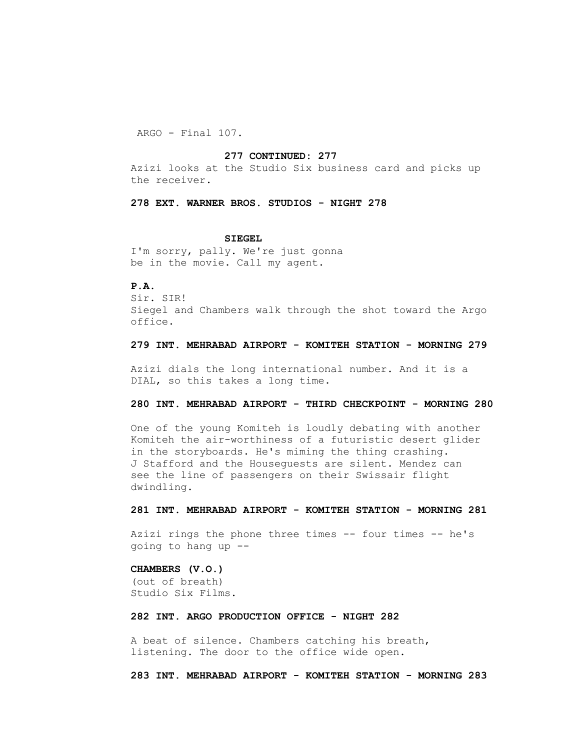**277 CONTINUED: 277**

Azizi looks at the Studio Six business card and picks up the receiver.

**278 EXT. WARNER BROS. STUDIOS - NIGHT 278**

**SIEGEL**
I'm sorry, pally. We're just gonna be in the movie. Call my agent.

**P.A.**
Sir. SIR!

Siegel and Chambers walk through the shot toward the Argo office.

**279 INT. MEHRABAD AIRPORT - KOMITEH STATION - MORNING 279**

Azizi dials the long international number. And it is a DIAL, so this takes a long time.

**280 INT. MEHRABAD AIRPORT - THIRD CHECKPOINT - MORNING 280**

One of the young Komiteh is loudly debating with another Komiteh the air-worthiness of a futuristic desert glider in the storyboards. He's miming the thing crashing. J Stafford and the Houseguests are silent. Mendez can see the line of passengers on their Swissair flight dwindling.

**281 INT. MEHRABAD AIRPORT - KOMITEH STATION - MORNING 281**

Azizi rings the phone three times -- four times -- he's going to hang up --

**CHAMBERS (V.O.)**
(out of breath)
Studio Six Films.

**282 INT. ARGO PRODUCTION OFFICE - NIGHT 282**

A beat of silence. Chambers catching his breath, listening. The door to the office wide open.

**283 INT. MEHRABAD AIRPORT - KOMITEH STATION - MORNING 283**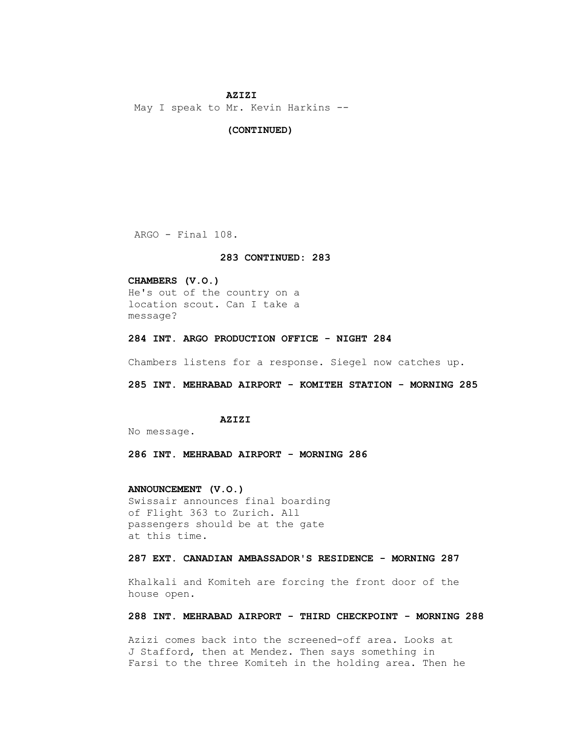**AZIZI**

May I speak to Mr. Kevin Harkins --

**(CONTINUED)**

**283 CONTINUED: 283**

**CHAMBERS (V.O.)**

He's out of the country on a location scout. Can I take a message?

**284 INT. ARGO PRODUCTION OFFICE - NIGHT 284**

Chambers listens for a response. Siegel now catches up.

**285 INT. MEHRABAD AIRPORT - KOMITEH STATION - MORNING 285**

**AZIZI**

No message.

**286 INT. MEHRABAD AIRPORT - MORNING 286**

**ANNOUNCEMENT (V.O.)**

Swissair announces final boarding of Flight 363 to Zurich. All passengers should be at the gate at this time.

**287 EXT. CANADIAN AMBASSADOR'S RESIDENCE - MORNING 287**

Khalkali and Komiteh are forcing the front door of the house open.

**288 INT. MEHRABAD AIRPORT - THIRD CHECKPOINT - MORNING 288**

Azizi comes back into the screened-off area. Looks at J Stafford, then at Mendez. Then says something in Farsi to the three Komiteh in the holding area. Then he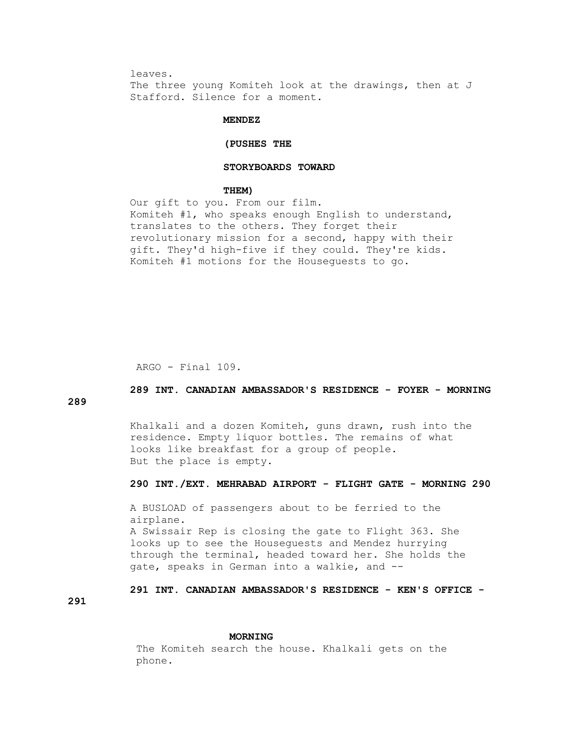leaves.
The three young Komiteh look at the drawings, then at J Stafford. Silence for a moment.

**MENDEZ**

**(PUSHES THE STORYBOARDS TOWARD THEM)**

Our gift to you. From our film.
Komiteh #1, who speaks enough English to understand, translates to the others. They forget their revolutionary mission for a second, happy with their gift. They'd high-five if they could. They're kids.
Komiteh #1 motions for the Houseguests to go.

**289 INT. CANADIAN AMBASSADOR'S RESIDENCE - FOYER - MORNING 289**

Khalkali and a dozen Komiteh, guns drawn, rush into the residence. Empty liquor bottles. The remains of what looks like breakfast for a group of people.
But the place is empty.

**290 INT./EXT. MEHRABAD AIRPORT - FLIGHT GATE - MORNING 290**

A BUSLOAD of passengers about to be ferried to the airplane.
A Swissair Rep is closing the gate to Flight 363. She looks up to see the Houseguests and Mendez hurrying through the terminal, headed toward her. She holds the gate, speaks in German into a walkie, and --

**291 INT. CANADIAN AMBASSADOR'S RESIDENCE - KEN'S OFFICE - MORNING 291**

The Komiteh search the house. Khalkali gets on the phone.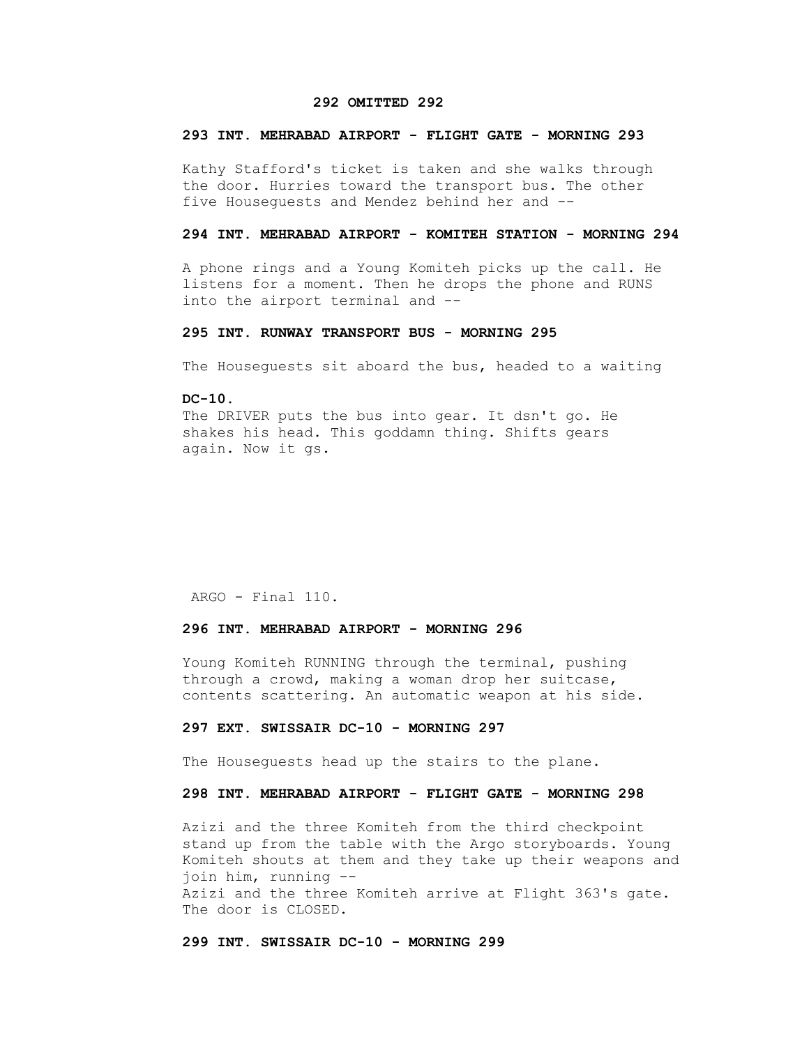**292 OMITTED 292**

**293 INT. MEHRABAD AIRPORT - FLIGHT GATE - MORNING 293**

Kathy Stafford's ticket is taken and she walks through the door. Hurries toward the transport bus. The other five Houseguests and Mendez behind her and --

**294 INT. MEHRABAD AIRPORT - KOMITEH STATION - MORNING 294**

A phone rings and a Young Komiteh picks up the call. He listens for a moment. Then he drops the phone and RUNS into the airport terminal and --

**295 INT. RUNWAY TRANSPORT BUS - MORNING 295**

The Houseguests sit aboard the bus, headed to a waiting

**DC-10.**

The DRIVER puts the bus into gear. It dsn't go. He shakes his head. This goddamn thing. Shifts gears again. Now it gs.

**296 INT. MEHRABAD AIRPORT - MORNING 296**

Young Komiteh RUNNING through the terminal, pushing through a crowd, making a woman drop her suitcase, contents scattering. An automatic weapon at his side.

**297 EXT. SWISSAIR DC-10 - MORNING 297**

The Houseguests head up the stairs to the plane.

**298 INT. MEHRABAD AIRPORT - FLIGHT GATE - MORNING 298**

Azizi and the three Komiteh from the third checkpoint stand up from the table with the Argo storyboards. Young Komiteh shouts at them and they take up their weapons and join him, running --

Azizi and the three Komiteh arrive at Flight 363's gate. The door is CLOSED.

**299 INT. SWISSAIR DC-10 - MORNING 299**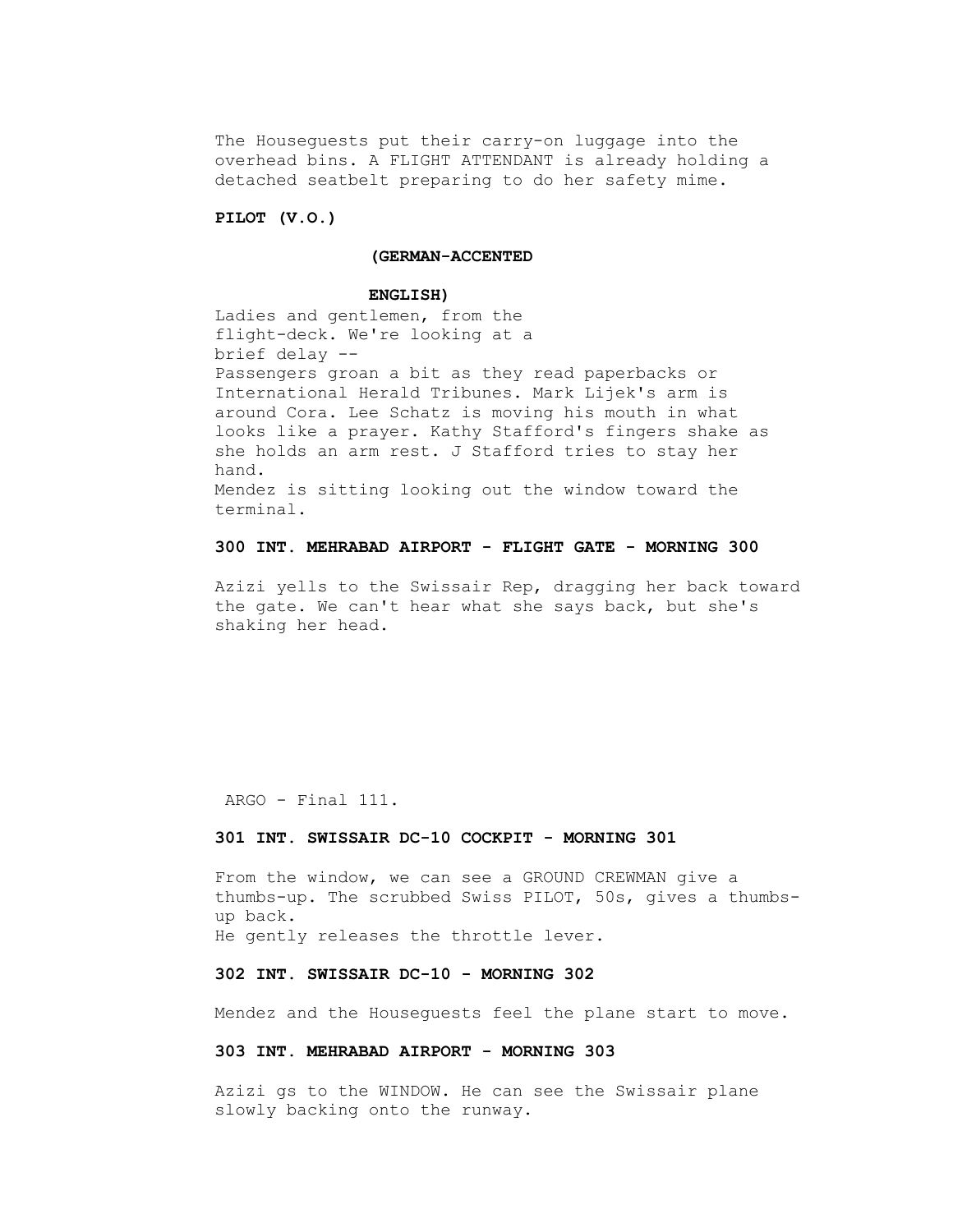The Houseguests put their carry-on luggage into the overhead bins. A FLIGHT ATTENDANT is already holding a detached seatbelt preparing to do her safety mime.

**PILOT (V.O.)**

**(GERMAN-ACCENTED**

**ENGLISH)**

Ladies and gentlemen, from the flight-deck. We're looking at a brief delay --

Passengers groan a bit as they read paperbacks or International Herald Tribunes. Mark Lijek's arm is around Cora. Lee Schatz is moving his mouth in what looks like a prayer. Kathy Stafford's fingers shake as she holds an arm rest. J Stafford tries to stay her hand.

Mendez is sitting looking out the window toward the terminal.

**300 INT. MEHRABAD AIRPORT - FLIGHT GATE - MORNING 300**

Azizi yells to the Swissair Rep, dragging her back toward the gate. We can't hear what she says back, but she's shaking her head.

**301 INT. SWISSAIR DC-10 COCKPIT - MORNING 301**

From the window, we can see a GROUND CREWMAN give a thumbs-up. The scrubbed Swiss PILOT, 50s, gives a thumbs-up back.

He gently releases the throttle lever.

**302 INT. SWISSAIR DC-10 - MORNING 302**

Mendez and the Houseguests feel the plane start to move.

**303 INT. MEHRABAD AIRPORT - MORNING 303**

Azizi gs to the WINDOW. He can see the Swissair plane slowly backing onto the runway.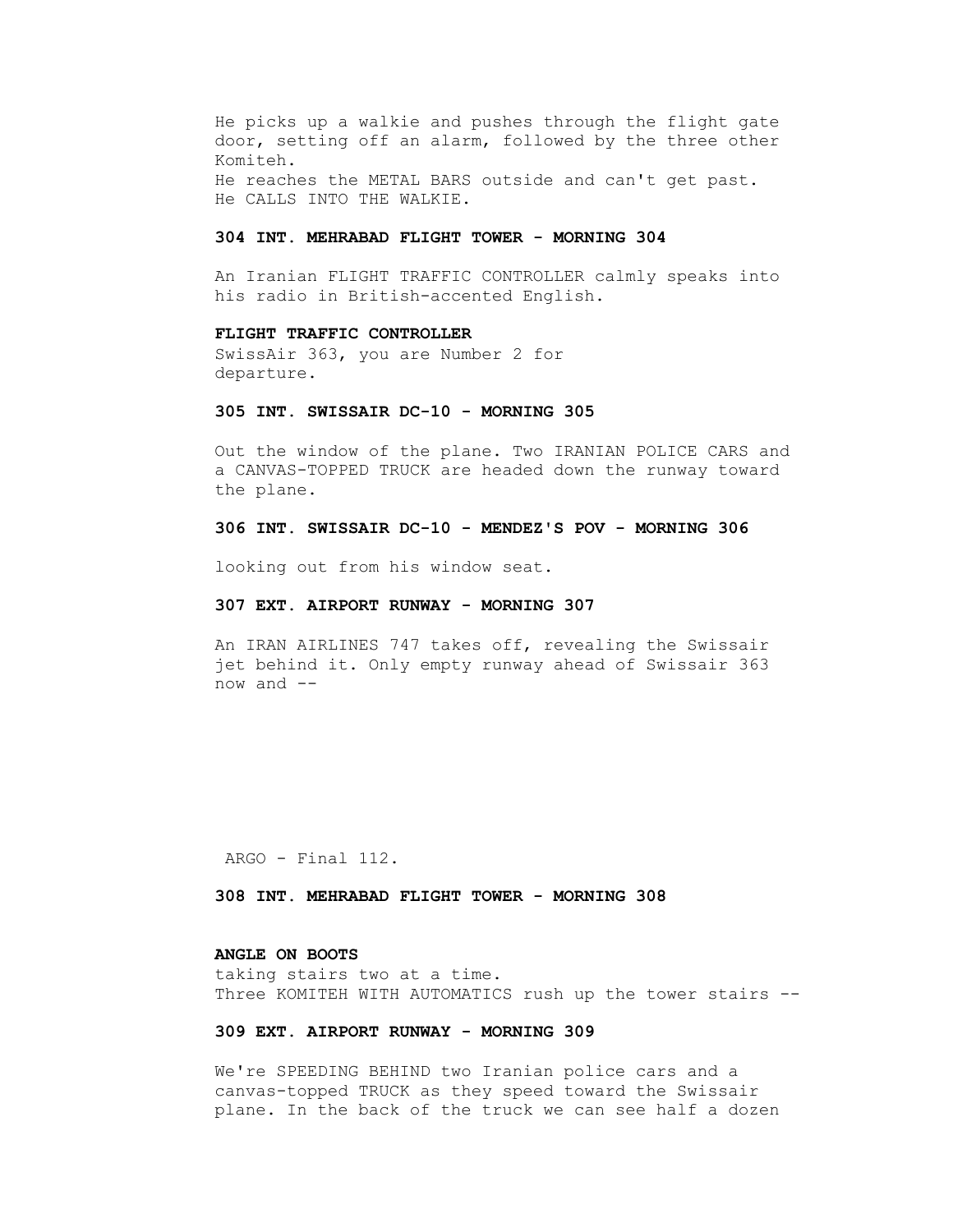He picks up a walkie and pushes through the flight gate door, setting off an alarm, followed by the three other Komiteh.
He reaches the METAL BARS outside and can't get past.
He CALLS INTO THE WALKIE.

**304 INT. MEHRABAD FLIGHT TOWER - MORNING 304**

An Iranian FLIGHT TRAFFIC CONTROLLER calmly speaks into his radio in British-accented English.

**FLIGHT TRAFFIC CONTROLLER**
SwissAir 363, you are Number 2 for departure.

**305 INT. SWISSAIR DC-10 - MORNING 305**

Out the window of the plane. Two IRANIAN POLICE CARS and a CANVAS-TOPPED TRUCK are headed down the runway toward the plane.

**306 INT. SWISSAIR DC-10 - MENDEZ'S POV - MORNING 306**

looking out from his window seat.

**307 EXT. AIRPORT RUNWAY - MORNING 307**

An IRAN AIRLINES 747 takes off, revealing the Swissair jet behind it. Only empty runway ahead of Swissair 363 now and --

**308 INT. MEHRABAD FLIGHT TOWER - MORNING 308**

**ANGLE ON BOOTS**
taking stairs two at a time.
Three KOMITEH WITH AUTOMATICS rush up the tower stairs --

**309 EXT. AIRPORT RUNWAY - MORNING 309**

We're SPEEDING BEHIND two Iranian police cars and a canvas-topped TRUCK as they speed toward the Swissair plane. In the back of the truck we can see half a dozen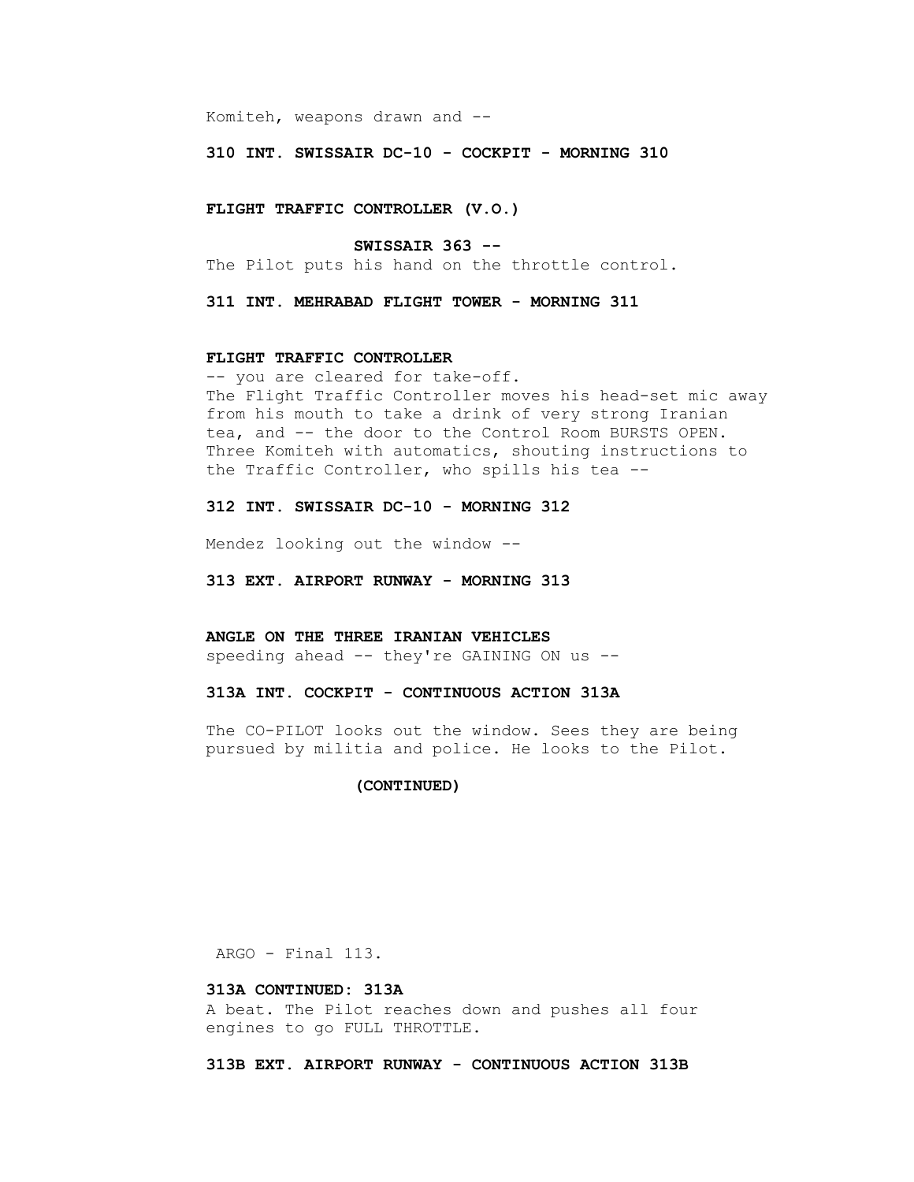Komiteh, weapons drawn and --

**310 INT. SWISSAIR DC-10 - COCKPIT - MORNING 310**

**FLIGHT TRAFFIC CONTROLLER (V.O.)**

**SWISSAIR 363 --**

The Pilot puts his hand on the throttle control.

**311 INT. MEHRABAD FLIGHT TOWER - MORNING 311**

**FLIGHT TRAFFIC CONTROLLER**

-- you are cleared for take-off.

The Flight Traffic Controller moves his head-set mic away from his mouth to take a drink of very strong Iranian tea, and -- the door to the Control Room BURSTS OPEN. Three Komiteh with automatics, shouting instructions to the Traffic Controller, who spills his tea --

**312 INT. SWISSAIR DC-10 - MORNING 312**

Mendez looking out the window --

**313 EXT. AIRPORT RUNWAY - MORNING 313**

**ANGLE ON THE THREE IRANIAN VEHICLES**

speeding ahead -- they're GAINING ON us --

**313A INT. COCKPIT - CONTINUOUS ACTION 313A**

The CO-PILOT looks out the window. Sees they are being pursued by militia and police. He looks to the Pilot.

**(CONTINUED)**

**313A CONTINUED: 313A**

A beat. The Pilot reaches down and pushes all four engines to go FULL THROTTLE.

**313B EXT. AIRPORT RUNWAY - CONTINUOUS ACTION 313B**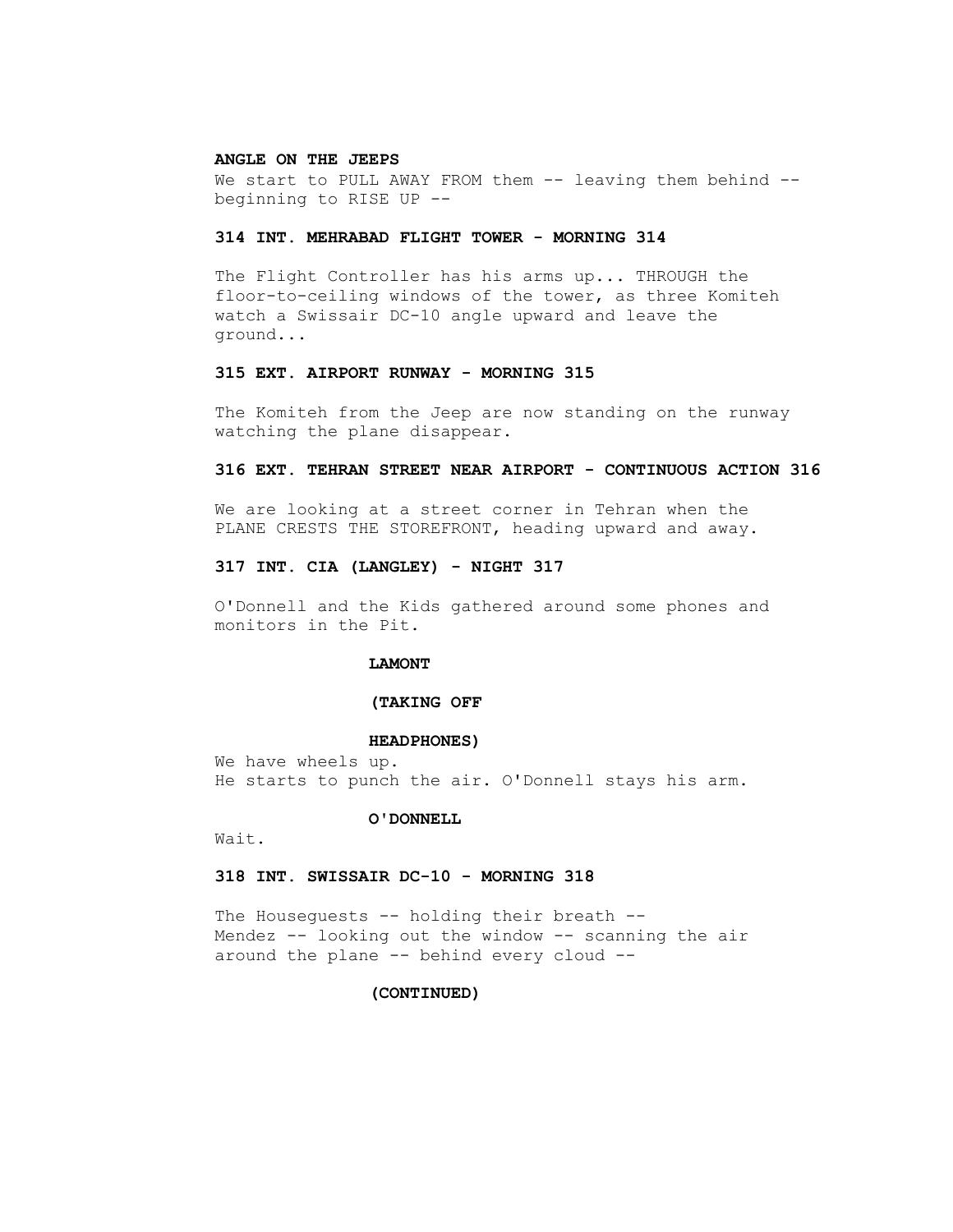**ANGLE ON THE JEEPS**

We start to PULL AWAY FROM them -- leaving them behind -- beginning to RISE UP --

**314 INT. MEHRABAD FLIGHT TOWER - MORNING 314**

The Flight Controller has his arms up... THROUGH the floor-to-ceiling windows of the tower, as three Komiteh watch a Swissair DC-10 angle upward and leave the ground...

**315 EXT. AIRPORT RUNWAY - MORNING 315**

The Komiteh from the Jeep are now standing on the runway watching the plane disappear.

**316 EXT. TEHRAN STREET NEAR AIRPORT - CONTINUOUS ACTION 316**

We are looking at a street corner in Tehran when the PLANE CRESTS THE STOREFRONT, heading upward and away.

**317 INT. CIA (LANGLEY) - NIGHT 317**

O'Donnell and the Kids gathered around some phones and monitors in the Pit.

**LAMONT**

**(TAKING OFF**

**HEADPHONES)**

We have wheels up.
He starts to punch the air. O'Donnell stays his arm.

**O'DONNELL**

Wait.

**318 INT. SWISSAIR DC-10 - MORNING 318**

The Houseguests -- holding their breath --
Mendez -- looking out the window -- scanning the air around the plane -- behind every cloud --

**(CONTINUED)**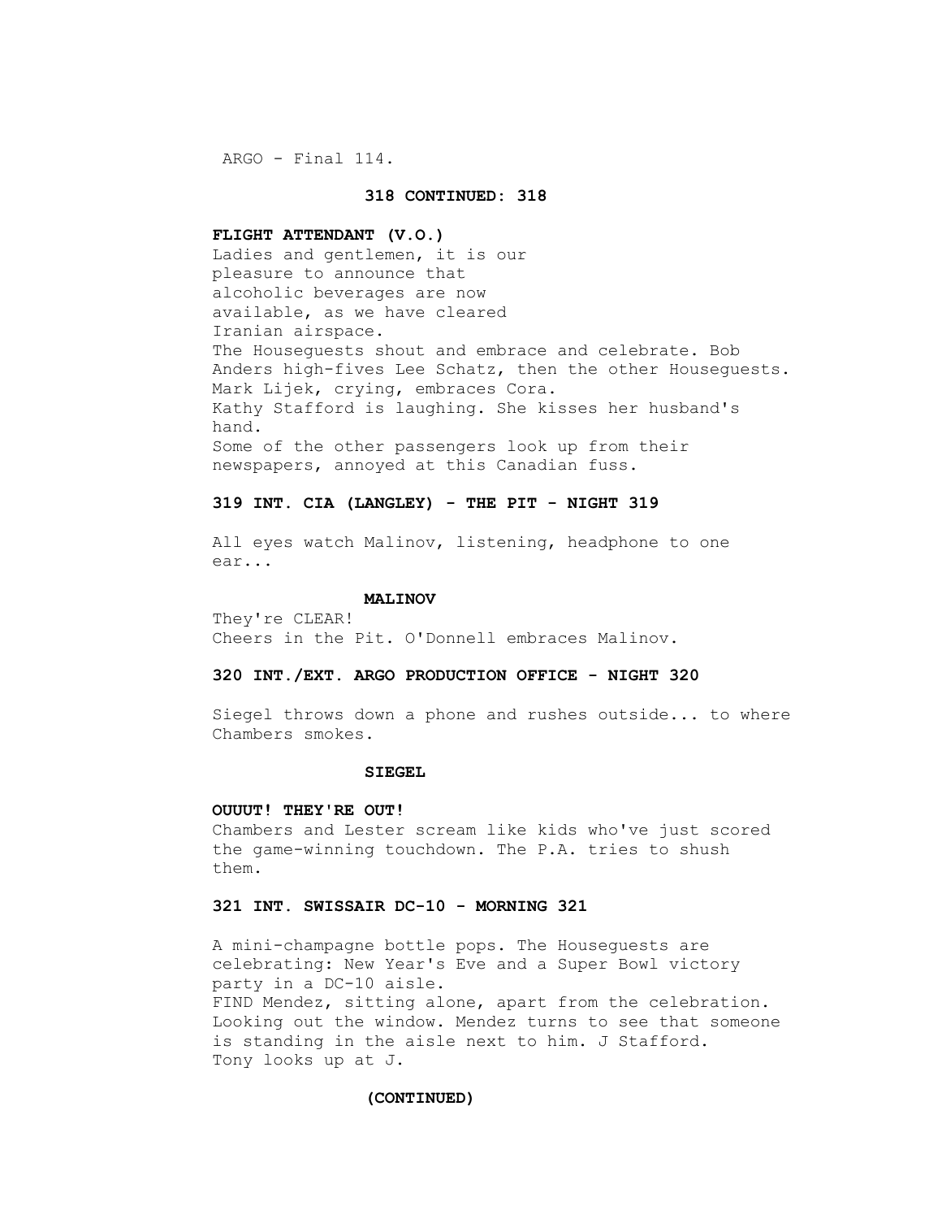**318 CONTINUED: 318**

**FLIGHT ATTENDANT (V.O.)**
Ladies and gentlemen, it is our pleasure to announce that alcoholic beverages are now available, as we have cleared Iranian airspace.

The Houseguests shout and embrace and celebrate. Bob Anders high-fives Lee Schatz, then the other Houseguests. Mark Lijek, crying, embraces Cora.
Kathy Stafford is laughing. She kisses her husband's hand.
Some of the other passengers look up from their newspapers, annoyed at this Canadian fuss.

**319 INT. CIA (LANGLEY) - THE PIT - NIGHT 319**

All eyes watch Malinov, listening, headphone to one ear...

**MALINOV**
They're CLEAR!

Cheers in the Pit. O'Donnell embraces Malinov.

**320 INT./EXT. ARGO PRODUCTION OFFICE - NIGHT 320**

Siegel throws down a phone and rushes outside... to where Chambers smokes.

**SIEGEL**

**OUUUT! THEY'RE OUT!**

Chambers and Lester scream like kids who've just scored the game-winning touchdown. The P.A. tries to shush them.

**321 INT. SWISSAIR DC-10 - MORNING 321**

A mini-champagne bottle pops. The Houseguests are celebrating: New Year's Eve and a Super Bowl victory party in a DC-10 aisle.
FIND Mendez, sitting alone, apart from the celebration. Looking out the window. Mendez turns to see that someone is standing in the aisle next to him. J Stafford.
Tony looks up at J.

**(CONTINUED)**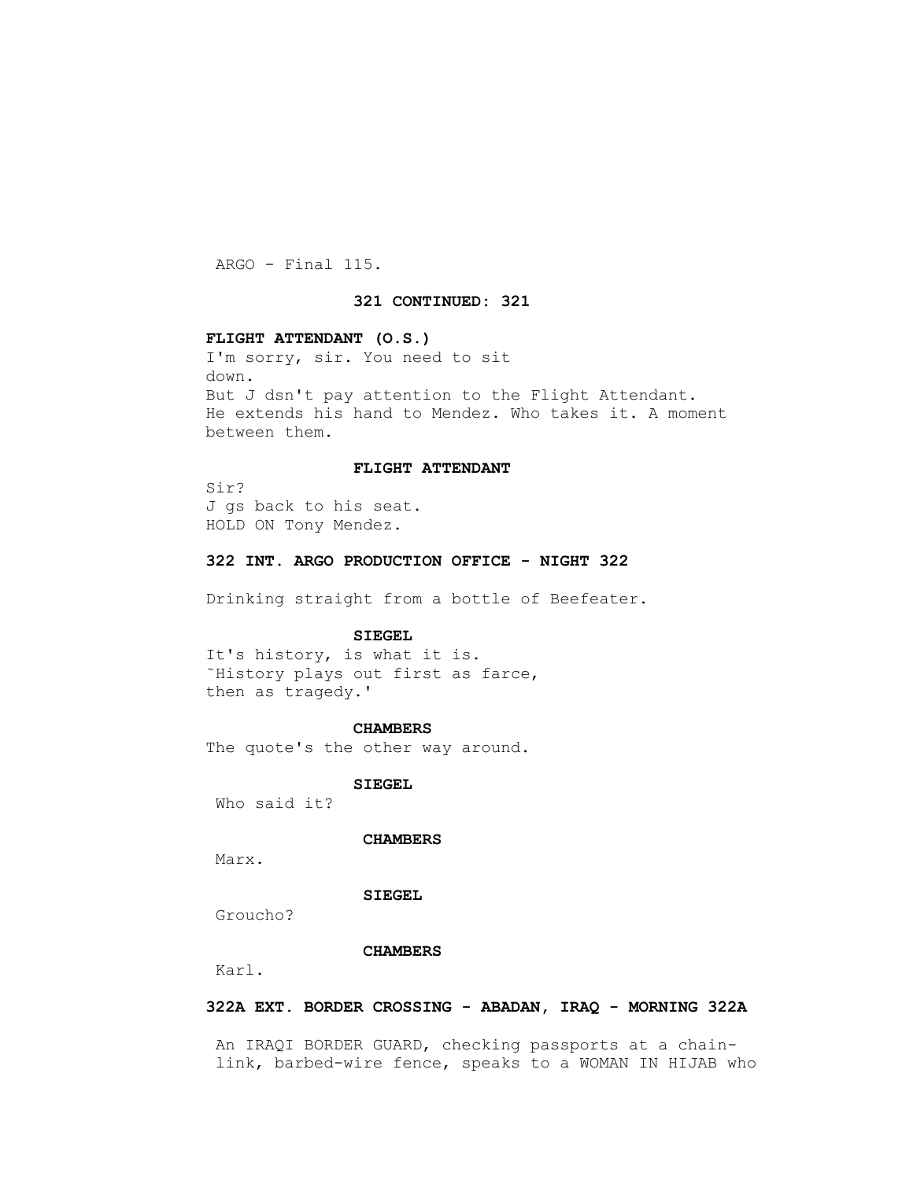**321 CONTINUED: 321**

**FLIGHT ATTENDANT (O.S.)**
I'm sorry, sir. You need to sit
down.
But J dsn't pay attention to the Flight Attendant.
He extends his hand to Mendez. Who takes it. A moment
between them.

**FLIGHT ATTENDANT**
Sir?
J gs back to his seat.
HOLD ON Tony Mendez.

**322 INT. ARGO PRODUCTION OFFICE - NIGHT 322**

Drinking straight from a bottle of Beefeater.

**SIEGEL**
It's history, is what it is.
˜History plays out first as farce,
then as tragedy.'

**CHAMBERS**
The quote's the other way around.

**SIEGEL**
Who said it?

**CHAMBERS**
Marx.

**SIEGEL**
Groucho?

**CHAMBERS**
Karl.

**322A EXT. BORDER CROSSING - ABADAN, IRAQ - MORNING 322A**

An IRAQI BORDER GUARD, checking passports at a chain-
link, barbed-wire fence, speaks to a WOMAN IN HIJAB who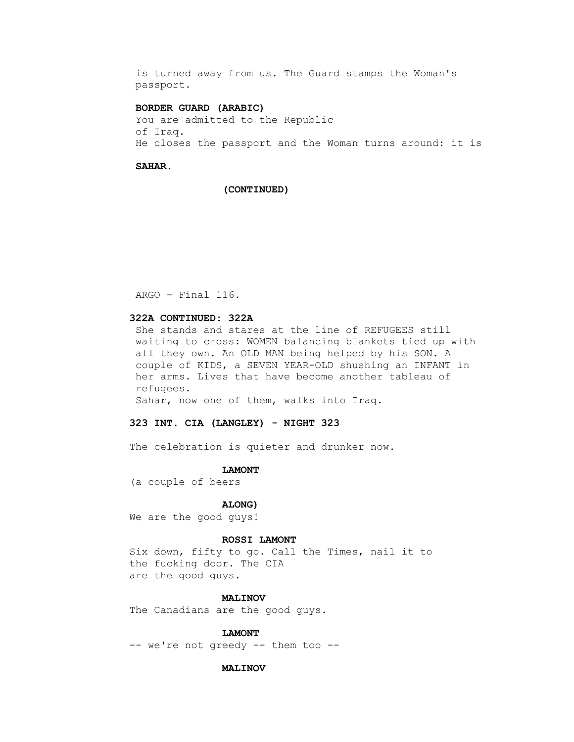is turned away from us. The Guard stamps the Woman's passport.

**BORDER GUARD (ARABIC)**
You are admitted to the Republic of Iraq.
He closes the passport and the Woman turns around: it is

**SAHAR.**

**(CONTINUED)**

ARGO - Final 116.

**322A CONTINUED: 322A**
She stands and stares at the line of REFUGEES still waiting to cross: WOMEN balancing blankets tied up with all they own. An OLD MAN being helped by his SON. A couple of KIDS, a SEVEN YEAR-OLD shushing an INFANT in her arms. Lives that have become another tableau of refugees.
Sahar, now one of them, walks into Iraq.

**323 INT. CIA (LANGLEY) - NIGHT 323**

The celebration is quieter and drunker now.

**LAMONT**
(a couple of beers

**ALONG)**
We are the good guys!

**ROSSI LAMONT**
Six down, fifty to go. Call the Times, nail it to the fucking door. The CIA are the good guys.

**MALINOV**
The Canadians are the good guys.

**LAMONT**
-- we're not greedy -- them too --

**MALINOV**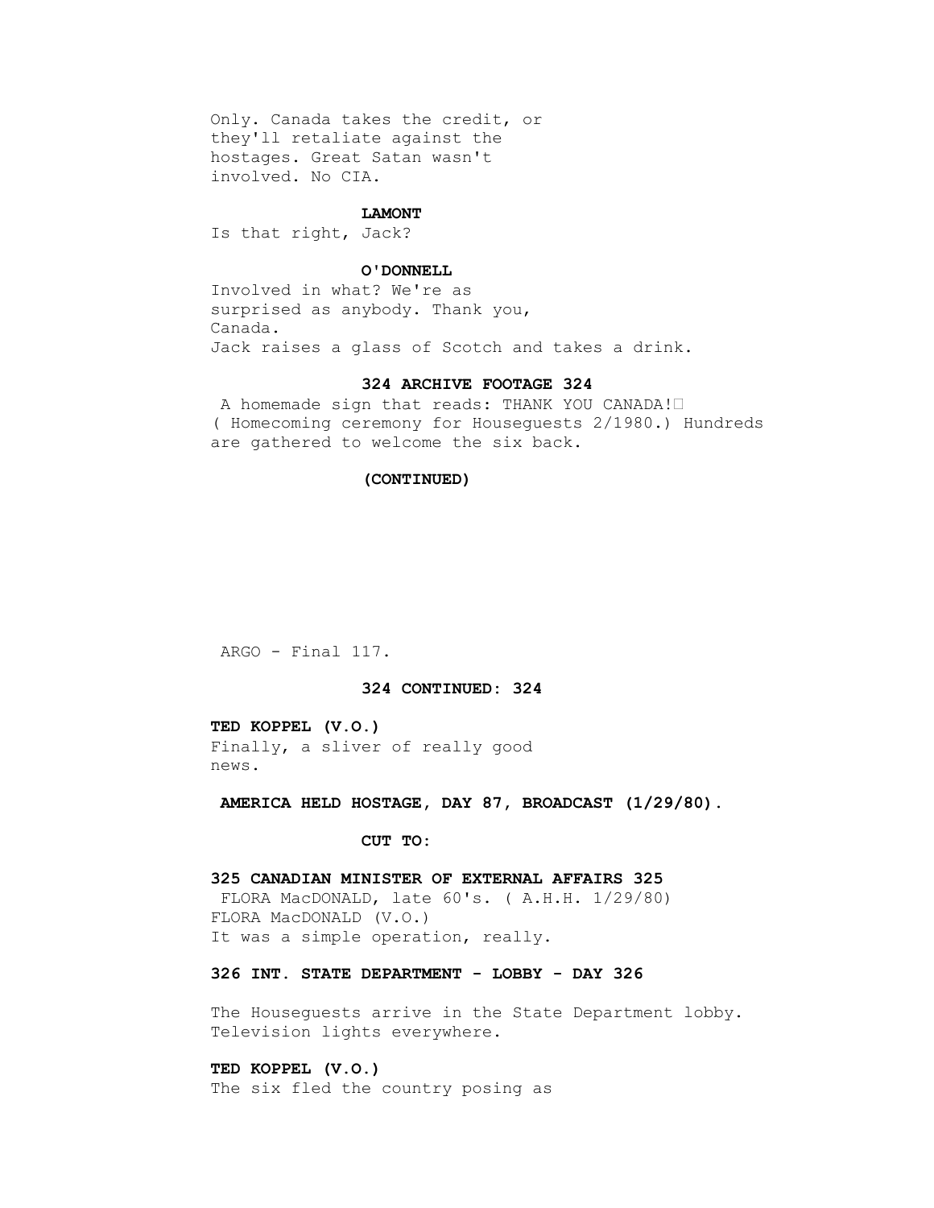Only. Canada takes the credit, or they'll retaliate against the hostages. Great Satan wasn't involved. No CIA.

**LAMONT**

Is that right, Jack?

**O'DONNELL**

Involved in what? We're as surprised as anybody. Thank you, Canada.

Jack raises a glass of Scotch and takes a drink.

**324 ARCHIVE FOOTAGE 324**

A homemade sign that reads: THANK YOU CANADA!

( Homecoming ceremony for Houseguests 2/1980.) Hundreds are gathered to welcome the six back.

**(CONTINUED)**

**324 CONTINUED: 324**

**TED KOPPEL (V.O.)**

Finally, a sliver of really good news.

**AMERICA HELD HOSTAGE, DAY 87, BROADCAST (1/29/80).**

**CUT TO:**

**325 CANADIAN MINISTER OF EXTERNAL AFFAIRS 325**

FLORA MacDONALD, late 60's. ( A.H.H. 1/29/80)

FLORA MacDONALD (V.O.)

It was a simple operation, really.

**326 INT. STATE DEPARTMENT - LOBBY - DAY 326**

The Houseguests arrive in the State Department lobby. Television lights everywhere.

**TED KOPPEL (V.O.)**

The six fled the country posing as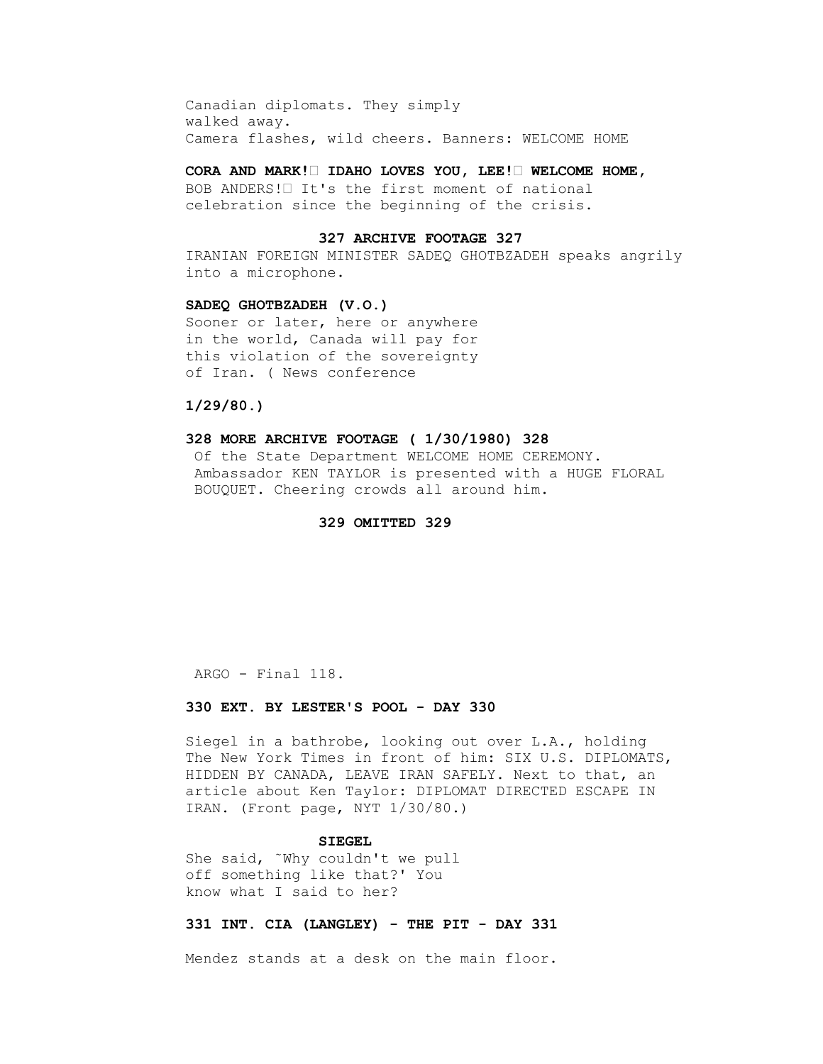Canadian diplomats. They simply
walked away.
Camera flashes, wild cheers. Banners: WELCOME HOME

**CORA AND MARK!� IDAHO LOVES YOU, LEE!� WELCOME HOME,**
BOB ANDERS!� It's the first moment of national
celebration since the beginning of the crisis.

**327 ARCHIVE FOOTAGE 327**

IRANIAN FOREIGN MINISTER SADEQ GHOTBZADEH speaks angrily
into a microphone.

**SADEQ GHOTBZADEH (V.O.)**

Sooner or later, here or anywhere
in the world, Canada will pay for
this violation of the sovereignty
of Iran. ( News conference

**1/29/80.)**

**328 MORE ARCHIVE FOOTAGE ( 1/30/1980) 328**

Of the State Department WELCOME HOME CEREMONY.
Ambassador KEN TAYLOR is presented with a HUGE FLORAL
BOUQUET. Cheering crowds all around him.

**329 OMITTED 329**

**330 EXT. BY LESTER'S POOL - DAY 330**

Siegel in a bathrobe, looking out over L.A., holding
The New York Times in front of him: SIX U.S. DIPLOMATS,
HIDDEN BY CANADA, LEAVE IRAN SAFELY. Next to that, an
article about Ken Taylor: DIPLOMAT DIRECTED ESCAPE IN
IRAN. (Front page, NYT 1/30/80.)

**SIEGEL**

She said, ˜Why couldn't we pull
off something like that?' You
know what I said to her?

**331 INT. CIA (LANGLEY) - THE PIT - DAY 331**

Mendez stands at a desk on the main floor.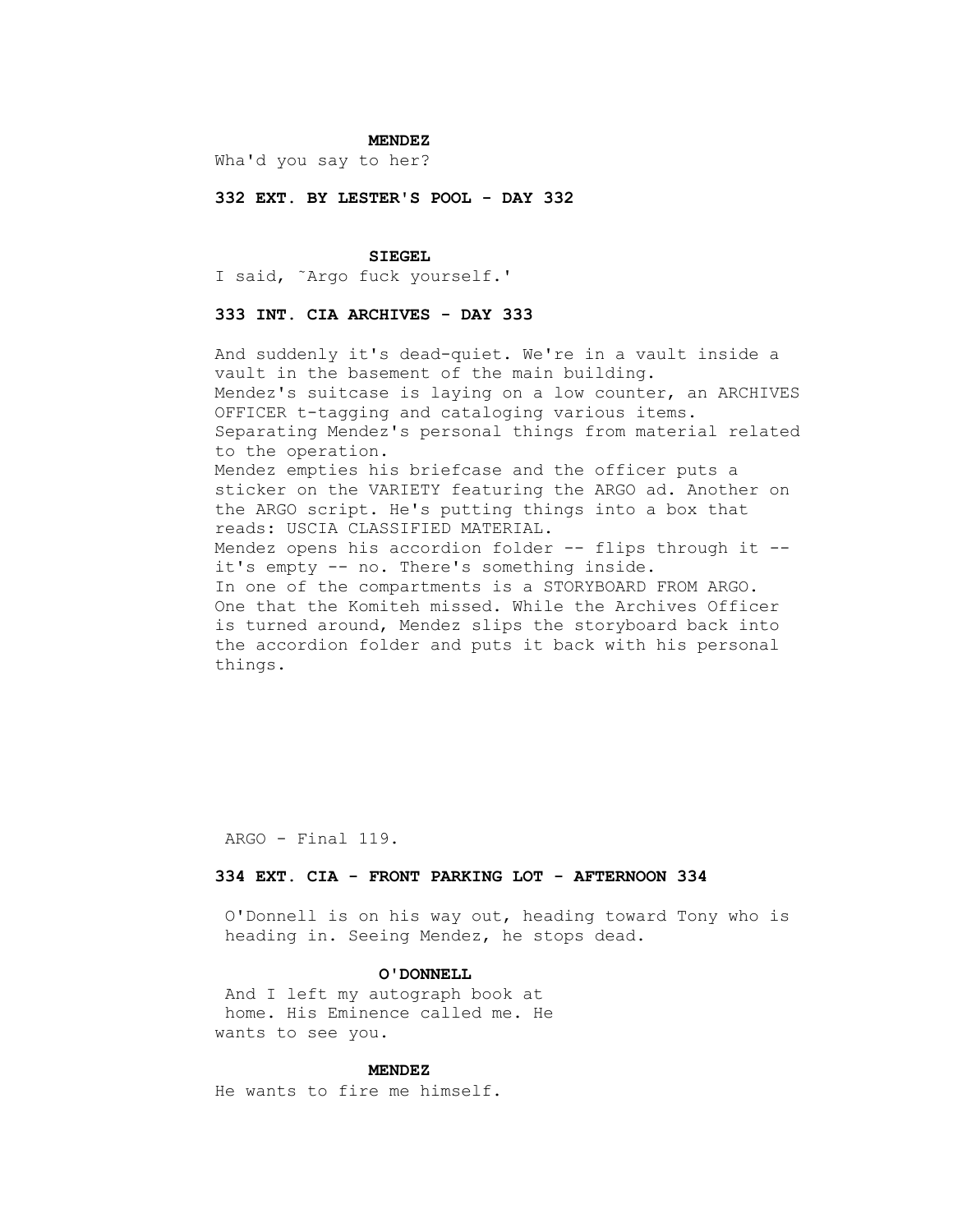**MENDEZ**

Wha'd you say to her?

**332 EXT. BY LESTER'S POOL - DAY 332**

**SIEGEL**

I said, ˜Argo fuck yourself.'

**333 INT. CIA ARCHIVES - DAY 333**

And suddenly it's dead-quiet. We're in a vault inside a vault in the basement of the main building.
Mendez's suitcase is laying on a low counter, an ARCHIVES OFFICER t-tagging and cataloging various items.
Separating Mendez's personal things from material related to the operation.
Mendez empties his briefcase and the officer puts a sticker on the VARIETY featuring the ARGO ad. Another on the ARGO script. He's putting things into a box that reads: USCIA CLASSIFIED MATERIAL.
Mendez opens his accordion folder -- flips through it -- it's empty -- no. There's something inside.
In one of the compartments is a STORYBOARD FROM ARGO.
One that the Komiteh missed. While the Archives Officer is turned around, Mendez slips the storyboard back into the accordion folder and puts it back with his personal things.

**334 EXT. CIA - FRONT PARKING LOT - AFTERNOON 334**

O'Donnell is on his way out, heading toward Tony who is heading in. Seeing Mendez, he stops dead.

**O'DONNELL**

And I left my autograph book at home. His Eminence called me. He wants to see you.

**MENDEZ**

He wants to fire me himself.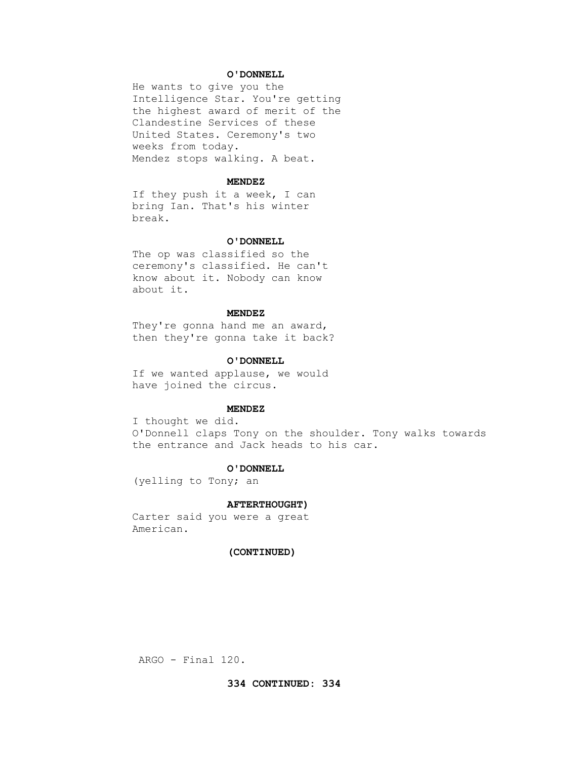**O'DONNELL**

He wants to give you the Intelligence Star. You're getting the highest award of merit of the Clandestine Services of these United States. Ceremony's two weeks from today.

Mendez stops walking. A beat.

**MENDEZ**

If they push it a week, I can bring Ian. That's his winter break.

**O'DONNELL**

The op was classified so the ceremony's classified. He can't know about it. Nobody can know about it.

**MENDEZ**

They're gonna hand me an award, then they're gonna take it back?

**O'DONNELL**

If we wanted applause, we would have joined the circus.

**MENDEZ**

I thought we did.

O'Donnell claps Tony on the shoulder. Tony walks towards the entrance and Jack heads to his car.

**O'DONNELL**

(yelling to Tony; an

**AFTERTHOUGHT)**

Carter said you were a great American.

**(CONTINUED)**

ARGO - Final 120.

**334 CONTINUED: 334**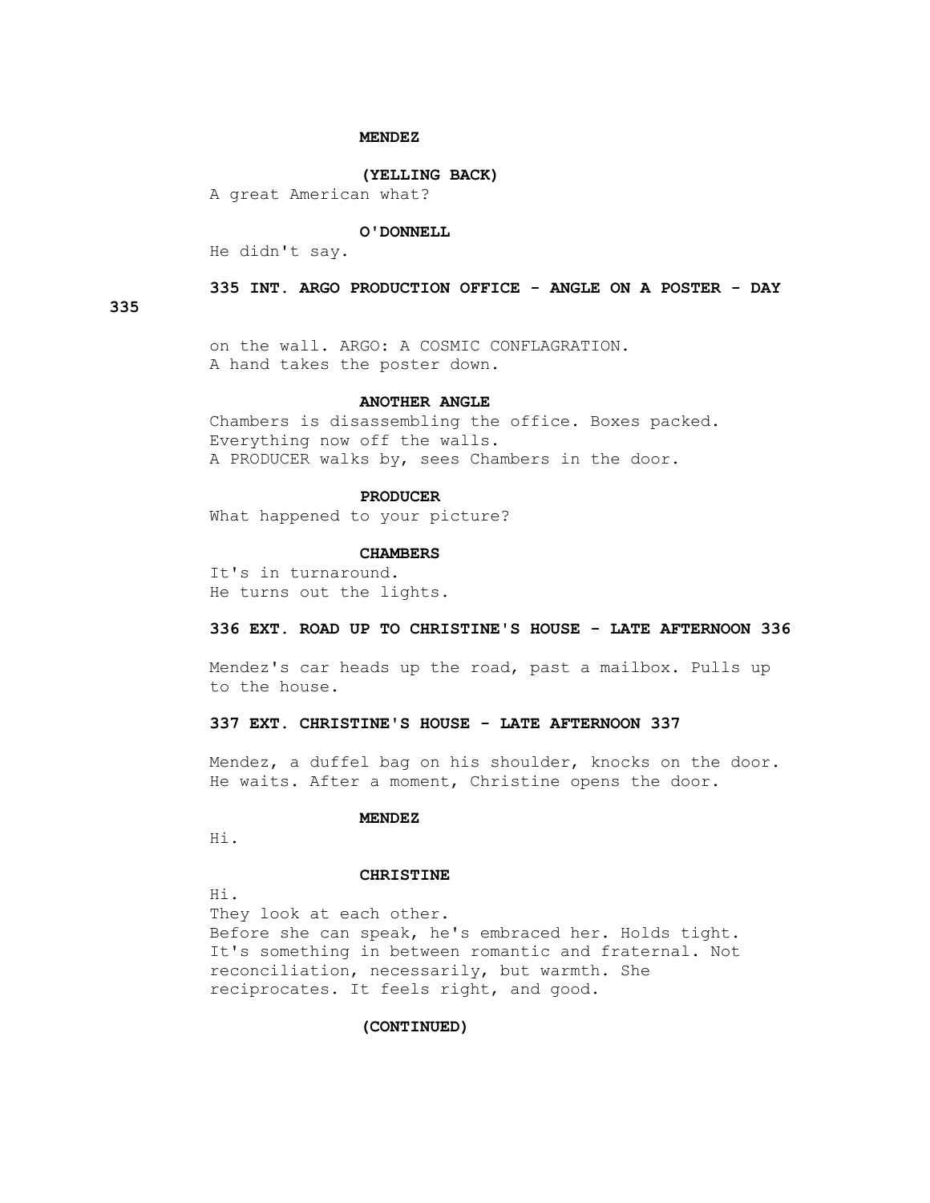**MENDEZ**

**(YELLING BACK)**

A great American what?

**O'DONNELL**

He didn't say.

**335 INT. ARGO PRODUCTION OFFICE - ANGLE ON A POSTER - DAY 335**

on the wall. ARGO: A COSMIC CONFLAGRATION.
A hand takes the poster down.

**ANOTHER ANGLE**

Chambers is disassembling the office. Boxes packed.
Everything now off the walls.
A PRODUCER walks by, sees Chambers in the door.

**PRODUCER**

What happened to your picture?

**CHAMBERS**

It's in turnaround.
He turns out the lights.

**336 EXT. ROAD UP TO CHRISTINE'S HOUSE - LATE AFTERNOON 336**

Mendez's car heads up the road, past a mailbox. Pulls up to the house.

**337 EXT. CHRISTINE'S HOUSE - LATE AFTERNOON 337**

Mendez, a duffel bag on his shoulder, knocks on the door.
He waits. After a moment, Christine opens the door.

**MENDEZ**

Hi.

**CHRISTINE**

Hi.
They look at each other.
Before she can speak, he's embraced her. Holds tight.
It's something in between romantic and fraternal. Not reconciliation, necessarily, but warmth. She reciprocates. It feels right, and good.

**(CONTINUED)**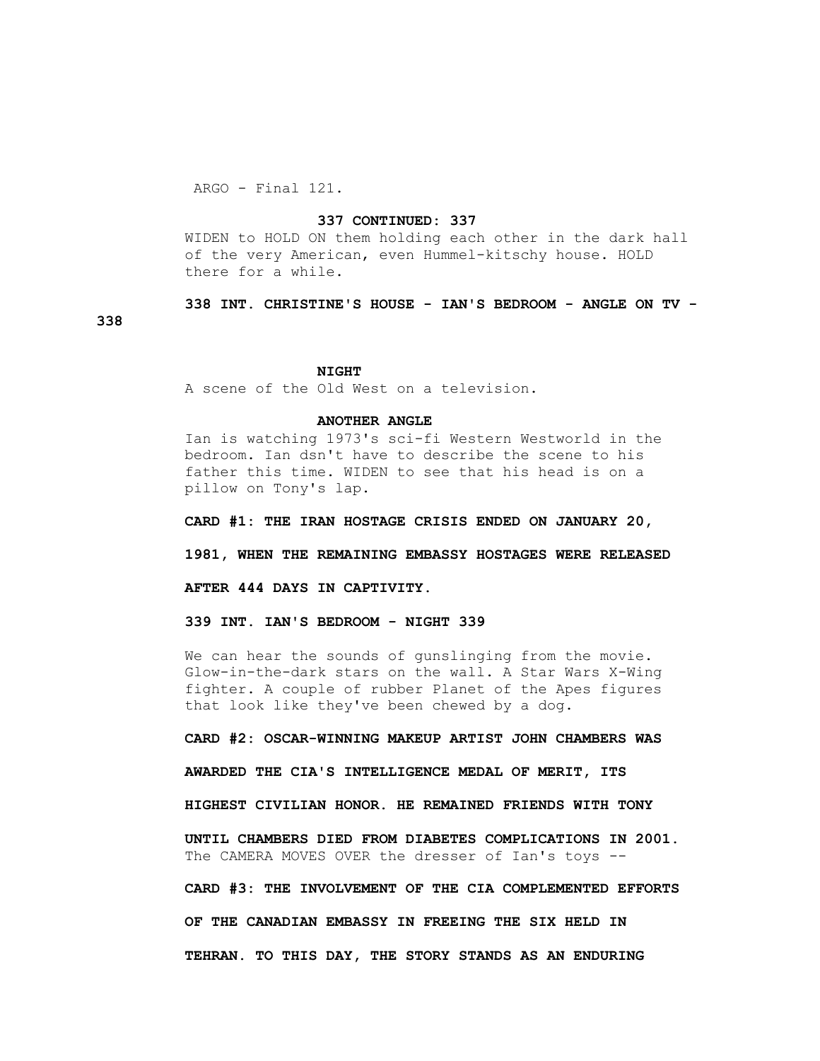**337 CONTINUED: 337**

WIDEN to HOLD ON them holding each other in the dark hall of the very American, even Hummel-kitschy house. HOLD there for a while.

**338 INT. CHRISTINE'S HOUSE - IAN'S BEDROOM - ANGLE ON TV - 338**

**NIGHT**

A scene of the Old West on a television.

**ANOTHER ANGLE**

Ian is watching 1973's sci-fi Western Westworld in the bedroom. Ian dsn't have to describe the scene to his father this time. WIDEN to see that his head is on a pillow on Tony's lap.

**CARD #1: THE IRAN HOSTAGE CRISIS ENDED ON JANUARY 20, 1981, WHEN THE REMAINING EMBASSY HOSTAGES WERE RELEASED AFTER 444 DAYS IN CAPTIVITY.**

**339 INT. IAN'S BEDROOM - NIGHT 339**

We can hear the sounds of gunslinging from the movie. Glow-in-the-dark stars on the wall. A Star Wars X-Wing fighter. A couple of rubber Planet of the Apes figures that look like they've been chewed by a dog.

**CARD #2: OSCAR-WINNING MAKEUP ARTIST JOHN CHAMBERS WAS AWARDED THE CIA'S INTELLIGENCE MEDAL OF MERIT, ITS HIGHEST CIVILIAN HONOR. HE REMAINED FRIENDS WITH TONY UNTIL CHAMBERS DIED FROM DIABETES COMPLICATIONS IN 2001.**

The CAMERA MOVES OVER the dresser of Ian's toys --

**CARD #3: THE INVOLVEMENT OF THE CIA COMPLEMENTED EFFORTS OF THE CANADIAN EMBASSY IN FREEING THE SIX HELD IN TEHRAN. TO THIS DAY, THE STORY STANDS AS AN ENDURING**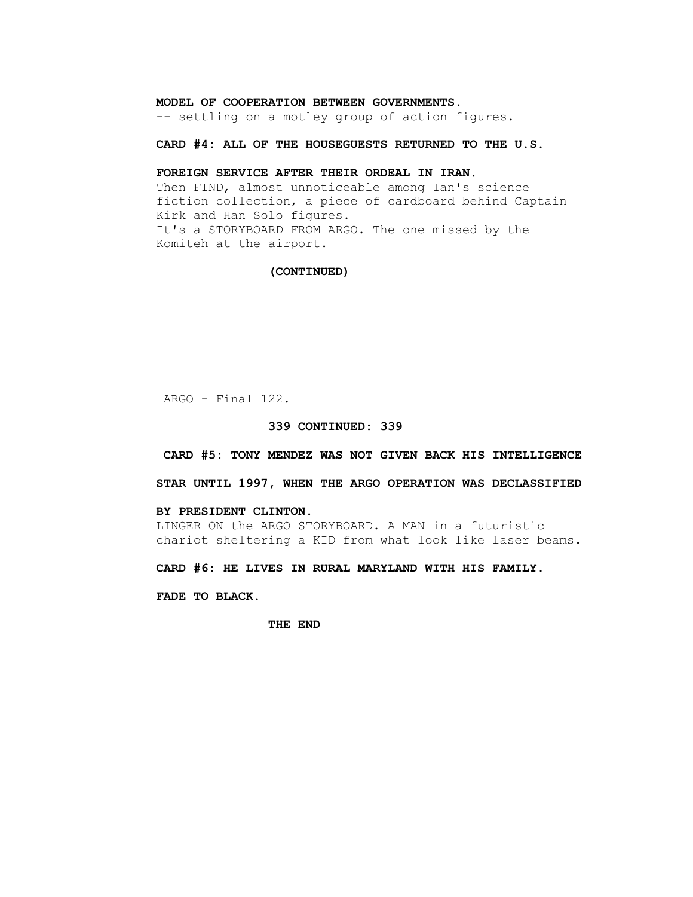**MODEL OF COOPERATION BETWEEN GOVERNMENTS.**
-- settling on a motley group of action figures.

**CARD #4: ALL OF THE HOUSEGUESTS RETURNED TO THE U.S.**

**FOREIGN SERVICE AFTER THEIR ORDEAL IN IRAN.**
Then FIND, almost unnoticeable among Ian's science fiction collection, a piece of cardboard behind Captain Kirk and Han Solo figures.
It's a STORYBOARD FROM ARGO. The one missed by the Komiteh at the airport.

**(CONTINUED)**

**339 CONTINUED: 339**

**CARD #5: TONY MENDEZ WAS NOT GIVEN BACK HIS INTELLIGENCE**

**STAR UNTIL 1997, WHEN THE ARGO OPERATION WAS DECLASSIFIED**

**BY PRESIDENT CLINTON.**
LINGER ON the ARGO STORYBOARD. A MAN in a futuristic chariot sheltering a KID from what look like laser beams.

**CARD #6: HE LIVES IN RURAL MARYLAND WITH HIS FAMILY.**

**FADE TO BLACK.**

**THE END**